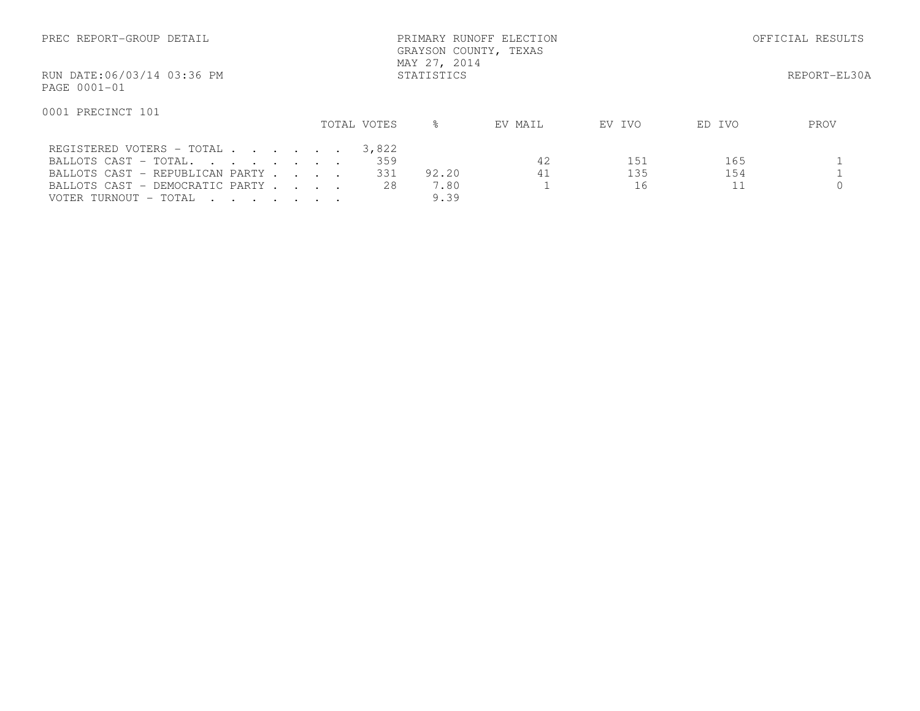PREC REPORT-GROUP DETAIL

# PRIMARY RUNOFF ELECTION
## GRAYSON COUNTY, TEXAS
MAY 27, 2014
STATISTICS

OFFICIAL RESULTS

RUN DATE:06/03/14 03:36 PM

REPORT-EL30A

PAGE 0001-01

0001 PRECINCT 101

| | TOTAL VOTES | % | EV MAIL | EV IVO | ED IVO | PROV |
|---|---|---|---|---|---|---|
| REGISTERED VOTERS - TOTAL . . . . . . | 3,822 | | | | | |
| BALLOTS CAST - TOTAL. . . . . . . . | 359 | | 42 | 151 | 165 | 1 |
| BALLOTS CAST - REPUBLICAN PARTY . . . . | 331 | 92.20 | 41 | 135 | 154 | 1 |
| BALLOTS CAST - DEMOCRATIC PARTY . . . . | 28 | 7.80 | 1 | 16 | 11 | 0 |
| VOTER TURNOUT - TOTAL . . . . . . . | | 9.39 | | | | |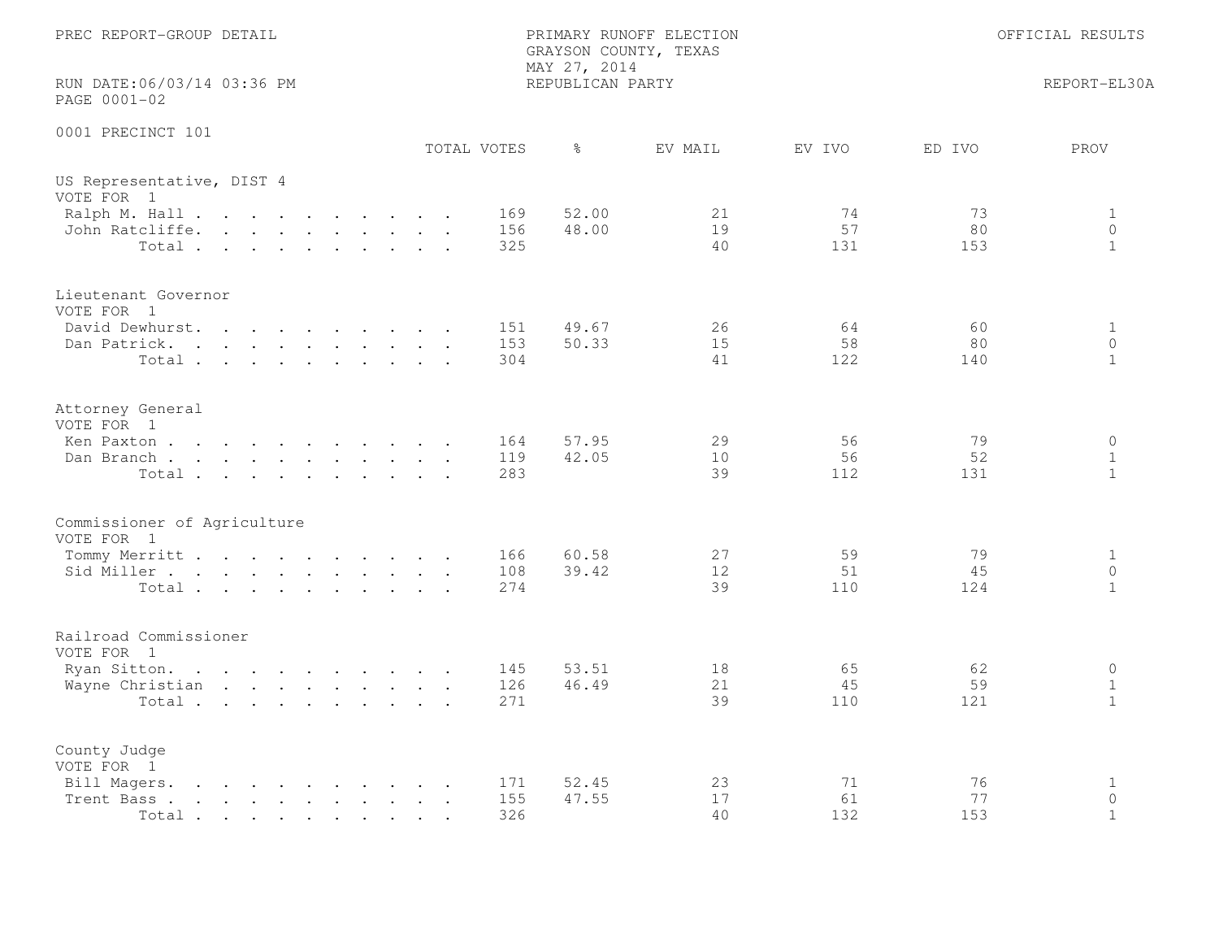PREC REPORT-GROUP DETAIL

PRIMARY RUNOFF ELECTION
GRAYSON COUNTY, TEXAS
MAY 27, 2014
REPUBLICAN PARTY

OFFICIAL RESULTS

RUN DATE:06/03/14 03:36 PM
PAGE 0001-02

REPORT-EL30A

0001 PRECINCT 101

| | TOTAL VOTES | % | EV MAIL | EV IVO | ED IVO | PROV |
|---|---|---|---|---|---|---|
| **US Representative, DIST 4** | | | | | | |
| VOTE FOR 1 | | | | | | |
| Ralph M. Hall | 169 | 52.00 | 21 | 74 | 73 | 1 |
| John Ratcliffe | 156 | 48.00 | 19 | 57 | 80 | 0 |
| Total | 325 | | 40 | 131 | 153 | 1 |
| **Lieutenant Governor** | | | | | | |
| VOTE FOR 1 | | | | | | |
| David Dewhurst | 151 | 49.67 | 26 | 64 | 60 | 1 |
| Dan Patrick | 153 | 50.33 | 15 | 58 | 80 | 0 |
| Total | 304 | | 41 | 122 | 140 | 1 |
| **Attorney General** | | | | | | |
| VOTE FOR 1 | | | | | | |
| Ken Paxton | 164 | 57.95 | 29 | 56 | 79 | 0 |
| Dan Branch | 119 | 42.05 | 10 | 56 | 52 | 1 |
| Total | 283 | | 39 | 112 | 131 | 1 |
| **Commissioner of Agriculture** | | | | | | |
| VOTE FOR 1 | | | | | | |
| Tommy Merritt | 166 | 60.58 | 27 | 59 | 79 | 1 |
| Sid Miller | 108 | 39.42 | 12 | 51 | 45 | 0 |
| Total | 274 | | 39 | 110 | 124 | 1 |
| **Railroad Commissioner** | | | | | | |
| VOTE FOR 1 | | | | | | |
| Ryan Sitton | 145 | 53.51 | 18 | 65 | 62 | 0 |
| Wayne Christian | 126 | 46.49 | 21 | 45 | 59 | 1 |
| Total | 271 | | 39 | 110 | 121 | 1 |
| **County Judge** | | | | | | |
| VOTE FOR 1 | | | | | | |
| Bill Magers | 171 | 52.45 | 23 | 71 | 76 | 1 |
| Trent Bass | 155 | 47.55 | 17 | 61 | 77 | 0 |
| Total | 326 | | 40 | 132 | 153 | 1 |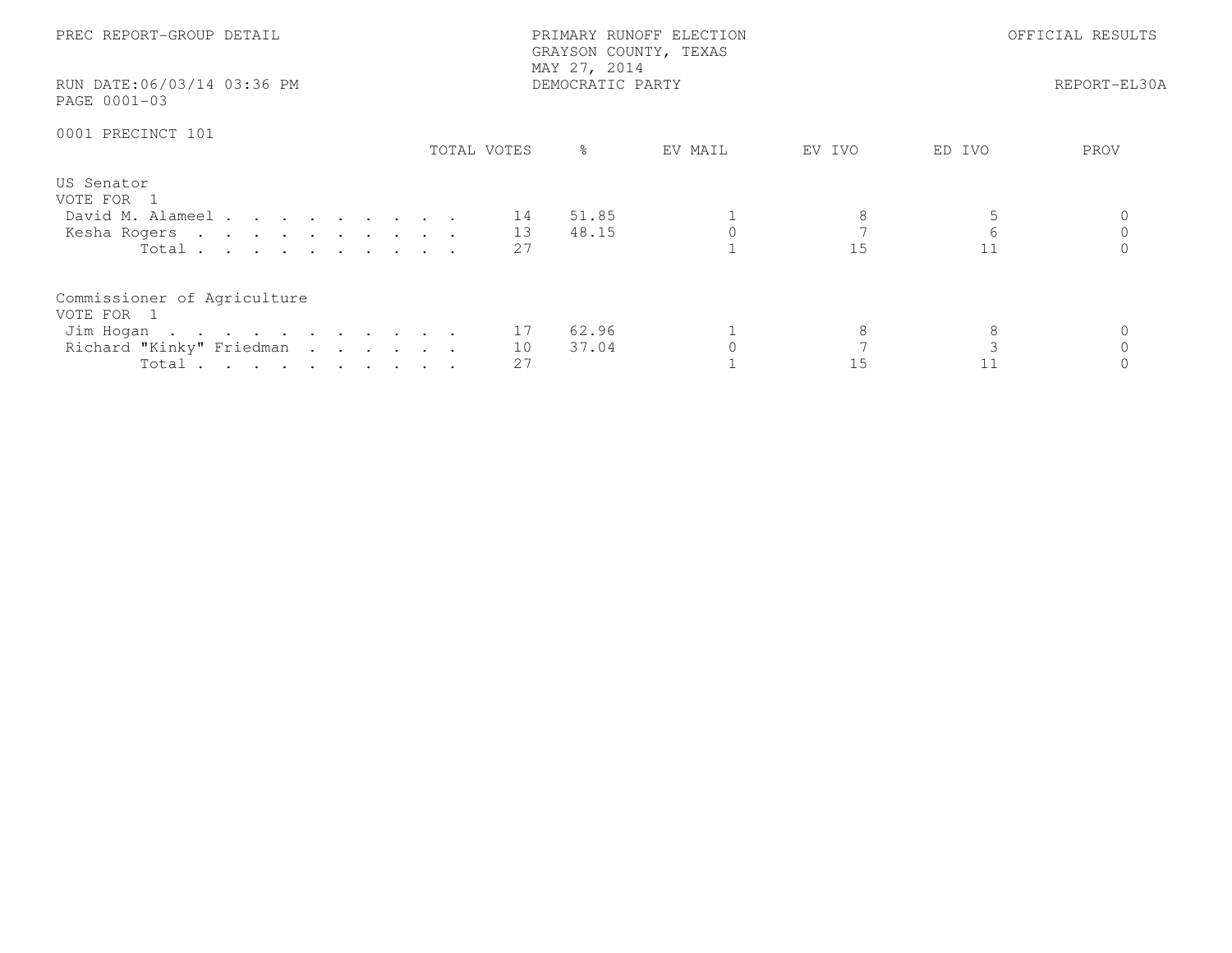PREC REPORT-GROUP DETAIL

PRIMARY RUNOFF ELECTION
GRAYSON COUNTY, TEXAS
MAY 27, 2014
DEMOCRATIC PARTY

OFFICIAL RESULTS

RUN DATE:06/03/14 03:36 PM
PAGE 0001-03

REPORT-EL30A

0001 PRECINCT 101

## US Senator
VOTE FOR 1

| | TOTAL VOTES | % | EV MAIL | EV IVO | ED IVO | PROV |
|---|---|---|---|---|---|---|
| David M. Alameel | 14 | 51.85 | 1 | 8 | 5 | 0 |
| Kesha Rogers | 13 | 48.15 | 0 | 7 | 6 | 0 |
| Total | 27 | | 1 | 15 | 11 | 0 |

## Commissioner of Agriculture
VOTE FOR 1

| | TOTAL VOTES | % | EV MAIL | EV IVO | ED IVO | PROV |
|---|---|---|---|---|---|---|
| Jim Hogan | 17 | 62.96 | 1 | 8 | 8 | 0 |
| Richard "Kinky" Friedman | 10 | 37.04 | 0 | 7 | 3 | 0 |
| Total | 27 | | 1 | 15 | 11 | 0 |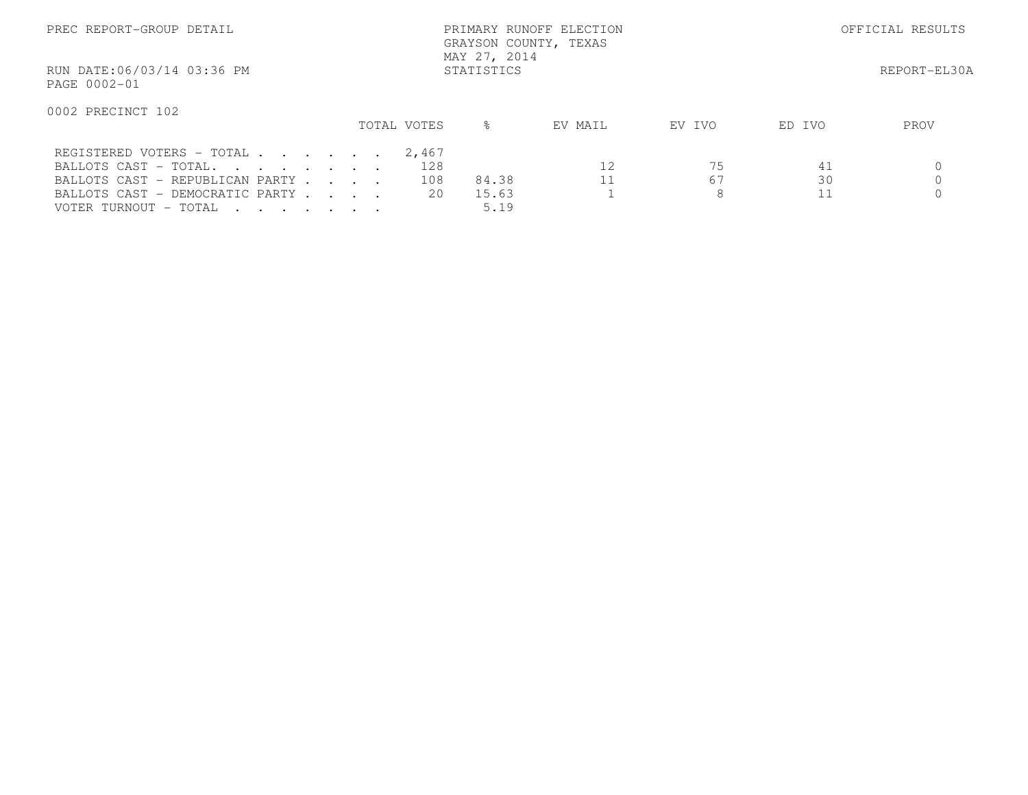PREC REPORT-GROUP DETAIL

PRIMARY RUNOFF ELECTION
GRAYSON COUNTY, TEXAS
MAY 27, 2014
STATISTICS

OFFICIAL RESULTS

RUN DATE:06/03/14 03:36 PM

REPORT-EL30A

PAGE 0002-01

0002 PRECINCT 102

| | TOTAL VOTES | % | EV MAIL | EV IVO | ED IVO | PROV |
|---|---|---|---|---|---|---|
| REGISTERED VOTERS - TOTAL . . . . . . | 2,467 | | | | | |
| BALLOTS CAST - TOTAL. . . . . . . . | 128 | | 12 | 75 | 41 | 0 |
| BALLOTS CAST - REPUBLICAN PARTY . . . . | 108 | 84.38 | 11 | 67 | 30 | 0 |
| BALLOTS CAST - DEMOCRATIC PARTY . . . . | 20 | 15.63 | 1 | 8 | 11 | 0 |
| VOTER TURNOUT - TOTAL . . . . . . . | | 5.19 | | | | |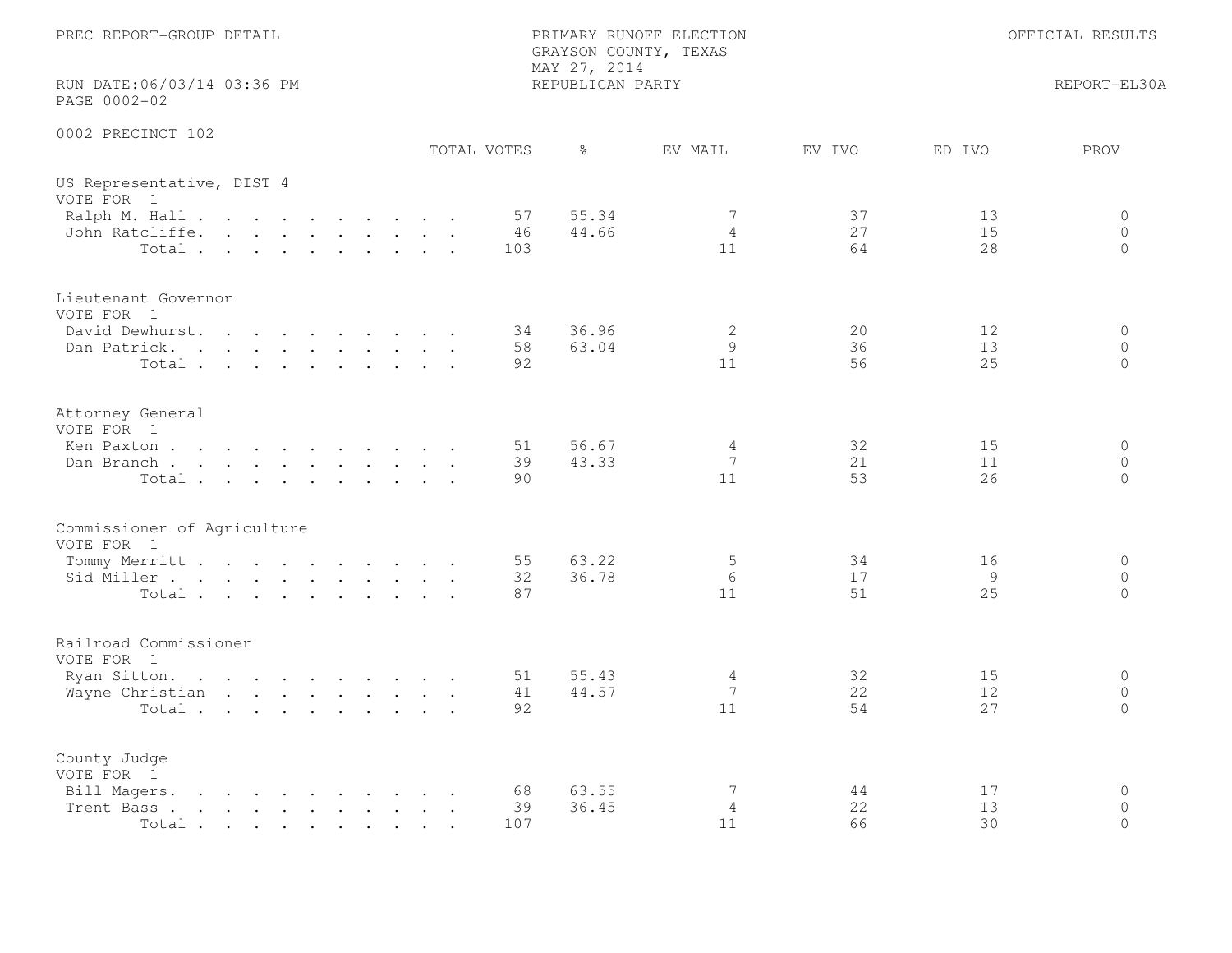PREC REPORT-GROUP DETAIL

PRIMARY RUNOFF ELECTION
GRAYSON COUNTY, TEXAS
MAY 27, 2014
REPUBLICAN PARTY

OFFICIAL RESULTS

RUN DATE:06/03/14 03:36 PM
PAGE 0002-02

REPORT-EL30A

## 0002 PRECINCT 102

| | TOTAL VOTES | % | EV MAIL | EV IVO | ED IVO | PROV |
|---|---|---|---|---|---|---|
| **US Representative, DIST 4** | | | | | | |
| VOTE FOR 1 | | | | | | |
| Ralph M. Hall | 57 | 55.34 | 7 | 37 | 13 | 0 |
| John Ratcliffe | 46 | 44.66 | 4 | 27 | 15 | 0 |
| Total | 103 | | 11 | 64 | 28 | 0 |
| **Lieutenant Governor** | | | | | | |
| VOTE FOR 1 | | | | | | |
| David Dewhurst | 34 | 36.96 | 2 | 20 | 12 | 0 |
| Dan Patrick | 58 | 63.04 | 9 | 36 | 13 | 0 |
| Total | 92 | | 11 | 56 | 25 | 0 |
| **Attorney General** | | | | | | |
| VOTE FOR 1 | | | | | | |
| Ken Paxton | 51 | 56.67 | 4 | 32 | 15 | 0 |
| Dan Branch | 39 | 43.33 | 7 | 21 | 11 | 0 |
| Total | 90 | | 11 | 53 | 26 | 0 |
| **Commissioner of Agriculture** | | | | | | |
| VOTE FOR 1 | | | | | | |
| Tommy Merritt | 55 | 63.22 | 5 | 34 | 16 | 0 |
| Sid Miller | 32 | 36.78 | 6 | 17 | 9 | 0 |
| Total | 87 | | 11 | 51 | 25 | 0 |
| **Railroad Commissioner** | | | | | | |
| VOTE FOR 1 | | | | | | |
| Ryan Sitton | 51 | 55.43 | 4 | 32 | 15 | 0 |
| Wayne Christian | 41 | 44.57 | 7 | 22 | 12 | 0 |
| Total | 92 | | 11 | 54 | 27 | 0 |
| **County Judge** | | | | | | |
| VOTE FOR 1 | | | | | | |
| Bill Magers | 68 | 63.55 | 7 | 44 | 17 | 0 |
| Trent Bass | 39 | 36.45 | 4 | 22 | 13 | 0 |
| Total | 107 | | 11 | 66 | 30 | 0 |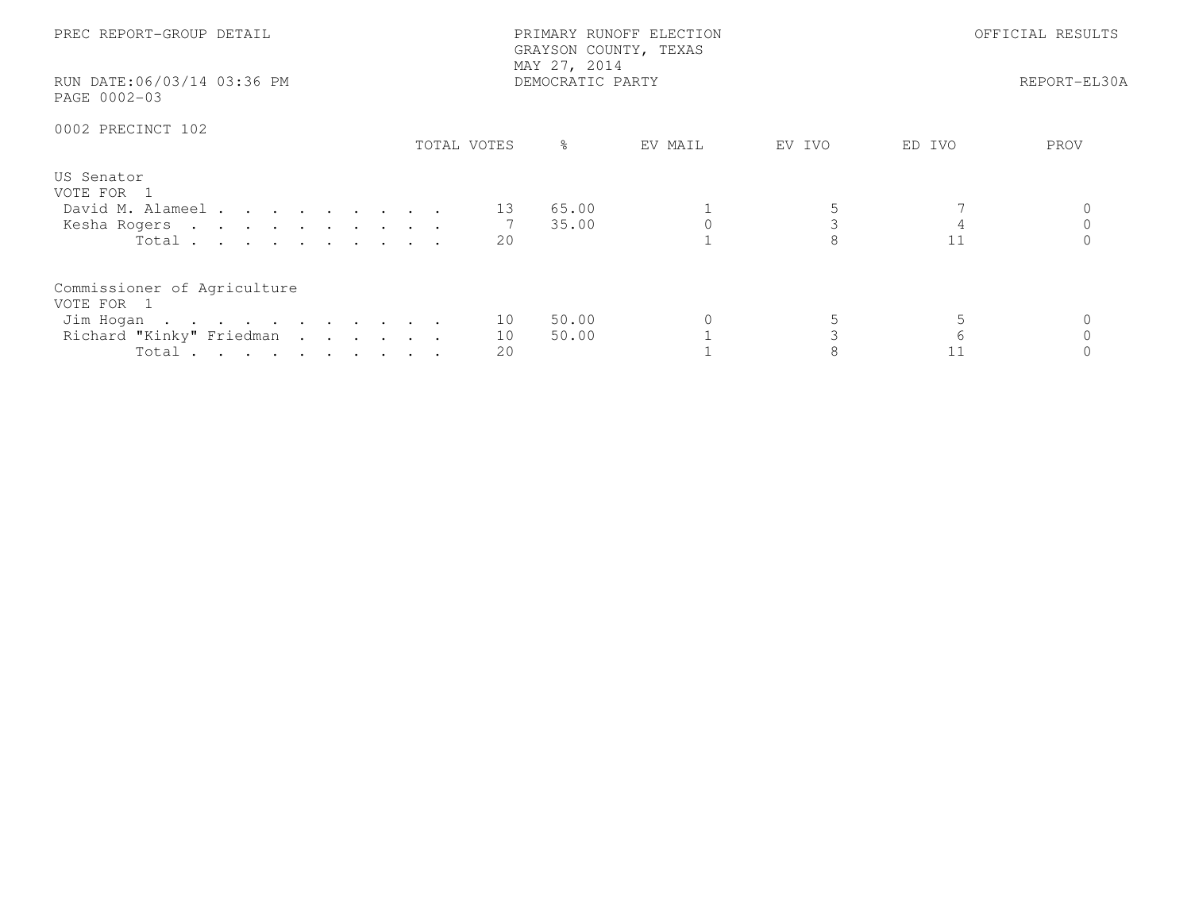PREC REPORT-GROUP DETAIL

PRIMARY RUNOFF ELECTION
GRAYSON COUNTY, TEXAS
MAY 27, 2014
DEMOCRATIC PARTY

OFFICIAL RESULTS

RUN DATE:06/03/14 03:36 PM
PAGE 0002-03

REPORT-EL30A

0002 PRECINCT 102

| | TOTAL VOTES | % | EV MAIL | EV IVO | ED IVO | PROV |
|---|---|---|---|---|---|---|
| **US Senator** | | | | | | |
| VOTE FOR 1 | | | | | | |
| David M. Alameel | 13 | 65.00 | 1 | 5 | 7 | 0 |
| Kesha Rogers | 7 | 35.00 | 0 | 3 | 4 | 0 |
| Total | 20 | | 1 | 8 | 11 | 0 |
| **Commissioner of Agriculture** | | | | | | |
| VOTE FOR 1 | | | | | | |
| Jim Hogan | 10 | 50.00 | 0 | 5 | 5 | 0 |
| Richard "Kinky" Friedman | 10 | 50.00 | 1 | 3 | 6 | 0 |
| Total | 20 | | 1 | 8 | 11 | 0 |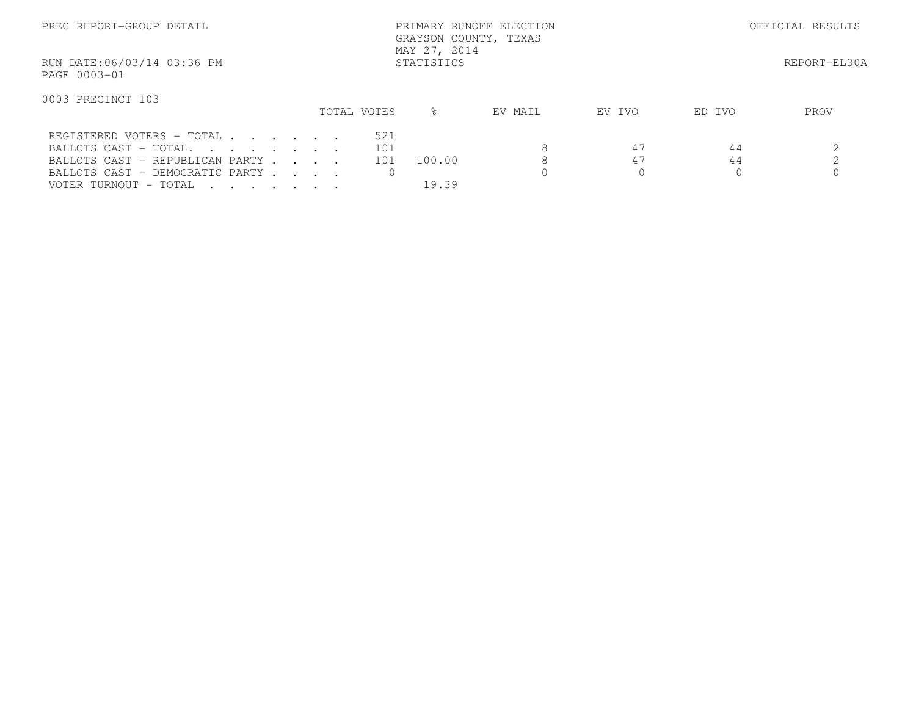PREC REPORT-GROUP DETAIL

PRIMARY RUNOFF ELECTION
GRAYSON COUNTY, TEXAS
MAY 27, 2014
STATISTICS

OFFICIAL RESULTS

RUN DATE:06/03/14 03:36 PM
PAGE 0003-01

REPORT-EL30A

0003 PRECINCT 103

| | TOTAL VOTES | % | EV MAIL | EV IVO | ED IVO | PROV |
|---|---|---|---|---|---|---|
| REGISTERED VOTERS - TOTAL . . . . . . . | 521 | | | | | |
| BALLOTS CAST - TOTAL. . . . . . . . | 101 | | 8 | 47 | 44 | 2 |
| BALLOTS CAST - REPUBLICAN PARTY . . . . | 101 | 100.00 | 8 | 47 | 44 | 2 |
| BALLOTS CAST - DEMOCRATIC PARTY . . . . | 0 | | 0 | 0 | 0 | 0 |
| VOTER TURNOUT - TOTAL . . . . . . . . | | 19.39 | | | | |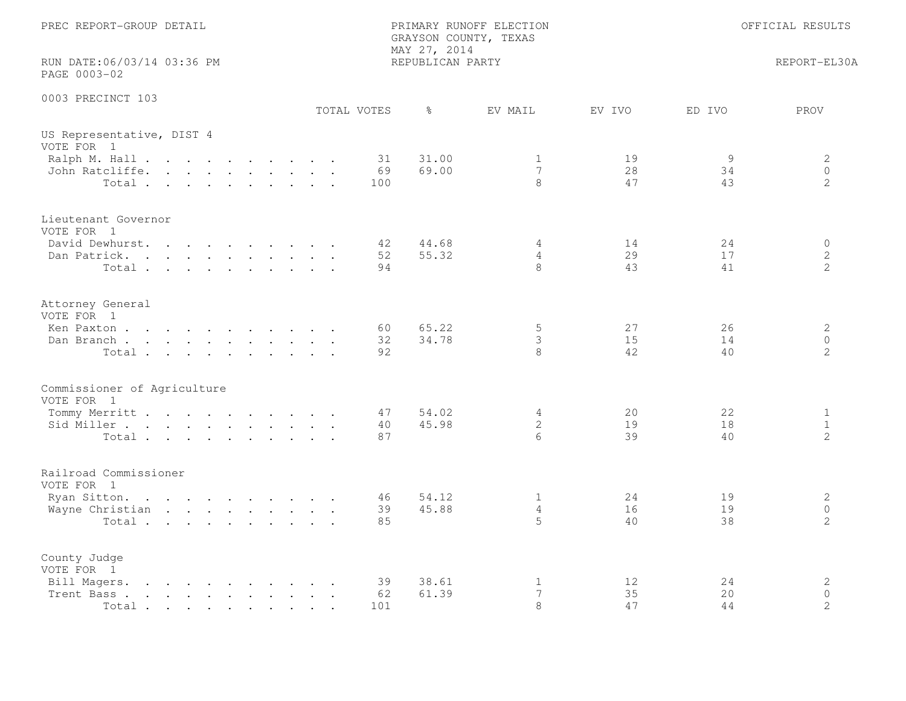PREC REPORT-GROUP DETAIL

PRIMARY RUNOFF ELECTION
GRAYSON COUNTY, TEXAS
MAY 27, 2014
REPUBLICAN PARTY

OFFICIAL RESULTS

RUN DATE:06/03/14 03:36 PM
PAGE 0003-02

REPORT-EL30A

0003 PRECINCT 103

| | TOTAL VOTES | % | EV MAIL | EV IVO | ED IVO | PROV |
|---|---|---|---|---|---|---|
| **US Representative, DIST 4** | | | | | | |
| VOTE FOR 1 | | | | | | |
| Ralph M. Hall | 31 | 31.00 | 1 | 19 | 9 | 2 |
| John Ratcliffe | 69 | 69.00 | 7 | 28 | 34 | 0 |
| Total | 100 | | 8 | 47 | 43 | 2 |
| **Lieutenant Governor** | | | | | | |
| VOTE FOR 1 | | | | | | |
| David Dewhurst | 42 | 44.68 | 4 | 14 | 24 | 0 |
| Dan Patrick | 52 | 55.32 | 4 | 29 | 17 | 2 |
| Total | 94 | | 8 | 43 | 41 | 2 |
| **Attorney General** | | | | | | |
| VOTE FOR 1 | | | | | | |
| Ken Paxton | 60 | 65.22 | 5 | 27 | 26 | 2 |
| Dan Branch | 32 | 34.78 | 3 | 15 | 14 | 0 |
| Total | 92 | | 8 | 42 | 40 | 2 |
| **Commissioner of Agriculture** | | | | | | |
| VOTE FOR 1 | | | | | | |
| Tommy Merritt | 47 | 54.02 | 4 | 20 | 22 | 1 |
| Sid Miller | 40 | 45.98 | 2 | 19 | 18 | 1 |
| Total | 87 | | 6 | 39 | 40 | 2 |
| **Railroad Commissioner** | | | | | | |
| VOTE FOR 1 | | | | | | |
| Ryan Sitton | 46 | 54.12 | 1 | 24 | 19 | 2 |
| Wayne Christian | 39 | 45.88 | 4 | 16 | 19 | 0 |
| Total | 85 | | 5 | 40 | 38 | 2 |
| **County Judge** | | | | | | |
| VOTE FOR 1 | | | | | | |
| Bill Magers | 39 | 38.61 | 1 | 12 | 24 | 2 |
| Trent Bass | 62 | 61.39 | 7 | 35 | 20 | 0 |
| Total | 101 | | 8 | 47 | 44 | 2 |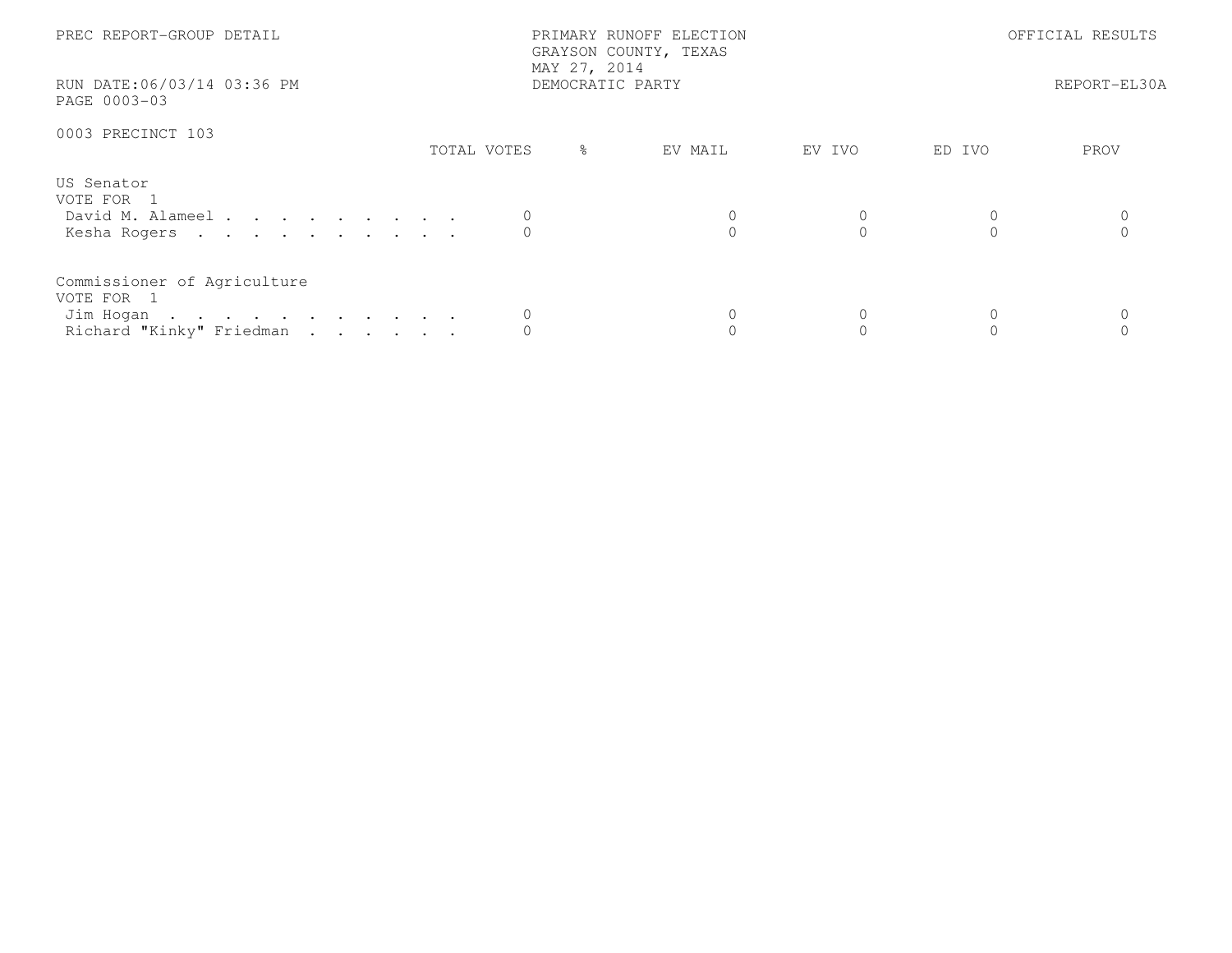PREC REPORT-GROUP DETAIL

PRIMARY RUNOFF ELECTION
GRAYSON COUNTY, TEXAS
MAY 27, 2014
DEMOCRATIC PARTY

OFFICIAL RESULTS

RUN DATE:06/03/14 03:36 PM
PAGE 0003-03

REPORT-EL30A

0003 PRECINCT 103

| | TOTAL VOTES | % | EV MAIL | EV IVO | ED IVO | PROV |
|---|---|---|---|---|---|---|
| **US Senator** | | | | | | |
| VOTE FOR 1 | | | | | | |
| David M. Alameel . . . . . . . . . . | 0 | | 0 | 0 | 0 | 0 |
| Kesha Rogers . . . . . . . . . . . | 0 | | 0 | 0 | 0 | 0 |
| **Commissioner of Agriculture** | | | | | | |
| VOTE FOR 1 | | | | | | |
| Jim Hogan . . . . . . . . . . . . | 0 | | 0 | 0 | 0 | 0 |
| Richard "Kinky" Friedman . . . . . . . | 0 | | 0 | 0 | 0 | 0 |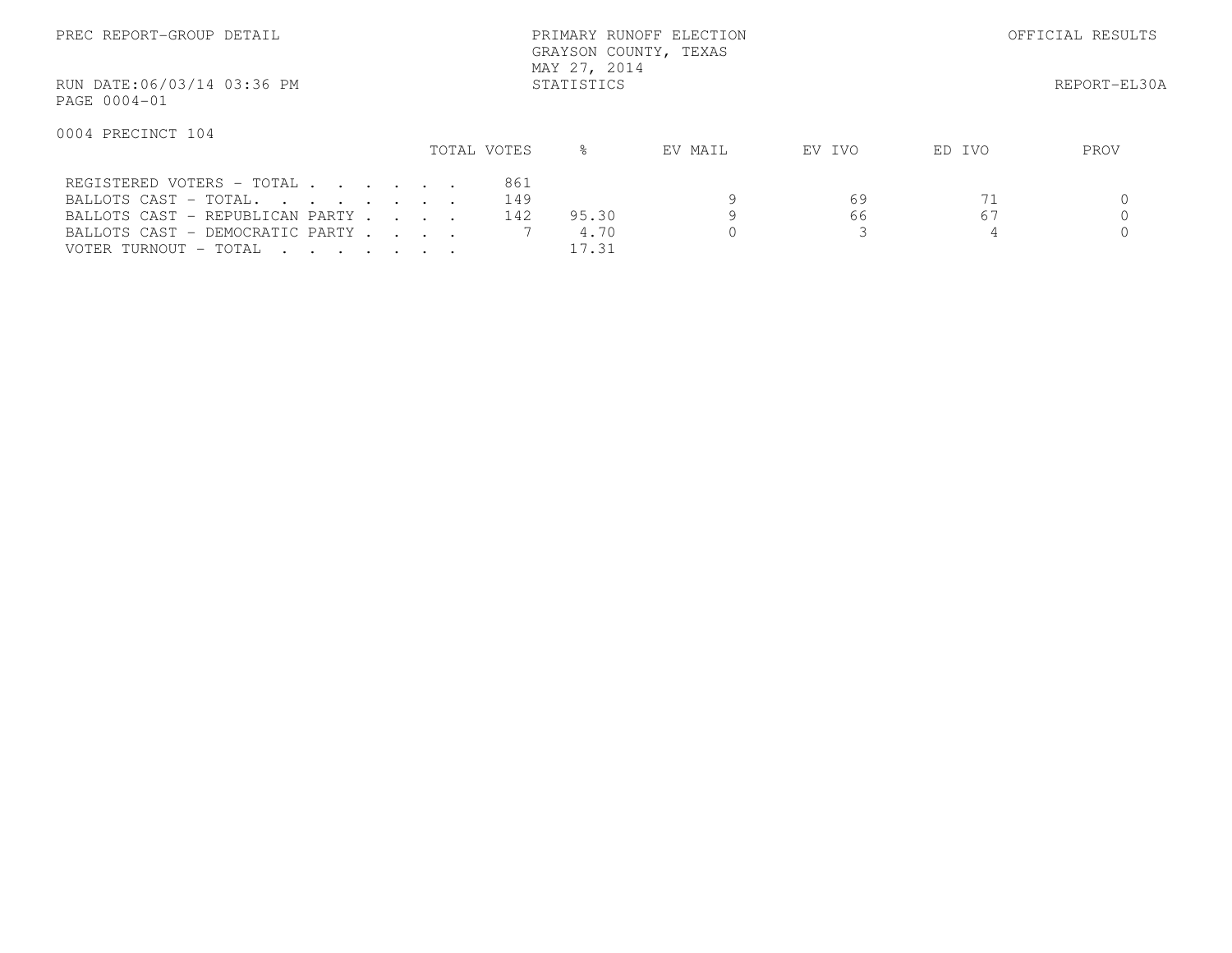PREC REPORT-GROUP DETAIL

PRIMARY RUNOFF ELECTION
GRAYSON COUNTY, TEXAS
MAY 27, 2014
STATISTICS

OFFICIAL RESULTS

RUN DATE:06/03/14 03:36 PM

REPORT-EL30A

PAGE 0004-01

0004 PRECINCT 104

| | TOTAL VOTES | % | EV MAIL | EV IVO | ED IVO | PROV |
|---|---|---|---|---|---|---|
| REGISTERED VOTERS - TOTAL . . . . . . . | 861 | | | | | |
| BALLOTS CAST - TOTAL. . . . . . . . . | 149 | | 9 | 69 | 71 | 0 |
| BALLOTS CAST - REPUBLICAN PARTY . . . . | 142 | 95.30 | 9 | 66 | 67 | 0 |
| BALLOTS CAST - DEMOCRATIC PARTY . . . . | 7 | 4.70 | 0 | 3 | 4 | 0 |
| VOTER TURNOUT - TOTAL . . . . . . . . | | 17.31 | | | | |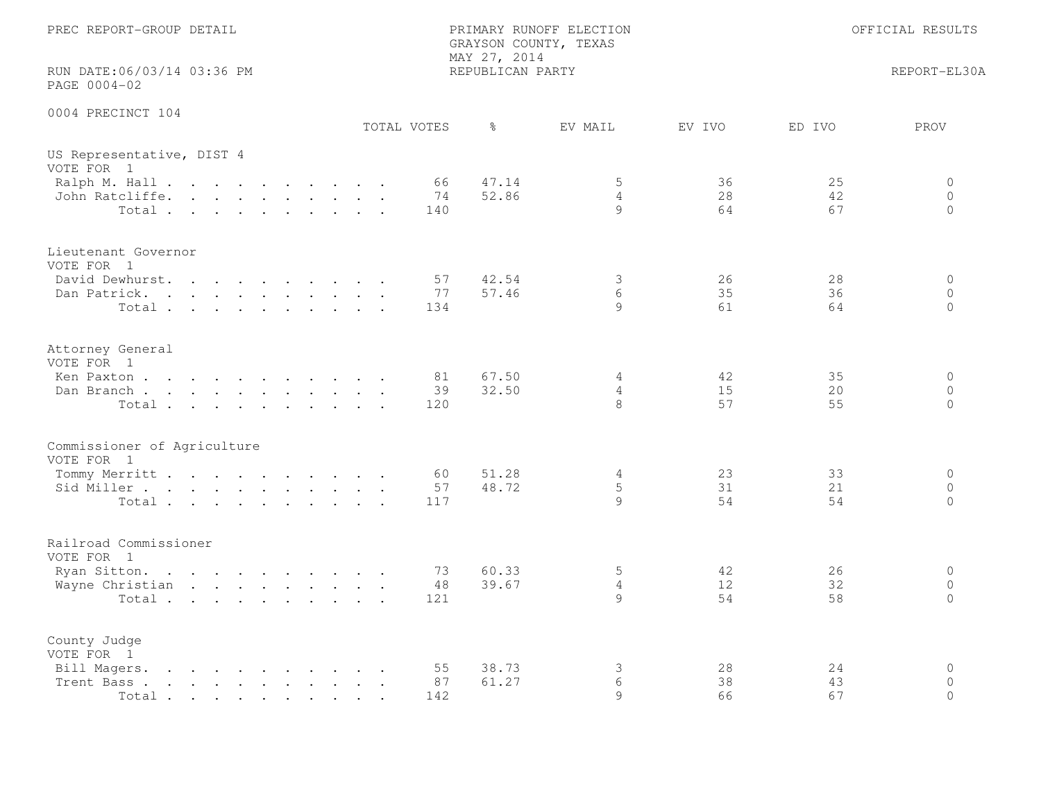PREC REPORT-GROUP DETAIL

PRIMARY RUNOFF ELECTION
GRAYSON COUNTY, TEXAS
MAY 27, 2014
REPUBLICAN PARTY

OFFICIAL RESULTS

RUN DATE:06/03/14 03:36 PM
PAGE 0004-02

REPORT-EL30A

## 0004 PRECINCT 104

### US Representative, DIST 4
VOTE FOR 1

| | TOTAL VOTES | % | EV MAIL | EV IVO | ED IVO | PROV |
|---|---|---|---|---|---|---|
| Ralph M. Hall | 66 | 47.14 | 5 | 36 | 25 | 0 |
| John Ratcliffe | 74 | 52.86 | 4 | 28 | 42 | 0 |
| Total | 140 | | 9 | 64 | 67 | 0 |

### Lieutenant Governor
VOTE FOR 1

| | TOTAL VOTES | % | EV MAIL | EV IVO | ED IVO | PROV |
|---|---|---|---|---|---|---|
| David Dewhurst | 57 | 42.54 | 3 | 26 | 28 | 0 |
| Dan Patrick | 77 | 57.46 | 6 | 35 | 36 | 0 |
| Total | 134 | | 9 | 61 | 64 | 0 |

### Attorney General
VOTE FOR 1

| | TOTAL VOTES | % | EV MAIL | EV IVO | ED IVO | PROV |
|---|---|---|---|---|---|---|
| Ken Paxton | 81 | 67.50 | 4 | 42 | 35 | 0 |
| Dan Branch | 39 | 32.50 | 4 | 15 | 20 | 0 |
| Total | 120 | | 8 | 57 | 55 | 0 |

### Commissioner of Agriculture
VOTE FOR 1

| | TOTAL VOTES | % | EV MAIL | EV IVO | ED IVO | PROV |
|---|---|---|---|---|---|---|
| Tommy Merritt | 60 | 51.28 | 4 | 23 | 33 | 0 |
| Sid Miller | 57 | 48.72 | 5 | 31 | 21 | 0 |
| Total | 117 | | 9 | 54 | 54 | 0 |

### Railroad Commissioner
VOTE FOR 1

| | TOTAL VOTES | % | EV MAIL | EV IVO | ED IVO | PROV |
|---|---|---|---|---|---|---|
| Ryan Sitton | 73 | 60.33 | 5 | 42 | 26 | 0 |
| Wayne Christian | 48 | 39.67 | 4 | 12 | 32 | 0 |
| Total | 121 | | 9 | 54 | 58 | 0 |

### County Judge
VOTE FOR 1

| | TOTAL VOTES | % | EV MAIL | EV IVO | ED IVO | PROV |
|---|---|---|---|---|---|---|
| Bill Magers | 55 | 38.73 | 3 | 28 | 24 | 0 |
| Trent Bass | 87 | 61.27 | 6 | 38 | 43 | 0 |
| Total | 142 | | 9 | 66 | 67 | 0 |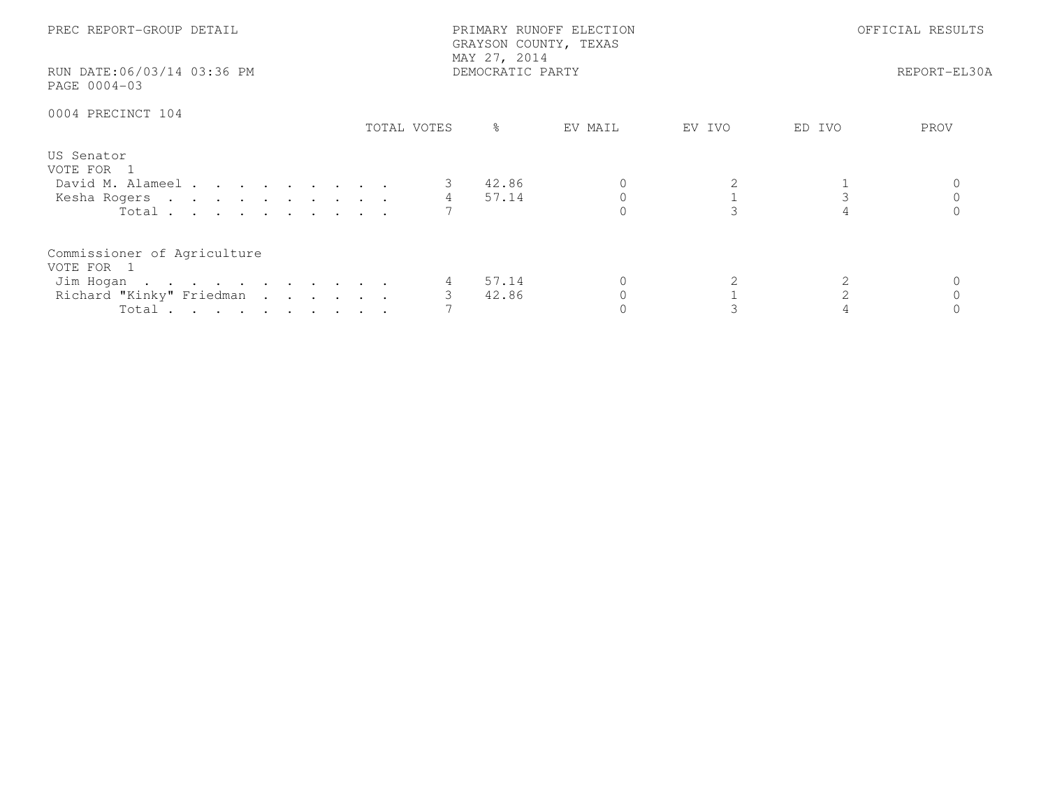PREC REPORT-GROUP DETAIL

PRIMARY RUNOFF ELECTION
GRAYSON COUNTY, TEXAS
MAY 27, 2014
DEMOCRATIC PARTY

OFFICIAL RESULTS

RUN DATE:06/03/14 03:36 PM
PAGE 0004-03

REPORT-EL30A

0004 PRECINCT 104

| | TOTAL VOTES | % | EV MAIL | EV IVO | ED IVO | PROV |
|---|---|---|---|---|---|---|
| **US Senator** | | | | | | |
| VOTE FOR 1 | | | | | | |
| David M. Alameel | 3 | 42.86 | 0 | 2 | 1 | 0 |
| Kesha Rogers | 4 | 57.14 | 0 | 1 | 3 | 0 |
| Total | 7 | | 0 | 3 | 4 | 0 |
| **Commissioner of Agriculture** | | | | | | |
| VOTE FOR 1 | | | | | | |
| Jim Hogan | 4 | 57.14 | 0 | 2 | 2 | 0 |
| Richard "Kinky" Friedman | 3 | 42.86 | 0 | 1 | 2 | 0 |
| Total | 7 | | 0 | 3 | 4 | 0 |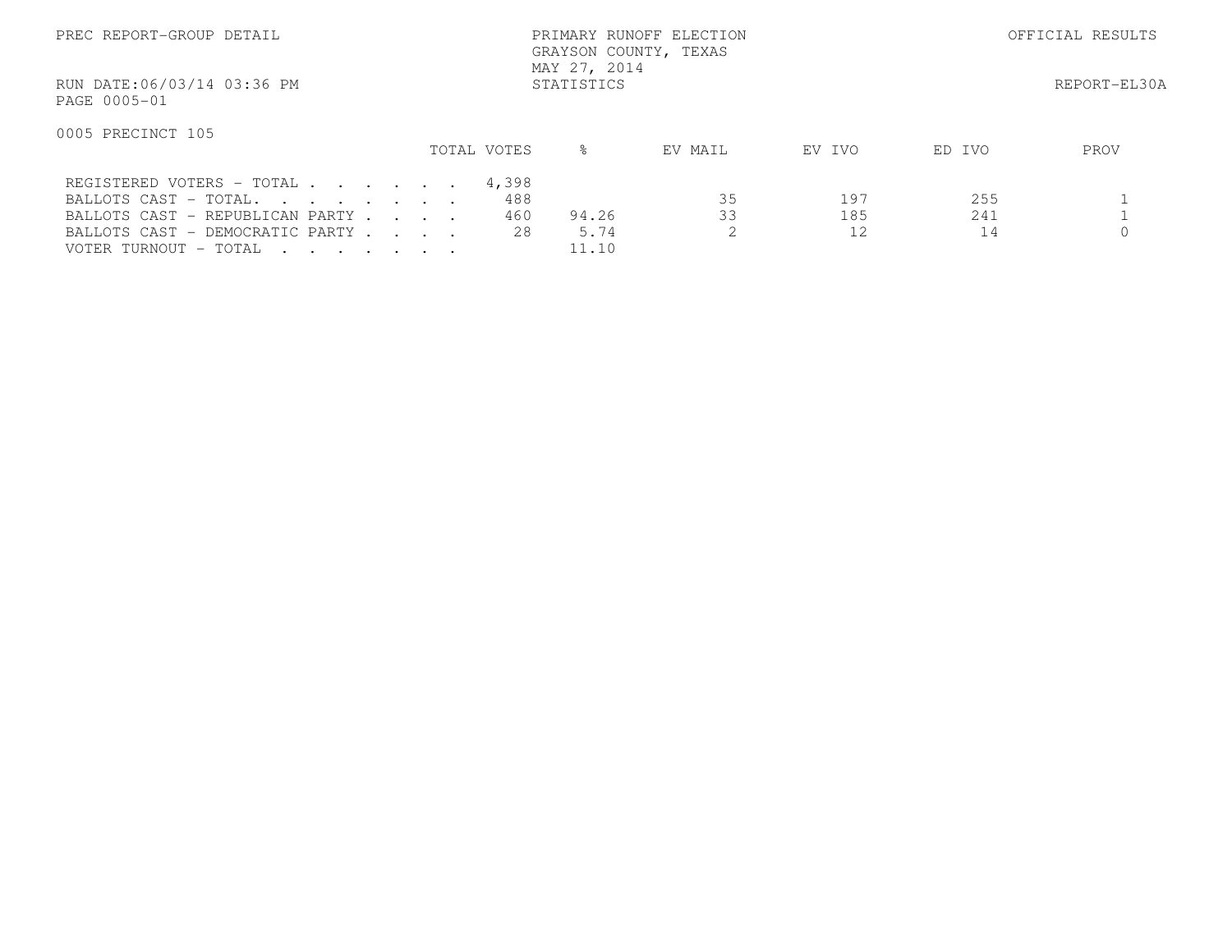PREC REPORT-GROUP DETAIL

PRIMARY RUNOFF ELECTION
GRAYSON COUNTY, TEXAS
MAY 27, 2014
STATISTICS

OFFICIAL RESULTS

RUN DATE:06/03/14 03:36 PM
PAGE 0005-01

REPORT-EL30A

0005 PRECINCT 105

| | TOTAL VOTES | % | EV MAIL | EV IVO | ED IVO | PROV |
|---|---|---|---|---|---|---|
| REGISTERED VOTERS - TOTAL . . . . . . | 4,398 | | | | | |
| BALLOTS CAST - TOTAL. . . . . . . . | 488 | | 35 | 197 | 255 | 1 |
| BALLOTS CAST - REPUBLICAN PARTY . . . . | 460 | 94.26 | 33 | 185 | 241 | 1 |
| BALLOTS CAST - DEMOCRATIC PARTY . . . . | 28 | 5.74 | 2 | 12 | 14 | 0 |
| VOTER TURNOUT - TOTAL . . . . . . . | | 11.10 | | | | |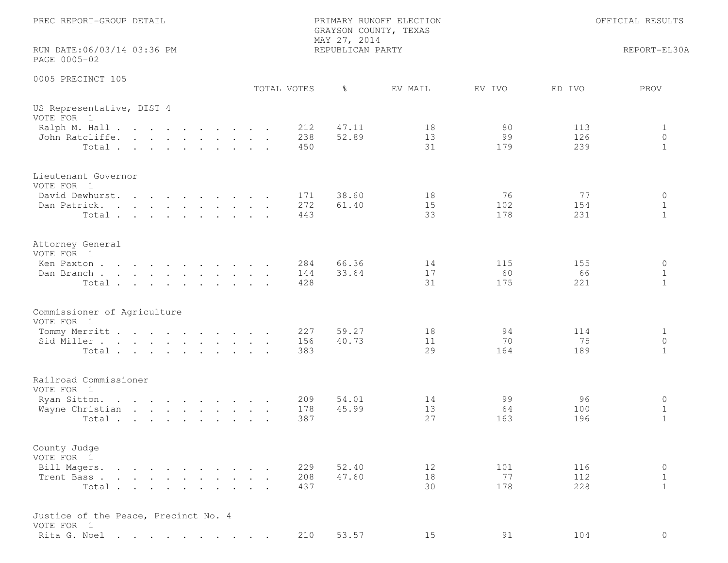PREC REPORT-GROUP DETAIL

PRIMARY RUNOFF ELECTION
GRAYSON COUNTY, TEXAS
MAY 27, 2014
REPUBLICAN PARTY

OFFICIAL RESULTS

RUN DATE:06/03/14 03:36 PM
PAGE 0005-02

REPORT-EL30A

0005 PRECINCT 105

| | TOTAL VOTES | % | EV MAIL | EV IVO | ED IVO | PROV |
|---|---|---|---|---|---|---|
| **US Representative, DIST 4** | | | | | | |
| VOTE FOR 1 | | | | | | |
| Ralph M. Hall | 212 | 47.11 | 18 | 80 | 113 | 1 |
| John Ratcliffe | 238 | 52.89 | 13 | 99 | 126 | 0 |
| Total | 450 | | 31 | 179 | 239 | 1 |
| **Lieutenant Governor** | | | | | | |
| VOTE FOR 1 | | | | | | |
| David Dewhurst | 171 | 38.60 | 18 | 76 | 77 | 0 |
| Dan Patrick | 272 | 61.40 | 15 | 102 | 154 | 1 |
| Total | 443 | | 33 | 178 | 231 | 1 |
| **Attorney General** | | | | | | |
| VOTE FOR 1 | | | | | | |
| Ken Paxton | 284 | 66.36 | 14 | 115 | 155 | 0 |
| Dan Branch | 144 | 33.64 | 17 | 60 | 66 | 1 |
| Total | 428 | | 31 | 175 | 221 | 1 |
| **Commissioner of Agriculture** | | | | | | |
| VOTE FOR 1 | | | | | | |
| Tommy Merritt | 227 | 59.27 | 18 | 94 | 114 | 1 |
| Sid Miller | 156 | 40.73 | 11 | 70 | 75 | 0 |
| Total | 383 | | 29 | 164 | 189 | 1 |
| **Railroad Commissioner** | | | | | | |
| VOTE FOR 1 | | | | | | |
| Ryan Sitton | 209 | 54.01 | 14 | 99 | 96 | 0 |
| Wayne Christian | 178 | 45.99 | 13 | 64 | 100 | 1 |
| Total | 387 | | 27 | 163 | 196 | 1 |
| **County Judge** | | | | | | |
| VOTE FOR 1 | | | | | | |
| Bill Magers | 229 | 52.40 | 12 | 101 | 116 | 0 |
| Trent Bass | 208 | 47.60 | 18 | 77 | 112 | 1 |
| Total | 437 | | 30 | 178 | 228 | 1 |
| **Justice of the Peace, Precinct No. 4** | | | | | | |
| VOTE FOR 1 | | | | | | |
| Rita G. Noel | 210 | 53.57 | 15 | 91 | 104 | 0 |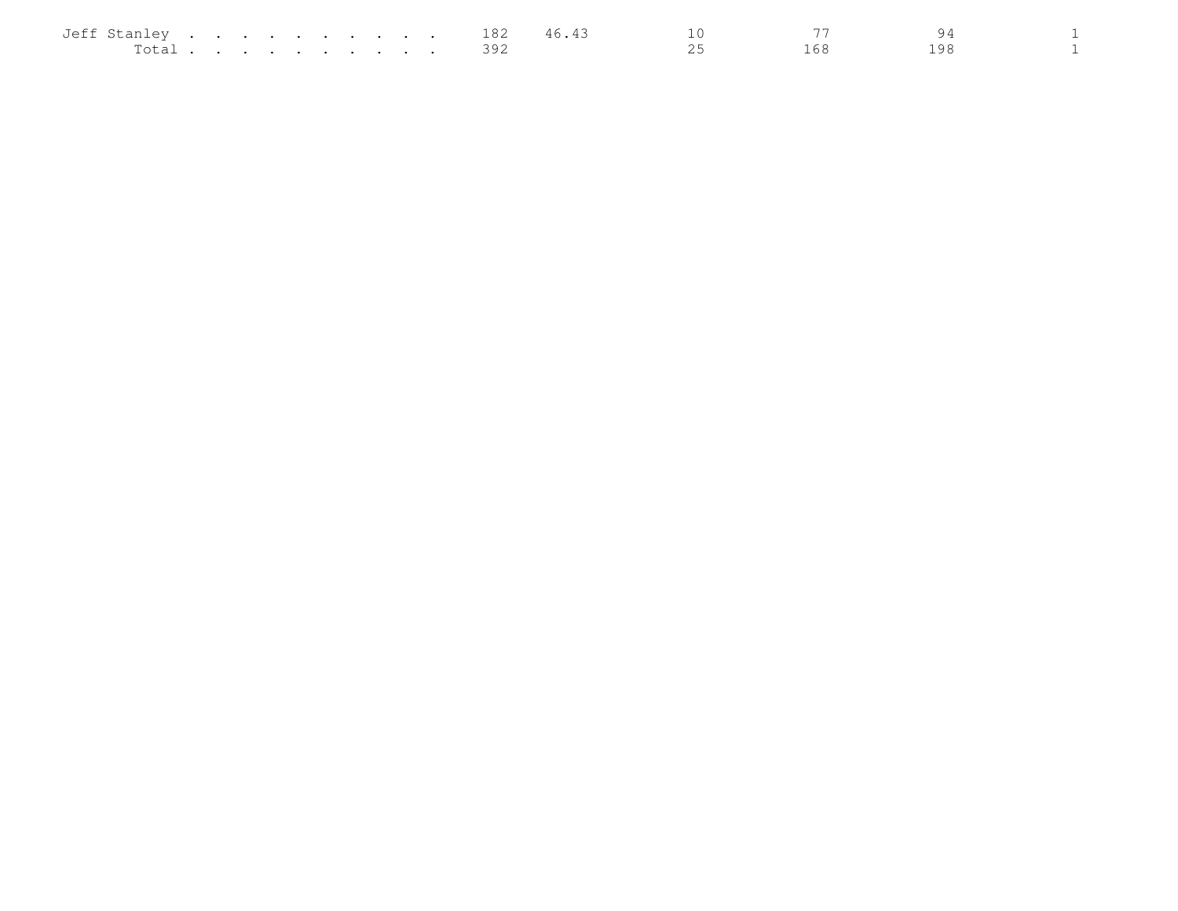| | | | | | | |
|---|---|---|---|---|---|---|
| Jeff Stanley . . . . . . . . . . | 182 | 46.43 | 10 | 77 | 94 | 1 |
| Total . . . . . . . . . . | 392 | | 25 | 168 | 198 | 1 |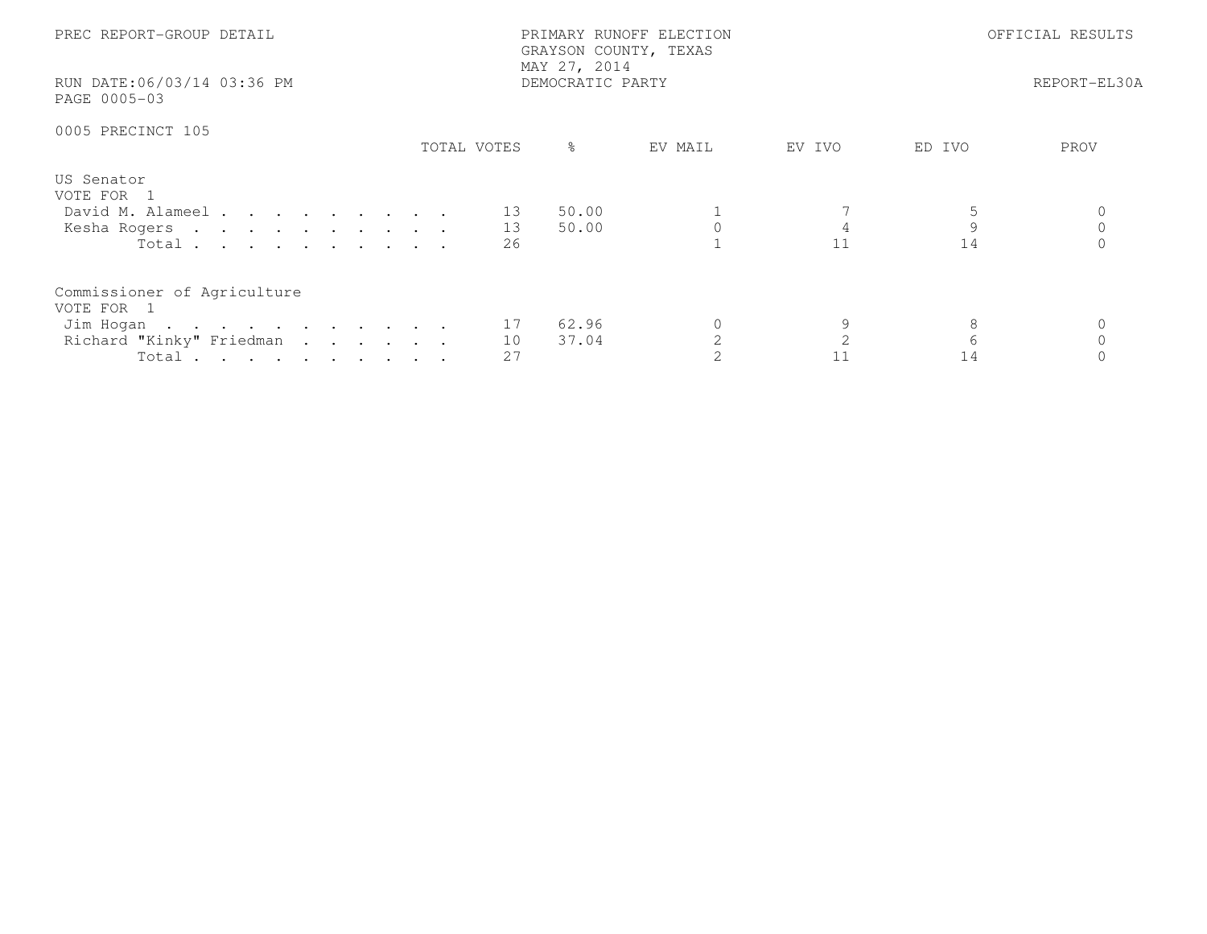PREC REPORT-GROUP DETAIL

PRIMARY RUNOFF ELECTION
GRAYSON COUNTY, TEXAS
MAY 27, 2014
DEMOCRATIC PARTY

OFFICIAL RESULTS

RUN DATE:06/03/14 03:36 PM

REPORT-EL30A

PAGE 0005-03

0005 PRECINCT 105

| | TOTAL VOTES | % | EV MAIL | EV IVO | ED IVO | PROV |
|---|---|---|---|---|---|---|
| **US Senator** | | | | | | |
| VOTE FOR 1 | | | | | | |
| David M. Alameel | 13 | 50.00 | 1 | 7 | 5 | 0 |
| Kesha Rogers | 13 | 50.00 | 0 | 4 | 9 | 0 |
| Total | 26 | | 1 | 11 | 14 | 0 |
| **Commissioner of Agriculture** | | | | | | |
| VOTE FOR 1 | | | | | | |
| Jim Hogan | 17 | 62.96 | 0 | 9 | 8 | 0 |
| Richard "Kinky" Friedman | 10 | 37.04 | 2 | 2 | 6 | 0 |
| Total | 27 | | 2 | 11 | 14 | 0 |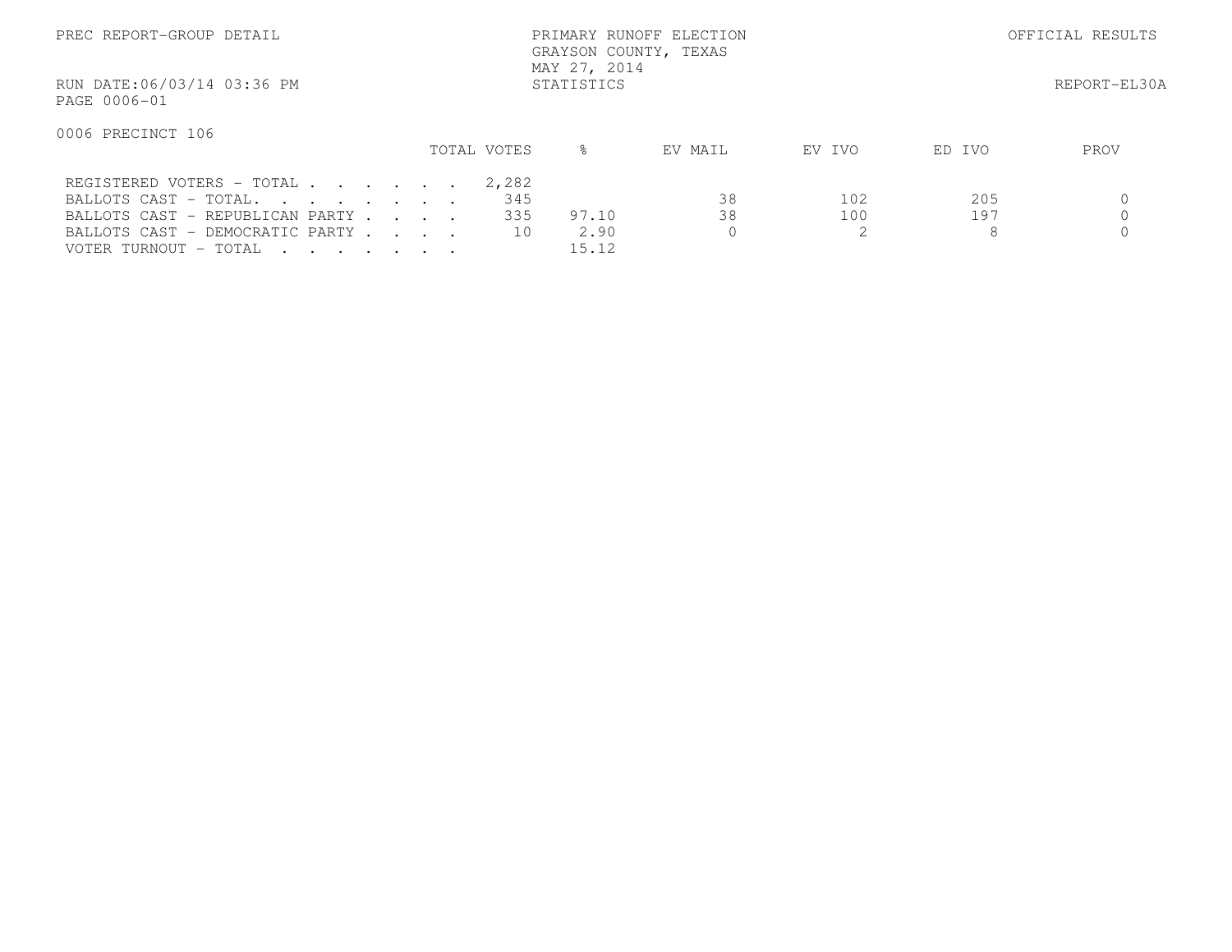PREC REPORT-GROUP DETAIL

PRIMARY RUNOFF ELECTION
GRAYSON COUNTY, TEXAS
MAY 27, 2014
STATISTICS

OFFICIAL RESULTS

RUN DATE:06/03/14 03:36 PM
PAGE 0006-01

REPORT-EL30A

0006 PRECINCT 106

| | TOTAL VOTES | % | EV MAIL | EV IVO | ED IVO | PROV |
|---|---|---|---|---|---|---|
| REGISTERED VOTERS - TOTAL . . . . . . | 2,282 | | | | | |
| BALLOTS CAST - TOTAL. . . . . . . . | 345 | | 38 | 102 | 205 | 0 |
| BALLOTS CAST - REPUBLICAN PARTY . . . . | 335 | 97.10 | 38 | 100 | 197 | 0 |
| BALLOTS CAST - DEMOCRATIC PARTY . . . . | 10 | 2.90 | 0 | 2 | 8 | 0 |
| VOTER TURNOUT - TOTAL . . . . . . . | | 15.12 | | | | |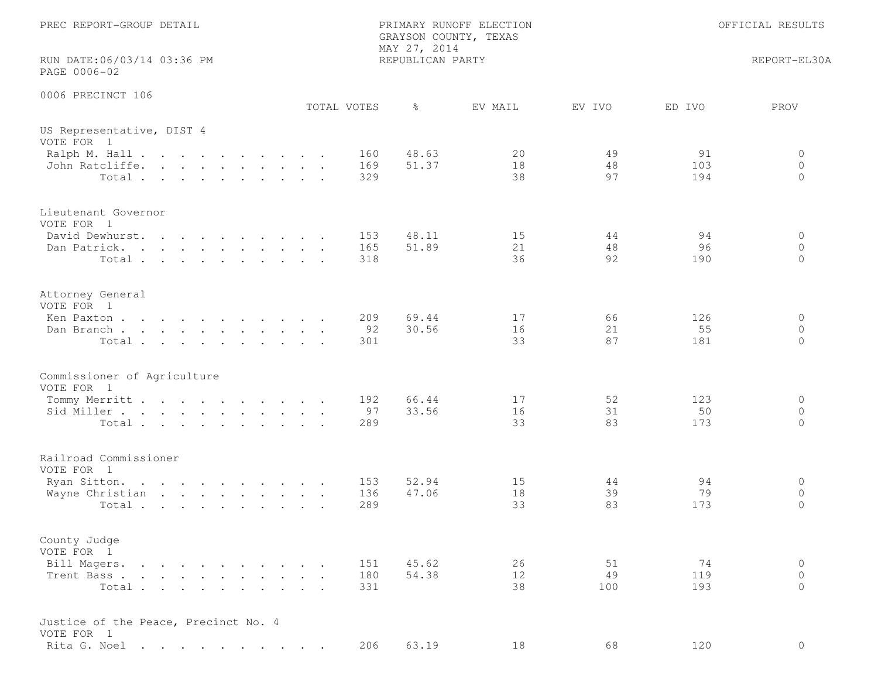PREC REPORT-GROUP DETAIL

PRIMARY RUNOFF ELECTION
GRAYSON COUNTY, TEXAS
MAY 27, 2014
REPUBLICAN PARTY

OFFICIAL RESULTS

RUN DATE:06/03/14 03:36 PM
PAGE 0006-02

REPORT-EL30A

0006 PRECINCT 106

| | TOTAL VOTES | % | EV MAIL | EV IVO | ED IVO | PROV |
|---|---|---|---|---|---|---|
| **US Representative, DIST 4** | | | | | | |
| VOTE FOR 1 | | | | | | |
| Ralph M. Hall | 160 | 48.63 | 20 | 49 | 91 | 0 |
| John Ratcliffe | 169 | 51.37 | 18 | 48 | 103 | 0 |
| Total | 329 | | 38 | 97 | 194 | 0 |
| **Lieutenant Governor** | | | | | | |
| VOTE FOR 1 | | | | | | |
| David Dewhurst | 153 | 48.11 | 15 | 44 | 94 | 0 |
| Dan Patrick | 165 | 51.89 | 21 | 48 | 96 | 0 |
| Total | 318 | | 36 | 92 | 190 | 0 |
| **Attorney General** | | | | | | |
| VOTE FOR 1 | | | | | | |
| Ken Paxton | 209 | 69.44 | 17 | 66 | 126 | 0 |
| Dan Branch | 92 | 30.56 | 16 | 21 | 55 | 0 |
| Total | 301 | | 33 | 87 | 181 | 0 |
| **Commissioner of Agriculture** | | | | | | |
| VOTE FOR 1 | | | | | | |
| Tommy Merritt | 192 | 66.44 | 17 | 52 | 123 | 0 |
| Sid Miller | 97 | 33.56 | 16 | 31 | 50 | 0 |
| Total | 289 | | 33 | 83 | 173 | 0 |
| **Railroad Commissioner** | | | | | | |
| VOTE FOR 1 | | | | | | |
| Ryan Sitton | 153 | 52.94 | 15 | 44 | 94 | 0 |
| Wayne Christian | 136 | 47.06 | 18 | 39 | 79 | 0 |
| Total | 289 | | 33 | 83 | 173 | 0 |
| **County Judge** | | | | | | |
| VOTE FOR 1 | | | | | | |
| Bill Magers | 151 | 45.62 | 26 | 51 | 74 | 0 |
| Trent Bass | 180 | 54.38 | 12 | 49 | 119 | 0 |
| Total | 331 | | 38 | 100 | 193 | 0 |
| **Justice of the Peace, Precinct No. 4** | | | | | | |
| VOTE FOR 1 | | | | | | |
| Rita G. Noel | 206 | 63.19 | 18 | 68 | 120 | 0 |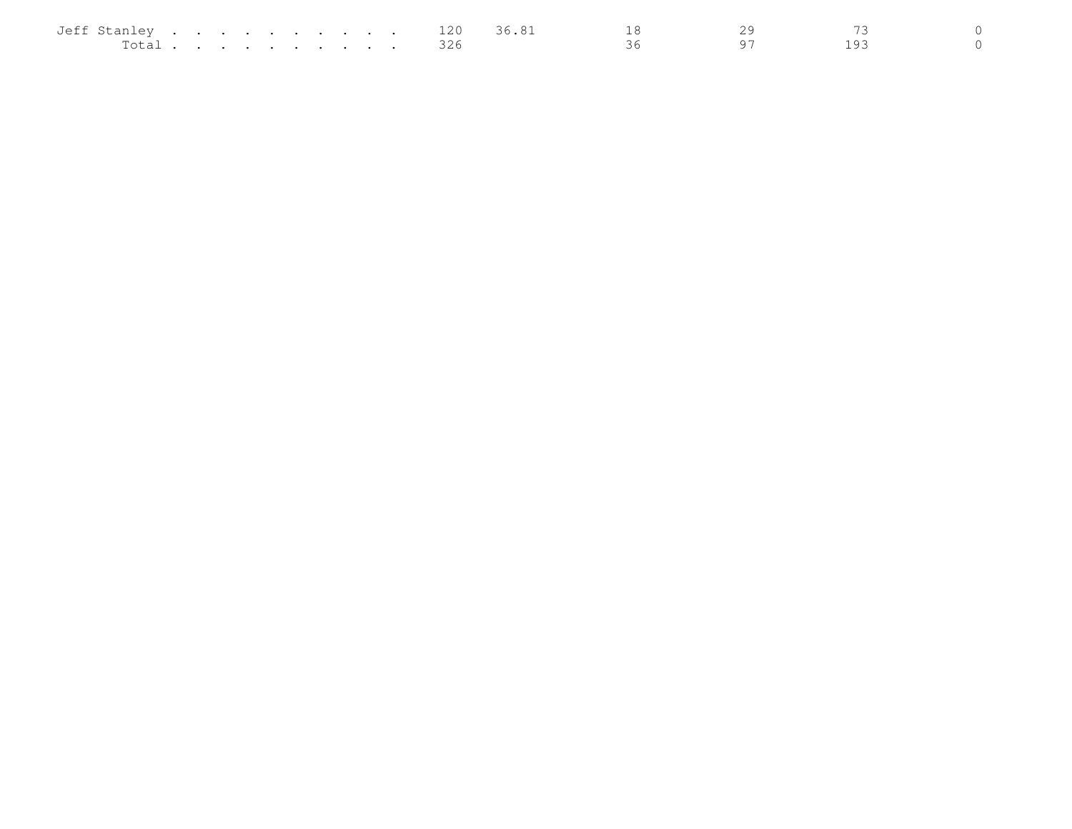| | | | | | | |
|---|---|---|---|---|---|---|
| Jeff Stanley . . . . . . . . . . | 120 | 36.81 | 18 | 29 | 73 | 0 |
| Total . . . . . . . . . . | 326 | | 36 | 97 | 193 | 0 |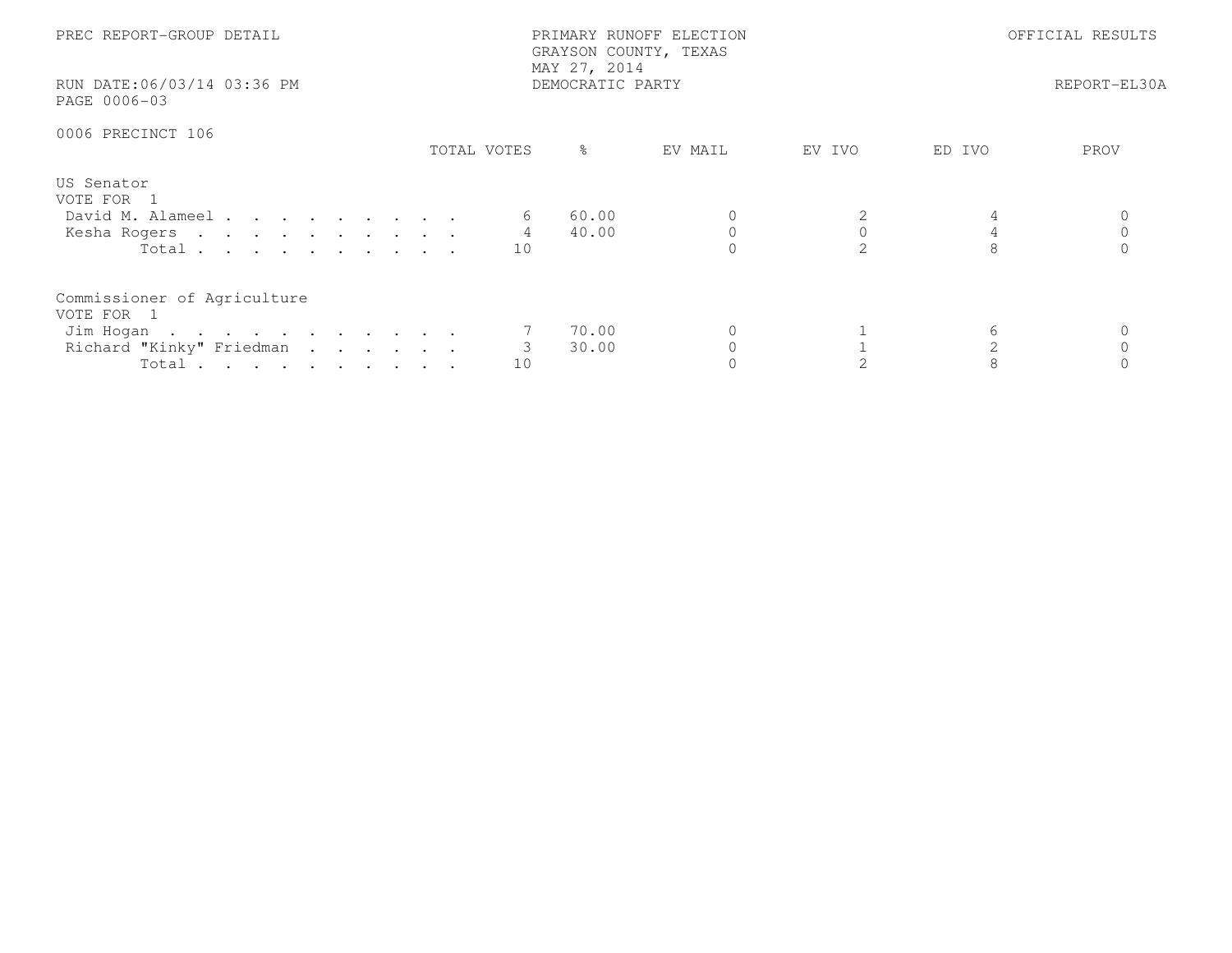PREC REPORT-GROUP DETAIL

PRIMARY RUNOFF ELECTION
GRAYSON COUNTY, TEXAS
MAY 27, 2014
DEMOCRATIC PARTY

OFFICIAL RESULTS

RUN DATE:06/03/14 03:36 PM
PAGE 0006-03

REPORT-EL30A

## 0006 PRECINCT 106

### US Senator
VOTE FOR 1

| | TOTAL VOTES | % | EV MAIL | EV IVO | ED IVO | PROV |
|---|---|---|---|---|---|---|
| David M. Alameel | 6 | 60.00 | 0 | 2 | 4 | 0 |
| Kesha Rogers | 4 | 40.00 | 0 | 0 | 4 | 0 |
| Total | 10 | | 0 | 2 | 8 | 0 |

### Commissioner of Agriculture
VOTE FOR 1

| | TOTAL VOTES | % | EV MAIL | EV IVO | ED IVO | PROV |
|---|---|---|---|---|---|---|
| Jim Hogan | 7 | 70.00 | 0 | 1 | 6 | 0 |
| Richard "Kinky" Friedman | 3 | 30.00 | 0 | 1 | 2 | 0 |
| Total | 10 | | 0 | 2 | 8 | 0 |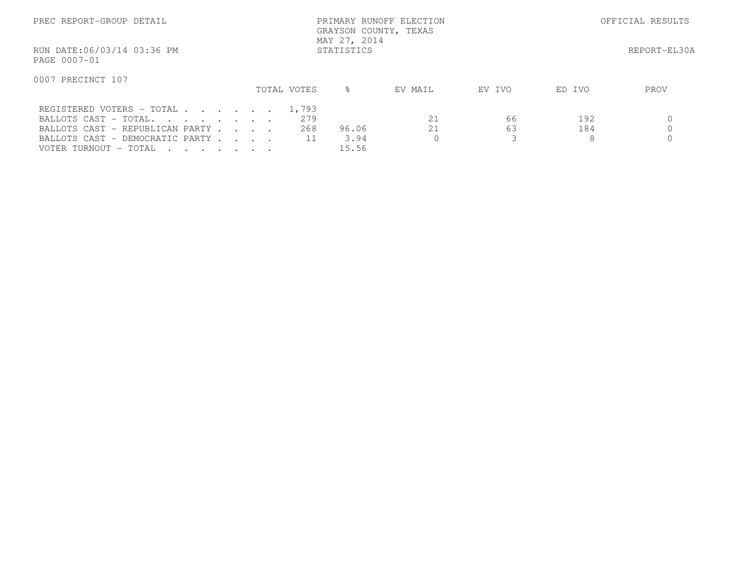PREC REPORT-GROUP DETAIL

PRIMARY RUNOFF ELECTION
GRAYSON COUNTY, TEXAS
MAY 27, 2014
STATISTICS

OFFICIAL RESULTS

RUN DATE:06/03/14 03:36 PM
PAGE 0007-01

REPORT-EL30A

0007 PRECINCT 107

| | TOTAL VOTES | % | EV MAIL | EV IVO | ED IVO | PROV |
|---|---|---|---|---|---|---|
| REGISTERED VOTERS - TOTAL . . . . . . . | 1,793 | | | | | |
| BALLOTS CAST - TOTAL. . . . . . . . | 279 | | 21 | 66 | 192 | 0 |
| BALLOTS CAST - REPUBLICAN PARTY . . . . | 268 | 96.06 | 21 | 63 | 184 | 0 |
| BALLOTS CAST - DEMOCRATIC PARTY . . . . | 11 | 3.94 | 0 | 3 | 8 | 0 |
| VOTER TURNOUT - TOTAL . . . . . . . | | 15.56 | | | | |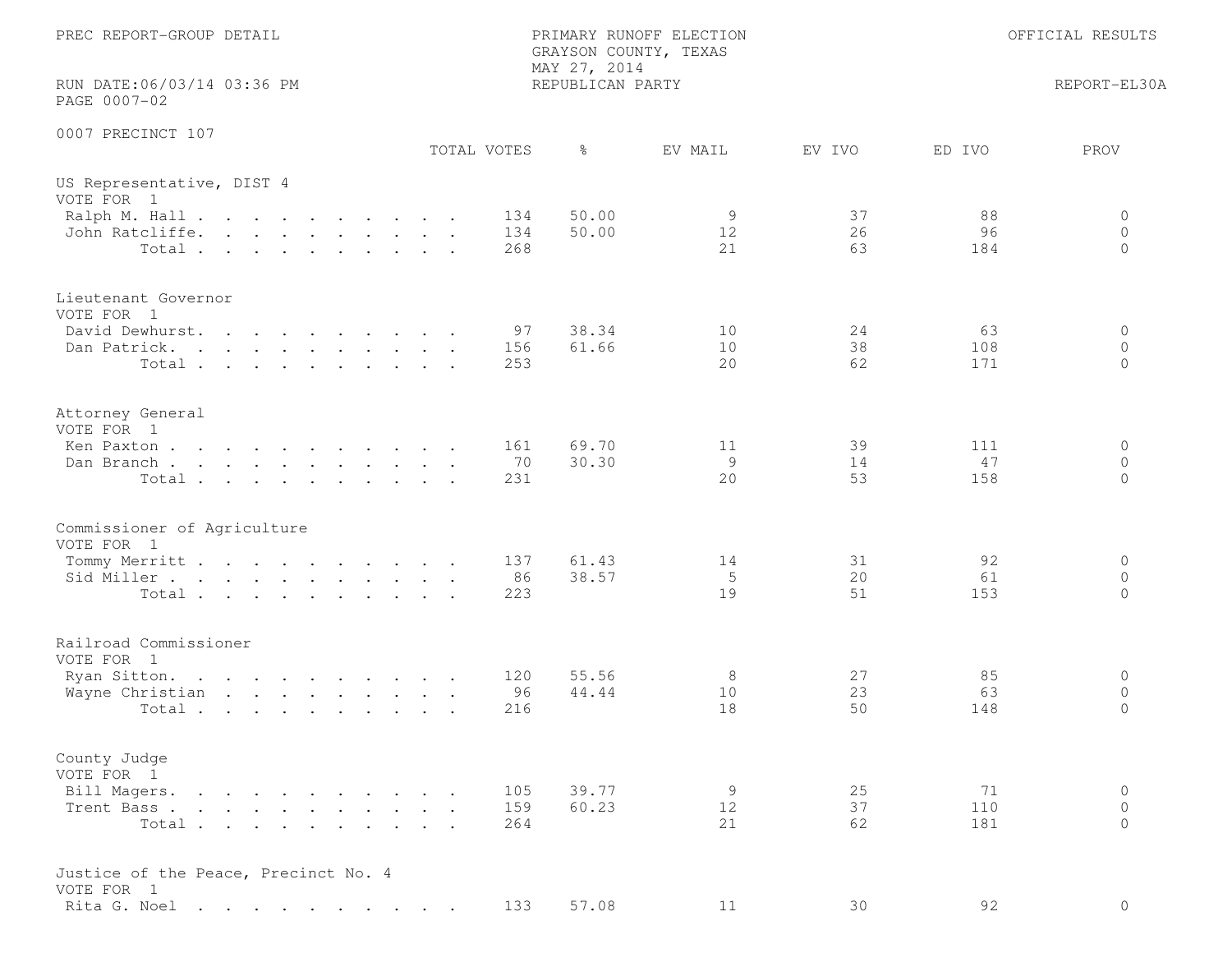PREC REPORT-GROUP DETAIL

PRIMARY RUNOFF ELECTION
GRAYSON COUNTY, TEXAS
MAY 27, 2014
REPUBLICAN PARTY

OFFICIAL RESULTS

RUN DATE:06/03/14 03:36 PM
PAGE 0007-02

REPORT-EL30A

0007 PRECINCT 107

| | TOTAL VOTES | % | EV MAIL | EV IVO | ED IVO | PROV |
|---|---|---|---|---|---|---|
| **US Representative, DIST 4** | | | | | | |
| VOTE FOR 1 | | | | | | |
| Ralph M. Hall | 134 | 50.00 | 9 | 37 | 88 | 0 |
| John Ratcliffe | 134 | 50.00 | 12 | 26 | 96 | 0 |
| Total | 268 | | 21 | 63 | 184 | 0 |
| **Lieutenant Governor** | | | | | | |
| VOTE FOR 1 | | | | | | |
| David Dewhurst | 97 | 38.34 | 10 | 24 | 63 | 0 |
| Dan Patrick | 156 | 61.66 | 10 | 38 | 108 | 0 |
| Total | 253 | | 20 | 62 | 171 | 0 |
| **Attorney General** | | | | | | |
| VOTE FOR 1 | | | | | | |
| Ken Paxton | 161 | 69.70 | 11 | 39 | 111 | 0 |
| Dan Branch | 70 | 30.30 | 9 | 14 | 47 | 0 |
| Total | 231 | | 20 | 53 | 158 | 0 |
| **Commissioner of Agriculture** | | | | | | |
| VOTE FOR 1 | | | | | | |
| Tommy Merritt | 137 | 61.43 | 14 | 31 | 92 | 0 |
| Sid Miller | 86 | 38.57 | 5 | 20 | 61 | 0 |
| Total | 223 | | 19 | 51 | 153 | 0 |
| **Railroad Commissioner** | | | | | | |
| VOTE FOR 1 | | | | | | |
| Ryan Sitton | 120 | 55.56 | 8 | 27 | 85 | 0 |
| Wayne Christian | 96 | 44.44 | 10 | 23 | 63 | 0 |
| Total | 216 | | 18 | 50 | 148 | 0 |
| **County Judge** | | | | | | |
| VOTE FOR 1 | | | | | | |
| Bill Magers | 105 | 39.77 | 9 | 25 | 71 | 0 |
| Trent Bass | 159 | 60.23 | 12 | 37 | 110 | 0 |
| Total | 264 | | 21 | 62 | 181 | 0 |
| **Justice of the Peace, Precinct No. 4** | | | | | | |
| VOTE FOR 1 | | | | | | |
| Rita G. Noel | 133 | 57.08 | 11 | 30 | 92 | 0 |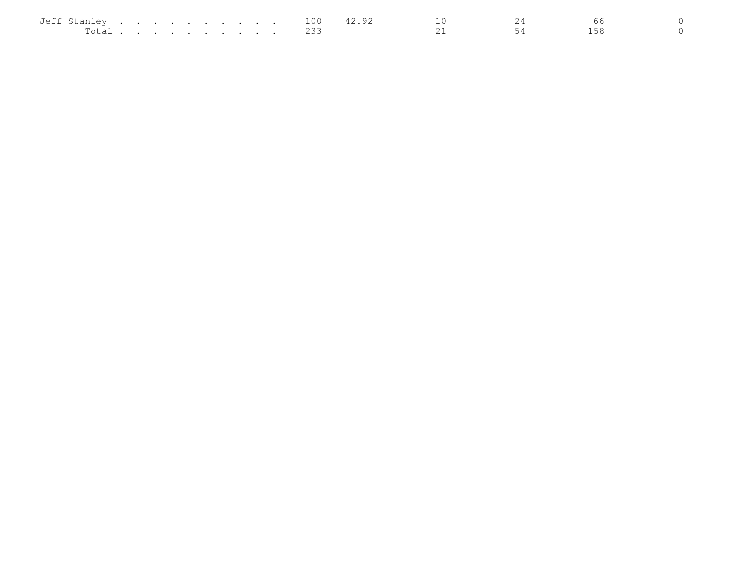| | | | | | | |
|---|---|---|---|---|---|---|
| Jeff Stanley . . . . . . . . . . . | 100 | 42.92 | 10 | 24 | 66 | 0 |
| Total . . . . . . . . . . . | 233 | | 21 | 54 | 158 | 0 |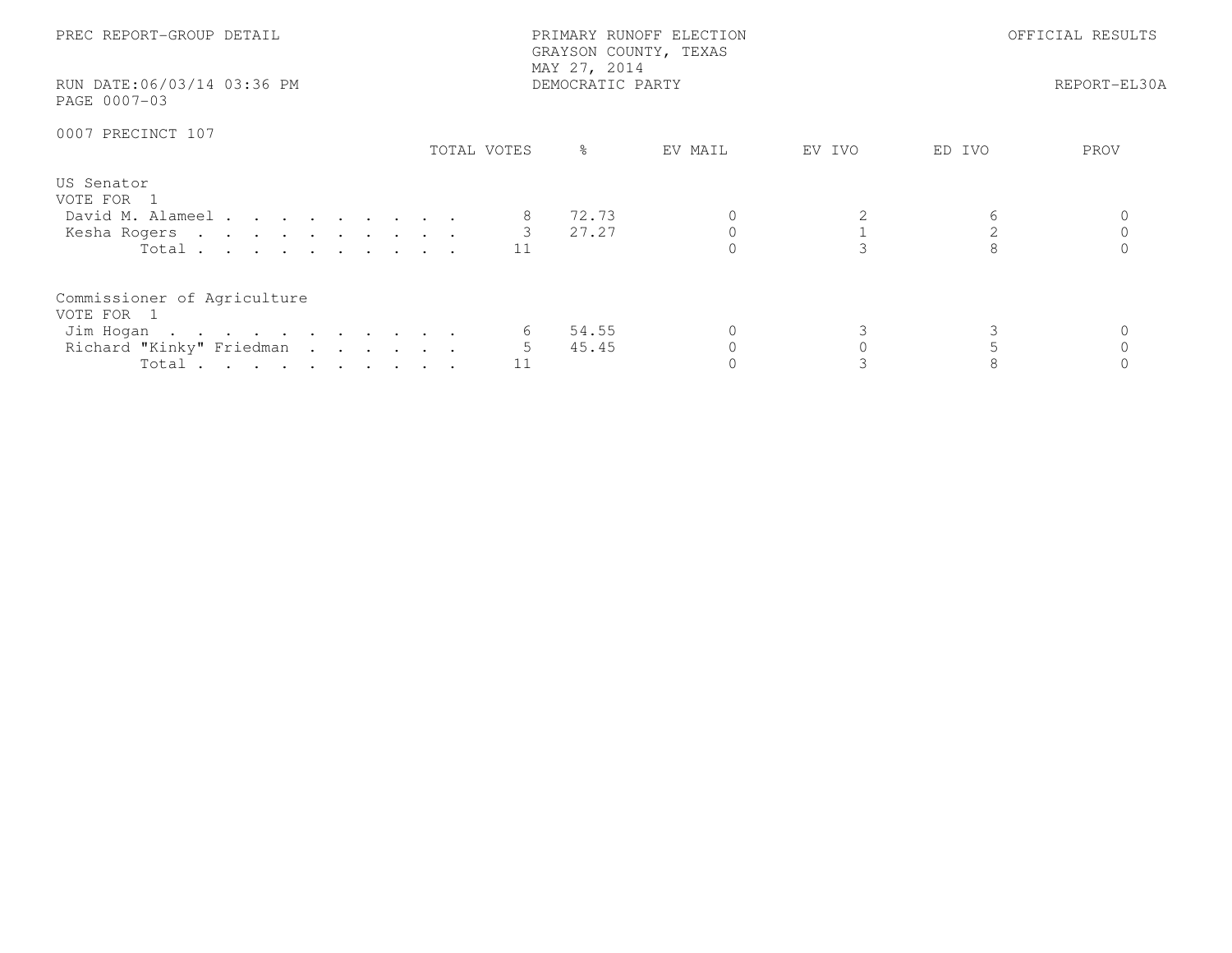PREC REPORT-GROUP DETAIL

PRIMARY RUNOFF ELECTION
GRAYSON COUNTY, TEXAS
MAY 27, 2014
DEMOCRATIC PARTY

OFFICIAL RESULTS

RUN DATE:06/03/14 03:36 PM

REPORT-EL30A

PAGE 0007-03

0007 PRECINCT 107

| | TOTAL VOTES | % | EV MAIL | EV IVO | ED IVO | PROV |
|---|---|---|---|---|---|---|
| **US Senator** | | | | | | |
| VOTE FOR 1 | | | | | | |
| David M. Alameel | 8 | 72.73 | 0 | 2 | 6 | 0 |
| Kesha Rogers | 3 | 27.27 | 0 | 1 | 2 | 0 |
| Total | 11 | | 0 | 3 | 8 | 0 |
| **Commissioner of Agriculture** | | | | | | |
| VOTE FOR 1 | | | | | | |
| Jim Hogan | 6 | 54.55 | 0 | 3 | 3 | 0 |
| Richard "Kinky" Friedman | 5 | 45.45 | 0 | 0 | 5 | 0 |
| Total | 11 | | 0 | 3 | 8 | 0 |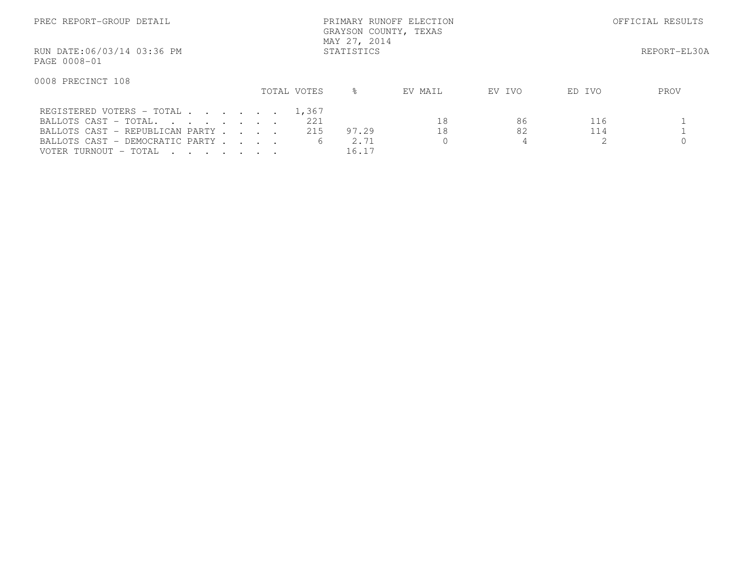PREC REPORT-GROUP DETAIL

PRIMARY RUNOFF ELECTION
GRAYSON COUNTY, TEXAS
MAY 27, 2014
STATISTICS

OFFICIAL RESULTS

RUN DATE:06/03/14 03:36 PM

REPORT-EL30A

PAGE 0008-01

0008 PRECINCT 108

| | TOTAL VOTES | % | EV MAIL | EV IVO | ED IVO | PROV |
|---|---|---|---|---|---|---|
| REGISTERED VOTERS - TOTAL . . . . . . . | 1,367 | | | | | |
| BALLOTS CAST - TOTAL. . . . . . . . | 221 | | 18 | 86 | 116 | 1 |
| BALLOTS CAST - REPUBLICAN PARTY . . . . | 215 | 97.29 | 18 | 82 | 114 | 1 |
| BALLOTS CAST - DEMOCRATIC PARTY . . . . | 6 | 2.71 | 0 | 4 | 2 | 0 |
| VOTER TURNOUT - TOTAL . . . . . . . . | | 16.17 | | | | |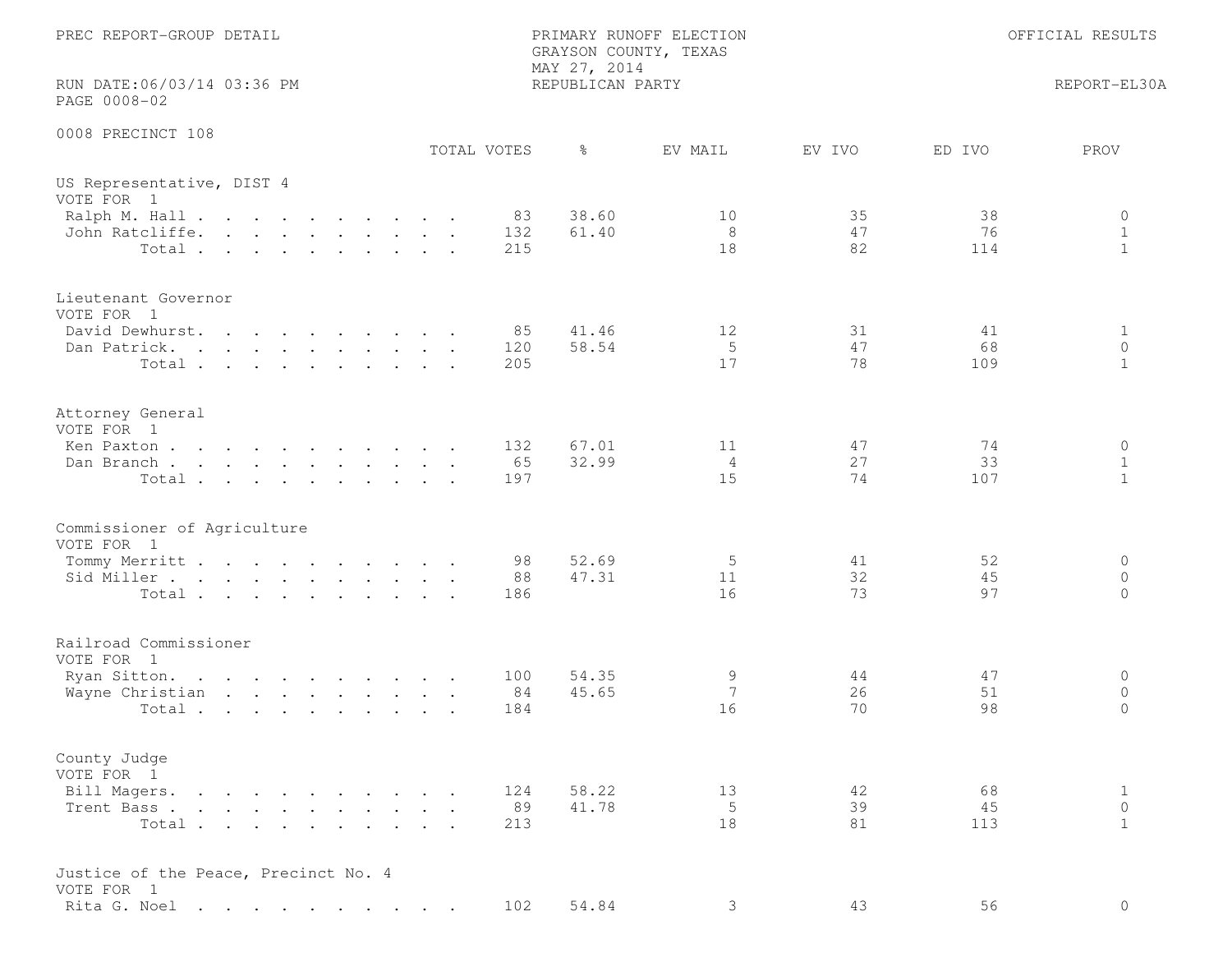PREC REPORT-GROUP DETAIL

PRIMARY RUNOFF ELECTION
GRAYSON COUNTY, TEXAS
MAY 27, 2014
REPUBLICAN PARTY

OFFICIAL RESULTS

RUN DATE:06/03/14 03:36 PM
PAGE 0008-02

REPORT-EL30A

0008 PRECINCT 108

| | TOTAL VOTES | % | EV MAIL | EV IVO | ED IVO | PROV |
|---|---|---|---|---|---|---|
| **US Representative, DIST 4** | | | | | | |
| VOTE FOR 1 | | | | | | |
| Ralph M. Hall | 83 | 38.60 | 10 | 35 | 38 | 0 |
| John Ratcliffe | 132 | 61.40 | 8 | 47 | 76 | 1 |
| Total | 215 | | 18 | 82 | 114 | 1 |
| **Lieutenant Governor** | | | | | | |
| VOTE FOR 1 | | | | | | |
| David Dewhurst | 85 | 41.46 | 12 | 31 | 41 | 1 |
| Dan Patrick | 120 | 58.54 | 5 | 47 | 68 | 0 |
| Total | 205 | | 17 | 78 | 109 | 1 |
| **Attorney General** | | | | | | |
| VOTE FOR 1 | | | | | | |
| Ken Paxton | 132 | 67.01 | 11 | 47 | 74 | 0 |
| Dan Branch | 65 | 32.99 | 4 | 27 | 33 | 1 |
| Total | 197 | | 15 | 74 | 107 | 1 |
| **Commissioner of Agriculture** | | | | | | |
| VOTE FOR 1 | | | | | | |
| Tommy Merritt | 98 | 52.69 | 5 | 41 | 52 | 0 |
| Sid Miller | 88 | 47.31 | 11 | 32 | 45 | 0 |
| Total | 186 | | 16 | 73 | 97 | 0 |
| **Railroad Commissioner** | | | | | | |
| VOTE FOR 1 | | | | | | |
| Ryan Sitton | 100 | 54.35 | 9 | 44 | 47 | 0 |
| Wayne Christian | 84 | 45.65 | 7 | 26 | 51 | 0 |
| Total | 184 | | 16 | 70 | 98 | 0 |
| **County Judge** | | | | | | |
| VOTE FOR 1 | | | | | | |
| Bill Magers | 124 | 58.22 | 13 | 42 | 68 | 1 |
| Trent Bass | 89 | 41.78 | 5 | 39 | 45 | 0 |
| Total | 213 | | 18 | 81 | 113 | 1 |
| **Justice of the Peace, Precinct No. 4** | | | | | | |
| VOTE FOR 1 | | | | | | |
| Rita G. Noel | 102 | 54.84 | 3 | 43 | 56 | 0 |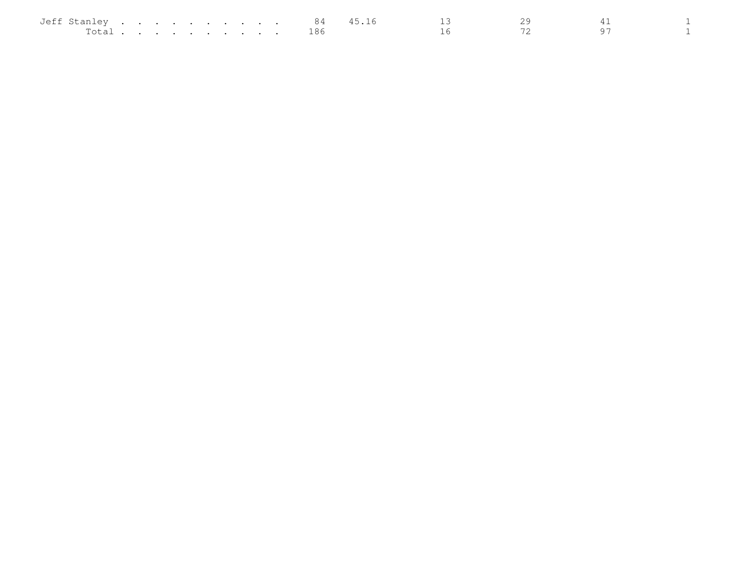| | | | | | | |
|---|---|---|---|---|---|---|
| Jeff Stanley . . . . . . . . . . | 84 | 45.16 | 13 | 29 | 41 | 1 |
| Total . . . . . . . . . . | 186 | | 16 | 72 | 97 | 1 |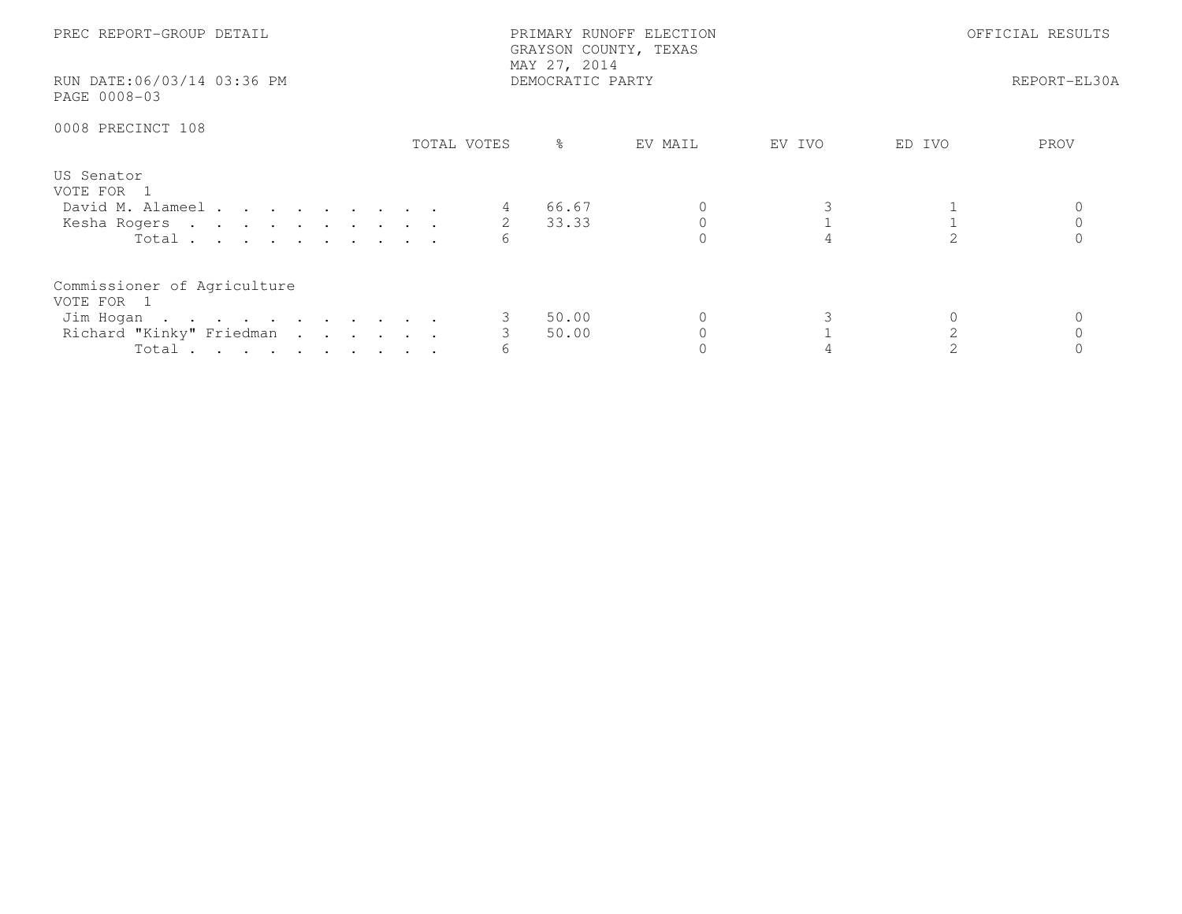PREC REPORT-GROUP DETAIL

PRIMARY RUNOFF ELECTION
GRAYSON COUNTY, TEXAS
MAY 27, 2014
DEMOCRATIC PARTY

OFFICIAL RESULTS

RUN DATE:06/03/14 03:36 PM
PAGE 0008-03

REPORT-EL30A

0008 PRECINCT 108

| | TOTAL VOTES | % | EV MAIL | EV IVO | ED IVO | PROV |
|---|---|---|---|---|---|---|
| **US Senator** | | | | | | |
| VOTE FOR 1 | | | | | | |
| David M. Alameel | 4 | 66.67 | 0 | 3 | 1 | 0 |
| Kesha Rogers | 2 | 33.33 | 0 | 1 | 1 | 0 |
| Total | 6 | | 0 | 4 | 2 | 0 |
| **Commissioner of Agriculture** | | | | | | |
| VOTE FOR 1 | | | | | | |
| Jim Hogan | 3 | 50.00 | 0 | 3 | 0 | 0 |
| Richard "Kinky" Friedman | 3 | 50.00 | 0 | 1 | 2 | 0 |
| Total | 6 | | 0 | 4 | 2 | 0 |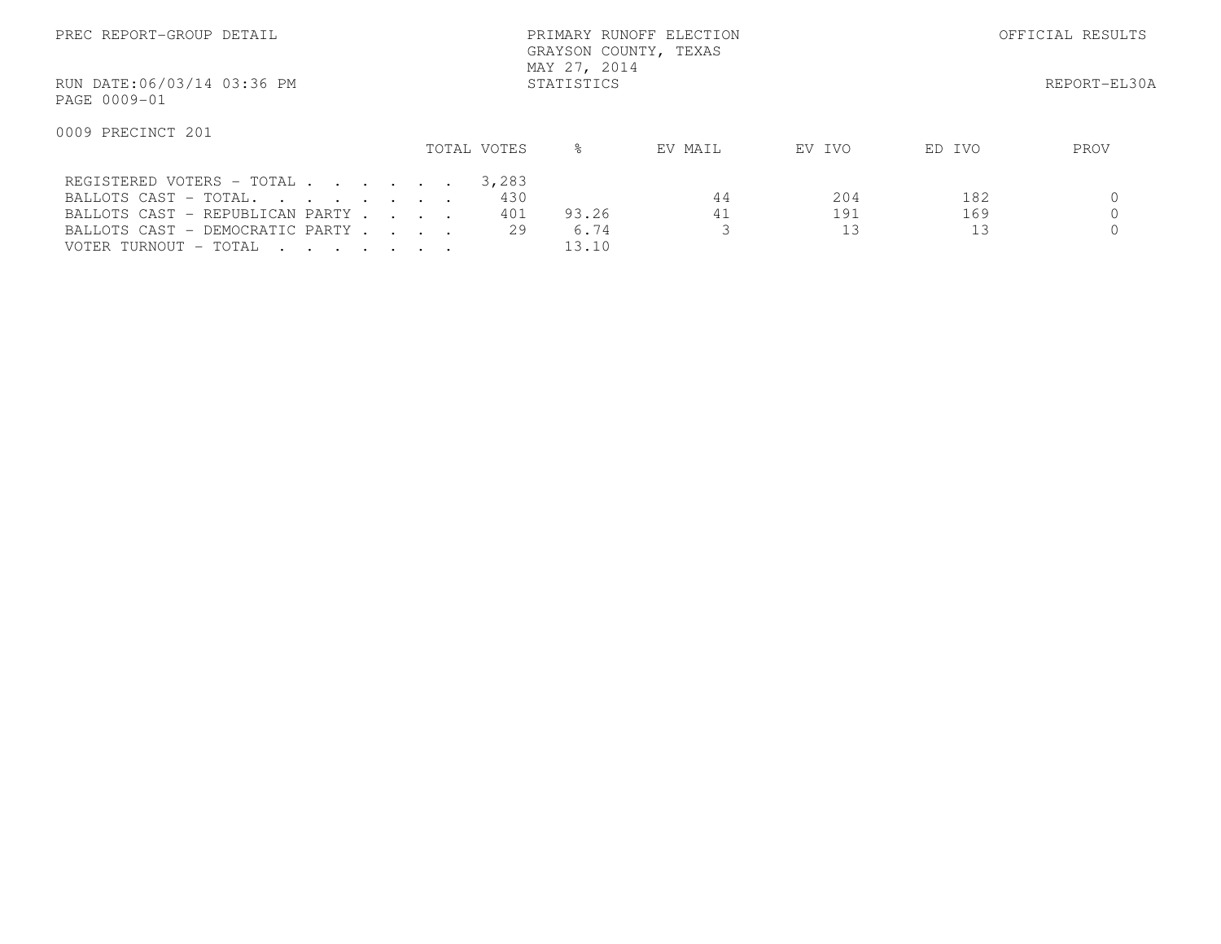PREC REPORT-GROUP DETAIL

PRIMARY RUNOFF ELECTION
GRAYSON COUNTY, TEXAS
MAY 27, 2014
STATISTICS

OFFICIAL RESULTS

RUN DATE:06/03/14 03:36 PM

REPORT-EL30A

PAGE 0009-01

0009 PRECINCT 201

| | TOTAL VOTES | % | EV MAIL | EV IVO | ED IVO | PROV |
|---|---|---|---|---|---|---|
| REGISTERED VOTERS - TOTAL . . . . . . | 3,283 | | | | | |
| BALLOTS CAST - TOTAL. . . . . . . . | 430 | | 44 | 204 | 182 | 0 |
| BALLOTS CAST - REPUBLICAN PARTY . . . . | 401 | 93.26 | 41 | 191 | 169 | 0 |
| BALLOTS CAST - DEMOCRATIC PARTY . . . . | 29 | 6.74 | 3 | 13 | 13 | 0 |
| VOTER TURNOUT - TOTAL . . . . . . . | | 13.10 | | | | |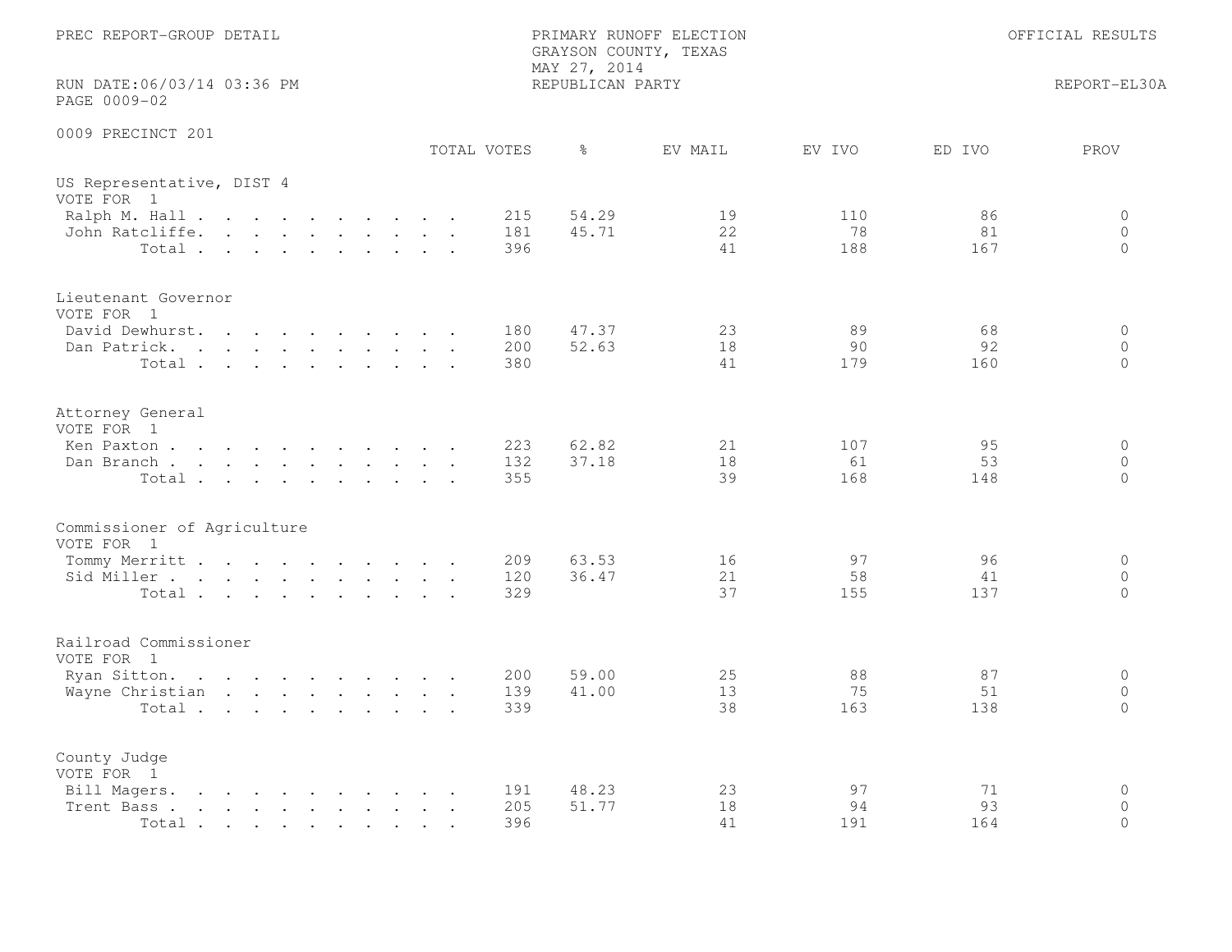PREC REPORT-GROUP DETAIL

PRIMARY RUNOFF ELECTION
GRAYSON COUNTY, TEXAS
MAY 27, 2014
REPUBLICAN PARTY

OFFICIAL RESULTS

RUN DATE:06/03/14 03:36 PM
PAGE 0009-02

REPORT-EL30A

## 0009 PRECINCT 201

### US Representative, DIST 4
VOTE FOR 1

| | TOTAL VOTES | % | EV MAIL | EV IVO | ED IVO | PROV |
|---|---|---|---|---|---|---|
| Ralph M. Hall | 215 | 54.29 | 19 | 110 | 86 | 0 |
| John Ratcliffe | 181 | 45.71 | 22 | 78 | 81 | 0 |
| Total | 396 | | 41 | 188 | 167 | 0 |

### Lieutenant Governor
VOTE FOR 1

| | TOTAL VOTES | % | EV MAIL | EV IVO | ED IVO | PROV |
|---|---|---|---|---|---|---|
| David Dewhurst | 180 | 47.37 | 23 | 89 | 68 | 0 |
| Dan Patrick | 200 | 52.63 | 18 | 90 | 92 | 0 |
| Total | 380 | | 41 | 179 | 160 | 0 |

### Attorney General
VOTE FOR 1

| | TOTAL VOTES | % | EV MAIL | EV IVO | ED IVO | PROV |
|---|---|---|---|---|---|---|
| Ken Paxton | 223 | 62.82 | 21 | 107 | 95 | 0 |
| Dan Branch | 132 | 37.18 | 18 | 61 | 53 | 0 |
| Total | 355 | | 39 | 168 | 148 | 0 |

### Commissioner of Agriculture
VOTE FOR 1

| | TOTAL VOTES | % | EV MAIL | EV IVO | ED IVO | PROV |
|---|---|---|---|---|---|---|
| Tommy Merritt | 209 | 63.53 | 16 | 97 | 96 | 0 |
| Sid Miller | 120 | 36.47 | 21 | 58 | 41 | 0 |
| Total | 329 | | 37 | 155 | 137 | 0 |

### Railroad Commissioner
VOTE FOR 1

| | TOTAL VOTES | % | EV MAIL | EV IVO | ED IVO | PROV |
|---|---|---|---|---|---|---|
| Ryan Sitton | 200 | 59.00 | 25 | 88 | 87 | 0 |
| Wayne Christian | 139 | 41.00 | 13 | 75 | 51 | 0 |
| Total | 339 | | 38 | 163 | 138 | 0 |

### County Judge
VOTE FOR 1

| | TOTAL VOTES | % | EV MAIL | EV IVO | ED IVO | PROV |
|---|---|---|---|---|---|---|
| Bill Magers | 191 | 48.23 | 23 | 97 | 71 | 0 |
| Trent Bass | 205 | 51.77 | 18 | 94 | 93 | 0 |
| Total | 396 | | 41 | 191 | 164 | 0 |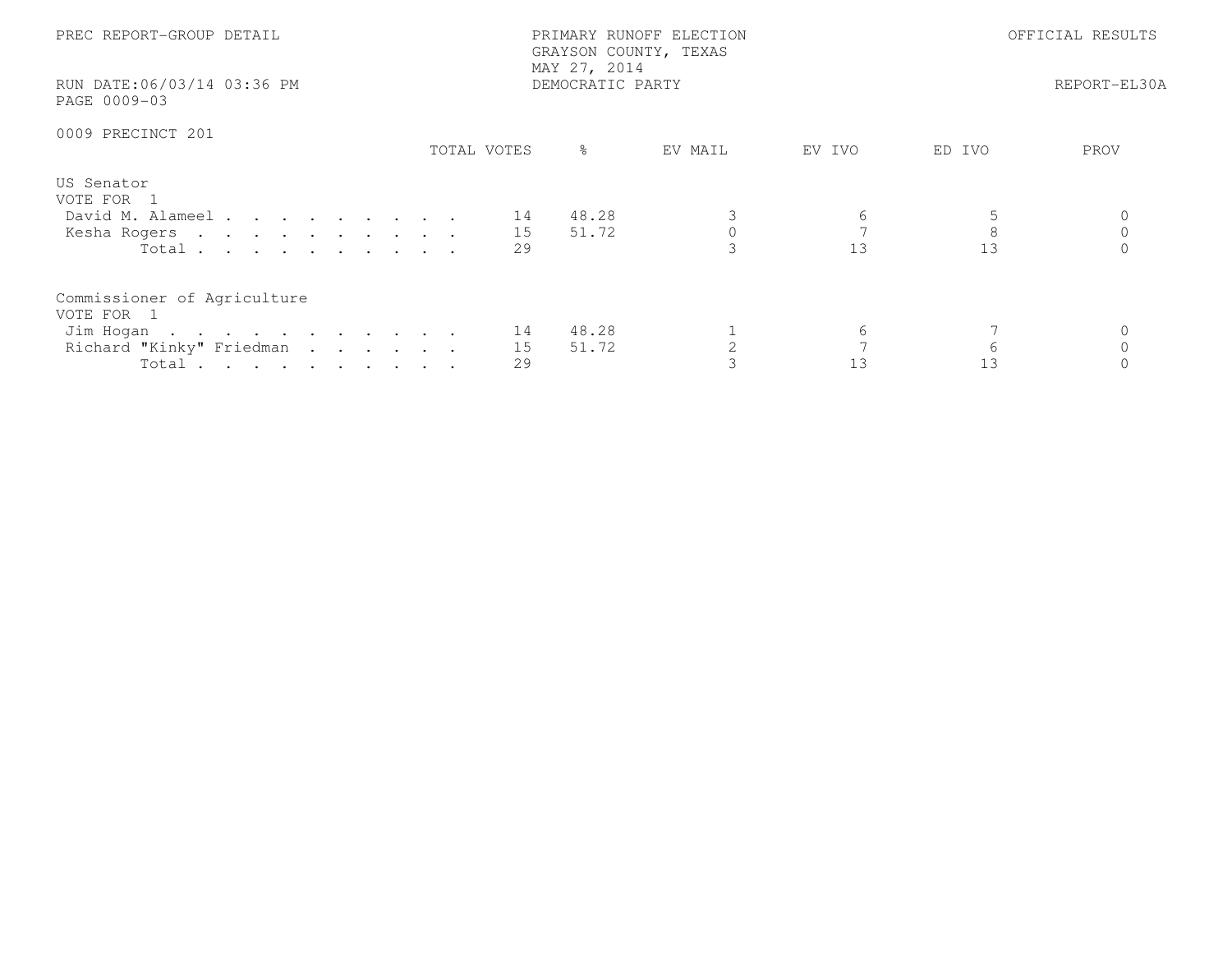PREC REPORT-GROUP DETAIL

PRIMARY RUNOFF ELECTION
GRAYSON COUNTY, TEXAS
MAY 27, 2014
DEMOCRATIC PARTY

OFFICIAL RESULTS

RUN DATE:06/03/14 03:36 PM
PAGE 0009-03

REPORT-EL30A

0009 PRECINCT 201

| | TOTAL VOTES | % | EV MAIL | EV IVO | ED IVO | PROV |
|---|---|---|---|---|---|---|
| **US Senator** | | | | | | |
| VOTE FOR 1 | | | | | | |
| David M. Alameel | 14 | 48.28 | 3 | 6 | 5 | 0 |
| Kesha Rogers | 15 | 51.72 | 0 | 7 | 8 | 0 |
| Total | 29 | | 3 | 13 | 13 | 0 |
| **Commissioner of Agriculture** | | | | | | |
| VOTE FOR 1 | | | | | | |
| Jim Hogan | 14 | 48.28 | 1 | 6 | 7 | 0 |
| Richard "Kinky" Friedman | 15 | 51.72 | 2 | 7 | 6 | 0 |
| Total | 29 | | 3 | 13 | 13 | 0 |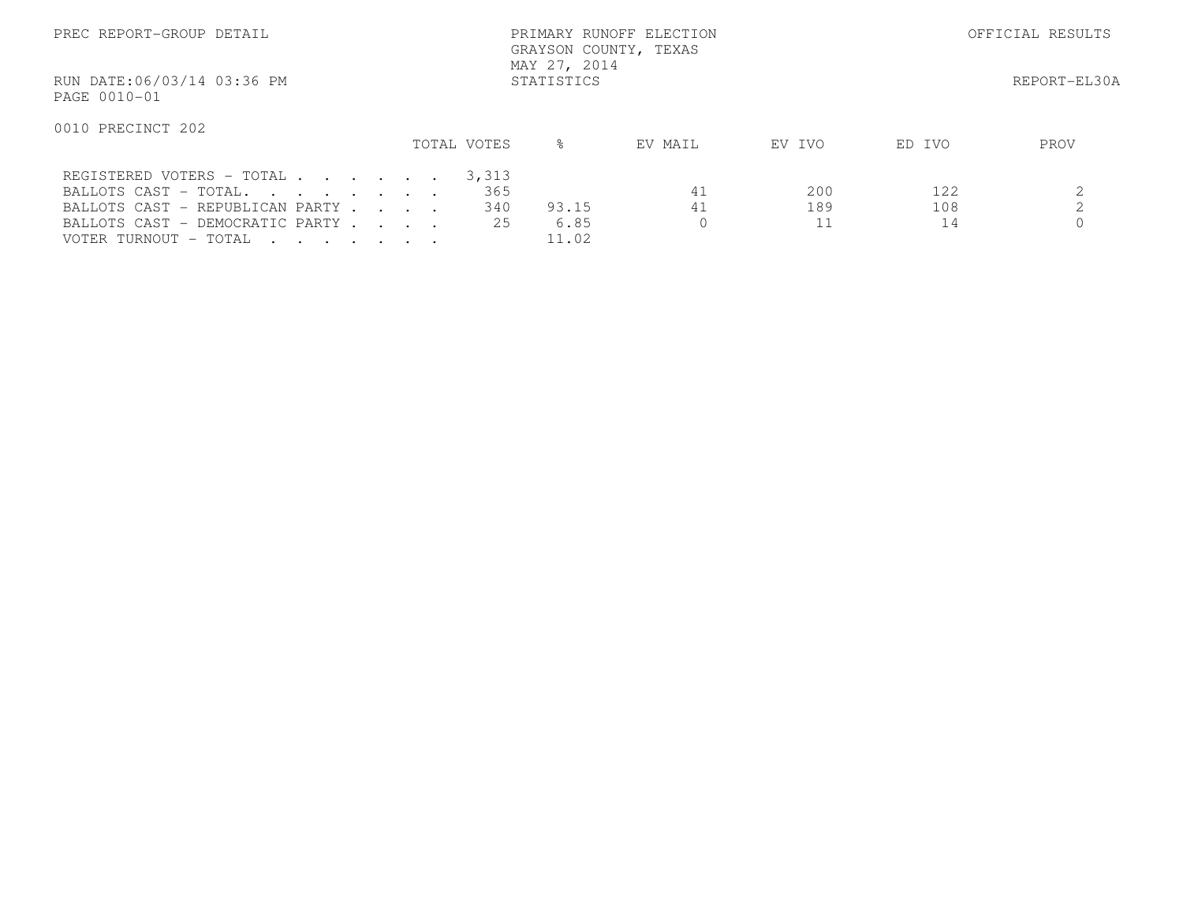PREC REPORT-GROUP DETAIL

PRIMARY RUNOFF ELECTION
GRAYSON COUNTY, TEXAS
MAY 27, 2014
STATISTICS

OFFICIAL RESULTS

RUN DATE:06/03/14 03:36 PM
PAGE 0010-01

REPORT-EL30A

0010 PRECINCT 202

| | TOTAL VOTES | % | EV MAIL | EV IVO | ED IVO | PROV |
|---|---|---|---|---|---|---|
| REGISTERED VOTERS - TOTAL . . . . . . . | 3,313 | | | | | |
| BALLOTS CAST - TOTAL. . . . . . . . . | 365 | | 41 | 200 | 122 | 2 |
| BALLOTS CAST - REPUBLICAN PARTY . . . . | 340 | 93.15 | 41 | 189 | 108 | 2 |
| BALLOTS CAST - DEMOCRATIC PARTY . . . . | 25 | 6.85 | 0 | 11 | 14 | 0 |
| VOTER TURNOUT - TOTAL . . . . . . . . | | 11.02 | | | | |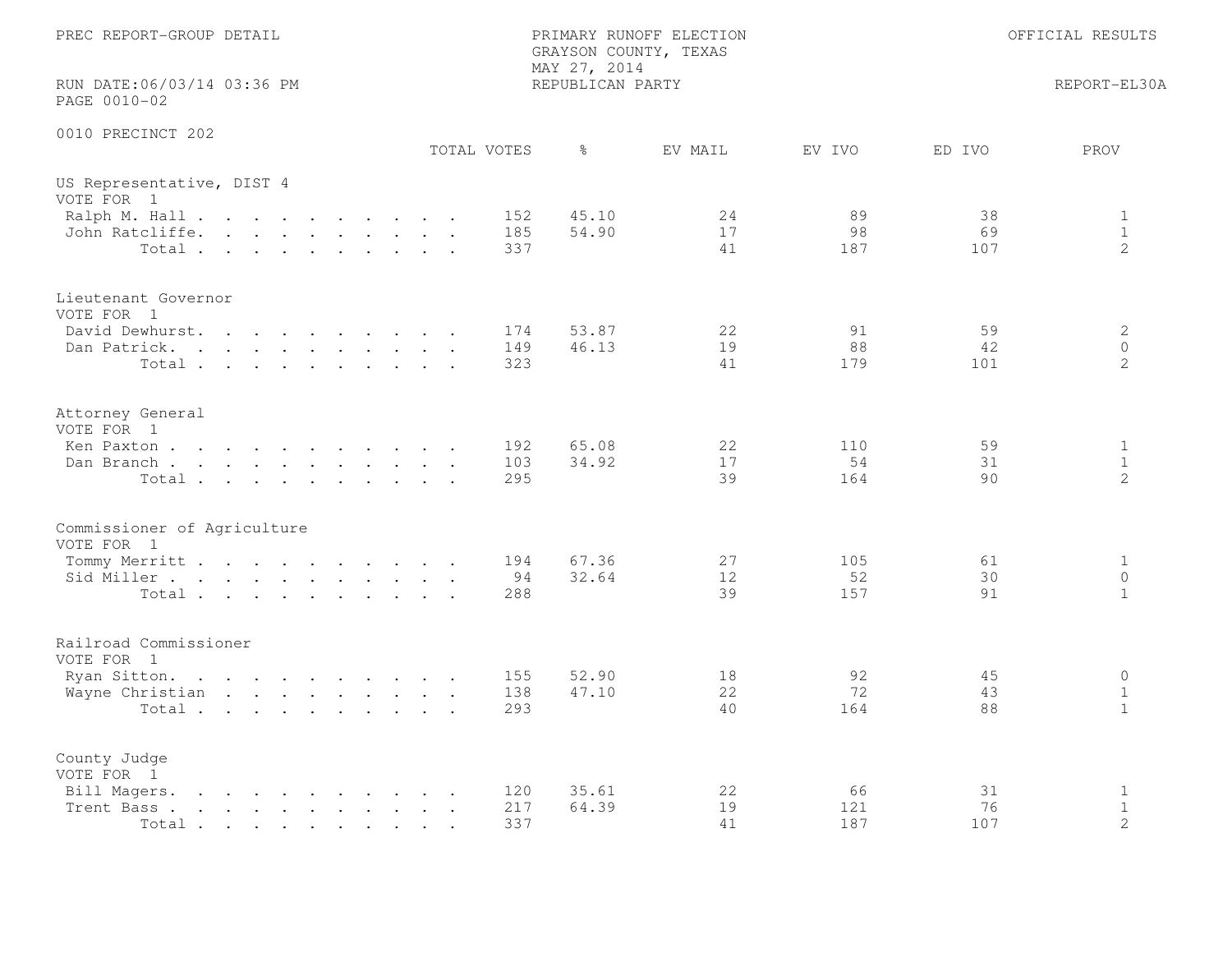PREC REPORT-GROUP DETAIL

PRIMARY RUNOFF ELECTION
GRAYSON COUNTY, TEXAS
MAY 27, 2014
REPUBLICAN PARTY

OFFICIAL RESULTS

RUN DATE:06/03/14 03:36 PM
PAGE 0010-02

REPORT-EL30A

0010 PRECINCT 202

| | TOTAL VOTES | % | EV MAIL | EV IVO | ED IVO | PROV |
|---|---|---|---|---|---|---|
| **US Representative, DIST 4** | | | | | | |
| VOTE FOR 1 | | | | | | |
| Ralph M. Hall | 152 | 45.10 | 24 | 89 | 38 | 1 |
| John Ratcliffe | 185 | 54.90 | 17 | 98 | 69 | 1 |
| Total | 337 | | 41 | 187 | 107 | 2 |
| **Lieutenant Governor** | | | | | | |
| VOTE FOR 1 | | | | | | |
| David Dewhurst | 174 | 53.87 | 22 | 91 | 59 | 2 |
| Dan Patrick | 149 | 46.13 | 19 | 88 | 42 | 0 |
| Total | 323 | | 41 | 179 | 101 | 2 |
| **Attorney General** | | | | | | |
| VOTE FOR 1 | | | | | | |
| Ken Paxton | 192 | 65.08 | 22 | 110 | 59 | 1 |
| Dan Branch | 103 | 34.92 | 17 | 54 | 31 | 1 |
| Total | 295 | | 39 | 164 | 90 | 2 |
| **Commissioner of Agriculture** | | | | | | |
| VOTE FOR 1 | | | | | | |
| Tommy Merritt | 194 | 67.36 | 27 | 105 | 61 | 1 |
| Sid Miller | 94 | 32.64 | 12 | 52 | 30 | 0 |
| Total | 288 | | 39 | 157 | 91 | 1 |
| **Railroad Commissioner** | | | | | | |
| VOTE FOR 1 | | | | | | |
| Ryan Sitton | 155 | 52.90 | 18 | 92 | 45 | 0 |
| Wayne Christian | 138 | 47.10 | 22 | 72 | 43 | 1 |
| Total | 293 | | 40 | 164 | 88 | 1 |
| **County Judge** | | | | | | |
| VOTE FOR 1 | | | | | | |
| Bill Magers | 120 | 35.61 | 22 | 66 | 31 | 1 |
| Trent Bass | 217 | 64.39 | 19 | 121 | 76 | 1 |
| Total | 337 | | 41 | 187 | 107 | 2 |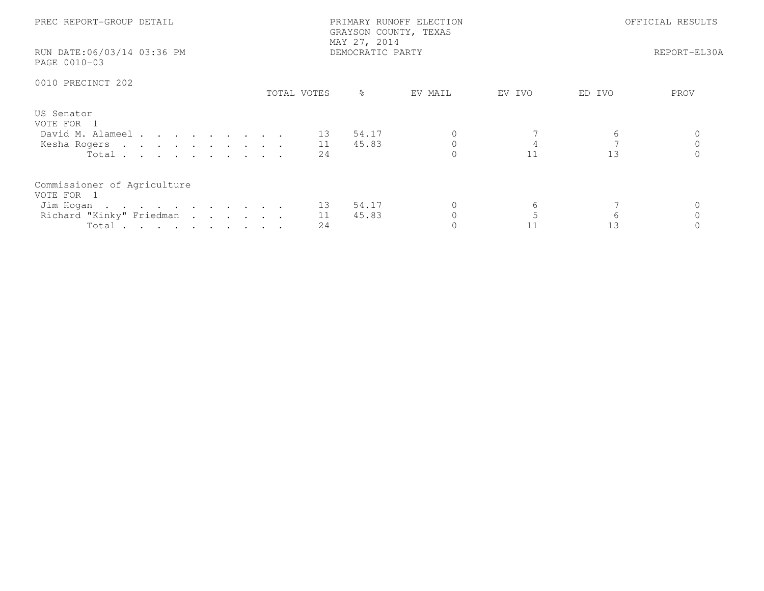PREC REPORT-GROUP DETAIL

PRIMARY RUNOFF ELECTION
GRAYSON COUNTY, TEXAS
MAY 27, 2014
DEMOCRATIC PARTY

OFFICIAL RESULTS

RUN DATE:06/03/14 03:36 PM
PAGE 0010-03

REPORT-EL30A

0010 PRECINCT 202

| | TOTAL VOTES | % | EV MAIL | EV IVO | ED IVO | PROV |
|---|---|---|---|---|---|---|
| **US Senator** | | | | | | |
| VOTE FOR 1 | | | | | | |
| David M. Alameel | 13 | 54.17 | 0 | 7 | 6 | 0 |
| Kesha Rogers | 11 | 45.83 | 0 | 4 | 7 | 0 |
| Total | 24 | | 0 | 11 | 13 | 0 |
| **Commissioner of Agriculture** | | | | | | |
| VOTE FOR 1 | | | | | | |
| Jim Hogan | 13 | 54.17 | 0 | 6 | 7 | 0 |
| Richard "Kinky" Friedman | 11 | 45.83 | 0 | 5 | 6 | 0 |
| Total | 24 | | 0 | 11 | 13 | 0 |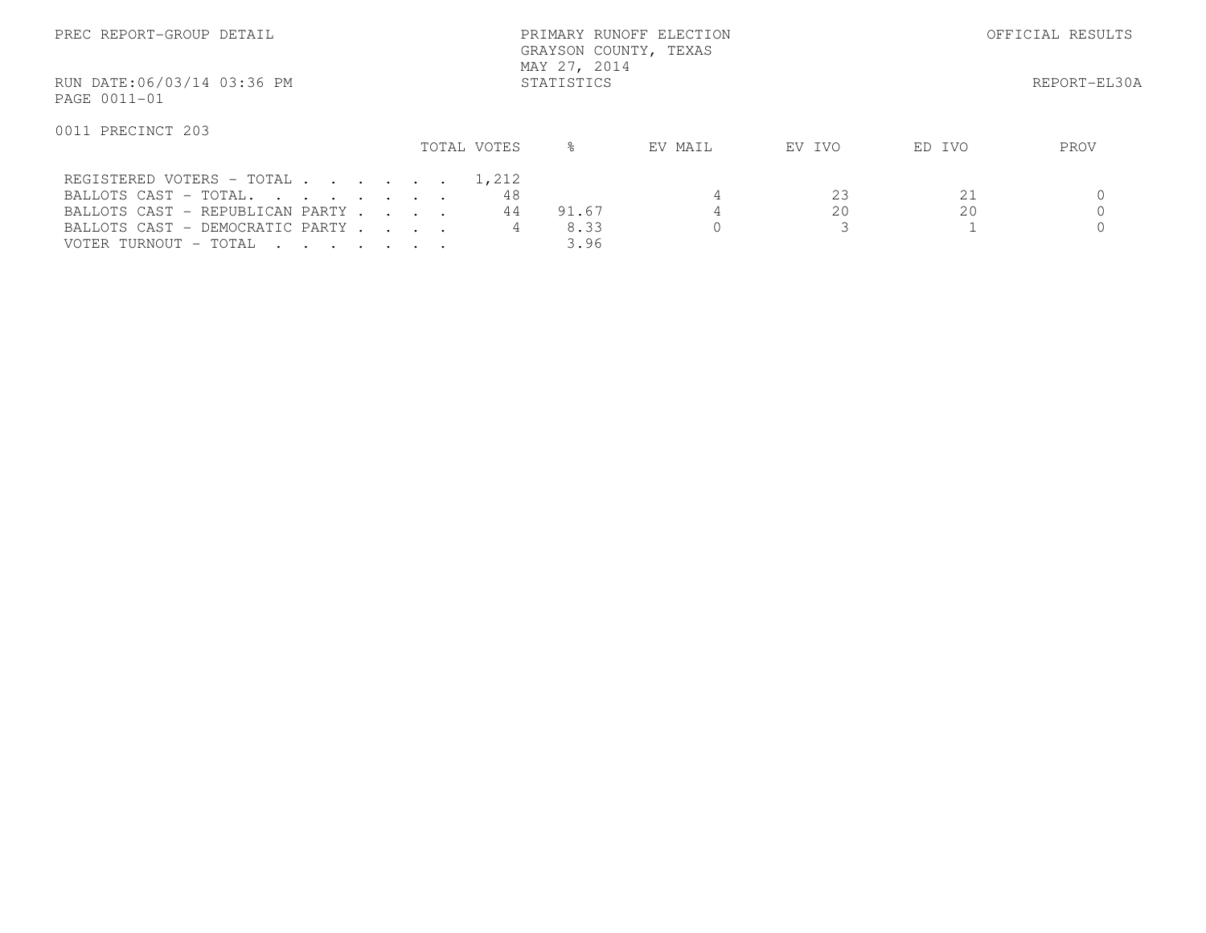PREC REPORT-GROUP DETAIL

PRIMARY RUNOFF ELECTION
GRAYSON COUNTY, TEXAS
MAY 27, 2014
STATISTICS

OFFICIAL RESULTS

RUN DATE:06/03/14 03:36 PM
PAGE 0011-01

REPORT-EL30A

0011 PRECINCT 203

| | TOTAL VOTES | % | EV MAIL | EV IVO | ED IVO | PROV |
|---|---|---|---|---|---|---|
| REGISTERED VOTERS - TOTAL . . . . . . | 1,212 | | | | | |
| BALLOTS CAST - TOTAL. . . . . . . . | 48 | | 4 | 23 | 21 | 0 |
| BALLOTS CAST - REPUBLICAN PARTY . . . . | 44 | 91.67 | 4 | 20 | 20 | 0 |
| BALLOTS CAST - DEMOCRATIC PARTY . . . . | 4 | 8.33 | 0 | 3 | 1 | 0 |
| VOTER TURNOUT - TOTAL . . . . . . . | | 3.96 | | | | |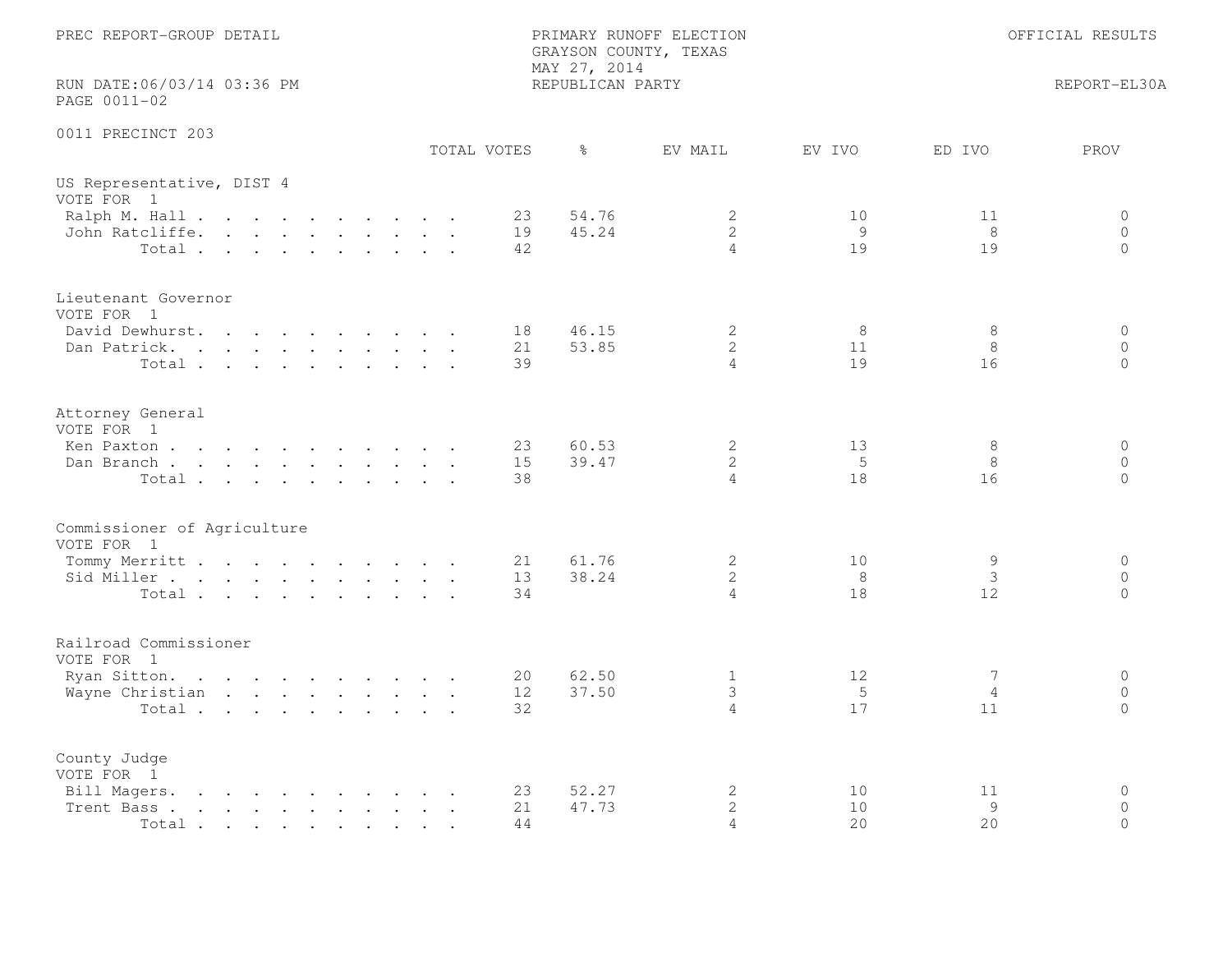PREC REPORT-GROUP DETAIL

PRIMARY RUNOFF ELECTION
GRAYSON COUNTY, TEXAS
MAY 27, 2014
REPUBLICAN PARTY

OFFICIAL RESULTS

RUN DATE:06/03/14 03:36 PM
PAGE 0011-02

REPORT-EL30A

0011 PRECINCT 203

| | TOTAL VOTES | % | EV MAIL | EV IVO | ED IVO | PROV |
|---|---|---|---|---|---|---|
| **US Representative, DIST 4** | | | | | | |
| VOTE FOR 1 | | | | | | |
| Ralph M. Hall | 23 | 54.76 | 2 | 10 | 11 | 0 |
| John Ratcliffe | 19 | 45.24 | 2 | 9 | 8 | 0 |
| Total | 42 | | 4 | 19 | 19 | 0 |
| **Lieutenant Governor** | | | | | | |
| VOTE FOR 1 | | | | | | |
| David Dewhurst | 18 | 46.15 | 2 | 8 | 8 | 0 |
| Dan Patrick | 21 | 53.85 | 2 | 11 | 8 | 0 |
| Total | 39 | | 4 | 19 | 16 | 0 |
| **Attorney General** | | | | | | |
| VOTE FOR 1 | | | | | | |
| Ken Paxton | 23 | 60.53 | 2 | 13 | 8 | 0 |
| Dan Branch | 15 | 39.47 | 2 | 5 | 8 | 0 |
| Total | 38 | | 4 | 18 | 16 | 0 |
| **Commissioner of Agriculture** | | | | | | |
| VOTE FOR 1 | | | | | | |
| Tommy Merritt | 21 | 61.76 | 2 | 10 | 9 | 0 |
| Sid Miller | 13 | 38.24 | 2 | 8 | 3 | 0 |
| Total | 34 | | 4 | 18 | 12 | 0 |
| **Railroad Commissioner** | | | | | | |
| VOTE FOR 1 | | | | | | |
| Ryan Sitton | 20 | 62.50 | 1 | 12 | 7 | 0 |
| Wayne Christian | 12 | 37.50 | 3 | 5 | 4 | 0 |
| Total | 32 | | 4 | 17 | 11 | 0 |
| **County Judge** | | | | | | |
| VOTE FOR 1 | | | | | | |
| Bill Magers | 23 | 52.27 | 2 | 10 | 11 | 0 |
| Trent Bass | 21 | 47.73 | 2 | 10 | 9 | 0 |
| Total | 44 | | 4 | 20 | 20 | 0 |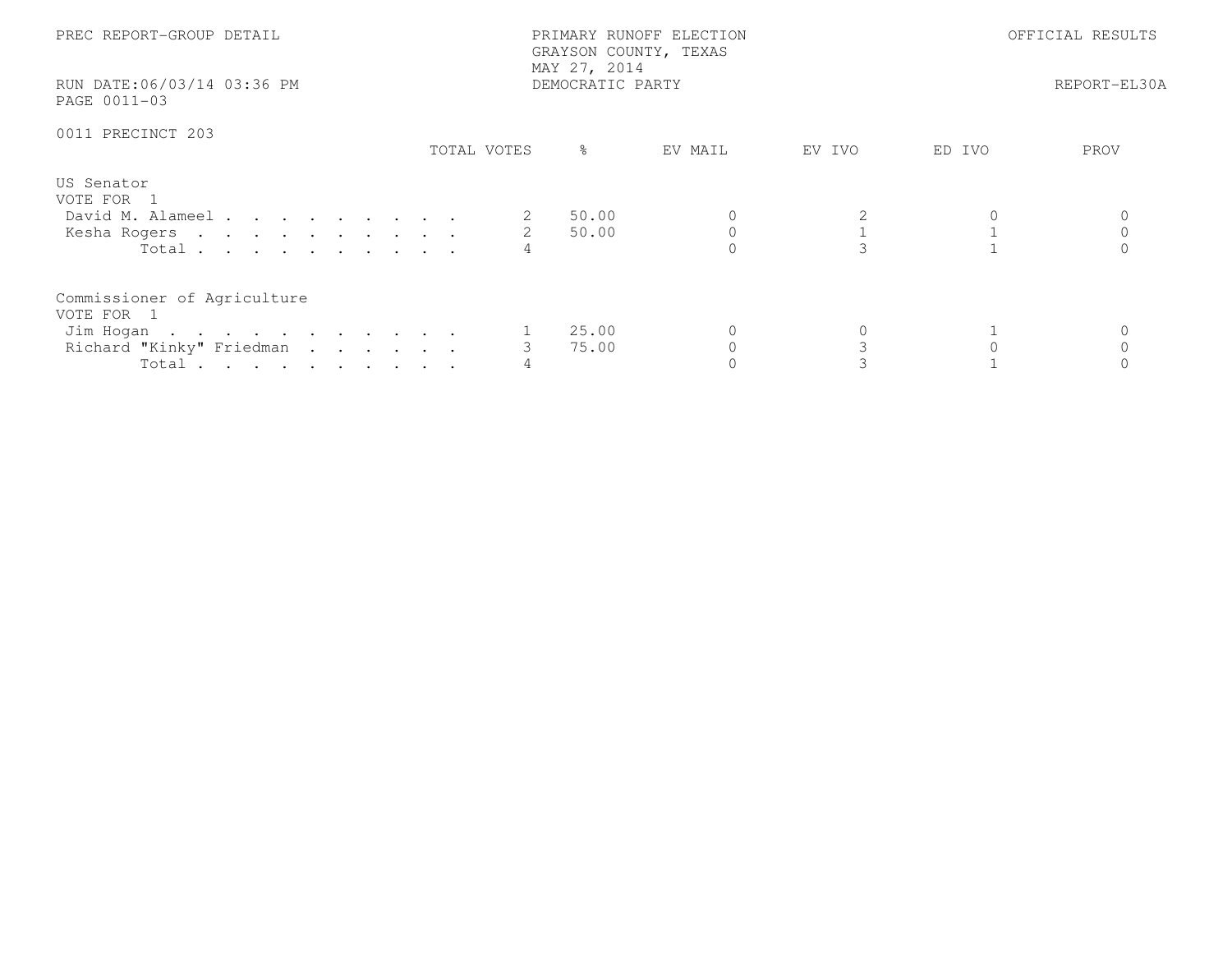PREC REPORT-GROUP DETAIL

PRIMARY RUNOFF ELECTION
GRAYSON COUNTY, TEXAS
MAY 27, 2014
DEMOCRATIC PARTY

OFFICIAL RESULTS

RUN DATE:06/03/14 03:36 PM

REPORT-EL30A

PAGE 0011-03

0011 PRECINCT 203

| | TOTAL VOTES | % | EV MAIL | EV IVO | ED IVO | PROV |
|---|---|---|---|---|---|---|
| **US Senator** | | | | | | |
| VOTE FOR 1 | | | | | | |
| David M. Alameel | 2 | 50.00 | 0 | 2 | 0 | 0 |
| Kesha Rogers | 2 | 50.00 | 0 | 1 | 1 | 0 |
| Total | 4 | | 0 | 3 | 1 | 0 |
| **Commissioner of Agriculture** | | | | | | |
| VOTE FOR 1 | | | | | | |
| Jim Hogan | 1 | 25.00 | 0 | 0 | 1 | 0 |
| Richard "Kinky" Friedman | 3 | 75.00 | 0 | 3 | 0 | 0 |
| Total | 4 | | 0 | 3 | 1 | 0 |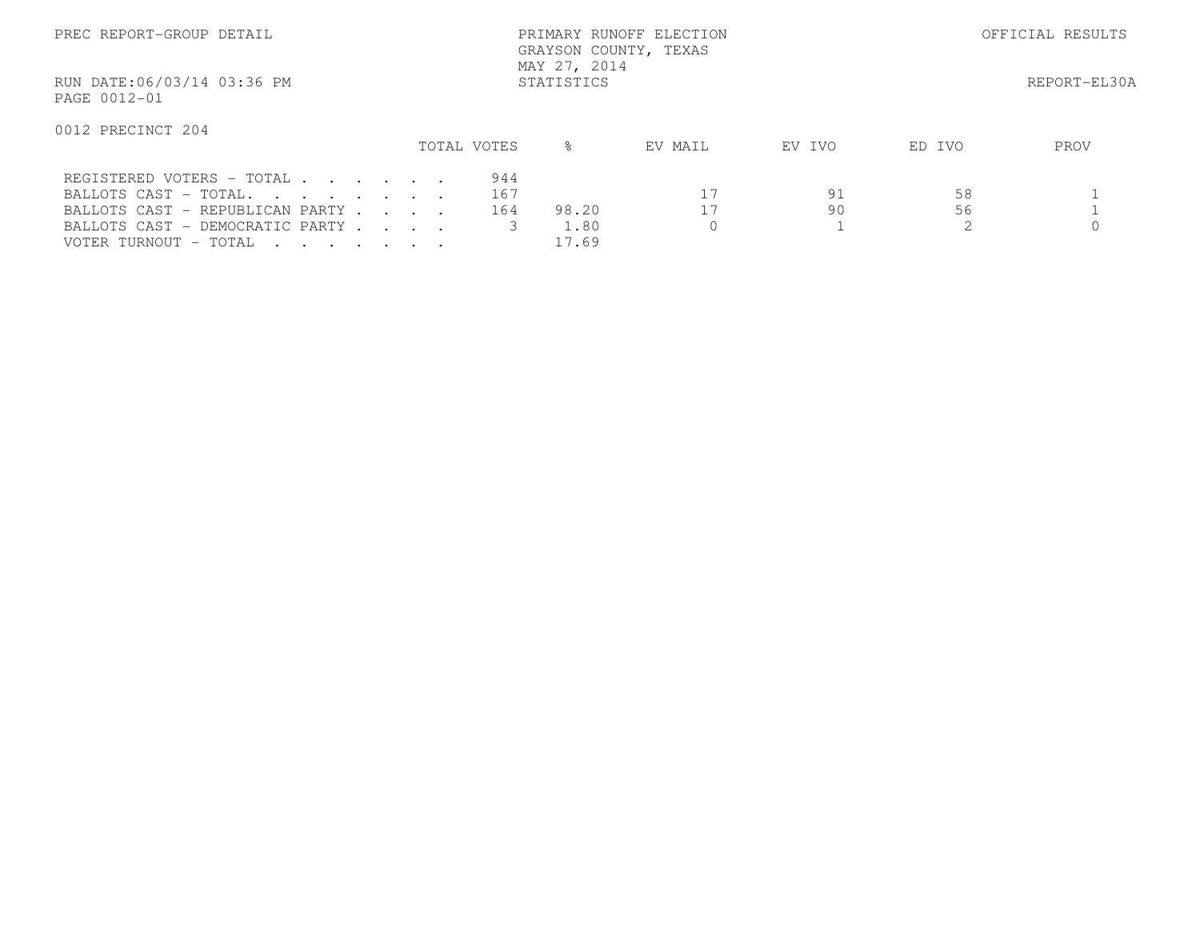PRIMARY RUNOFF ELECTION
GRAYSON COUNTY, TEXAS
MAY 27, 2014
STATISTICS

OFFICIAL RESULTS

PREC REPORT-GROUP DETAIL

RUN DATE:06/03/14 03:36 PM

REPORT-EL30A

PAGE 0012-01

0012 PRECINCT 204

| | TOTAL VOTES | % | EV MAIL | EV IVO | ED IVO | PROV |
|---|---|---|---|---|---|---|
| REGISTERED VOTERS - TOTAL . . . . . . . | 944 | | | | | |
| BALLOTS CAST - TOTAL. . . . . . . . . | 167 | | 17 | 91 | 58 | 1 |
| BALLOTS CAST - REPUBLICAN PARTY . . . . | 164 | 98.20 | 17 | 90 | 56 | 1 |
| BALLOTS CAST - DEMOCRATIC PARTY . . . . | 3 | 1.80 | 0 | 1 | 2 | 0 |
| VOTER TURNOUT - TOTAL . . . . . . . . | | 17.69 | | | | |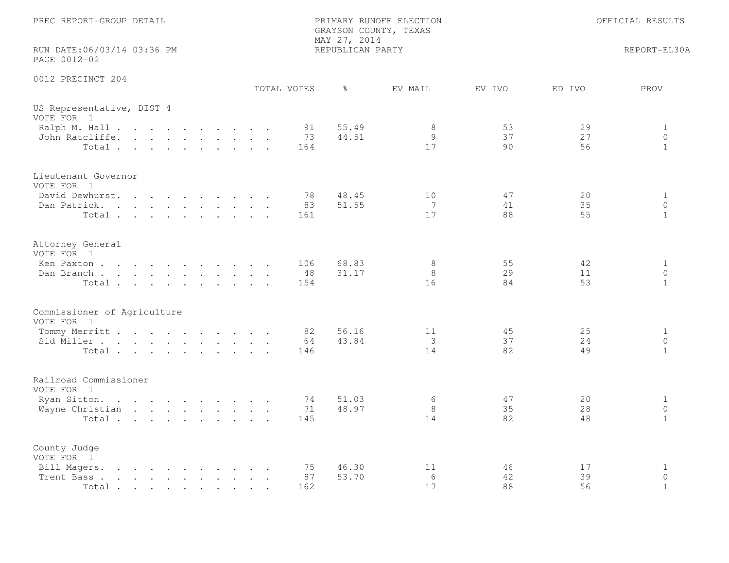PREC REPORT-GROUP DETAIL

PRIMARY RUNOFF ELECTION
GRAYSON COUNTY, TEXAS
MAY 27, 2014
REPUBLICAN PARTY

OFFICIAL RESULTS

RUN DATE:06/03/14 03:36 PM
PAGE 0012-02

REPORT-EL30A

0012 PRECINCT 204

| | TOTAL VOTES | % | EV MAIL | EV IVO | ED IVO | PROV |
|---|---|---|---|---|---|---|
| **US Representative, DIST 4** | | | | | | |
| VOTE FOR 1 | | | | | | |
| Ralph M. Hall | 91 | 55.49 | 8 | 53 | 29 | 1 |
| John Ratcliffe | 73 | 44.51 | 9 | 37 | 27 | 0 |
| Total | 164 | | 17 | 90 | 56 | 1 |
| **Lieutenant Governor** | | | | | | |
| VOTE FOR 1 | | | | | | |
| David Dewhurst | 78 | 48.45 | 10 | 47 | 20 | 1 |
| Dan Patrick | 83 | 51.55 | 7 | 41 | 35 | 0 |
| Total | 161 | | 17 | 88 | 55 | 1 |
| **Attorney General** | | | | | | |
| VOTE FOR 1 | | | | | | |
| Ken Paxton | 106 | 68.83 | 8 | 55 | 42 | 1 |
| Dan Branch | 48 | 31.17 | 8 | 29 | 11 | 0 |
| Total | 154 | | 16 | 84 | 53 | 1 |
| **Commissioner of Agriculture** | | | | | | |
| VOTE FOR 1 | | | | | | |
| Tommy Merritt | 82 | 56.16 | 11 | 45 | 25 | 1 |
| Sid Miller | 64 | 43.84 | 3 | 37 | 24 | 0 |
| Total | 146 | | 14 | 82 | 49 | 1 |
| **Railroad Commissioner** | | | | | | |
| VOTE FOR 1 | | | | | | |
| Ryan Sitton | 74 | 51.03 | 6 | 47 | 20 | 1 |
| Wayne Christian | 71 | 48.97 | 8 | 35 | 28 | 0 |
| Total | 145 | | 14 | 82 | 48 | 1 |
| **County Judge** | | | | | | |
| VOTE FOR 1 | | | | | | |
| Bill Magers | 75 | 46.30 | 11 | 46 | 17 | 1 |
| Trent Bass | 87 | 53.70 | 6 | 42 | 39 | 0 |
| Total | 162 | | 17 | 88 | 56 | 1 |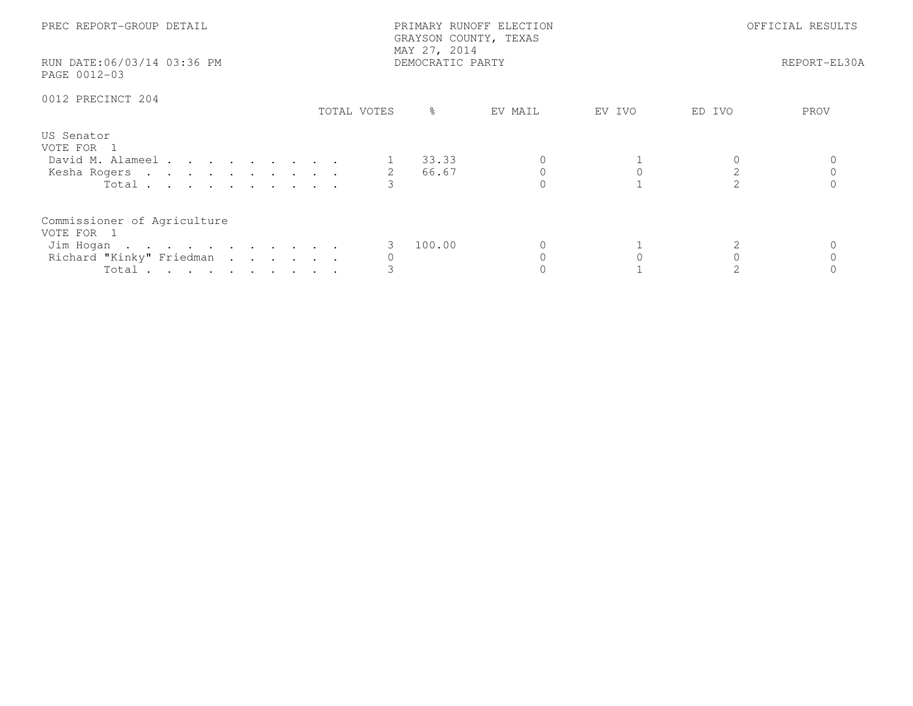PREC REPORT-GROUP DETAIL

PRIMARY RUNOFF ELECTION
GRAYSON COUNTY, TEXAS
MAY 27, 2014
DEMOCRATIC PARTY

OFFICIAL RESULTS

RUN DATE:06/03/14 03:36 PM
PAGE 0012-03

REPORT-EL30A

0012 PRECINCT 204

| | TOTAL VOTES | % | EV MAIL | EV IVO | ED IVO | PROV |
|---|---|---|---|---|---|---|
| **US Senator** | | | | | | |
| VOTE FOR 1 | | | | | | |
| David M. Alameel | 1 | 33.33 | 0 | 1 | 0 | 0 |
| Kesha Rogers | 2 | 66.67 | 0 | 0 | 2 | 0 |
| Total | 3 | | 0 | 1 | 2 | 0 |
| **Commissioner of Agriculture** | | | | | | |
| VOTE FOR 1 | | | | | | |
| Jim Hogan | 3 | 100.00 | 0 | 1 | 2 | 0 |
| Richard "Kinky" Friedman | 0 | | 0 | 0 | 0 | 0 |
| Total | 3 | | 0 | 1 | 2 | 0 |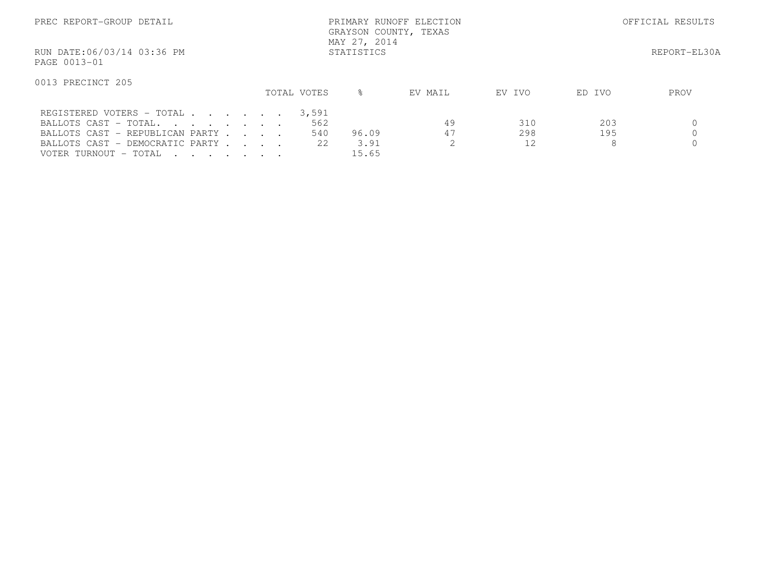PREC REPORT-GROUP DETAIL

PRIMARY RUNOFF ELECTION
GRAYSON COUNTY, TEXAS
MAY 27, 2014
STATISTICS

OFFICIAL RESULTS

RUN DATE:06/03/14 03:36 PM
PAGE 0013-01

REPORT-EL30A

0013 PRECINCT 205

| | TOTAL VOTES | % | EV MAIL | EV IVO | ED IVO | PROV |
|---|---|---|---|---|---|---|
| REGISTERED VOTERS - TOTAL . . . . . . . | 3,591 | | | | | |
| BALLOTS CAST - TOTAL. . . . . . . . | 562 | | 49 | 310 | 203 | 0 |
| BALLOTS CAST - REPUBLICAN PARTY . . . . | 540 | 96.09 | 47 | 298 | 195 | 0 |
| BALLOTS CAST - DEMOCRATIC PARTY . . . . | 22 | 3.91 | 2 | 12 | 8 | 0 |
| VOTER TURNOUT - TOTAL . . . . . . . | | 15.65 | | | | |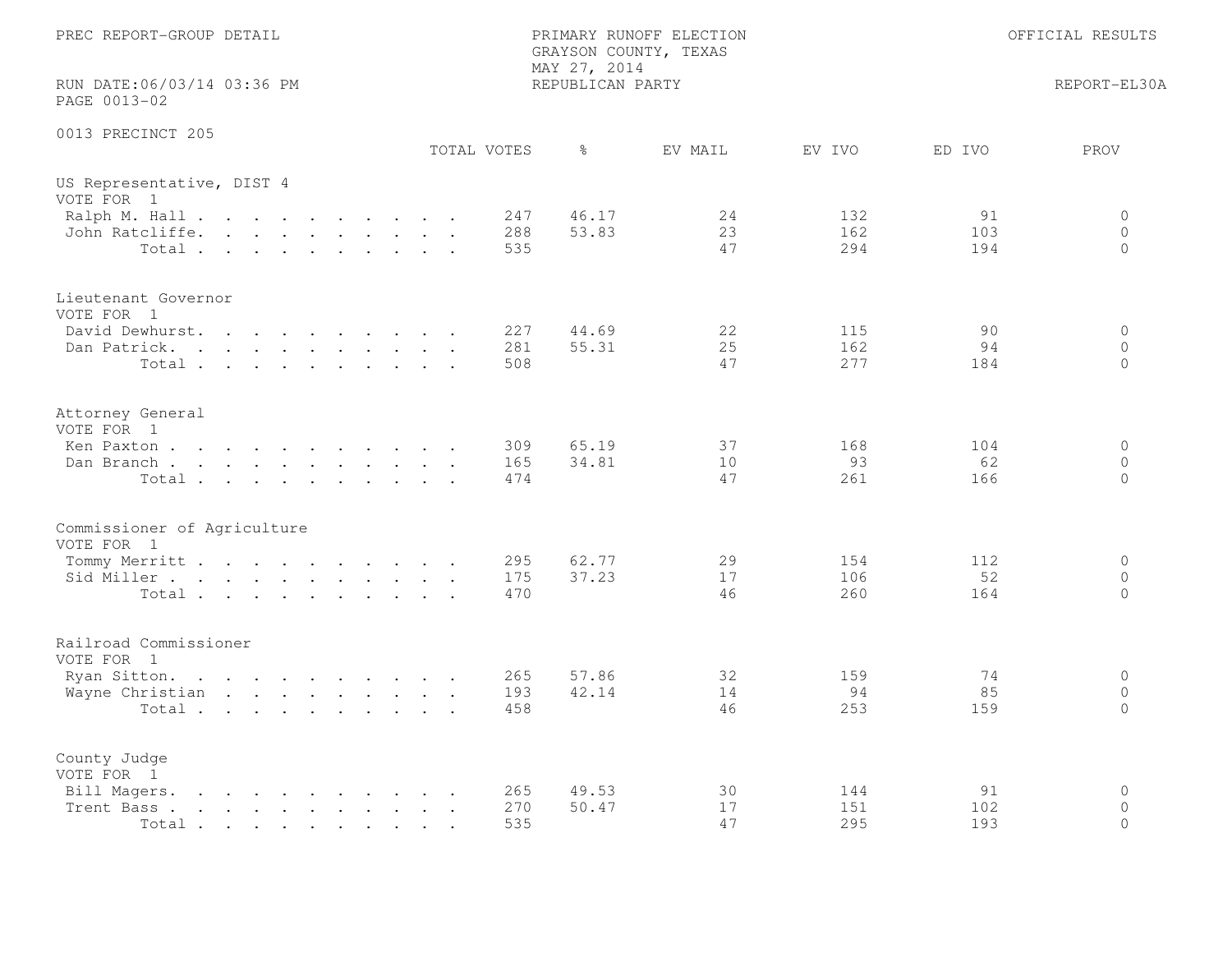PREC REPORT-GROUP DETAIL

PRIMARY RUNOFF ELECTION
GRAYSON COUNTY, TEXAS
MAY 27, 2014
REPUBLICAN PARTY

OFFICIAL RESULTS

RUN DATE:06/03/14 03:36 PM
PAGE 0013-02

REPORT-EL30A

0013 PRECINCT 205

| | TOTAL VOTES | % | EV MAIL | EV IVO | ED IVO | PROV |
|---|---|---|---|---|---|---|
| **US Representative, DIST 4** | | | | | | |
| VOTE FOR 1 | | | | | | |
| Ralph M. Hall | 247 | 46.17 | 24 | 132 | 91 | 0 |
| John Ratcliffe | 288 | 53.83 | 23 | 162 | 103 | 0 |
| Total | 535 | | 47 | 294 | 194 | 0 |
| **Lieutenant Governor** | | | | | | |
| VOTE FOR 1 | | | | | | |
| David Dewhurst | 227 | 44.69 | 22 | 115 | 90 | 0 |
| Dan Patrick | 281 | 55.31 | 25 | 162 | 94 | 0 |
| Total | 508 | | 47 | 277 | 184 | 0 |
| **Attorney General** | | | | | | |
| VOTE FOR 1 | | | | | | |
| Ken Paxton | 309 | 65.19 | 37 | 168 | 104 | 0 |
| Dan Branch | 165 | 34.81 | 10 | 93 | 62 | 0 |
| Total | 474 | | 47 | 261 | 166 | 0 |
| **Commissioner of Agriculture** | | | | | | |
| VOTE FOR 1 | | | | | | |
| Tommy Merritt | 295 | 62.77 | 29 | 154 | 112 | 0 |
| Sid Miller | 175 | 37.23 | 17 | 106 | 52 | 0 |
| Total | 470 | | 46 | 260 | 164 | 0 |
| **Railroad Commissioner** | | | | | | |
| VOTE FOR 1 | | | | | | |
| Ryan Sitton | 265 | 57.86 | 32 | 159 | 74 | 0 |
| Wayne Christian | 193 | 42.14 | 14 | 94 | 85 | 0 |
| Total | 458 | | 46 | 253 | 159 | 0 |
| **County Judge** | | | | | | |
| VOTE FOR 1 | | | | | | |
| Bill Magers | 265 | 49.53 | 30 | 144 | 91 | 0 |
| Trent Bass | 270 | 50.47 | 17 | 151 | 102 | 0 |
| Total | 535 | | 47 | 295 | 193 | 0 |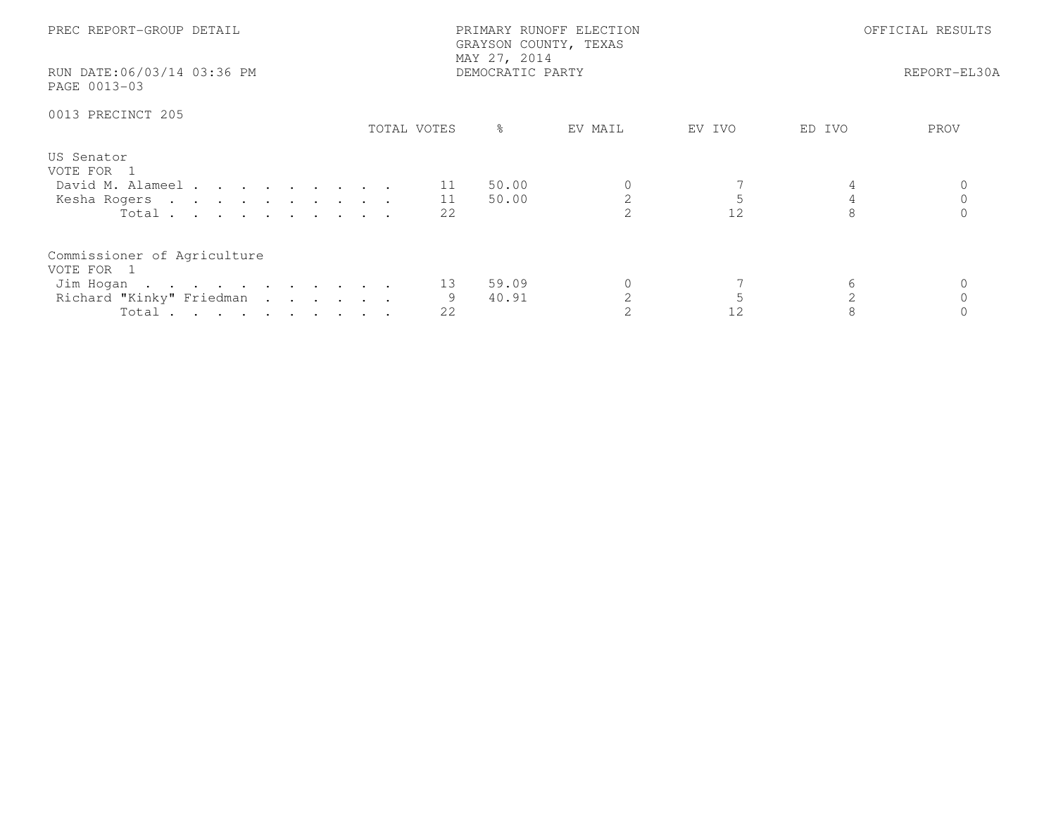PREC REPORT-GROUP DETAIL

PRIMARY RUNOFF ELECTION
GRAYSON COUNTY, TEXAS
MAY 27, 2014
DEMOCRATIC PARTY

OFFICIAL RESULTS

RUN DATE:06/03/14 03:36 PM
PAGE 0013-03

REPORT-EL30A

0013 PRECINCT 205

| | TOTAL VOTES | % | EV MAIL | EV IVO | ED IVO | PROV |
|---|---|---|---|---|---|---|
| **US Senator** | | | | | | |
| VOTE FOR 1 | | | | | | |
| David M. Alameel | 11 | 50.00 | 0 | 7 | 4 | 0 |
| Kesha Rogers | 11 | 50.00 | 2 | 5 | 4 | 0 |
| Total | 22 | | 2 | 12 | 8 | 0 |
| **Commissioner of Agriculture** | | | | | | |
| VOTE FOR 1 | | | | | | |
| Jim Hogan | 13 | 59.09 | 0 | 7 | 6 | 0 |
| Richard "Kinky" Friedman | 9 | 40.91 | 2 | 5 | 2 | 0 |
| Total | 22 | | 2 | 12 | 8 | 0 |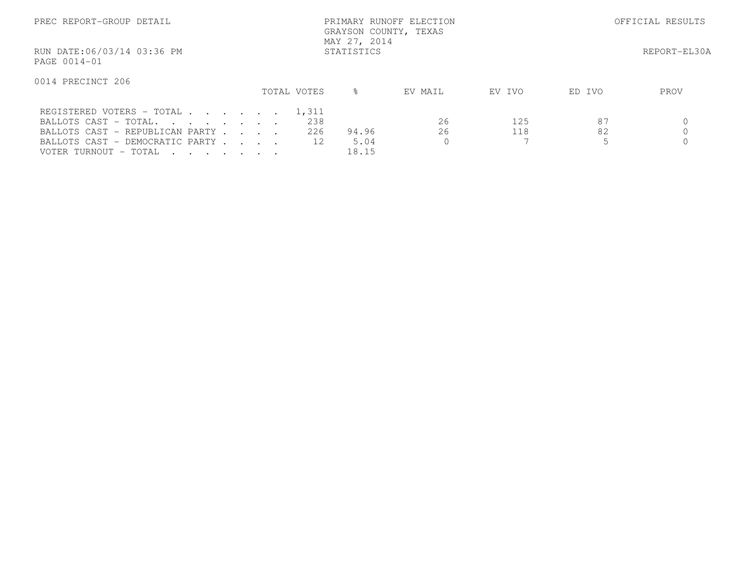PREC REPORT-GROUP DETAIL

PRIMARY RUNOFF ELECTION
GRAYSON COUNTY, TEXAS
MAY 27, 2014
STATISTICS

OFFICIAL RESULTS

RUN DATE:06/03/14 03:36 PM
PAGE 0014-01

REPORT-EL30A

0014 PRECINCT 206

| | TOTAL VOTES | % | EV MAIL | EV IVO | ED IVO | PROV |
|---|---|---|---|---|---|---|
| REGISTERED VOTERS - TOTAL . . . . . . . | 1,311 | | | | | |
| BALLOTS CAST - TOTAL. . . . . . . . | 238 | | 26 | 125 | 87 | 0 |
| BALLOTS CAST - REPUBLICAN PARTY . . . . | 226 | 94.96 | 26 | 118 | 82 | 0 |
| BALLOTS CAST - DEMOCRATIC PARTY . . . . | 12 | 5.04 | 0 | 7 | 5 | 0 |
| VOTER TURNOUT - TOTAL . . . . . . . | | 18.15 | | | | |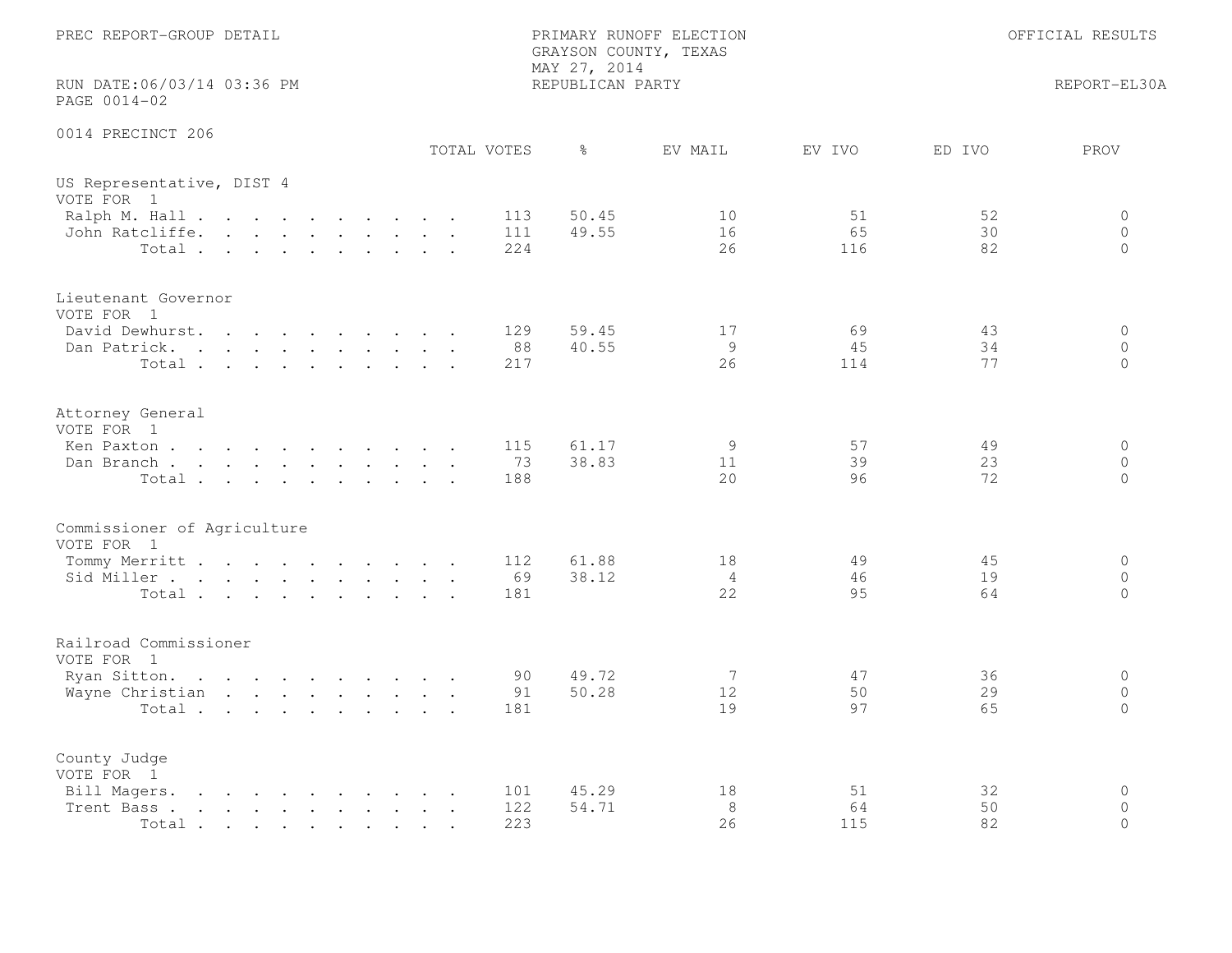PREC REPORT-GROUP DETAIL

PRIMARY RUNOFF ELECTION
GRAYSON COUNTY, TEXAS
MAY 27, 2014
REPUBLICAN PARTY

OFFICIAL RESULTS

RUN DATE:06/03/14 03:36 PM
PAGE 0014-02

REPORT-EL30A

0014 PRECINCT 206

| | TOTAL VOTES | % | EV MAIL | EV IVO | ED IVO | PROV |
|---|---|---|---|---|---|---|
| **US Representative, DIST 4** | | | | | | |
| VOTE FOR 1 | | | | | | |
| Ralph M. Hall | 113 | 50.45 | 10 | 51 | 52 | 0 |
| John Ratcliffe | 111 | 49.55 | 16 | 65 | 30 | 0 |
| Total | 224 | | 26 | 116 | 82 | 0 |
| **Lieutenant Governor** | | | | | | |
| VOTE FOR 1 | | | | | | |
| David Dewhurst | 129 | 59.45 | 17 | 69 | 43 | 0 |
| Dan Patrick | 88 | 40.55 | 9 | 45 | 34 | 0 |
| Total | 217 | | 26 | 114 | 77 | 0 |
| **Attorney General** | | | | | | |
| VOTE FOR 1 | | | | | | |
| Ken Paxton | 115 | 61.17 | 9 | 57 | 49 | 0 |
| Dan Branch | 73 | 38.83 | 11 | 39 | 23 | 0 |
| Total | 188 | | 20 | 96 | 72 | 0 |
| **Commissioner of Agriculture** | | | | | | |
| VOTE FOR 1 | | | | | | |
| Tommy Merritt | 112 | 61.88 | 18 | 49 | 45 | 0 |
| Sid Miller | 69 | 38.12 | 4 | 46 | 19 | 0 |
| Total | 181 | | 22 | 95 | 64 | 0 |
| **Railroad Commissioner** | | | | | | |
| VOTE FOR 1 | | | | | | |
| Ryan Sitton | 90 | 49.72 | 7 | 47 | 36 | 0 |
| Wayne Christian | 91 | 50.28 | 12 | 50 | 29 | 0 |
| Total | 181 | | 19 | 97 | 65 | 0 |
| **County Judge** | | | | | | |
| VOTE FOR 1 | | | | | | |
| Bill Magers | 101 | 45.29 | 18 | 51 | 32 | 0 |
| Trent Bass | 122 | 54.71 | 8 | 64 | 50 | 0 |
| Total | 223 | | 26 | 115 | 82 | 0 |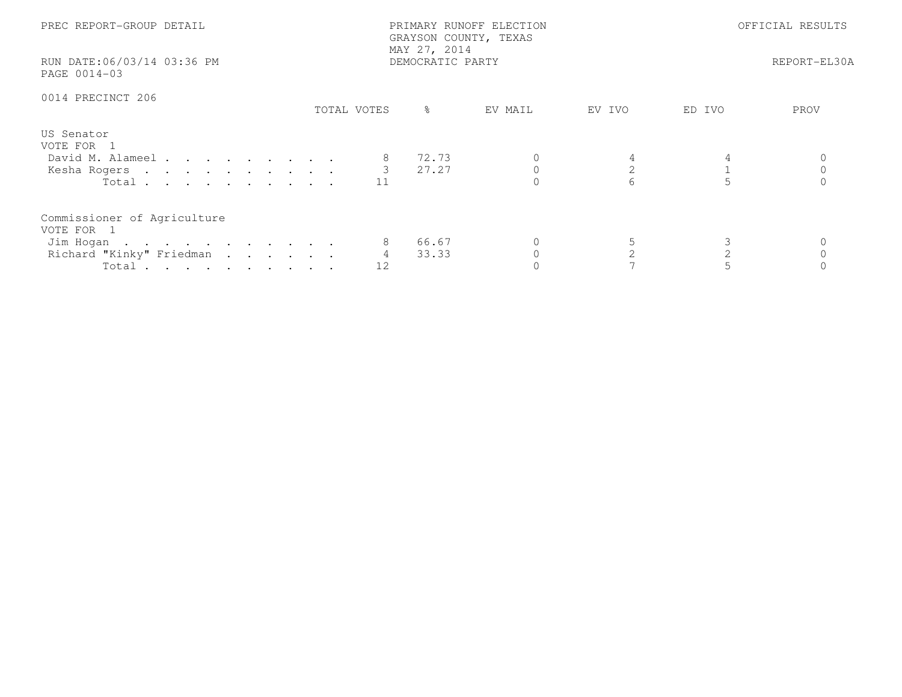PREC REPORT-GROUP DETAIL

PRIMARY RUNOFF ELECTION
GRAYSON COUNTY, TEXAS
MAY 27, 2014
DEMOCRATIC PARTY

OFFICIAL RESULTS

RUN DATE:06/03/14 03:36 PM

REPORT-EL30A

PAGE 0014-03

0014 PRECINCT 206

| | TOTAL VOTES | % | EV MAIL | EV IVO | ED IVO | PROV |
|---|---|---|---|---|---|---|
| **US Senator** | | | | | | |
| VOTE FOR 1 | | | | | | |
| David M. Alameel | 8 | 72.73 | 0 | 4 | 4 | 0 |
| Kesha Rogers | 3 | 27.27 | 0 | 2 | 1 | 0 |
| Total | 11 | | 0 | 6 | 5 | 0 |
| **Commissioner of Agriculture** | | | | | | |
| VOTE FOR 1 | | | | | | |
| Jim Hogan | 8 | 66.67 | 0 | 5 | 3 | 0 |
| Richard "Kinky" Friedman | 4 | 33.33 | 0 | 2 | 2 | 0 |
| Total | 12 | | 0 | 7 | 5 | 0 |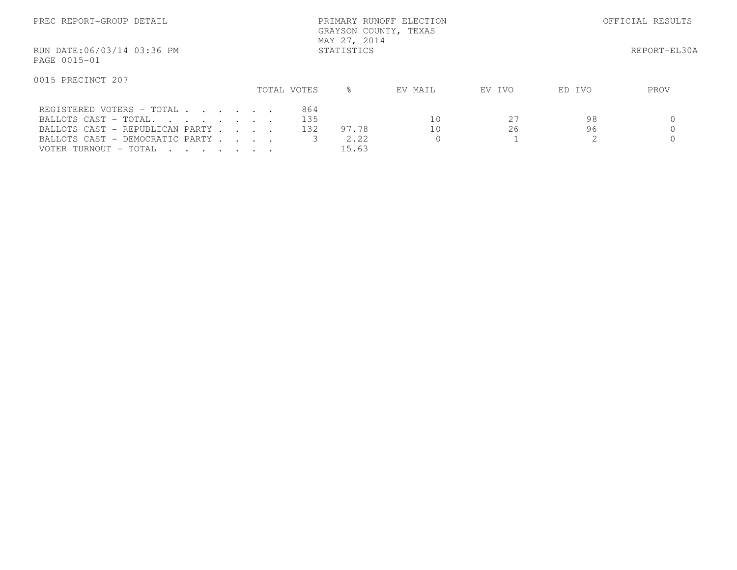PREC REPORT-GROUP DETAIL

PRIMARY RUNOFF ELECTION
GRAYSON COUNTY, TEXAS
MAY 27, 2014
STATISTICS

OFFICIAL RESULTS

RUN DATE:06/03/14 03:36 PM

REPORT-EL30A

PAGE 0015-01

0015 PRECINCT 207

| | TOTAL VOTES | % | EV MAIL | EV IVO | ED IVO | PROV |
|---|---|---|---|---|---|---|
| REGISTERED VOTERS - TOTAL . . . . . . | 864 | | | | | |
| BALLOTS CAST - TOTAL. . . . . . . . | 135 | | 10 | 27 | 98 | 0 |
| BALLOTS CAST - REPUBLICAN PARTY . . . . | 132 | 97.78 | 10 | 26 | 96 | 0 |
| BALLOTS CAST - DEMOCRATIC PARTY . . . . | 3 | 2.22 | 0 | 1 | 2 | 0 |
| VOTER TURNOUT - TOTAL . . . . . . . | | 15.63 | | | | |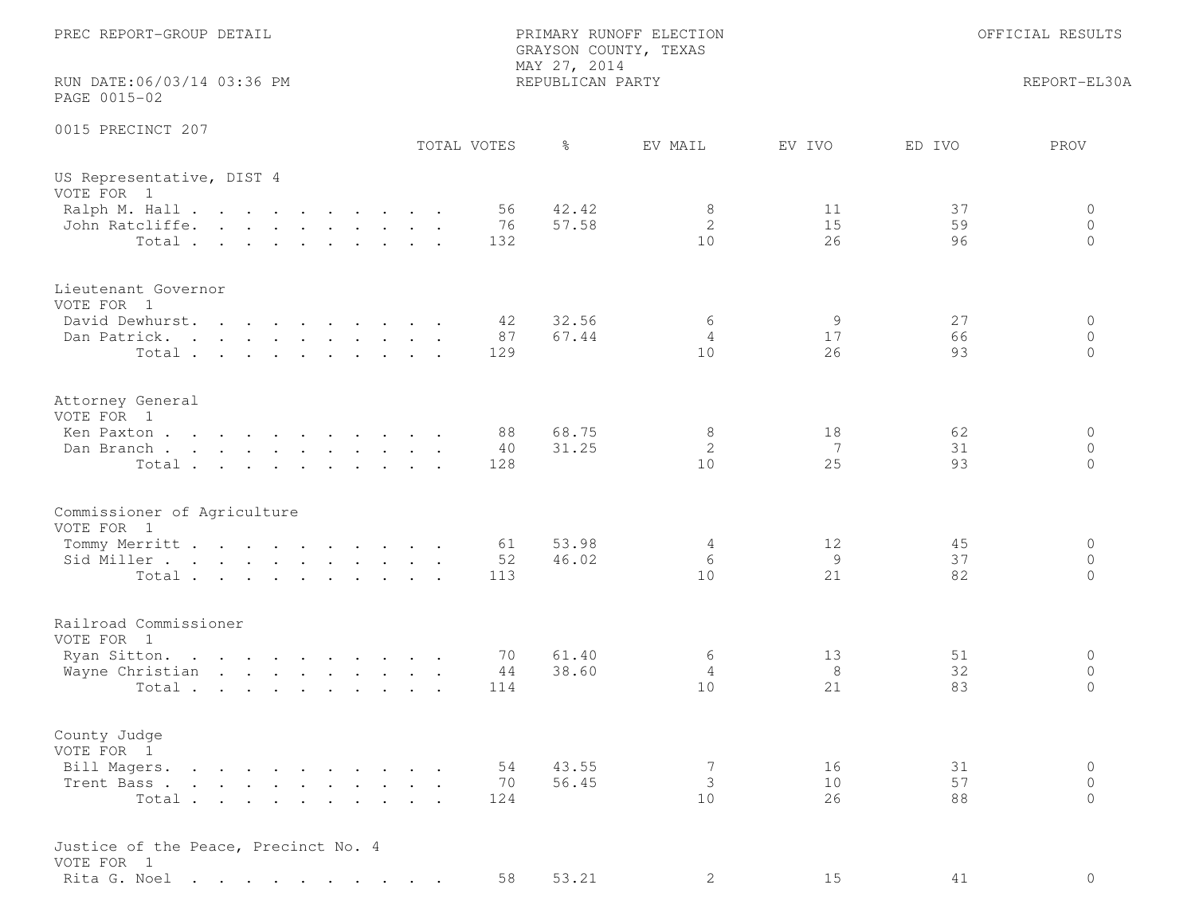PREC REPORT-GROUP DETAIL

PRIMARY RUNOFF ELECTION
GRAYSON COUNTY, TEXAS
MAY 27, 2014
REPUBLICAN PARTY

OFFICIAL RESULTS

RUN DATE:06/03/14 03:36 PM
PAGE 0015-02

REPORT-EL30A

## 0015 PRECINCT 207

### US Representative, DIST 4
VOTE FOR 1

| | TOTAL VOTES | % | EV MAIL | EV IVO | ED IVO | PROV |
|---|---|---|---|---|---|---|
| Ralph M. Hall | 56 | 42.42 | 8 | 11 | 37 | 0 |
| John Ratcliffe | 76 | 57.58 | 2 | 15 | 59 | 0 |
| Total | 132 | | 10 | 26 | 96 | 0 |

### Lieutenant Governor
VOTE FOR 1

| | TOTAL VOTES | % | EV MAIL | EV IVO | ED IVO | PROV |
|---|---|---|---|---|---|---|
| David Dewhurst | 42 | 32.56 | 6 | 9 | 27 | 0 |
| Dan Patrick | 87 | 67.44 | 4 | 17 | 66 | 0 |
| Total | 129 | | 10 | 26 | 93 | 0 |

### Attorney General
VOTE FOR 1

| | TOTAL VOTES | % | EV MAIL | EV IVO | ED IVO | PROV |
|---|---|---|---|---|---|---|
| Ken Paxton | 88 | 68.75 | 8 | 18 | 62 | 0 |
| Dan Branch | 40 | 31.25 | 2 | 7 | 31 | 0 |
| Total | 128 | | 10 | 25 | 93 | 0 |

### Commissioner of Agriculture
VOTE FOR 1

| | TOTAL VOTES | % | EV MAIL | EV IVO | ED IVO | PROV |
|---|---|---|---|---|---|---|
| Tommy Merritt | 61 | 53.98 | 4 | 12 | 45 | 0 |
| Sid Miller | 52 | 46.02 | 6 | 9 | 37 | 0 |
| Total | 113 | | 10 | 21 | 82 | 0 |

### Railroad Commissioner
VOTE FOR 1

| | TOTAL VOTES | % | EV MAIL | EV IVO | ED IVO | PROV |
|---|---|---|---|---|---|---|
| Ryan Sitton | 70 | 61.40 | 6 | 13 | 51 | 0 |
| Wayne Christian | 44 | 38.60 | 4 | 8 | 32 | 0 |
| Total | 114 | | 10 | 21 | 83 | 0 |

### County Judge
VOTE FOR 1

| | TOTAL VOTES | % | EV MAIL | EV IVO | ED IVO | PROV |
|---|---|---|---|---|---|---|
| Bill Magers | 54 | 43.55 | 7 | 16 | 31 | 0 |
| Trent Bass | 70 | 56.45 | 3 | 10 | 57 | 0 |
| Total | 124 | | 10 | 26 | 88 | 0 |

### Justice of the Peace, Precinct No. 4
VOTE FOR 1

| | TOTAL VOTES | % | EV MAIL | EV IVO | ED IVO | PROV |
|---|---|---|---|---|---|---|
| Rita G. Noel | 58 | 53.21 | 2 | 15 | 41 | 0 |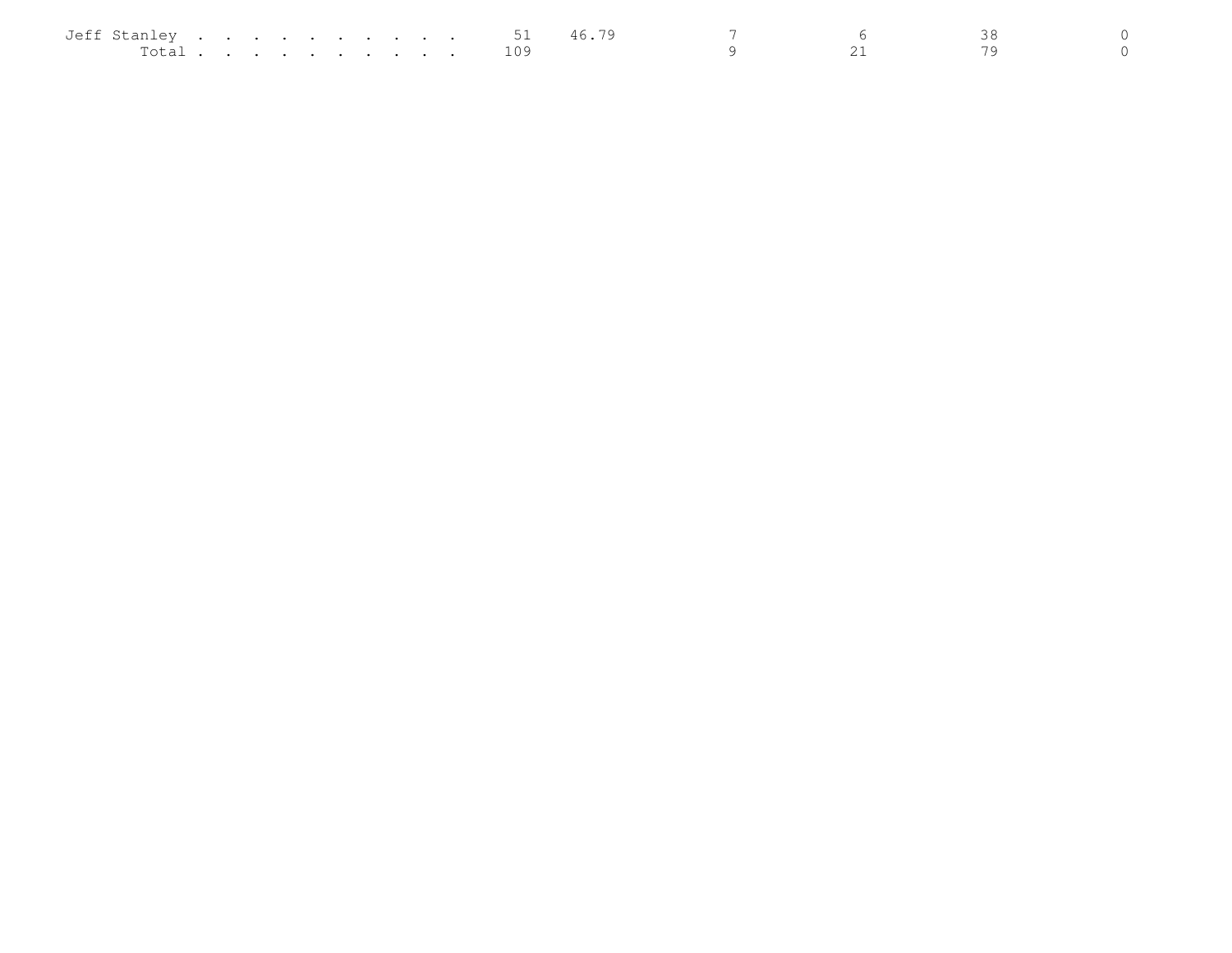| | | | | | |
|---|---|---|---|---|---|
| Jeff Stanley . . . . . . . . . . | 51 | 46.79 | 7 | 6 | 38 | 0 |
| Total . . . . . . . . . . | 109 | | 9 | 21 | 79 | 0 |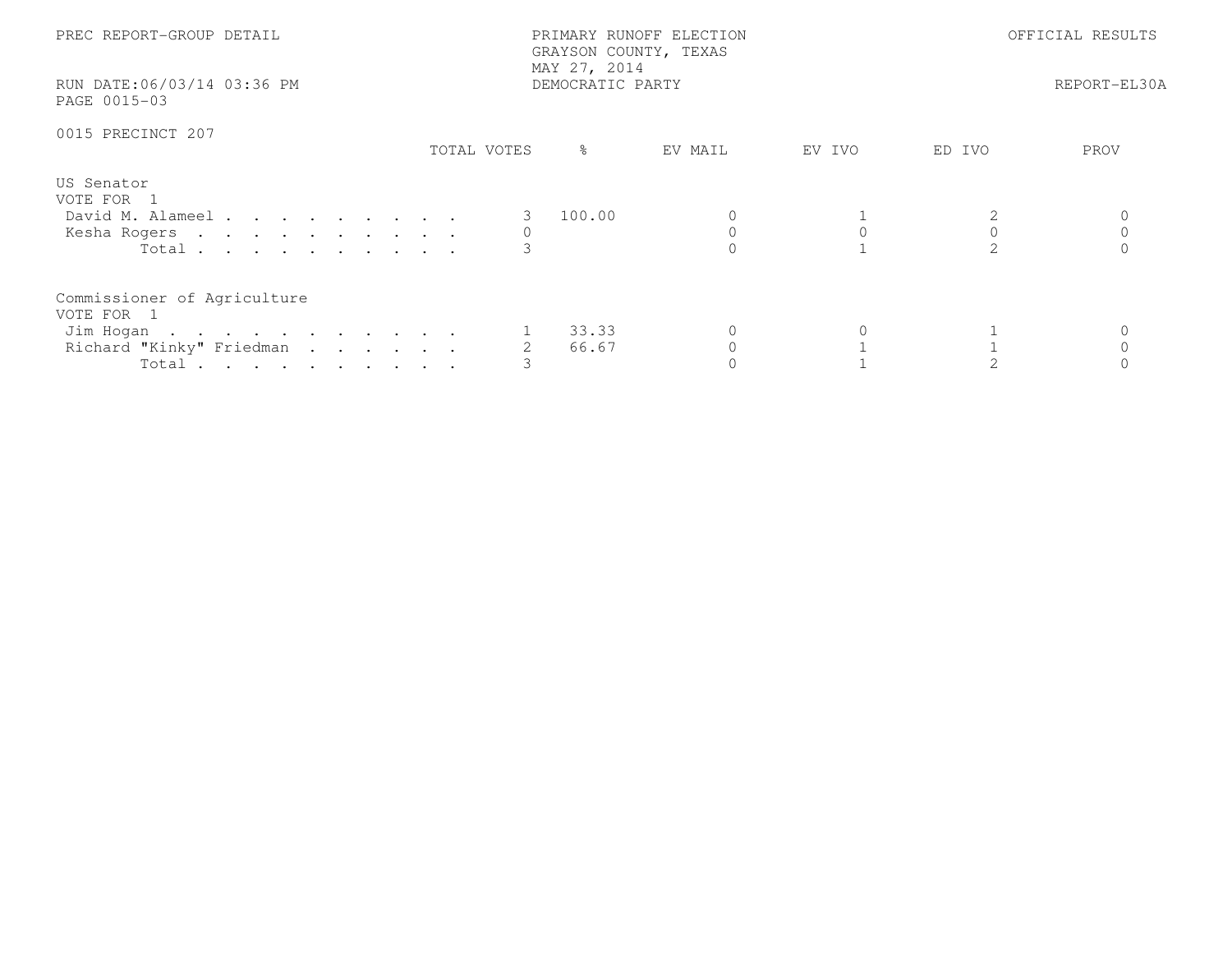PREC REPORT-GROUP DETAIL

PRIMARY RUNOFF ELECTION
GRAYSON COUNTY, TEXAS
MAY 27, 2014
DEMOCRATIC PARTY

OFFICIAL RESULTS

RUN DATE:06/03/14 03:36 PM

REPORT-EL30A

PAGE 0015-03

0015 PRECINCT 207

| | TOTAL VOTES | % | EV MAIL | EV IVO | ED IVO | PROV |
|---|---|---|---|---|---|---|
| **US Senator** | | | | | | |
| VOTE FOR 1 | | | | | | |
| David M. Alameel | 3 | 100.00 | 0 | 1 | 2 | 0 |
| Kesha Rogers | 0 | | 0 | 0 | 0 | 0 |
| Total | 3 | | 0 | 1 | 2 | 0 |
| **Commissioner of Agriculture** | | | | | | |
| VOTE FOR 1 | | | | | | |
| Jim Hogan | 1 | 33.33 | 0 | 0 | 1 | 0 |
| Richard "Kinky" Friedman | 2 | 66.67 | 0 | 1 | 1 | 0 |
| Total | 3 | | 0 | 1 | 2 | 0 |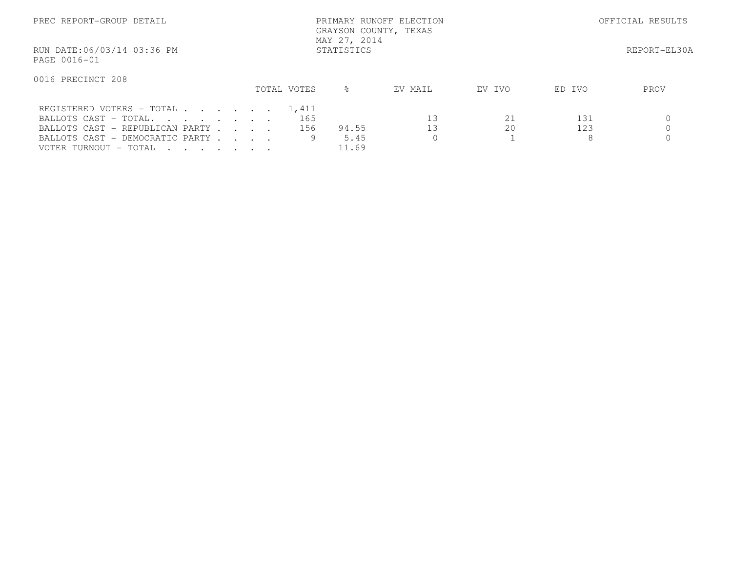PREC REPORT-GROUP DETAIL

PRIMARY RUNOFF ELECTION
GRAYSON COUNTY, TEXAS
MAY 27, 2014
STATISTICS

OFFICIAL RESULTS

RUN DATE:06/03/14 03:36 PM

REPORT-EL30A

PAGE 0016-01

0016 PRECINCT 208

| | TOTAL VOTES | % | EV MAIL | EV IVO | ED IVO | PROV |
|---|---|---|---|---|---|---|
| REGISTERED VOTERS - TOTAL . . . . . . . | 1,411 | | | | | |
| BALLOTS CAST - TOTAL. . . . . . . . | 165 | | 13 | 21 | 131 | 0 |
| BALLOTS CAST - REPUBLICAN PARTY . . . . | 156 | 94.55 | 13 | 20 | 123 | 0 |
| BALLOTS CAST - DEMOCRATIC PARTY . . . . | 9 | 5.45 | 0 | 1 | 8 | 0 |
| VOTER TURNOUT - TOTAL . . . . . . . . | | 11.69 | | | | |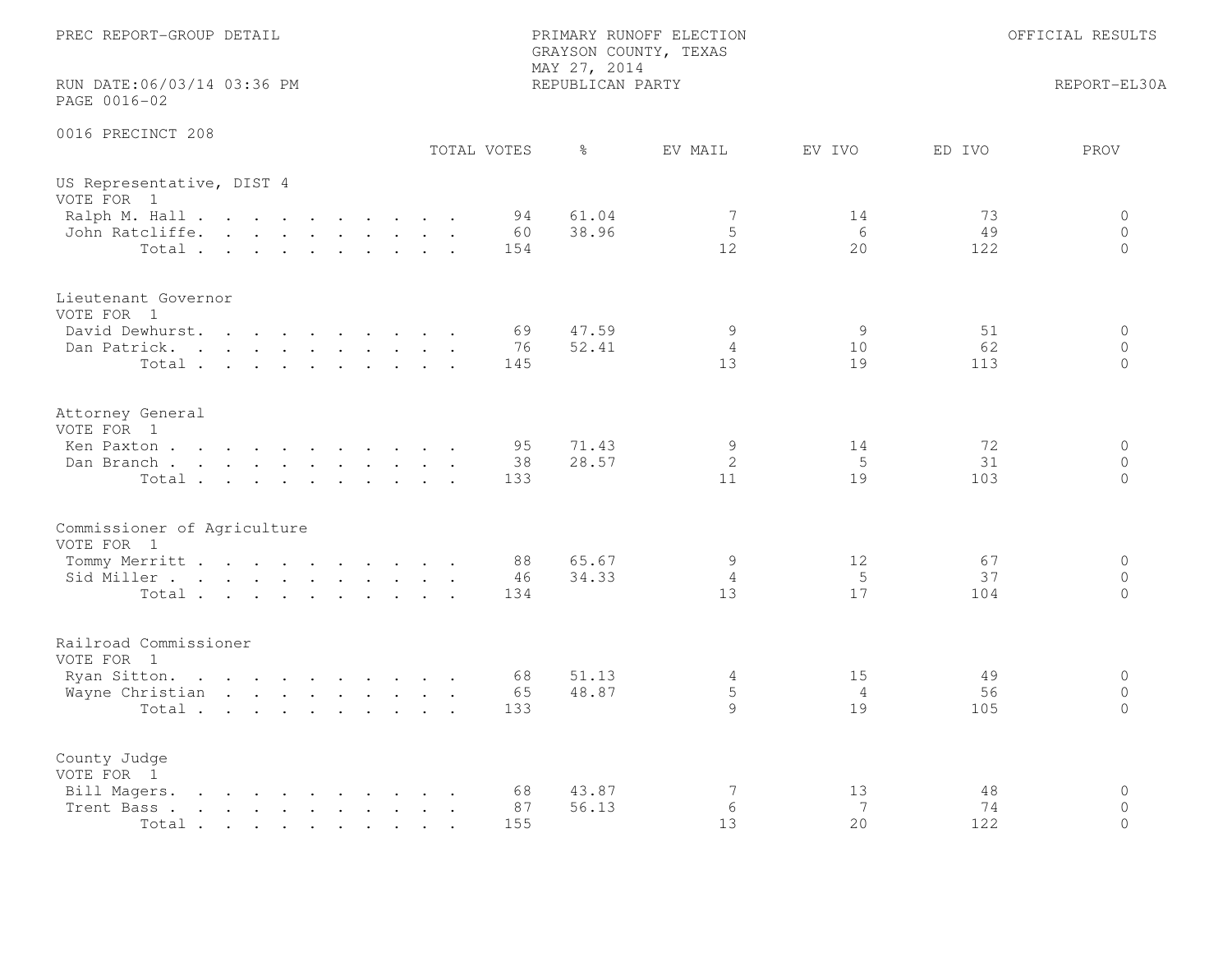PREC REPORT-GROUP DETAIL

PRIMARY RUNOFF ELECTION
GRAYSON COUNTY, TEXAS
MAY 27, 2014
REPUBLICAN PARTY

OFFICIAL RESULTS

RUN DATE:06/03/14 03:36 PM
PAGE 0016-02

REPORT-EL30A

0016 PRECINCT 208

| | TOTAL VOTES | % | EV MAIL | EV IVO | ED IVO | PROV |
|---|---|---|---|---|---|---|
| **US Representative, DIST 4** | | | | | | |
| VOTE FOR 1 | | | | | | |
| Ralph M. Hall | 94 | 61.04 | 7 | 14 | 73 | 0 |
| John Ratcliffe | 60 | 38.96 | 5 | 6 | 49 | 0 |
| Total | 154 | | 12 | 20 | 122 | 0 |
| **Lieutenant Governor** | | | | | | |
| VOTE FOR 1 | | | | | | |
| David Dewhurst | 69 | 47.59 | 9 | 9 | 51 | 0 |
| Dan Patrick | 76 | 52.41 | 4 | 10 | 62 | 0 |
| Total | 145 | | 13 | 19 | 113 | 0 |
| **Attorney General** | | | | | | |
| VOTE FOR 1 | | | | | | |
| Ken Paxton | 95 | 71.43 | 9 | 14 | 72 | 0 |
| Dan Branch | 38 | 28.57 | 2 | 5 | 31 | 0 |
| Total | 133 | | 11 | 19 | 103 | 0 |
| **Commissioner of Agriculture** | | | | | | |
| VOTE FOR 1 | | | | | | |
| Tommy Merritt | 88 | 65.67 | 9 | 12 | 67 | 0 |
| Sid Miller | 46 | 34.33 | 4 | 5 | 37 | 0 |
| Total | 134 | | 13 | 17 | 104 | 0 |
| **Railroad Commissioner** | | | | | | |
| VOTE FOR 1 | | | | | | |
| Ryan Sitton | 68 | 51.13 | 4 | 15 | 49 | 0 |
| Wayne Christian | 65 | 48.87 | 5 | 4 | 56 | 0 |
| Total | 133 | | 9 | 19 | 105 | 0 |
| **County Judge** | | | | | | |
| VOTE FOR 1 | | | | | | |
| Bill Magers | 68 | 43.87 | 7 | 13 | 48 | 0 |
| Trent Bass | 87 | 56.13 | 6 | 7 | 74 | 0 |
| Total | 155 | | 13 | 20 | 122 | 0 |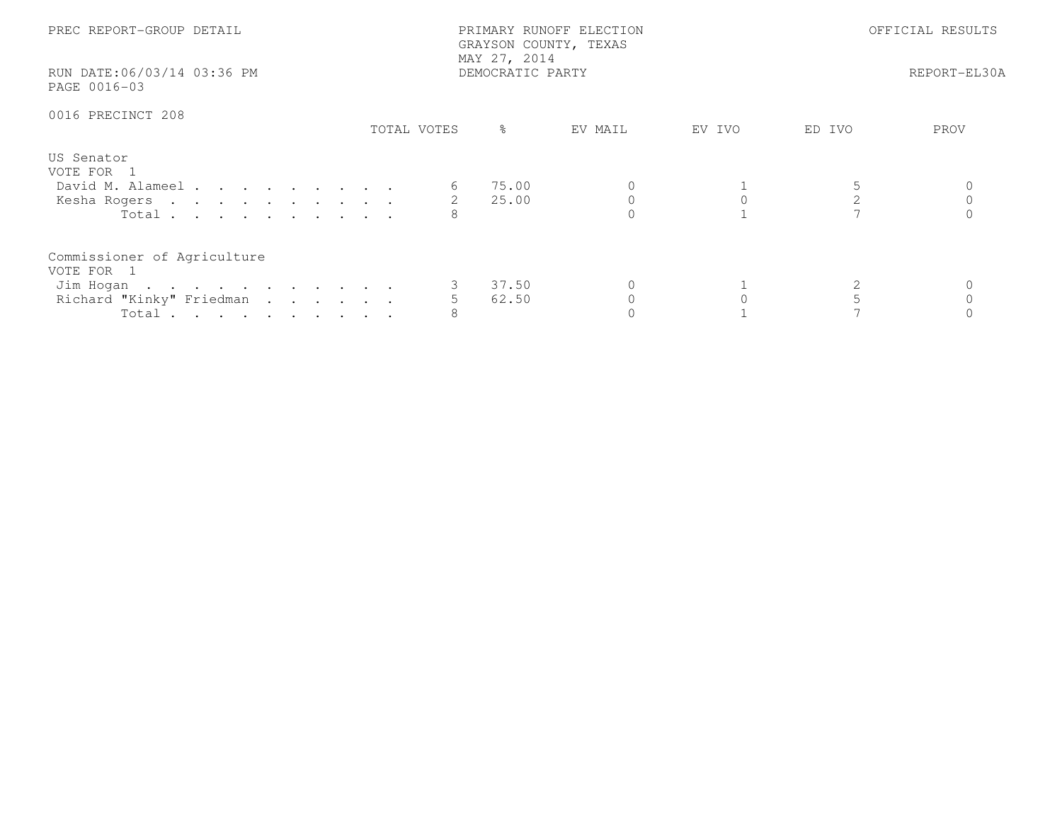PREC REPORT-GROUP DETAIL

PRIMARY RUNOFF ELECTION
GRAYSON COUNTY, TEXAS
MAY 27, 2014
DEMOCRATIC PARTY

OFFICIAL RESULTS

RUN DATE:06/03/14 03:36 PM

REPORT-EL30A

PAGE 0016-03

0016 PRECINCT 208

| | TOTAL VOTES | % | EV MAIL | EV IVO | ED IVO | PROV |
|---|---|---|---|---|---|---|
| **US Senator** | | | | | | |
| VOTE FOR 1 | | | | | | |
| David M. Alameel | 6 | 75.00 | 0 | 1 | 5 | 0 |
| Kesha Rogers | 2 | 25.00 | 0 | 0 | 2 | 0 |
| Total | 8 | | 0 | 1 | 7 | 0 |
| **Commissioner of Agriculture** | | | | | | |
| VOTE FOR 1 | | | | | | |
| Jim Hogan | 3 | 37.50 | 0 | 1 | 2 | 0 |
| Richard "Kinky" Friedman | 5 | 62.50 | 0 | 0 | 5 | 0 |
| Total | 8 | | 0 | 1 | 7 | 0 |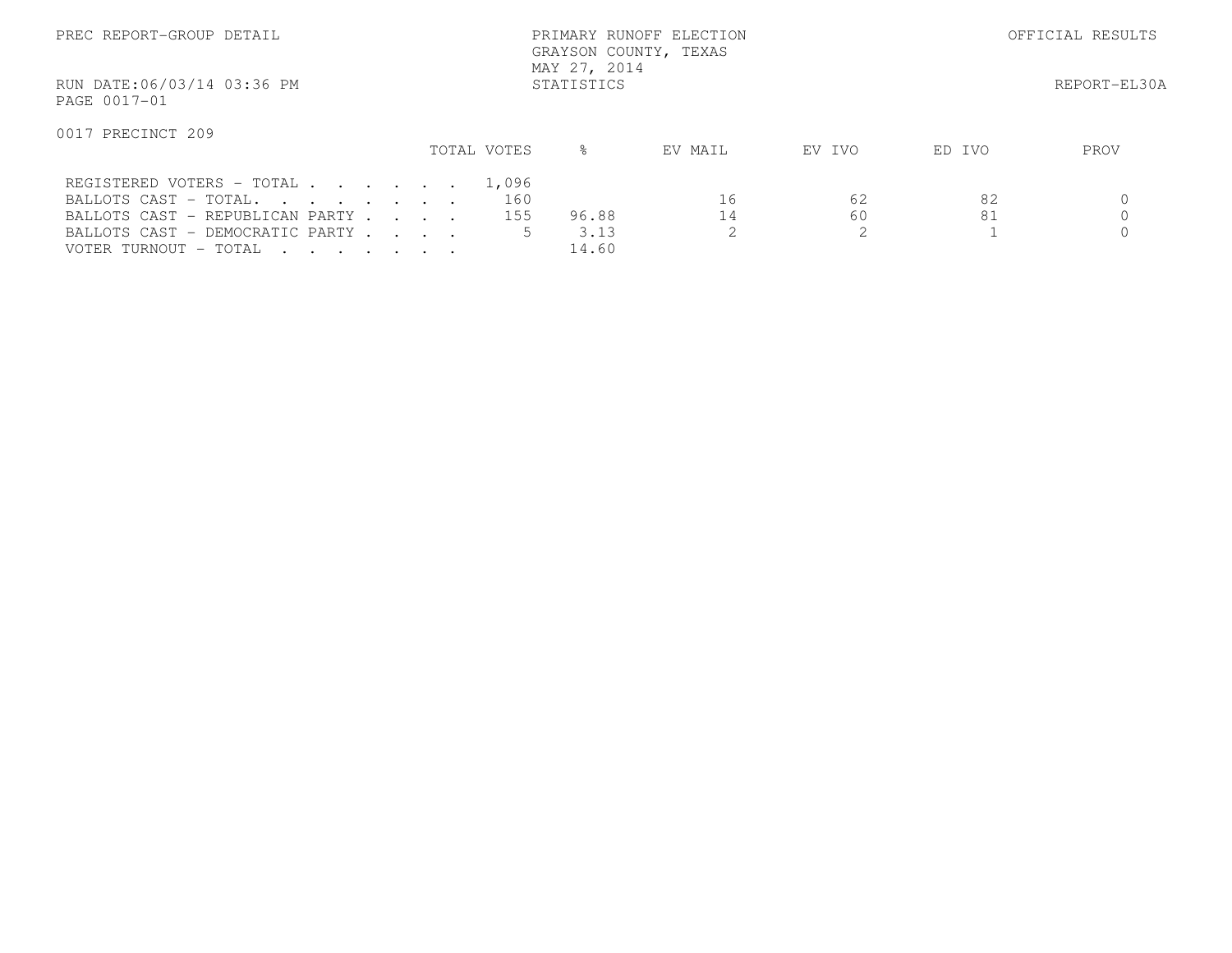PREC REPORT-GROUP DETAIL

PRIMARY RUNOFF ELECTION
GRAYSON COUNTY, TEXAS
MAY 27, 2014
STATISTICS

OFFICIAL RESULTS

RUN DATE:06/03/14 03:36 PM
PAGE 0017-01

REPORT-EL30A

0017 PRECINCT 209

| | TOTAL VOTES | % | EV MAIL | EV IVO | ED IVO | PROV |
|---|---|---|---|---|---|---|
| REGISTERED VOTERS - TOTAL . . . . . . . | 1,096 | | | | | |
| BALLOTS CAST - TOTAL. . . . . . . . | 160 | | 16 | 62 | 82 | 0 |
| BALLOTS CAST - REPUBLICAN PARTY . . . . | 155 | 96.88 | 14 | 60 | 81 | 0 |
| BALLOTS CAST - DEMOCRATIC PARTY . . . . | 5 | 3.13 | 2 | 2 | 1 | 0 |
| VOTER TURNOUT - TOTAL . . . . . . . | | 14.60 | | | | |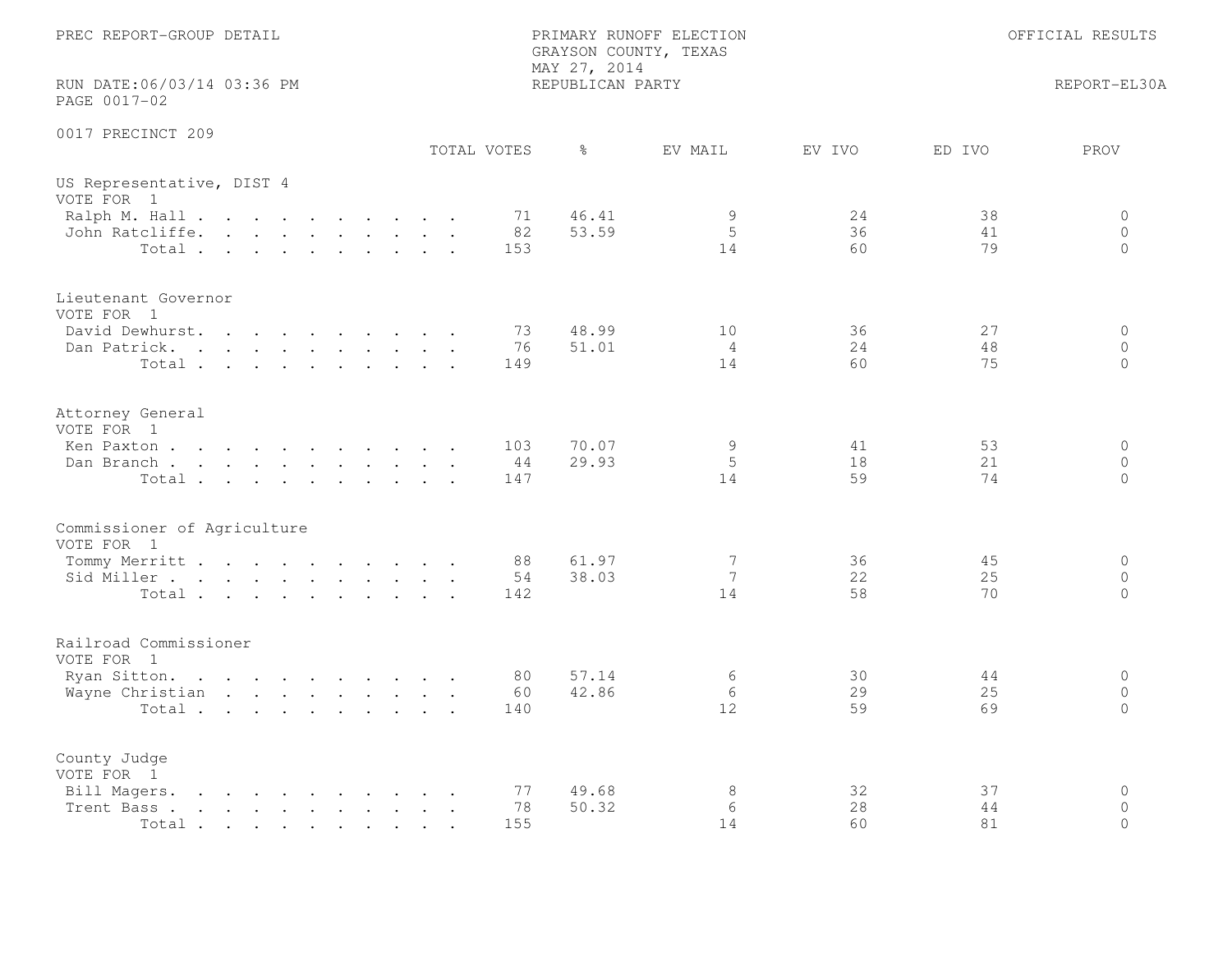PREC REPORT-GROUP DETAIL

PRIMARY RUNOFF ELECTION
GRAYSON COUNTY, TEXAS
MAY 27, 2014
REPUBLICAN PARTY

OFFICIAL RESULTS

RUN DATE:06/03/14 03:36 PM
PAGE 0017-02

REPORT-EL30A

0017 PRECINCT 209

| | TOTAL VOTES | % | EV MAIL | EV IVO | ED IVO | PROV |
|---|---|---|---|---|---|---|
| **US Representative, DIST 4** | | | | | | |
| VOTE FOR 1 | | | | | | |
| Ralph M. Hall | 71 | 46.41 | 9 | 24 | 38 | 0 |
| John Ratcliffe | 82 | 53.59 | 5 | 36 | 41 | 0 |
| Total | 153 | | 14 | 60 | 79 | 0 |
| **Lieutenant Governor** | | | | | | |
| VOTE FOR 1 | | | | | | |
| David Dewhurst | 73 | 48.99 | 10 | 36 | 27 | 0 |
| Dan Patrick | 76 | 51.01 | 4 | 24 | 48 | 0 |
| Total | 149 | | 14 | 60 | 75 | 0 |
| **Attorney General** | | | | | | |
| VOTE FOR 1 | | | | | | |
| Ken Paxton | 103 | 70.07 | 9 | 41 | 53 | 0 |
| Dan Branch | 44 | 29.93 | 5 | 18 | 21 | 0 |
| Total | 147 | | 14 | 59 | 74 | 0 |
| **Commissioner of Agriculture** | | | | | | |
| VOTE FOR 1 | | | | | | |
| Tommy Merritt | 88 | 61.97 | 7 | 36 | 45 | 0 |
| Sid Miller | 54 | 38.03 | 7 | 22 | 25 | 0 |
| Total | 142 | | 14 | 58 | 70 | 0 |
| **Railroad Commissioner** | | | | | | |
| VOTE FOR 1 | | | | | | |
| Ryan Sitton | 80 | 57.14 | 6 | 30 | 44 | 0 |
| Wayne Christian | 60 | 42.86 | 6 | 29 | 25 | 0 |
| Total | 140 | | 12 | 59 | 69 | 0 |
| **County Judge** | | | | | | |
| VOTE FOR 1 | | | | | | |
| Bill Magers | 77 | 49.68 | 8 | 32 | 37 | 0 |
| Trent Bass | 78 | 50.32 | 6 | 28 | 44 | 0 |
| Total | 155 | | 14 | 60 | 81 | 0 |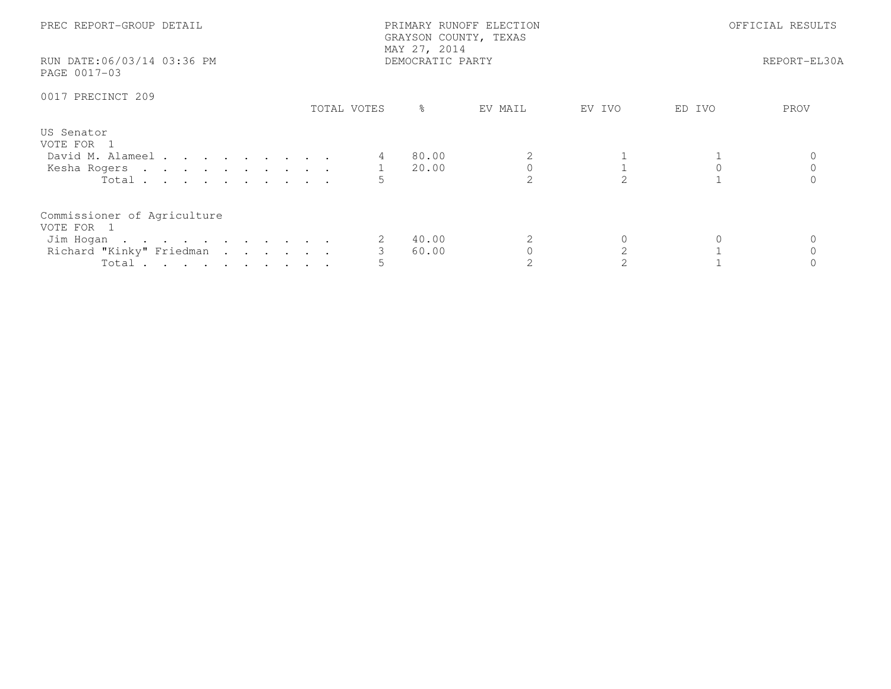PREC REPORT-GROUP DETAIL

PRIMARY RUNOFF ELECTION
GRAYSON COUNTY, TEXAS
MAY 27, 2014
DEMOCRATIC PARTY

OFFICIAL RESULTS

RUN DATE:06/03/14 03:36 PM
PAGE 0017-03

REPORT-EL30A

0017 PRECINCT 209

## US Senator
VOTE FOR 1

| | TOTAL VOTES | % | EV MAIL | EV IVO | ED IVO | PROV |
|---|---|---|---|---|---|---|
| David M. Alameel | 4 | 80.00 | 2 | 1 | 1 | 0 |
| Kesha Rogers | 1 | 20.00 | 0 | 1 | 0 | 0 |
| Total | 5 | | 2 | 2 | 1 | 0 |

## Commissioner of Agriculture
VOTE FOR 1

| | TOTAL VOTES | % | EV MAIL | EV IVO | ED IVO | PROV |
|---|---|---|---|---|---|---|
| Jim Hogan | 2 | 40.00 | 2 | 0 | 0 | 0 |
| Richard "Kinky" Friedman | 3 | 60.00 | 0 | 2 | 1 | 0 |
| Total | 5 | | 2 | 2 | 1 | 0 |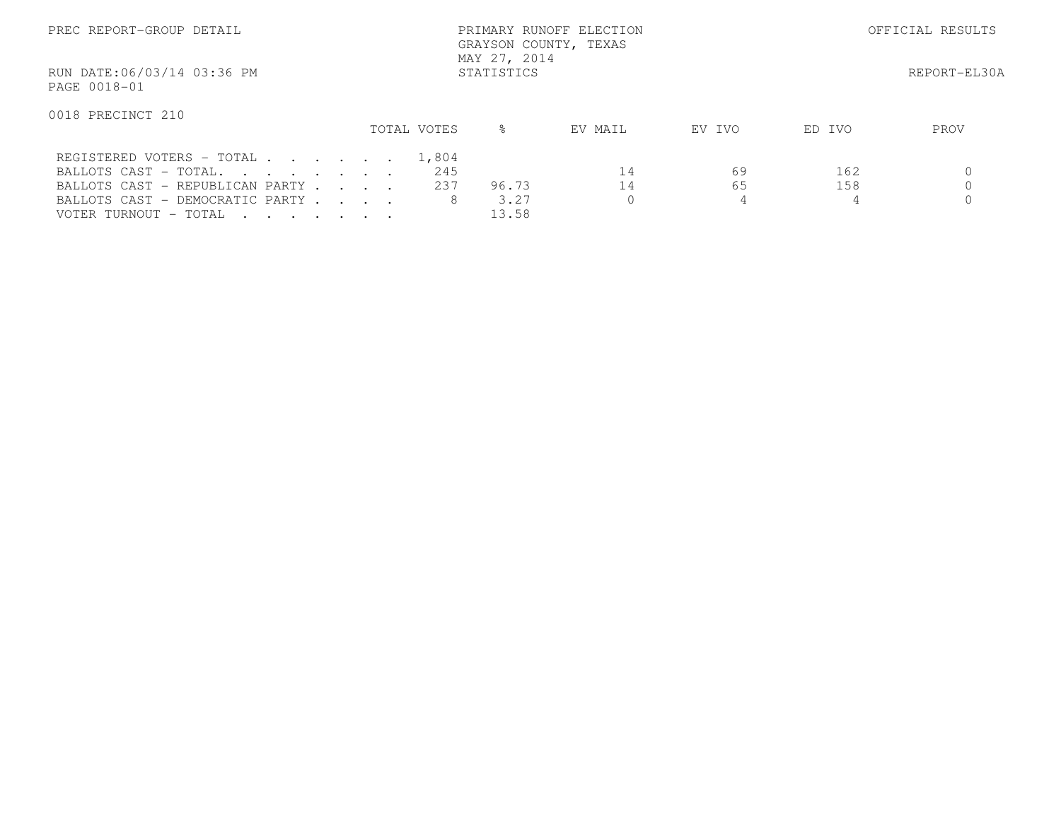PREC REPORT-GROUP DETAIL

PRIMARY RUNOFF ELECTION
GRAYSON COUNTY, TEXAS
MAY 27, 2014
STATISTICS

OFFICIAL RESULTS

RUN DATE:06/03/14 03:36 PM

REPORT-EL30A

PAGE 0018-01

0018 PRECINCT 210

| | TOTAL VOTES | % | EV MAIL | EV IVO | ED IVO | PROV |
|---|---|---|---|---|---|---|
| REGISTERED VOTERS - TOTAL . . . . . . | 1,804 | | | | | |
| BALLOTS CAST - TOTAL. . . . . . . . | 245 | | 14 | 69 | 162 | 0 |
| BALLOTS CAST - REPUBLICAN PARTY . . . . | 237 | 96.73 | 14 | 65 | 158 | 0 |
| BALLOTS CAST - DEMOCRATIC PARTY . . . . | 8 | 3.27 | 0 | 4 | 4 | 0 |
| VOTER TURNOUT - TOTAL . . . . . . . | | 13.58 | | | | |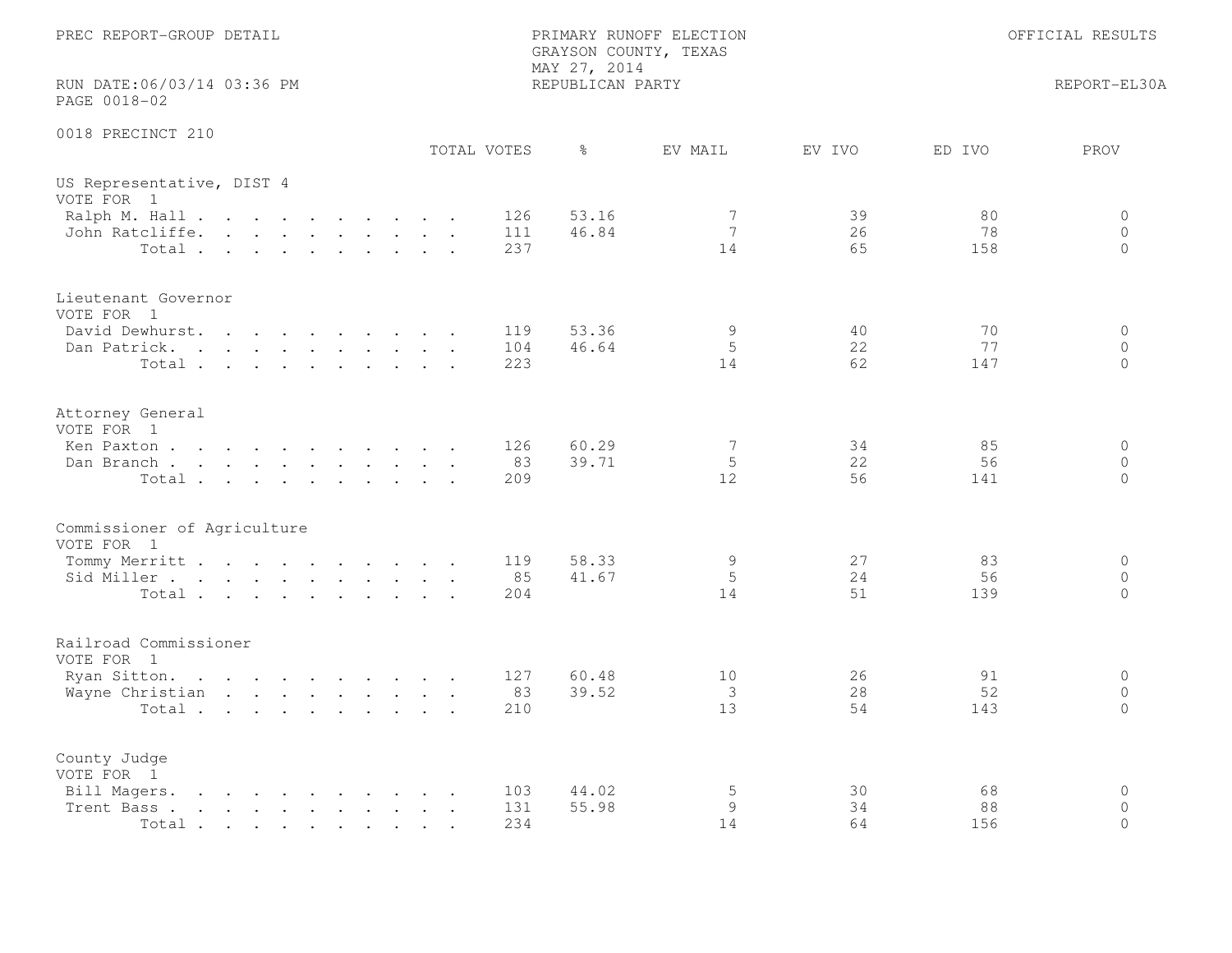PREC REPORT-GROUP DETAIL

PRIMARY RUNOFF ELECTION
GRAYSON COUNTY, TEXAS
MAY 27, 2014
REPUBLICAN PARTY

OFFICIAL RESULTS

RUN DATE:06/03/14 03:36 PM
PAGE 0018-02

REPORT-EL30A

0018 PRECINCT 210

| | TOTAL VOTES | % | EV MAIL | EV IVO | ED IVO | PROV |
|---|---|---|---|---|---|---|
| **US Representative, DIST 4** | | | | | | |
| VOTE FOR 1 | | | | | | |
| Ralph M. Hall | 126 | 53.16 | 7 | 39 | 80 | 0 |
| John Ratcliffe | 111 | 46.84 | 7 | 26 | 78 | 0 |
| Total | 237 | | 14 | 65 | 158 | 0 |
| **Lieutenant Governor** | | | | | | |
| VOTE FOR 1 | | | | | | |
| David Dewhurst | 119 | 53.36 | 9 | 40 | 70 | 0 |
| Dan Patrick | 104 | 46.64 | 5 | 22 | 77 | 0 |
| Total | 223 | | 14 | 62 | 147 | 0 |
| **Attorney General** | | | | | | |
| VOTE FOR 1 | | | | | | |
| Ken Paxton | 126 | 60.29 | 7 | 34 | 85 | 0 |
| Dan Branch | 83 | 39.71 | 5 | 22 | 56 | 0 |
| Total | 209 | | 12 | 56 | 141 | 0 |
| **Commissioner of Agriculture** | | | | | | |
| VOTE FOR 1 | | | | | | |
| Tommy Merritt | 119 | 58.33 | 9 | 27 | 83 | 0 |
| Sid Miller | 85 | 41.67 | 5 | 24 | 56 | 0 |
| Total | 204 | | 14 | 51 | 139 | 0 |
| **Railroad Commissioner** | | | | | | |
| VOTE FOR 1 | | | | | | |
| Ryan Sitton | 127 | 60.48 | 10 | 26 | 91 | 0 |
| Wayne Christian | 83 | 39.52 | 3 | 28 | 52 | 0 |
| Total | 210 | | 13 | 54 | 143 | 0 |
| **County Judge** | | | | | | |
| VOTE FOR 1 | | | | | | |
| Bill Magers | 103 | 44.02 | 5 | 30 | 68 | 0 |
| Trent Bass | 131 | 55.98 | 9 | 34 | 88 | 0 |
| Total | 234 | | 14 | 64 | 156 | 0 |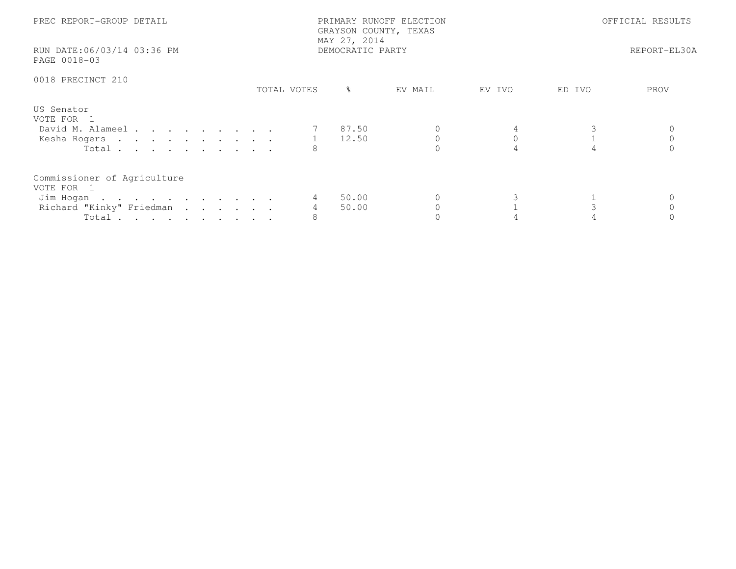PREC REPORT-GROUP DETAIL

PRIMARY RUNOFF ELECTION
GRAYSON COUNTY, TEXAS
MAY 27, 2014
DEMOCRATIC PARTY

OFFICIAL RESULTS

RUN DATE:06/03/14 03:36 PM
PAGE 0018-03

REPORT-EL30A

0018 PRECINCT 210

| | TOTAL VOTES | % | EV MAIL | EV IVO | ED IVO | PROV |
|---|---|---|---|---|---|---|
| **US Senator** | | | | | | |
| VOTE FOR 1 | | | | | | |
| David M. Alameel | 7 | 87.50 | 0 | 4 | 3 | 0 |
| Kesha Rogers | 1 | 12.50 | 0 | 0 | 1 | 0 |
| Total | 8 | | 0 | 4 | 4 | 0 |
| **Commissioner of Agriculture** | | | | | | |
| VOTE FOR 1 | | | | | | |
| Jim Hogan | 4 | 50.00 | 0 | 3 | 1 | 0 |
| Richard "Kinky" Friedman | 4 | 50.00 | 0 | 1 | 3 | 0 |
| Total | 8 | | 0 | 4 | 4 | 0 |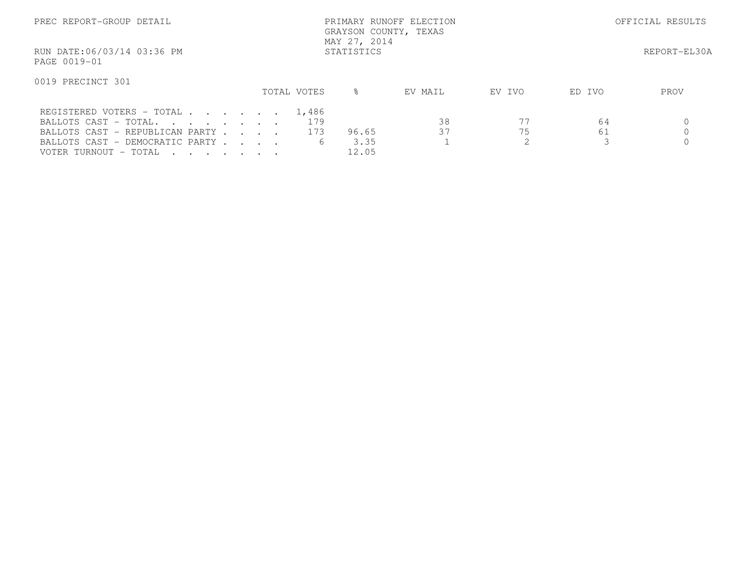PREC REPORT-GROUP DETAIL

PRIMARY RUNOFF ELECTION
GRAYSON COUNTY, TEXAS
MAY 27, 2014
STATISTICS

OFFICIAL RESULTS

RUN DATE:06/03/14 03:36 PM

REPORT-EL30A

PAGE 0019-01

0019 PRECINCT 301

| | TOTAL VOTES | % | EV MAIL | EV IVO | ED IVO | PROV |
|---|---|---|---|---|---|---|
| REGISTERED VOTERS - TOTAL . . . . . . . | 1,486 | | | | | |
| BALLOTS CAST - TOTAL. . . . . . . . | 179 | | 38 | 77 | 64 | 0 |
| BALLOTS CAST - REPUBLICAN PARTY . . . . | 173 | 96.65 | 37 | 75 | 61 | 0 |
| BALLOTS CAST - DEMOCRATIC PARTY . . . . | 6 | 3.35 | 1 | 2 | 3 | 0 |
| VOTER TURNOUT - TOTAL . . . . . . . . | | 12.05 | | | | |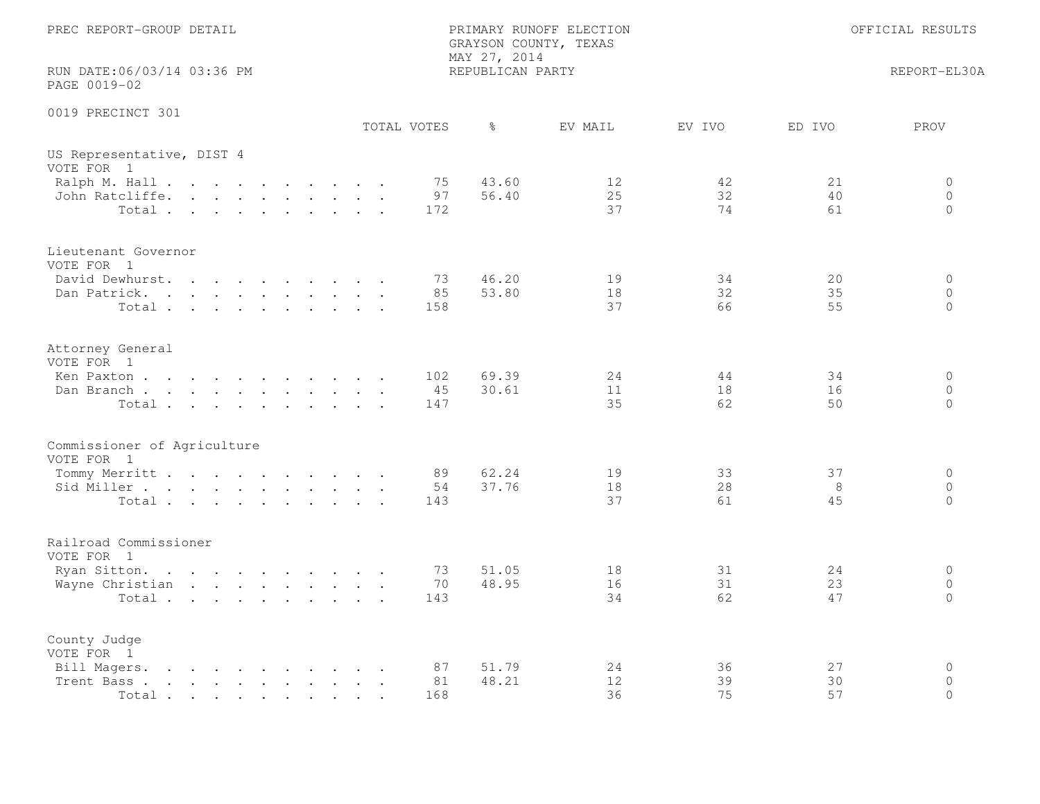PREC REPORT-GROUP DETAIL

PRIMARY RUNOFF ELECTION
GRAYSON COUNTY, TEXAS
MAY 27, 2014
REPUBLICAN PARTY

OFFICIAL RESULTS

RUN DATE:06/03/14 03:36 PM
PAGE 0019-02

REPORT-EL30A

## 0019 PRECINCT 301

### US Representative, DIST 4
VOTE FOR 1

| | TOTAL VOTES | % | EV MAIL | EV IVO | ED IVO | PROV |
|---|---|---|---|---|---|---|
| Ralph M. Hall | 75 | 43.60 | 12 | 42 | 21 | 0 |
| John Ratcliffe | 97 | 56.40 | 25 | 32 | 40 | 0 |
| Total | 172 | | 37 | 74 | 61 | 0 |

### Lieutenant Governor
VOTE FOR 1

| | TOTAL VOTES | % | EV MAIL | EV IVO | ED IVO | PROV |
|---|---|---|---|---|---|---|
| David Dewhurst | 73 | 46.20 | 19 | 34 | 20 | 0 |
| Dan Patrick | 85 | 53.80 | 18 | 32 | 35 | 0 |
| Total | 158 | | 37 | 66 | 55 | 0 |

### Attorney General
VOTE FOR 1

| | TOTAL VOTES | % | EV MAIL | EV IVO | ED IVO | PROV |
|---|---|---|---|---|---|---|
| Ken Paxton | 102 | 69.39 | 24 | 44 | 34 | 0 |
| Dan Branch | 45 | 30.61 | 11 | 18 | 16 | 0 |
| Total | 147 | | 35 | 62 | 50 | 0 |

### Commissioner of Agriculture
VOTE FOR 1

| | TOTAL VOTES | % | EV MAIL | EV IVO | ED IVO | PROV |
|---|---|---|---|---|---|---|
| Tommy Merritt | 89 | 62.24 | 19 | 33 | 37 | 0 |
| Sid Miller | 54 | 37.76 | 18 | 28 | 8 | 0 |
| Total | 143 | | 37 | 61 | 45 | 0 |

### Railroad Commissioner
VOTE FOR 1

| | TOTAL VOTES | % | EV MAIL | EV IVO | ED IVO | PROV |
|---|---|---|---|---|---|---|
| Ryan Sitton | 73 | 51.05 | 18 | 31 | 24 | 0 |
| Wayne Christian | 70 | 48.95 | 16 | 31 | 23 | 0 |
| Total | 143 | | 34 | 62 | 47 | 0 |

### County Judge
VOTE FOR 1

| | TOTAL VOTES | % | EV MAIL | EV IVO | ED IVO | PROV |
|---|---|---|---|---|---|---|
| Bill Magers | 87 | 51.79 | 24 | 36 | 27 | 0 |
| Trent Bass | 81 | 48.21 | 12 | 39 | 30 | 0 |
| Total | 168 | | 36 | 75 | 57 | 0 |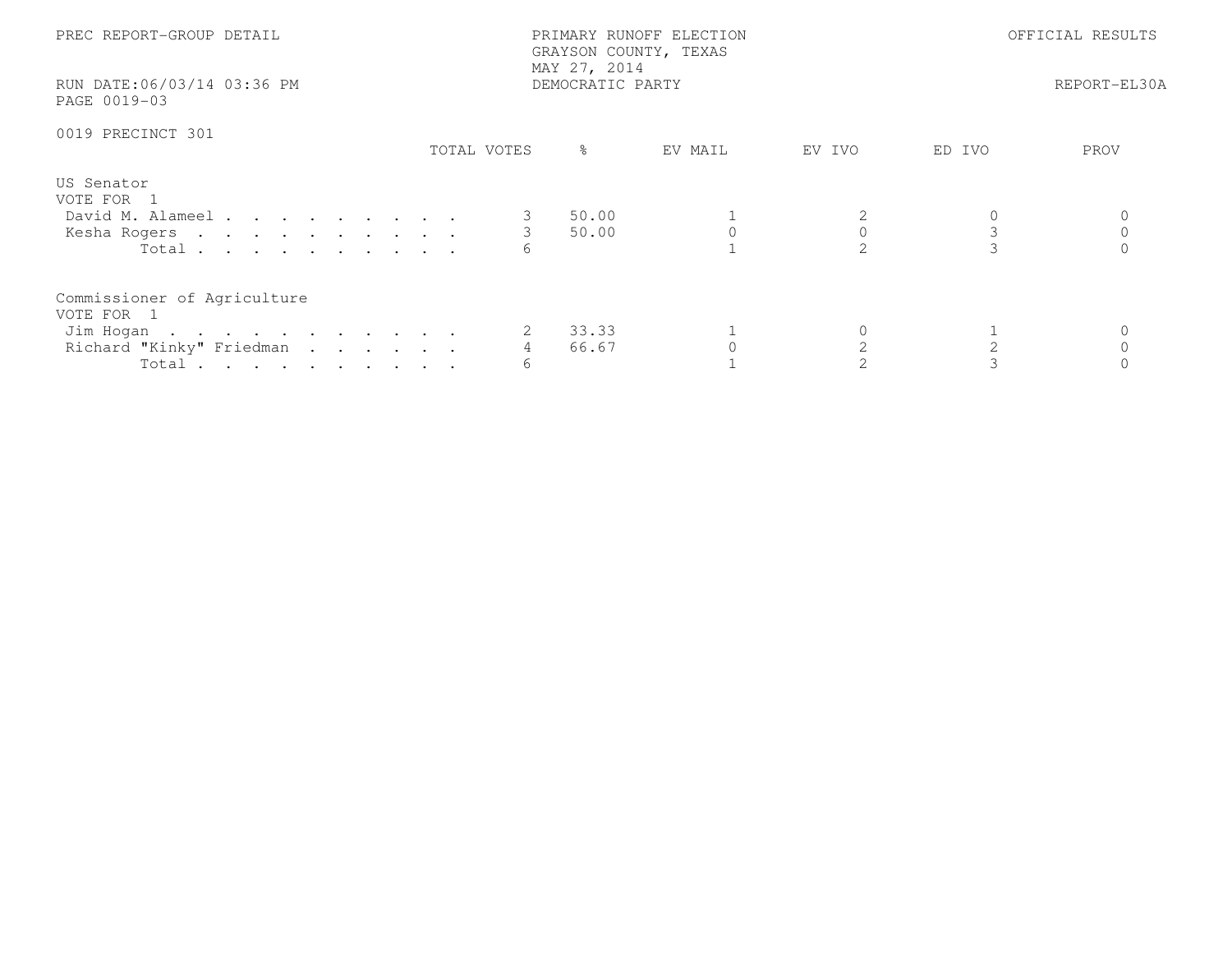PREC REPORT-GROUP DETAIL

PRIMARY RUNOFF ELECTION
GRAYSON COUNTY, TEXAS
MAY 27, 2014
DEMOCRATIC PARTY

OFFICIAL RESULTS

RUN DATE:06/03/14 03:36 PM
PAGE 0019-03

REPORT-EL30A

0019 PRECINCT 301

| | TOTAL VOTES | % | EV MAIL | EV IVO | ED IVO | PROV |
|---|---|---|---|---|---|---|
| **US Senator** | | | | | | |
| VOTE FOR 1 | | | | | | |
| David M. Alameel | 3 | 50.00 | 1 | 2 | 0 | 0 |
| Kesha Rogers | 3 | 50.00 | 0 | 0 | 3 | 0 |
| Total | 6 | | 1 | 2 | 3 | 0 |
| **Commissioner of Agriculture** | | | | | | |
| VOTE FOR 1 | | | | | | |
| Jim Hogan | 2 | 33.33 | 1 | 0 | 1 | 0 |
| Richard "Kinky" Friedman | 4 | 66.67 | 0 | 2 | 2 | 0 |
| Total | 6 | | 1 | 2 | 3 | 0 |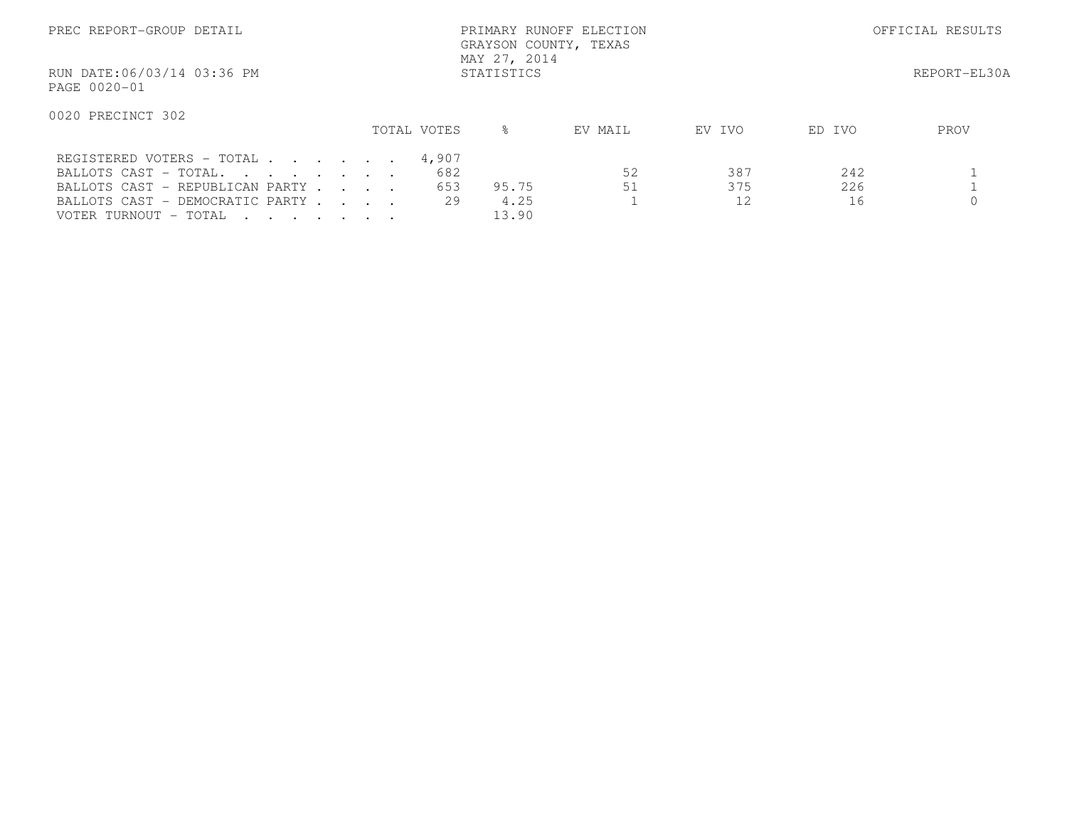PREC REPORT-GROUP DETAIL

PRIMARY RUNOFF ELECTION
GRAYSON COUNTY, TEXAS
MAY 27, 2014
STATISTICS

OFFICIAL RESULTS

RUN DATE:06/03/14 03:36 PM

REPORT-EL30A

PAGE 0020-01

0020 PRECINCT 302

| | TOTAL VOTES | % | EV MAIL | EV IVO | ED IVO | PROV |
|---|---|---|---|---|---|---|
| REGISTERED VOTERS - TOTAL . . . . . . . | 4,907 | | | | | |
| BALLOTS CAST - TOTAL. . . . . . . . | 682 | | 52 | 387 | 242 | 1 |
| BALLOTS CAST - REPUBLICAN PARTY . . . . | 653 | 95.75 | 51 | 375 | 226 | 1 |
| BALLOTS CAST - DEMOCRATIC PARTY . . . . | 29 | 4.25 | 1 | 12 | 16 | 0 |
| VOTER TURNOUT - TOTAL . . . . . . . | | 13.90 | | | | |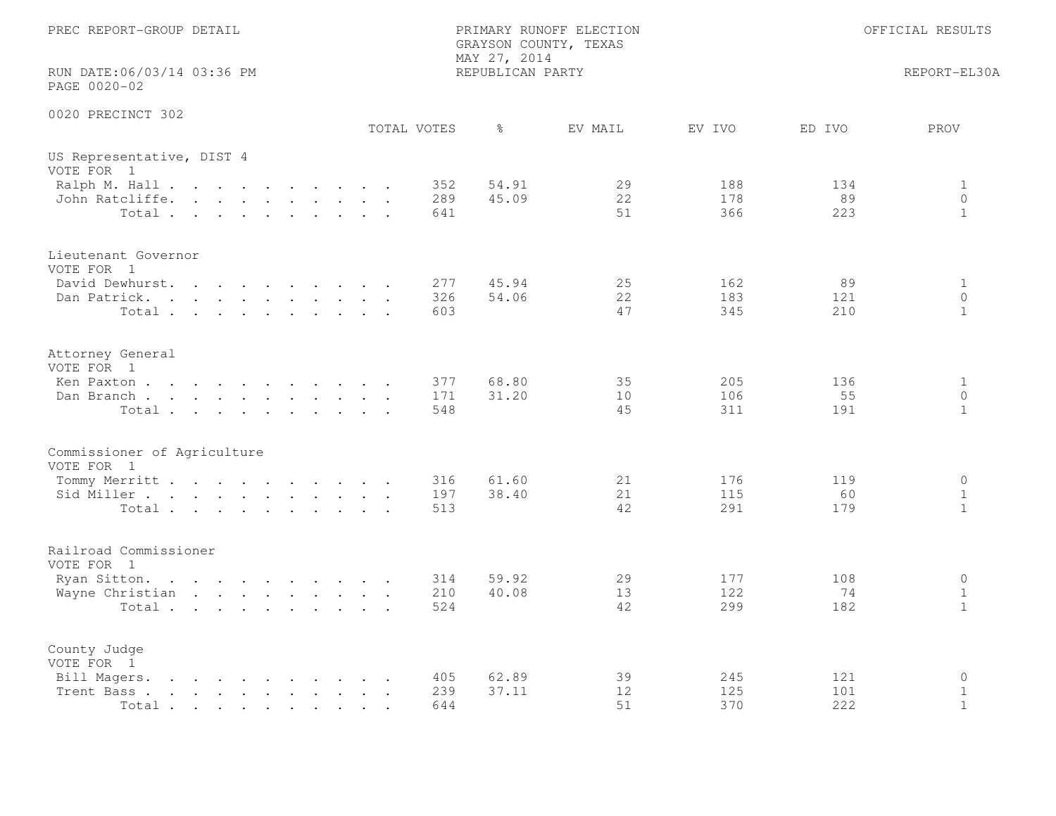PREC REPORT-GROUP DETAIL

PRIMARY RUNOFF ELECTION
GRAYSON COUNTY, TEXAS
MAY 27, 2014
REPUBLICAN PARTY

OFFICIAL RESULTS

RUN DATE:06/03/14 03:36 PM
PAGE 0020-02

REPORT-EL30A

0020 PRECINCT 302

| | TOTAL VOTES | % | EV MAIL | EV IVO | ED IVO | PROV |
|---|---|---|---|---|---|---|
| **US Representative, DIST 4** | | | | | | |
| VOTE FOR 1 | | | | | | |
| Ralph M. Hall | 352 | 54.91 | 29 | 188 | 134 | 1 |
| John Ratcliffe | 289 | 45.09 | 22 | 178 | 89 | 0 |
| Total | 641 | | 51 | 366 | 223 | 1 |
| **Lieutenant Governor** | | | | | | |
| VOTE FOR 1 | | | | | | |
| David Dewhurst | 277 | 45.94 | 25 | 162 | 89 | 1 |
| Dan Patrick | 326 | 54.06 | 22 | 183 | 121 | 0 |
| Total | 603 | | 47 | 345 | 210 | 1 |
| **Attorney General** | | | | | | |
| VOTE FOR 1 | | | | | | |
| Ken Paxton | 377 | 68.80 | 35 | 205 | 136 | 1 |
| Dan Branch | 171 | 31.20 | 10 | 106 | 55 | 0 |
| Total | 548 | | 45 | 311 | 191 | 1 |
| **Commissioner of Agriculture** | | | | | | |
| VOTE FOR 1 | | | | | | |
| Tommy Merritt | 316 | 61.60 | 21 | 176 | 119 | 0 |
| Sid Miller | 197 | 38.40 | 21 | 115 | 60 | 1 |
| Total | 513 | | 42 | 291 | 179 | 1 |
| **Railroad Commissioner** | | | | | | |
| VOTE FOR 1 | | | | | | |
| Ryan Sitton | 314 | 59.92 | 29 | 177 | 108 | 0 |
| Wayne Christian | 210 | 40.08 | 13 | 122 | 74 | 1 |
| Total | 524 | | 42 | 299 | 182 | 1 |
| **County Judge** | | | | | | |
| VOTE FOR 1 | | | | | | |
| Bill Magers | 405 | 62.89 | 39 | 245 | 121 | 0 |
| Trent Bass | 239 | 37.11 | 12 | 125 | 101 | 1 |
| Total | 644 | | 51 | 370 | 222 | 1 |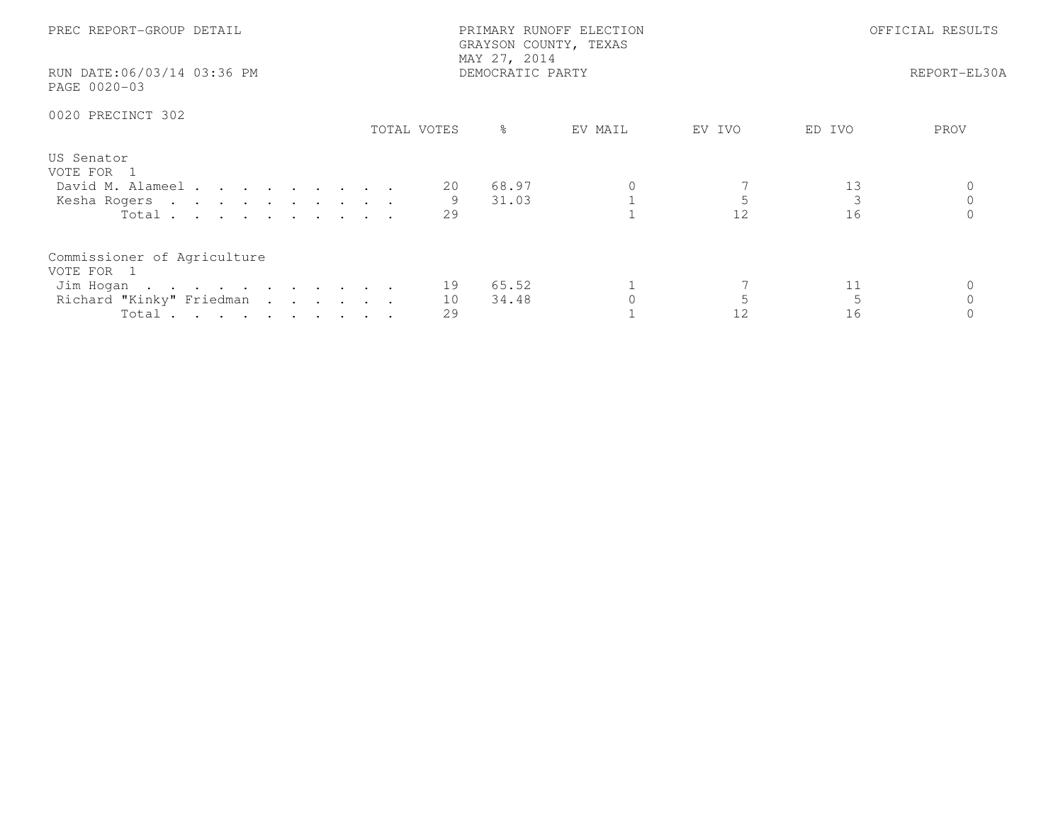PREC REPORT-GROUP DETAIL

PRIMARY RUNOFF ELECTION
GRAYSON COUNTY, TEXAS
MAY 27, 2014
DEMOCRATIC PARTY

OFFICIAL RESULTS

RUN DATE:06/03/14 03:36 PM
PAGE 0020-03

REPORT-EL30A

0020 PRECINCT 302

| | TOTAL VOTES | % | EV MAIL | EV IVO | ED IVO | PROV |
|---|---|---|---|---|---|---|
| **US Senator** | | | | | | |
| VOTE FOR 1 | | | | | | |
| David M. Alameel | 20 | 68.97 | 0 | 7 | 13 | 0 |
| Kesha Rogers | 9 | 31.03 | 1 | 5 | 3 | 0 |
| Total | 29 | | 1 | 12 | 16 | 0 |
| **Commissioner of Agriculture** | | | | | | |
| VOTE FOR 1 | | | | | | |
| Jim Hogan | 19 | 65.52 | 1 | 7 | 11 | 0 |
| Richard "Kinky" Friedman | 10 | 34.48 | 0 | 5 | 5 | 0 |
| Total | 29 | | 1 | 12 | 16 | 0 |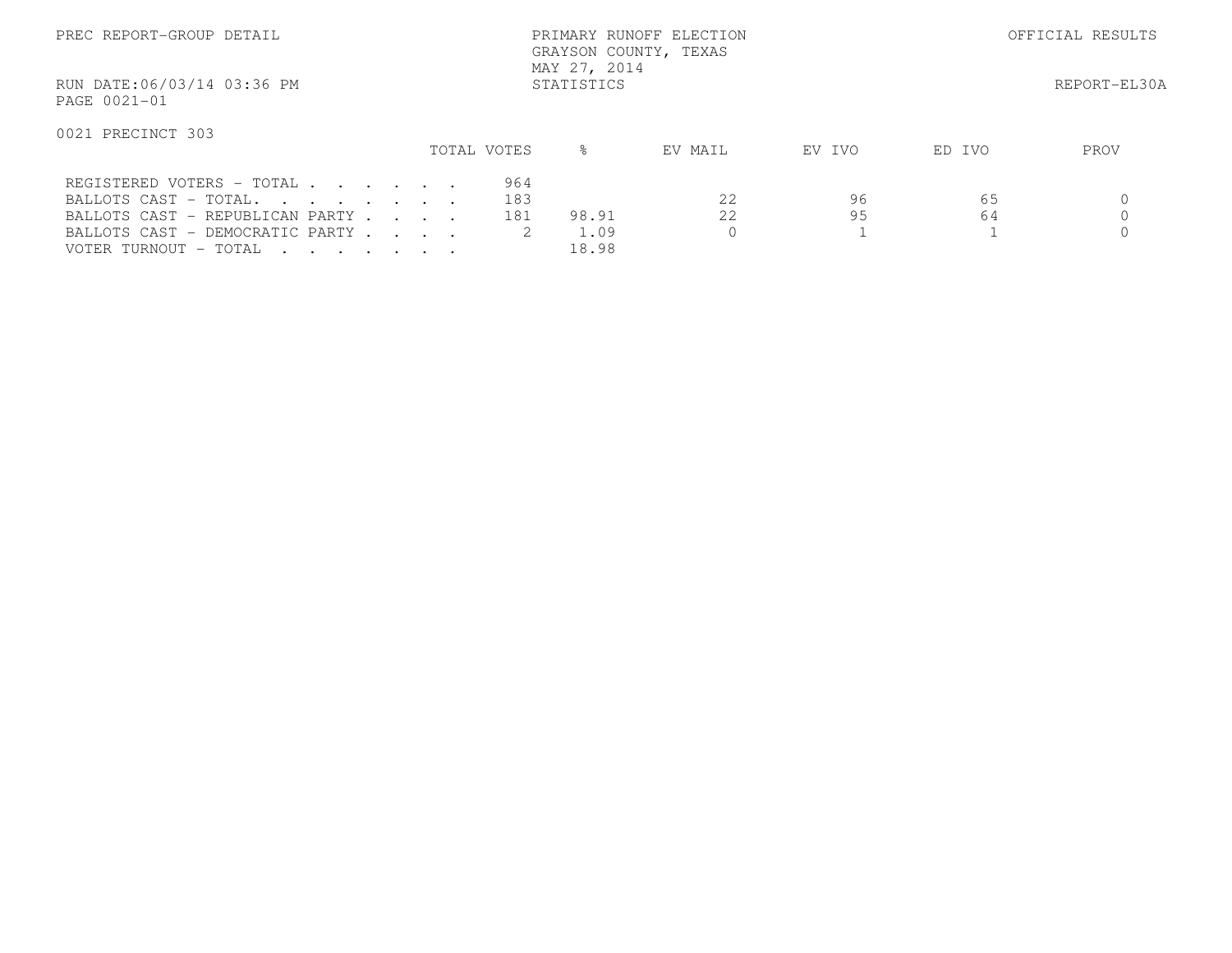PREC REPORT-GROUP DETAIL

PRIMARY RUNOFF ELECTION
GRAYSON COUNTY, TEXAS
MAY 27, 2014
STATISTICS

OFFICIAL RESULTS

RUN DATE:06/03/14 03:36 PM

REPORT-EL30A

PAGE 0021-01

0021 PRECINCT 303

| | TOTAL VOTES | % | EV MAIL | EV IVO | ED IVO | PROV |
|---|---|---|---|---|---|---|
| REGISTERED VOTERS - TOTAL . . . . . . . | 964 | | | | | |
| BALLOTS CAST - TOTAL. . . . . . . . . | 183 | | 22 | 96 | 65 | 0 |
| BALLOTS CAST - REPUBLICAN PARTY . . . . | 181 | 98.91 | 22 | 95 | 64 | 0 |
| BALLOTS CAST - DEMOCRATIC PARTY . . . . | 2 | 1.09 | 0 | 1 | 1 | 0 |
| VOTER TURNOUT - TOTAL . . . . . . . . | | 18.98 | | | | |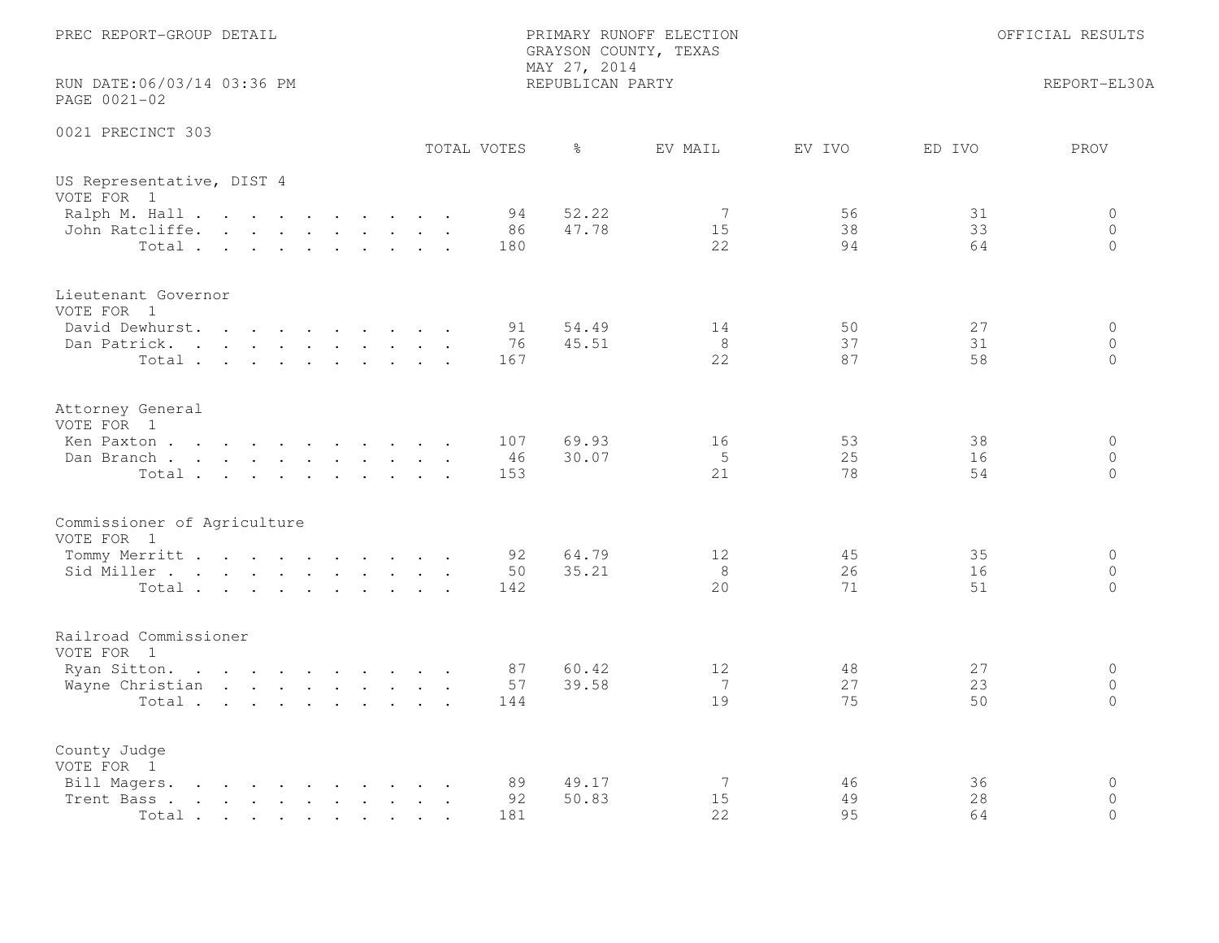PREC REPORT-GROUP DETAIL

PRIMARY RUNOFF ELECTION
GRAYSON COUNTY, TEXAS
MAY 27, 2014
REPUBLICAN PARTY

OFFICIAL RESULTS

RUN DATE:06/03/14 03:36 PM
PAGE 0021-02

REPORT-EL30A

## 0021 PRECINCT 303

| | TOTAL VOTES | % | EV MAIL | EV IVO | ED IVO | PROV |
|---|---|---|---|---|---|---|
| **US Representative, DIST 4** | | | | | | |
| VOTE FOR 1 | | | | | | |
| Ralph M. Hall | 94 | 52.22 | 7 | 56 | 31 | 0 |
| John Ratcliffe | 86 | 47.78 | 15 | 38 | 33 | 0 |
| Total | 180 | | 22 | 94 | 64 | 0 |
| **Lieutenant Governor** | | | | | | |
| VOTE FOR 1 | | | | | | |
| David Dewhurst | 91 | 54.49 | 14 | 50 | 27 | 0 |
| Dan Patrick | 76 | 45.51 | 8 | 37 | 31 | 0 |
| Total | 167 | | 22 | 87 | 58 | 0 |
| **Attorney General** | | | | | | |
| VOTE FOR 1 | | | | | | |
| Ken Paxton | 107 | 69.93 | 16 | 53 | 38 | 0 |
| Dan Branch | 46 | 30.07 | 5 | 25 | 16 | 0 |
| Total | 153 | | 21 | 78 | 54 | 0 |
| **Commissioner of Agriculture** | | | | | | |
| VOTE FOR 1 | | | | | | |
| Tommy Merritt | 92 | 64.79 | 12 | 45 | 35 | 0 |
| Sid Miller | 50 | 35.21 | 8 | 26 | 16 | 0 |
| Total | 142 | | 20 | 71 | 51 | 0 |
| **Railroad Commissioner** | | | | | | |
| VOTE FOR 1 | | | | | | |
| Ryan Sitton | 87 | 60.42 | 12 | 48 | 27 | 0 |
| Wayne Christian | 57 | 39.58 | 7 | 27 | 23 | 0 |
| Total | 144 | | 19 | 75 | 50 | 0 |
| **County Judge** | | | | | | |
| VOTE FOR 1 | | | | | | |
| Bill Magers | 89 | 49.17 | 7 | 46 | 36 | 0 |
| Trent Bass | 92 | 50.83 | 15 | 49 | 28 | 0 |
| Total | 181 | | 22 | 95 | 64 | 0 |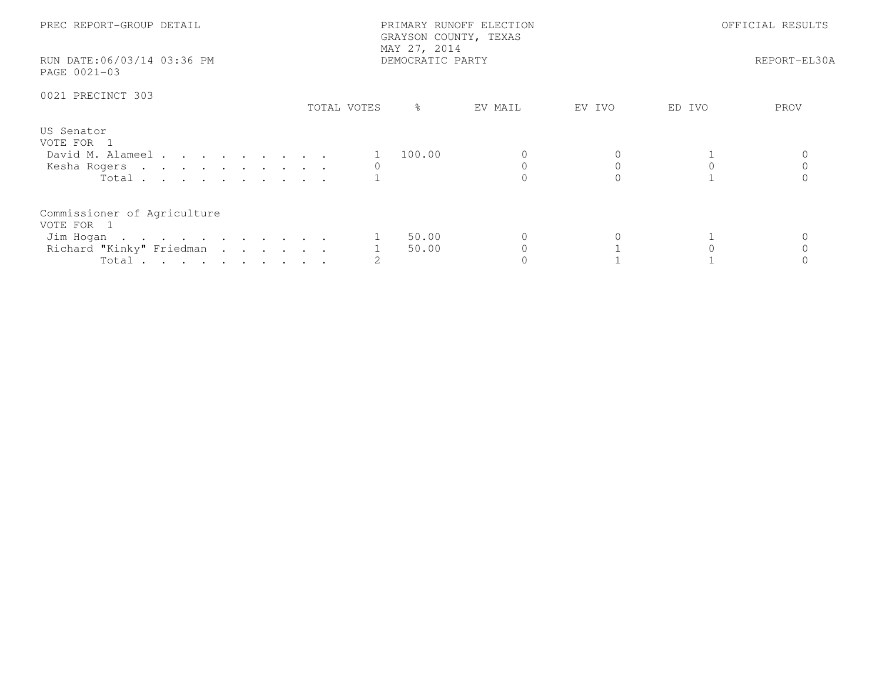PREC REPORT-GROUP DETAIL

PRIMARY RUNOFF ELECTION
GRAYSON COUNTY, TEXAS
MAY 27, 2014
DEMOCRATIC PARTY

OFFICIAL RESULTS

RUN DATE:06/03/14 03:36 PM
PAGE 0021-03

REPORT-EL30A

0021 PRECINCT 303

| | TOTAL VOTES | % | EV MAIL | EV IVO | ED IVO | PROV |
|---|---|---|---|---|---|---|
| **US Senator** | | | | | | |
| VOTE FOR 1 | | | | | | |
| David M. Alameel | 1 | 100.00 | 0 | 0 | 1 | 0 |
| Kesha Rogers | 0 | | 0 | 0 | 0 | 0 |
| Total | 1 | | 0 | 0 | 1 | 0 |
| **Commissioner of Agriculture** | | | | | | |
| VOTE FOR 1 | | | | | | |
| Jim Hogan | 1 | 50.00 | 0 | 0 | 1 | 0 |
| Richard "Kinky" Friedman | 1 | 50.00 | 0 | 1 | 0 | 0 |
| Total | 2 | | 0 | 1 | 1 | 0 |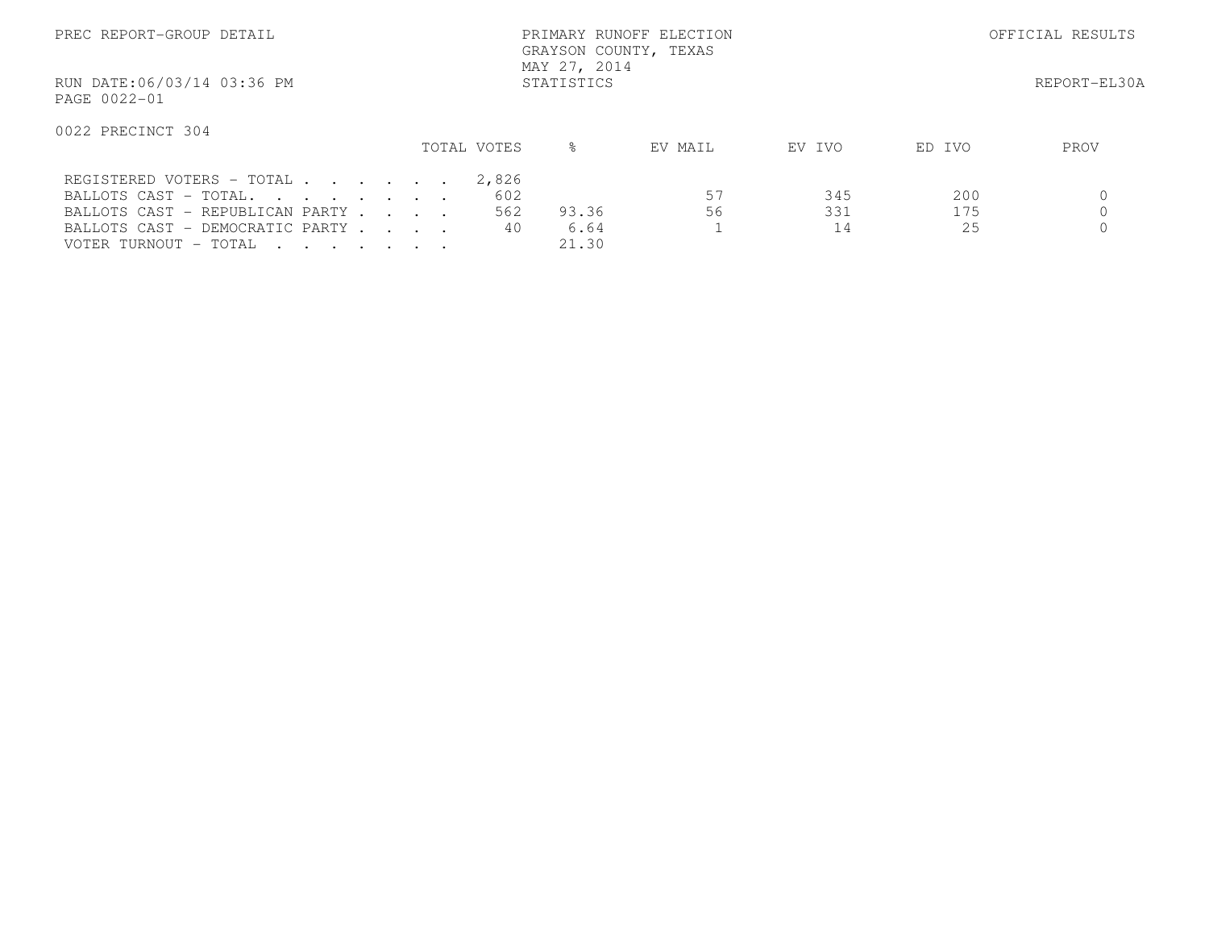PREC REPORT-GROUP DETAIL

PRIMARY RUNOFF ELECTION
GRAYSON COUNTY, TEXAS
MAY 27, 2014
STATISTICS

OFFICIAL RESULTS

RUN DATE:06/03/14 03:36 PM
PAGE 0022-01

REPORT-EL30A

0022 PRECINCT 304

| | TOTAL VOTES | % | EV MAIL | EV IVO | ED IVO | PROV |
|---|---|---|---|---|---|---|
| REGISTERED VOTERS - TOTAL . . . . . . | 2,826 | | | | | |
| BALLOTS CAST - TOTAL. . . . . . . . | 602 | | 57 | 345 | 200 | 0 |
| BALLOTS CAST - REPUBLICAN PARTY . . . . | 562 | 93.36 | 56 | 331 | 175 | 0 |
| BALLOTS CAST - DEMOCRATIC PARTY . . . . | 40 | 6.64 | 1 | 14 | 25 | 0 |
| VOTER TURNOUT - TOTAL . . . . . . . | | 21.30 | | | | |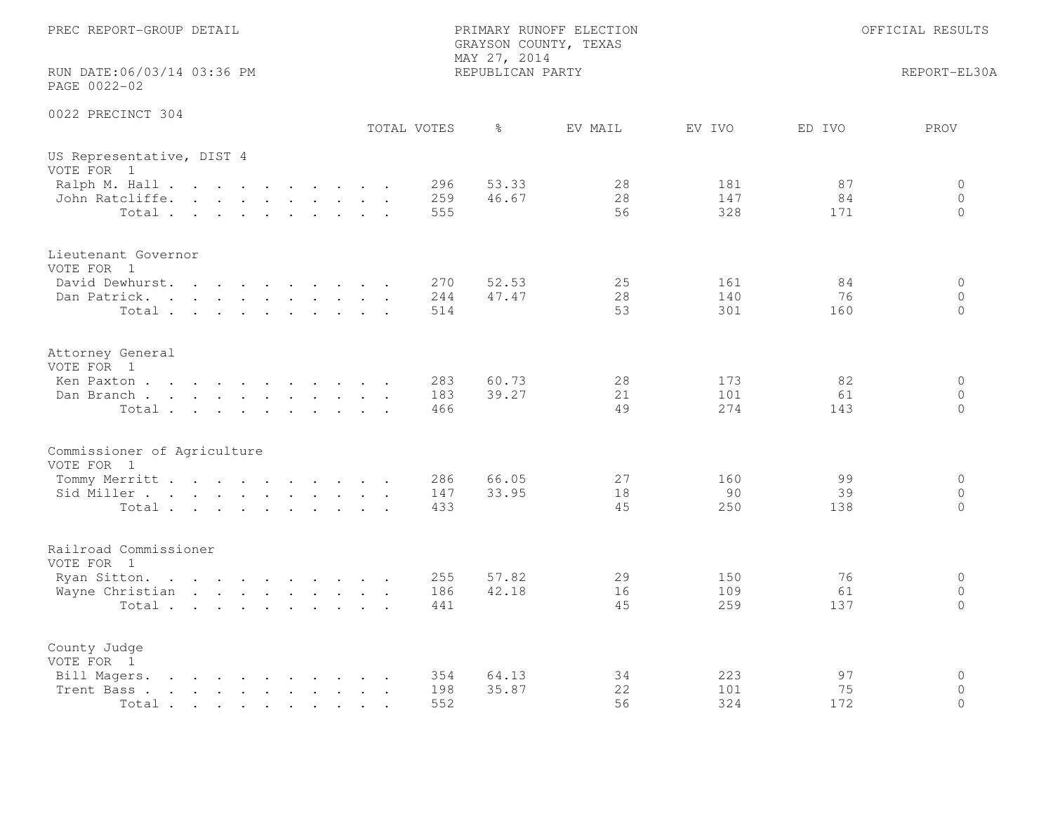PREC REPORT-GROUP DETAIL

PRIMARY RUNOFF ELECTION
GRAYSON COUNTY, TEXAS
MAY 27, 2014
REPUBLICAN PARTY

OFFICIAL RESULTS

RUN DATE:06/03/14 03:36 PM
PAGE 0022-02

REPORT-EL30A

0022 PRECINCT 304

| | TOTAL VOTES | % | EV MAIL | EV IVO | ED IVO | PROV |
|---|---|---|---|---|---|---|
| **US Representative, DIST 4** | | | | | | |
| VOTE FOR 1 | | | | | | |
| Ralph M. Hall | 296 | 53.33 | 28 | 181 | 87 | 0 |
| John Ratcliffe | 259 | 46.67 | 28 | 147 | 84 | 0 |
| Total | 555 | | 56 | 328 | 171 | 0 |
| **Lieutenant Governor** | | | | | | |
| VOTE FOR 1 | | | | | | |
| David Dewhurst | 270 | 52.53 | 25 | 161 | 84 | 0 |
| Dan Patrick | 244 | 47.47 | 28 | 140 | 76 | 0 |
| Total | 514 | | 53 | 301 | 160 | 0 |
| **Attorney General** | | | | | | |
| VOTE FOR 1 | | | | | | |
| Ken Paxton | 283 | 60.73 | 28 | 173 | 82 | 0 |
| Dan Branch | 183 | 39.27 | 21 | 101 | 61 | 0 |
| Total | 466 | | 49 | 274 | 143 | 0 |
| **Commissioner of Agriculture** | | | | | | |
| VOTE FOR 1 | | | | | | |
| Tommy Merritt | 286 | 66.05 | 27 | 160 | 99 | 0 |
| Sid Miller | 147 | 33.95 | 18 | 90 | 39 | 0 |
| Total | 433 | | 45 | 250 | 138 | 0 |
| **Railroad Commissioner** | | | | | | |
| VOTE FOR 1 | | | | | | |
| Ryan Sitton | 255 | 57.82 | 29 | 150 | 76 | 0 |
| Wayne Christian | 186 | 42.18 | 16 | 109 | 61 | 0 |
| Total | 441 | | 45 | 259 | 137 | 0 |
| **County Judge** | | | | | | |
| VOTE FOR 1 | | | | | | |
| Bill Magers | 354 | 64.13 | 34 | 223 | 97 | 0 |
| Trent Bass | 198 | 35.87 | 22 | 101 | 75 | 0 |
| Total | 552 | | 56 | 324 | 172 | 0 |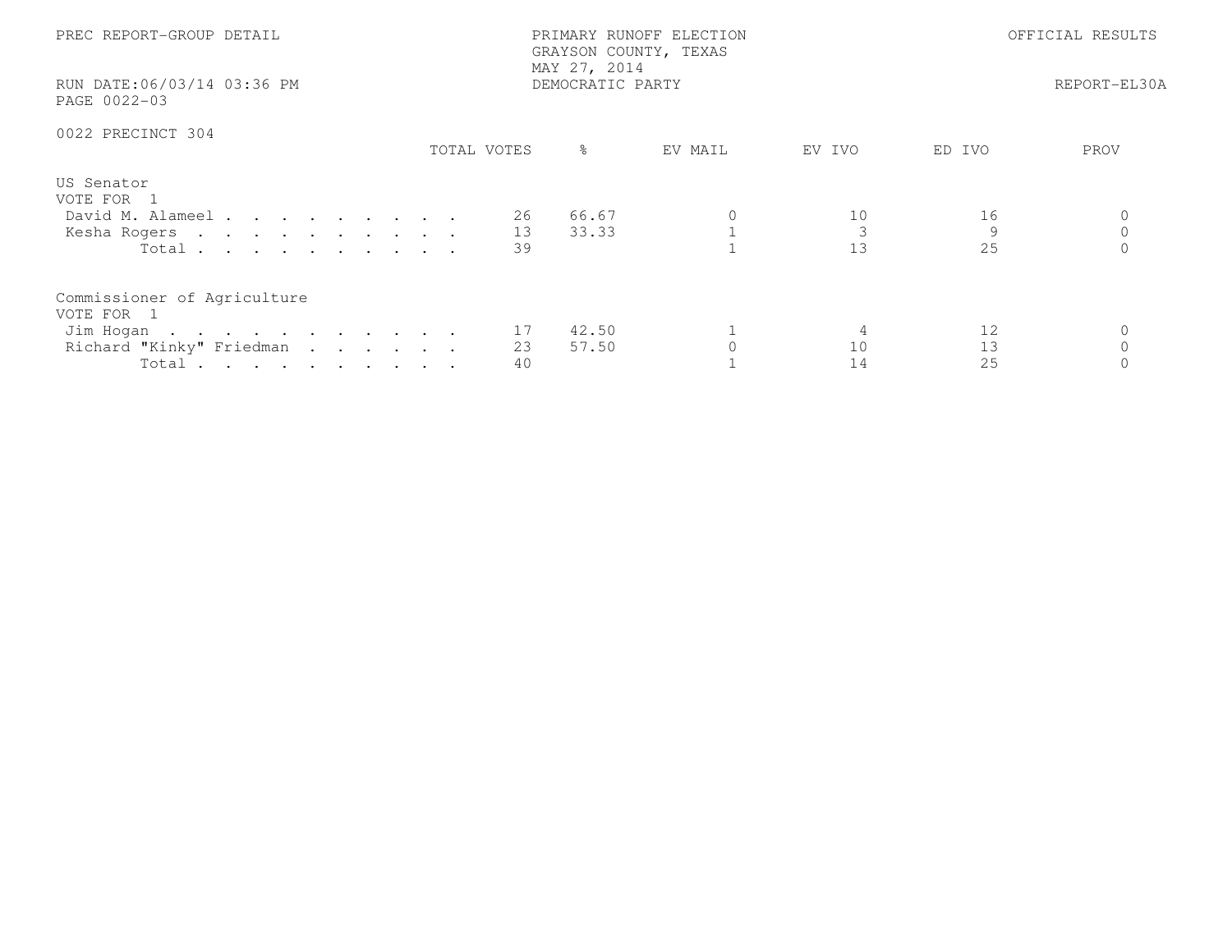PREC REPORT-GROUP DETAIL

PRIMARY RUNOFF ELECTION
GRAYSON COUNTY, TEXAS
MAY 27, 2014
DEMOCRATIC PARTY

OFFICIAL RESULTS

RUN DATE:06/03/14 03:36 PM
PAGE 0022-03

REPORT-EL30A

## 0022 PRECINCT 304

### US Senator
VOTE FOR 1

| | TOTAL VOTES | % | EV MAIL | EV IVO | ED IVO | PROV |
|---|---|---|---|---|---|---|
| David M. Alameel | 26 | 66.67 | 0 | 10 | 16 | 0 |
| Kesha Rogers | 13 | 33.33 | 1 | 3 | 9 | 0 |
| Total | 39 | | 1 | 13 | 25 | 0 |

### Commissioner of Agriculture
VOTE FOR 1

| | TOTAL VOTES | % | EV MAIL | EV IVO | ED IVO | PROV |
|---|---|---|---|---|---|---|
| Jim Hogan | 17 | 42.50 | 1 | 4 | 12 | 0 |
| Richard "Kinky" Friedman | 23 | 57.50 | 0 | 10 | 13 | 0 |
| Total | 40 | | 1 | 14 | 25 | 0 |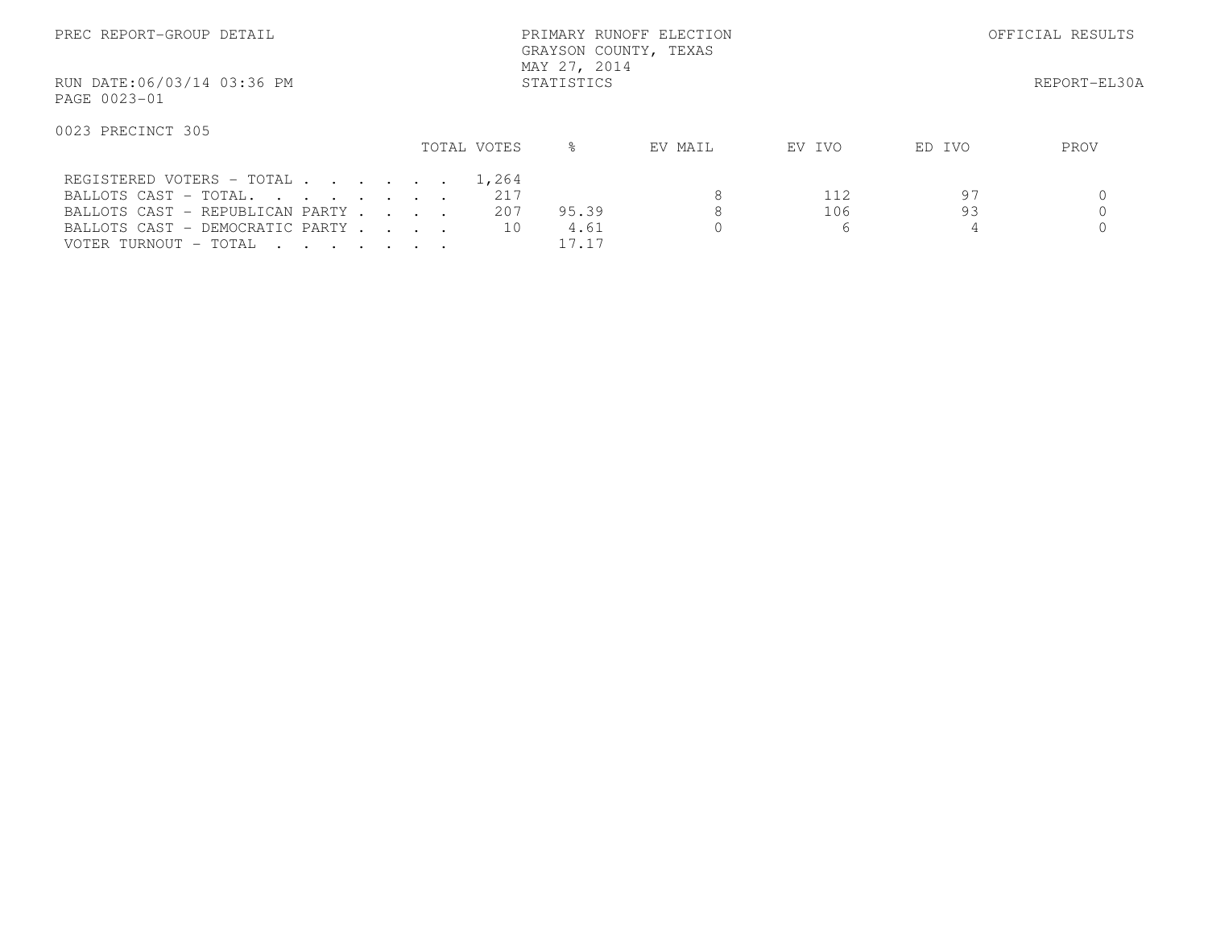PREC REPORT-GROUP DETAIL

PRIMARY RUNOFF ELECTION
GRAYSON COUNTY, TEXAS
MAY 27, 2014
STATISTICS

OFFICIAL RESULTS

RUN DATE:06/03/14 03:36 PM

REPORT-EL30A

PAGE 0023-01

0023 PRECINCT 305

| | TOTAL VOTES | % | EV MAIL | EV IVO | ED IVO | PROV |
|---|---|---|---|---|---|---|
| REGISTERED VOTERS - TOTAL . . . . . . . | 1,264 | | | | | |
| BALLOTS CAST - TOTAL. . . . . . . . | 217 | | 8 | 112 | 97 | 0 |
| BALLOTS CAST - REPUBLICAN PARTY . . . . | 207 | 95.39 | 8 | 106 | 93 | 0 |
| BALLOTS CAST - DEMOCRATIC PARTY . . . . | 10 | 4.61 | 0 | 6 | 4 | 0 |
| VOTER TURNOUT - TOTAL . . . . . . . . | | 17.17 | | | | |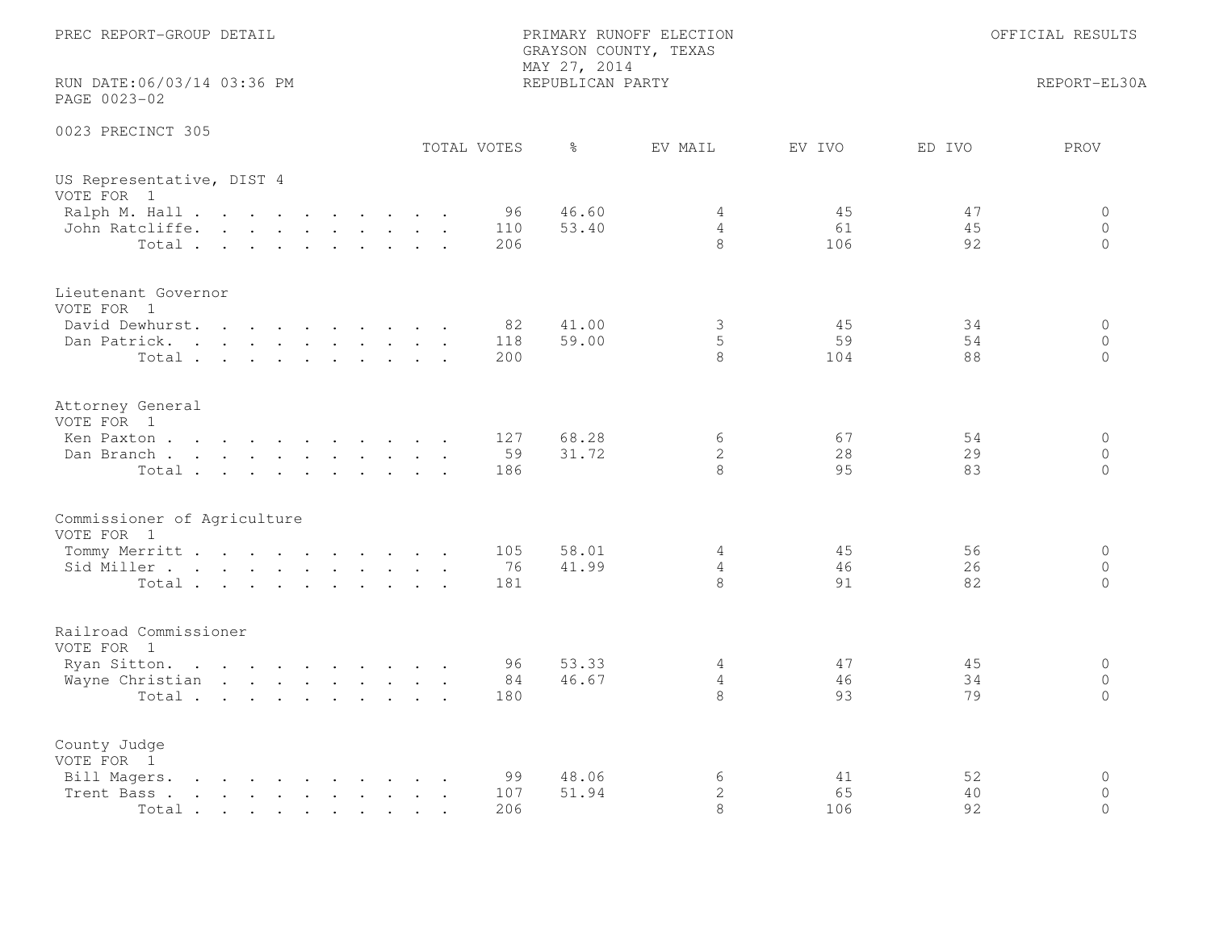PREC REPORT-GROUP DETAIL

PRIMARY RUNOFF ELECTION
GRAYSON COUNTY, TEXAS
MAY 27, 2014
REPUBLICAN PARTY

OFFICIAL RESULTS

RUN DATE:06/03/14 03:36 PM
PAGE 0023-02

REPORT-EL30A

0023 PRECINCT 305

| | TOTAL VOTES | % | EV MAIL | EV IVO | ED IVO | PROV |
|---|---|---|---|---|---|---|
| **US Representative, DIST 4** | | | | | | |
| VOTE FOR 1 | | | | | | |
| Ralph M. Hall | 96 | 46.60 | 4 | 45 | 47 | 0 |
| John Ratcliffe | 110 | 53.40 | 4 | 61 | 45 | 0 |
| Total | 206 | | 8 | 106 | 92 | 0 |
| **Lieutenant Governor** | | | | | | |
| VOTE FOR 1 | | | | | | |
| David Dewhurst | 82 | 41.00 | 3 | 45 | 34 | 0 |
| Dan Patrick | 118 | 59.00 | 5 | 59 | 54 | 0 |
| Total | 200 | | 8 | 104 | 88 | 0 |
| **Attorney General** | | | | | | |
| VOTE FOR 1 | | | | | | |
| Ken Paxton | 127 | 68.28 | 6 | 67 | 54 | 0 |
| Dan Branch | 59 | 31.72 | 2 | 28 | 29 | 0 |
| Total | 186 | | 8 | 95 | 83 | 0 |
| **Commissioner of Agriculture** | | | | | | |
| VOTE FOR 1 | | | | | | |
| Tommy Merritt | 105 | 58.01 | 4 | 45 | 56 | 0 |
| Sid Miller | 76 | 41.99 | 4 | 46 | 26 | 0 |
| Total | 181 | | 8 | 91 | 82 | 0 |
| **Railroad Commissioner** | | | | | | |
| VOTE FOR 1 | | | | | | |
| Ryan Sitton | 96 | 53.33 | 4 | 47 | 45 | 0 |
| Wayne Christian | 84 | 46.67 | 4 | 46 | 34 | 0 |
| Total | 180 | | 8 | 93 | 79 | 0 |
| **County Judge** | | | | | | |
| VOTE FOR 1 | | | | | | |
| Bill Magers | 99 | 48.06 | 6 | 41 | 52 | 0 |
| Trent Bass | 107 | 51.94 | 2 | 65 | 40 | 0 |
| Total | 206 | | 8 | 106 | 92 | 0 |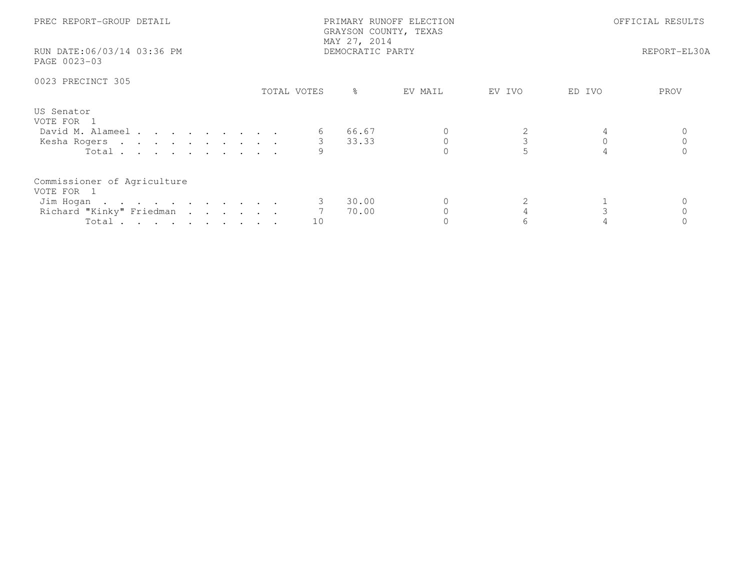PREC REPORT-GROUP DETAIL

PRIMARY RUNOFF ELECTION
GRAYSON COUNTY, TEXAS
MAY 27, 2014
DEMOCRATIC PARTY

OFFICIAL RESULTS

RUN DATE:06/03/14 03:36 PM
PAGE 0023-03

REPORT-EL30A

0023 PRECINCT 305

| | TOTAL VOTES | % | EV MAIL | EV IVO | ED IVO | PROV |
|---|---|---|---|---|---|---|
| **US Senator** | | | | | | |
| VOTE FOR 1 | | | | | | |
| David M. Alameel | 6 | 66.67 | 0 | 2 | 4 | 0 |
| Kesha Rogers | 3 | 33.33 | 0 | 3 | 0 | 0 |
| Total | 9 | | 0 | 5 | 4 | 0 |
| **Commissioner of Agriculture** | | | | | | |
| VOTE FOR 1 | | | | | | |
| Jim Hogan | 3 | 30.00 | 0 | 2 | 1 | 0 |
| Richard "Kinky" Friedman | 7 | 70.00 | 0 | 4 | 3 | 0 |
| Total | 10 | | 0 | 6 | 4 | 0 |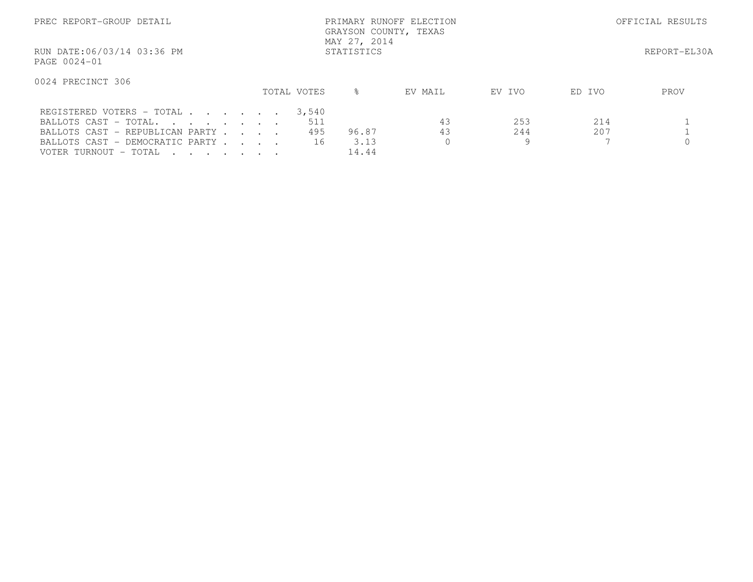PREC REPORT-GROUP DETAIL

PRIMARY RUNOFF ELECTION
GRAYSON COUNTY, TEXAS
MAY 27, 2014
STATISTICS

OFFICIAL RESULTS

RUN DATE:06/03/14 03:36 PM
PAGE 0024-01

REPORT-EL30A

0024 PRECINCT 306

| | TOTAL VOTES | % | EV MAIL | EV IVO | ED IVO | PROV |
|---|---|---|---|---|---|---|
| REGISTERED VOTERS - TOTAL . . . . . . | 3,540 | | | | | |
| BALLOTS CAST - TOTAL. . . . . . . . | 511 | | 43 | 253 | 214 | 1 |
| BALLOTS CAST - REPUBLICAN PARTY . . . . | 495 | 96.87 | 43 | 244 | 207 | 1 |
| BALLOTS CAST - DEMOCRATIC PARTY . . . . | 16 | 3.13 | 0 | 9 | 7 | 0 |
| VOTER TURNOUT - TOTAL . . . . . . . | | 14.44 | | | | |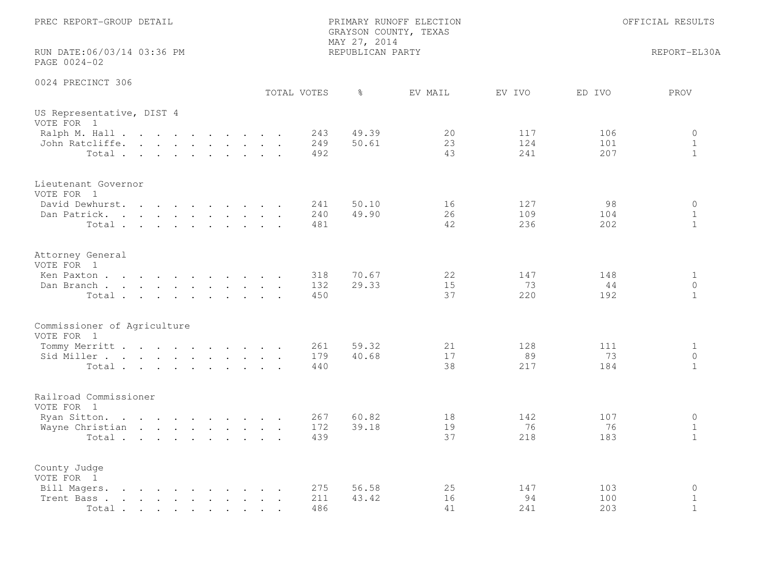PREC REPORT-GROUP DETAIL

PRIMARY RUNOFF ELECTION
GRAYSON COUNTY, TEXAS
MAY 27, 2014
REPUBLICAN PARTY

OFFICIAL RESULTS

RUN DATE:06/03/14 03:36 PM
PAGE 0024-02

REPORT-EL30A

0024 PRECINCT 306

| | TOTAL VOTES | % | EV MAIL | EV IVO | ED IVO | PROV |
|---|---|---|---|---|---|---|
| **US Representative, DIST 4** | | | | | | |
| VOTE FOR 1 | | | | | | |
| Ralph M. Hall | 243 | 49.39 | 20 | 117 | 106 | 0 |
| John Ratcliffe | 249 | 50.61 | 23 | 124 | 101 | 1 |
| Total | 492 | | 43 | 241 | 207 | 1 |
| **Lieutenant Governor** | | | | | | |
| VOTE FOR 1 | | | | | | |
| David Dewhurst | 241 | 50.10 | 16 | 127 | 98 | 0 |
| Dan Patrick | 240 | 49.90 | 26 | 109 | 104 | 1 |
| Total | 481 | | 42 | 236 | 202 | 1 |
| **Attorney General** | | | | | | |
| VOTE FOR 1 | | | | | | |
| Ken Paxton | 318 | 70.67 | 22 | 147 | 148 | 1 |
| Dan Branch | 132 | 29.33 | 15 | 73 | 44 | 0 |
| Total | 450 | | 37 | 220 | 192 | 1 |
| **Commissioner of Agriculture** | | | | | | |
| VOTE FOR 1 | | | | | | |
| Tommy Merritt | 261 | 59.32 | 21 | 128 | 111 | 1 |
| Sid Miller | 179 | 40.68 | 17 | 89 | 73 | 0 |
| Total | 440 | | 38 | 217 | 184 | 1 |
| **Railroad Commissioner** | | | | | | |
| VOTE FOR 1 | | | | | | |
| Ryan Sitton | 267 | 60.82 | 18 | 142 | 107 | 0 |
| Wayne Christian | 172 | 39.18 | 19 | 76 | 76 | 1 |
| Total | 439 | | 37 | 218 | 183 | 1 |
| **County Judge** | | | | | | |
| VOTE FOR 1 | | | | | | |
| Bill Magers | 275 | 56.58 | 25 | 147 | 103 | 0 |
| Trent Bass | 211 | 43.42 | 16 | 94 | 100 | 1 |
| Total | 486 | | 41 | 241 | 203 | 1 |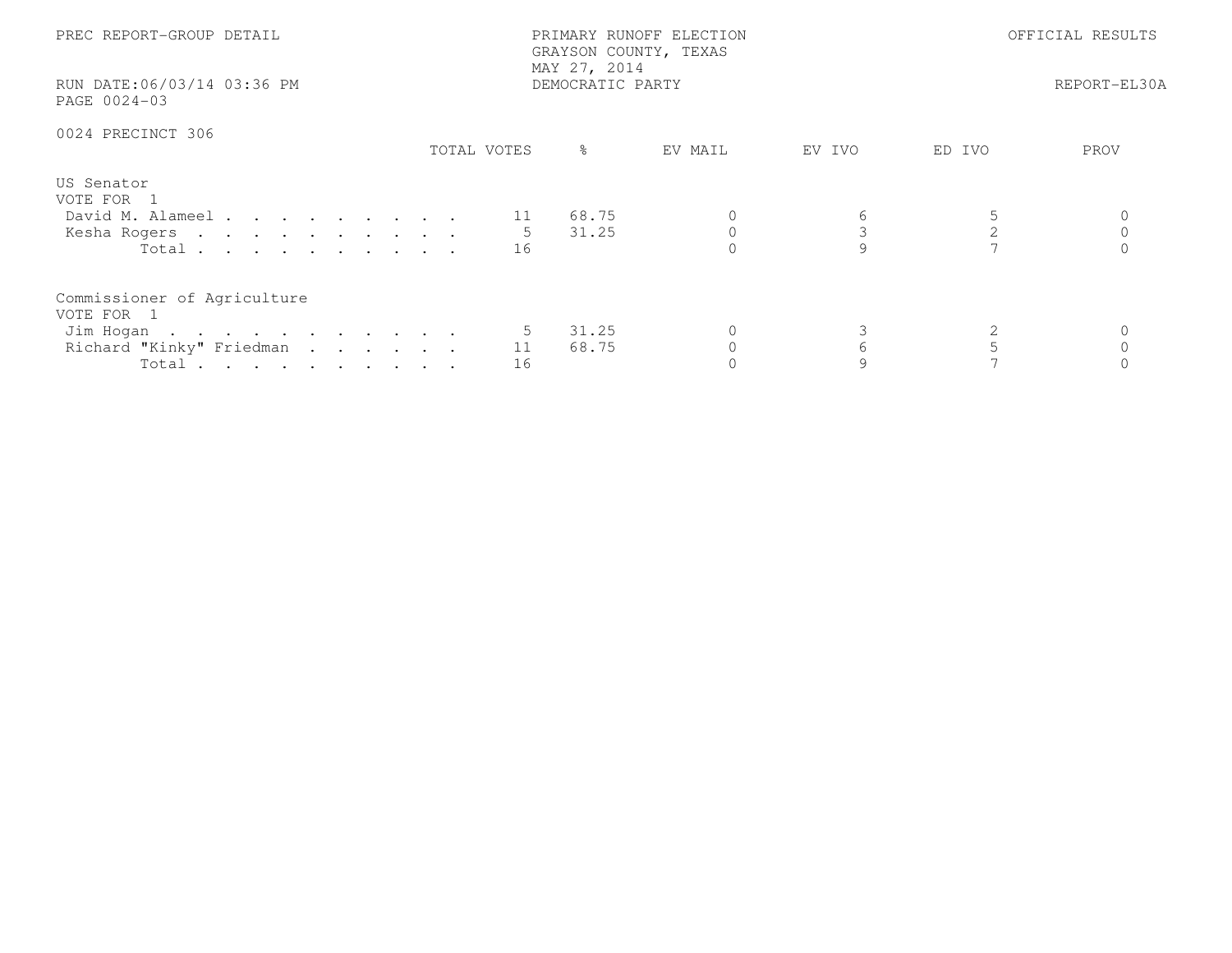PREC REPORT-GROUP DETAIL

PRIMARY RUNOFF ELECTION
GRAYSON COUNTY, TEXAS
MAY 27, 2014
DEMOCRATIC PARTY

OFFICIAL RESULTS

RUN DATE:06/03/14 03:36 PM
PAGE 0024-03

REPORT-EL30A

0024 PRECINCT 306

## US Senator
VOTE FOR 1

| | TOTAL VOTES | % | EV MAIL | EV IVO | ED IVO | PROV |
|---|---|---|---|---|---|---|
| David M. Alameel | 11 | 68.75 | 0 | 6 | 5 | 0 |
| Kesha Rogers | 5 | 31.25 | 0 | 3 | 2 | 0 |
| Total | 16 | | 0 | 9 | 7 | 0 |

## Commissioner of Agriculture
VOTE FOR 1

| | TOTAL VOTES | % | EV MAIL | EV IVO | ED IVO | PROV |
|---|---|---|---|---|---|---|
| Jim Hogan | 5 | 31.25 | 0 | 3 | 2 | 0 |
| Richard "Kinky" Friedman | 11 | 68.75 | 0 | 6 | 5 | 0 |
| Total | 16 | | 0 | 9 | 7 | 0 |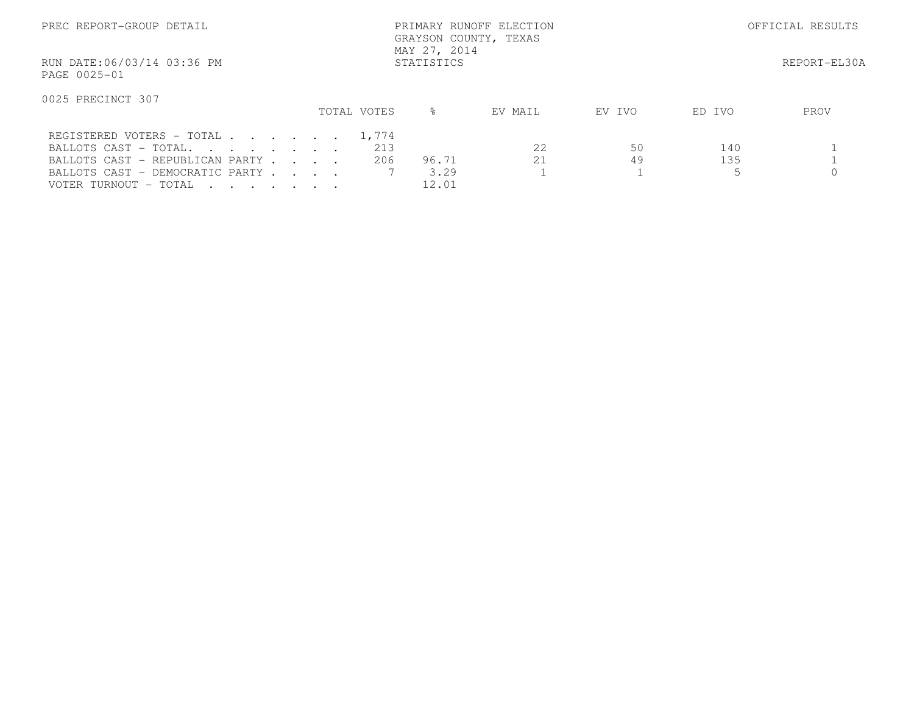PREC REPORT-GROUP DETAIL

PRIMARY RUNOFF ELECTION
GRAYSON COUNTY, TEXAS
MAY 27, 2014
STATISTICS

OFFICIAL RESULTS

RUN DATE:06/03/14 03:36 PM
PAGE 0025-01

REPORT-EL30A

0025 PRECINCT 307

| | TOTAL VOTES | % | EV MAIL | EV IVO | ED IVO | PROV |
|---|---|---|---|---|---|---|
| REGISTERED VOTERS - TOTAL . . . . . . . | 1,774 | | | | | |
| BALLOTS CAST - TOTAL. . . . . . . . | 213 | | 22 | 50 | 140 | 1 |
| BALLOTS CAST - REPUBLICAN PARTY . . . . | 206 | 96.71 | 21 | 49 | 135 | 1 |
| BALLOTS CAST - DEMOCRATIC PARTY . . . . | 7 | 3.29 | 1 | 1 | 5 | 0 |
| VOTER TURNOUT - TOTAL . . . . . . . . | | 12.01 | | | | |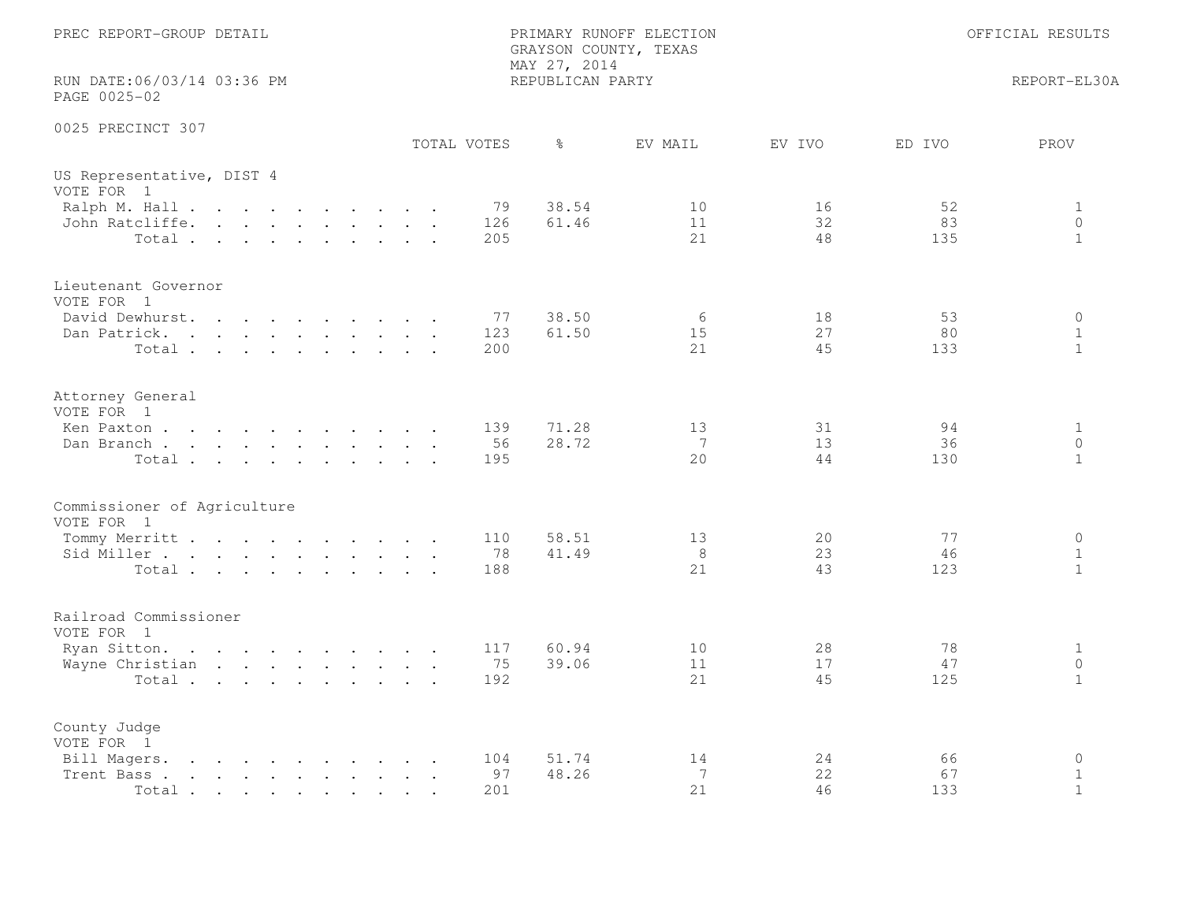PREC REPORT-GROUP DETAIL

PRIMARY RUNOFF ELECTION
GRAYSON COUNTY, TEXAS
MAY 27, 2014
REPUBLICAN PARTY

OFFICIAL RESULTS

RUN DATE:06/03/14 03:36 PM
PAGE 0025-02

REPORT-EL30A

0025 PRECINCT 307

## US Representative, DIST 4
VOTE FOR 1

| | TOTAL VOTES | % | EV MAIL | EV IVO | ED IVO | PROV |
|---|---|---|---|---|---|---|
| Ralph M. Hall | 79 | 38.54 | 10 | 16 | 52 | 1 |
| John Ratcliffe | 126 | 61.46 | 11 | 32 | 83 | 0 |
| Total | 205 | | 21 | 48 | 135 | 1 |

## Lieutenant Governor
VOTE FOR 1

| | TOTAL VOTES | % | EV MAIL | EV IVO | ED IVO | PROV |
|---|---|---|---|---|---|---|
| David Dewhurst | 77 | 38.50 | 6 | 18 | 53 | 0 |
| Dan Patrick | 123 | 61.50 | 15 | 27 | 80 | 1 |
| Total | 200 | | 21 | 45 | 133 | 1 |

## Attorney General
VOTE FOR 1

| | TOTAL VOTES | % | EV MAIL | EV IVO | ED IVO | PROV |
|---|---|---|---|---|---|---|
| Ken Paxton | 139 | 71.28 | 13 | 31 | 94 | 1 |
| Dan Branch | 56 | 28.72 | 7 | 13 | 36 | 0 |
| Total | 195 | | 20 | 44 | 130 | 1 |

## Commissioner of Agriculture
VOTE FOR 1

| | TOTAL VOTES | % | EV MAIL | EV IVO | ED IVO | PROV |
|---|---|---|---|---|---|---|
| Tommy Merritt | 110 | 58.51 | 13 | 20 | 77 | 0 |
| Sid Miller | 78 | 41.49 | 8 | 23 | 46 | 1 |
| Total | 188 | | 21 | 43 | 123 | 1 |

## Railroad Commissioner
VOTE FOR 1

| | TOTAL VOTES | % | EV MAIL | EV IVO | ED IVO | PROV |
|---|---|---|---|---|---|---|
| Ryan Sitton | 117 | 60.94 | 10 | 28 | 78 | 1 |
| Wayne Christian | 75 | 39.06 | 11 | 17 | 47 | 0 |
| Total | 192 | | 21 | 45 | 125 | 1 |

## County Judge
VOTE FOR 1

| | TOTAL VOTES | % | EV MAIL | EV IVO | ED IVO | PROV |
|---|---|---|---|---|---|---|
| Bill Magers | 104 | 51.74 | 14 | 24 | 66 | 0 |
| Trent Bass | 97 | 48.26 | 7 | 22 | 67 | 1 |
| Total | 201 | | 21 | 46 | 133 | 1 |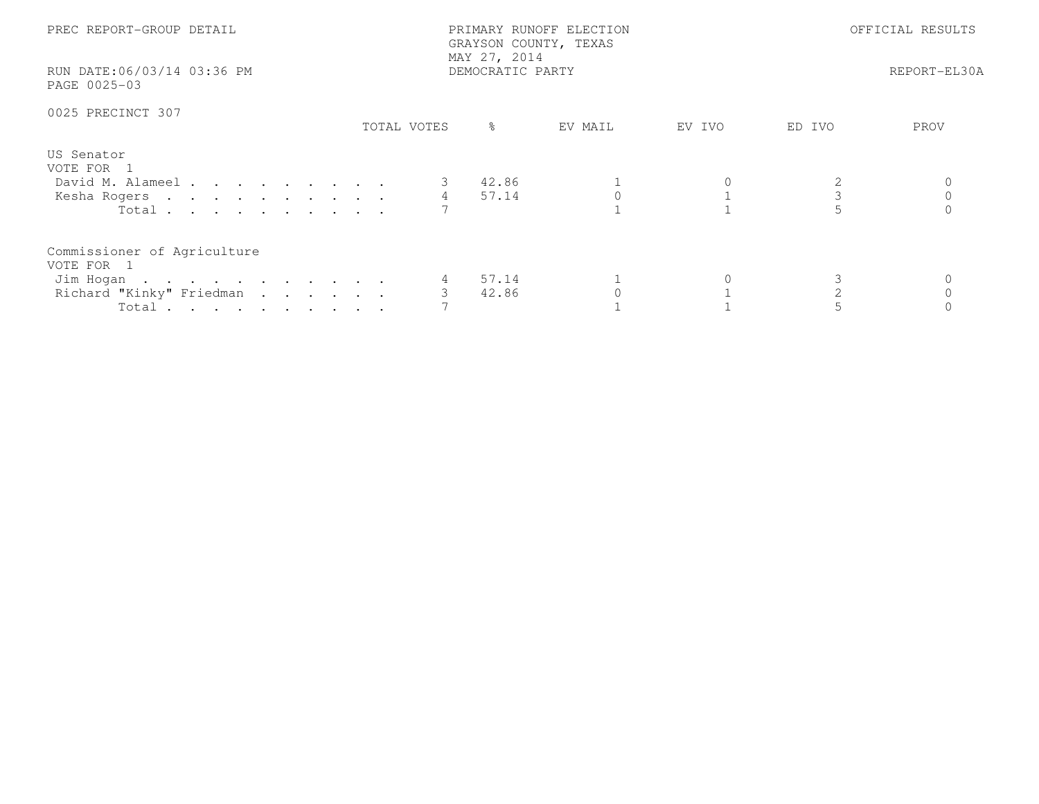PREC REPORT-GROUP DETAIL

PRIMARY RUNOFF ELECTION
GRAYSON COUNTY, TEXAS
MAY 27, 2014
DEMOCRATIC PARTY

OFFICIAL RESULTS

RUN DATE:06/03/14 03:36 PM
PAGE 0025-03

REPORT-EL30A

0025 PRECINCT 307

| | TOTAL VOTES | % | EV MAIL | EV IVO | ED IVO | PROV |
|---|---|---|---|---|---|---|
| **US Senator** | | | | | | |
| VOTE FOR 1 | | | | | | |
| David M. Alameel | 3 | 42.86 | 1 | 0 | 2 | 0 |
| Kesha Rogers | 4 | 57.14 | 0 | 1 | 3 | 0 |
| Total | 7 | | 1 | 1 | 5 | 0 |
| **Commissioner of Agriculture** | | | | | | |
| VOTE FOR 1 | | | | | | |
| Jim Hogan | 4 | 57.14 | 1 | 0 | 3 | 0 |
| Richard "Kinky" Friedman | 3 | 42.86 | 0 | 1 | 2 | 0 |
| Total | 7 | | 1 | 1 | 5 | 0 |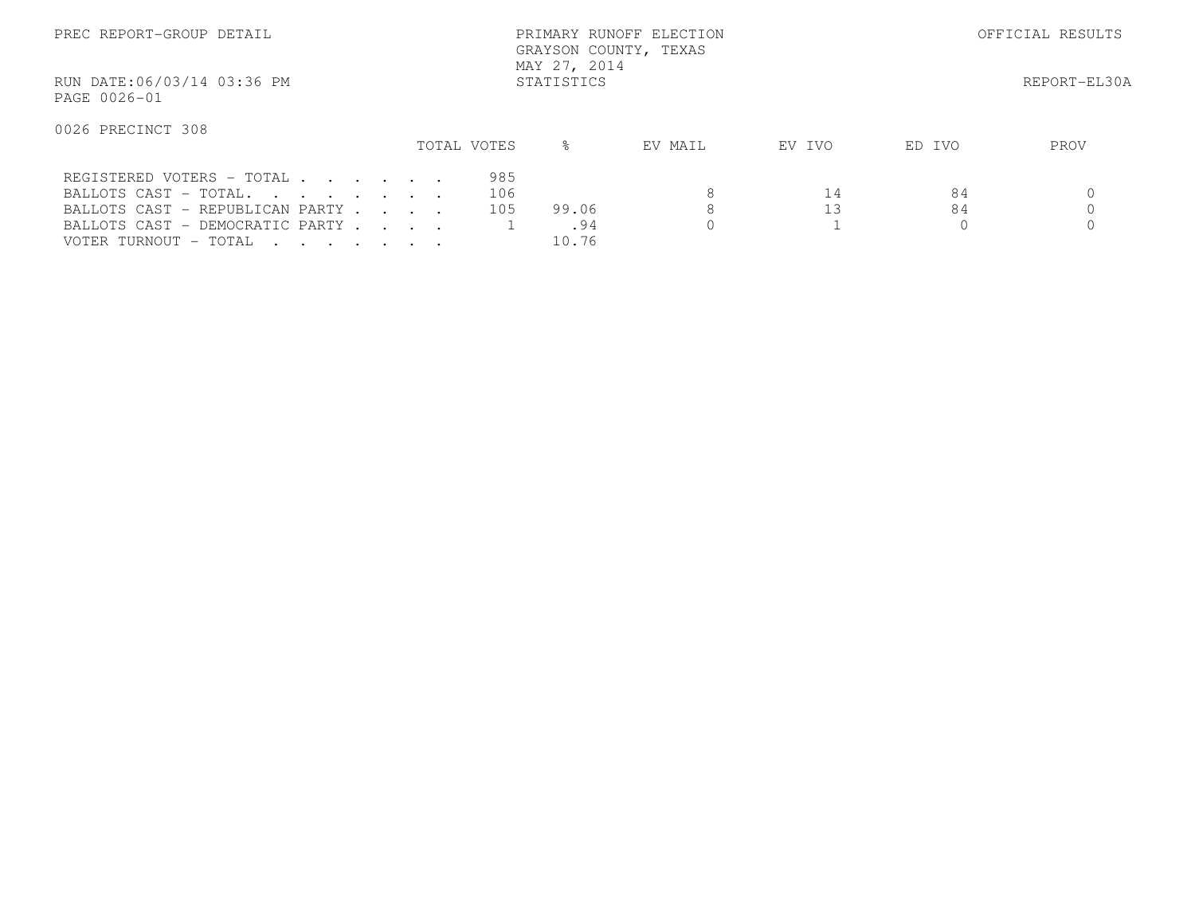PREC REPORT-GROUP DETAIL

PRIMARY RUNOFF ELECTION
GRAYSON COUNTY, TEXAS
MAY 27, 2014
STATISTICS

OFFICIAL RESULTS

RUN DATE:06/03/14 03:36 PM

REPORT-EL30A

PAGE 0026-01

0026 PRECINCT 308

| | TOTAL VOTES | % | EV MAIL | EV IVO | ED IVO | PROV |
|---|---|---|---|---|---|---|
| REGISTERED VOTERS - TOTAL . . . . . . . | 985 | | | | | |
| BALLOTS CAST - TOTAL. . . . . . . . . | 106 | | 8 | 14 | 84 | 0 |
| BALLOTS CAST - REPUBLICAN PARTY . . . . | 105 | 99.06 | 8 | 13 | 84 | 0 |
| BALLOTS CAST - DEMOCRATIC PARTY . . . . | 1 | .94 | 0 | 1 | 0 | 0 |
| VOTER TURNOUT - TOTAL . . . . . . . . | | 10.76 | | | | |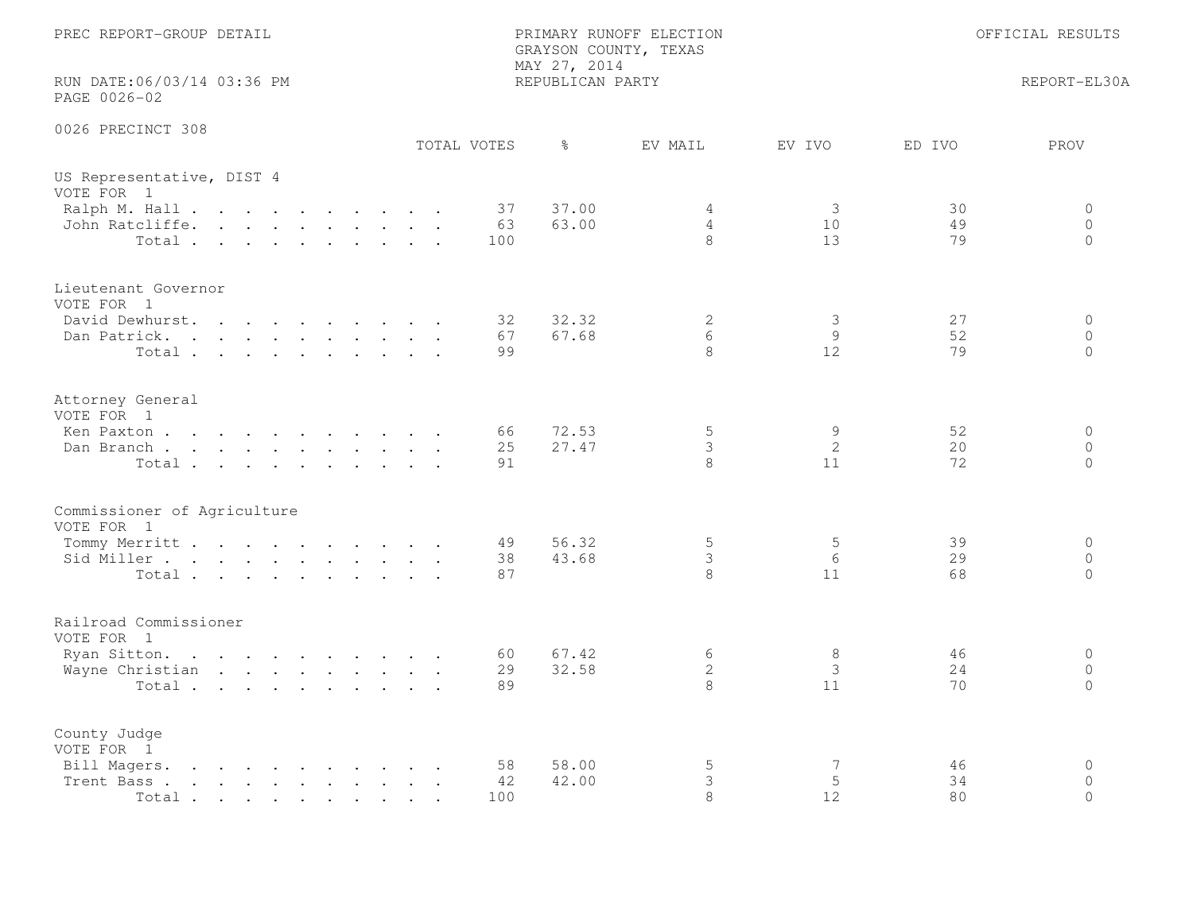PREC REPORT-GROUP DETAIL

PRIMARY RUNOFF ELECTION
GRAYSON COUNTY, TEXAS
MAY 27, 2014
REPUBLICAN PARTY

OFFICIAL RESULTS

RUN DATE:06/03/14 03:36 PM
PAGE 0026-02

REPORT-EL30A

## 0026 PRECINCT 308

### US Representative, DIST 4
VOTE FOR 1

| | TOTAL VOTES | % | EV MAIL | EV IVO | ED IVO | PROV |
|---|---|---|---|---|---|---|
| Ralph M. Hall | 37 | 37.00 | 4 | 3 | 30 | 0 |
| John Ratcliffe | 63 | 63.00 | 4 | 10 | 49 | 0 |
| Total | 100 | | 8 | 13 | 79 | 0 |

### Lieutenant Governor
VOTE FOR 1

| | TOTAL VOTES | % | EV MAIL | EV IVO | ED IVO | PROV |
|---|---|---|---|---|---|---|
| David Dewhurst | 32 | 32.32 | 2 | 3 | 27 | 0 |
| Dan Patrick | 67 | 67.68 | 6 | 9 | 52 | 0 |
| Total | 99 | | 8 | 12 | 79 | 0 |

### Attorney General
VOTE FOR 1

| | TOTAL VOTES | % | EV MAIL | EV IVO | ED IVO | PROV |
|---|---|---|---|---|---|---|
| Ken Paxton | 66 | 72.53 | 5 | 9 | 52 | 0 |
| Dan Branch | 25 | 27.47 | 3 | 2 | 20 | 0 |
| Total | 91 | | 8 | 11 | 72 | 0 |

### Commissioner of Agriculture
VOTE FOR 1

| | TOTAL VOTES | % | EV MAIL | EV IVO | ED IVO | PROV |
|---|---|---|---|---|---|---|
| Tommy Merritt | 49 | 56.32 | 5 | 5 | 39 | 0 |
| Sid Miller | 38 | 43.68 | 3 | 6 | 29 | 0 |
| Total | 87 | | 8 | 11 | 68 | 0 |

### Railroad Commissioner
VOTE FOR 1

| | TOTAL VOTES | % | EV MAIL | EV IVO | ED IVO | PROV |
|---|---|---|---|---|---|---|
| Ryan Sitton | 60 | 67.42 | 6 | 8 | 46 | 0 |
| Wayne Christian | 29 | 32.58 | 2 | 3 | 24 | 0 |
| Total | 89 | | 8 | 11 | 70 | 0 |

### County Judge
VOTE FOR 1

| | TOTAL VOTES | % | EV MAIL | EV IVO | ED IVO | PROV |
|---|---|---|---|---|---|---|
| Bill Magers | 58 | 58.00 | 5 | 7 | 46 | 0 |
| Trent Bass | 42 | 42.00 | 3 | 5 | 34 | 0 |
| Total | 100 | | 8 | 12 | 80 | 0 |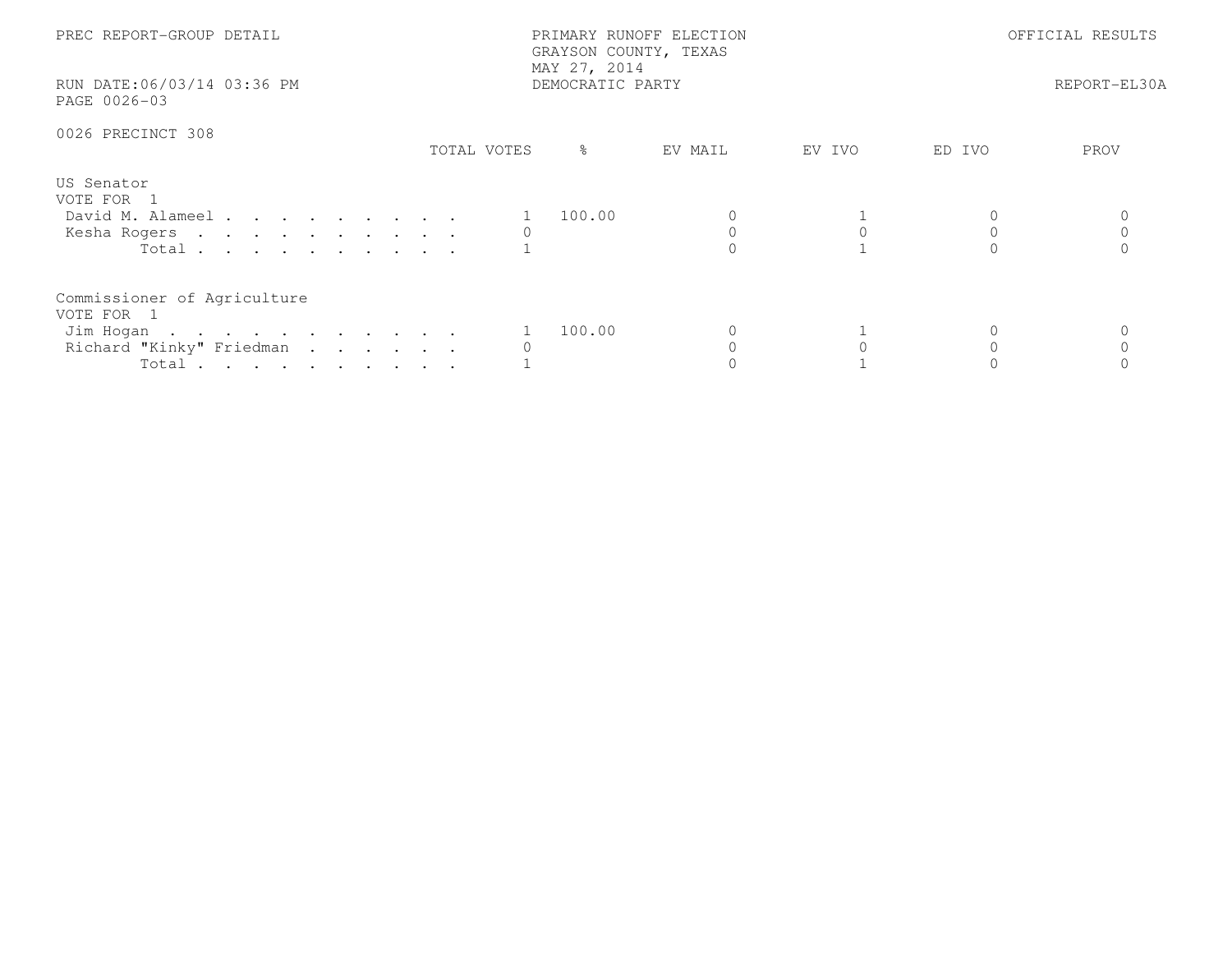PREC REPORT-GROUP DETAIL

PRIMARY RUNOFF ELECTION
GRAYSON COUNTY, TEXAS
MAY 27, 2014
DEMOCRATIC PARTY

OFFICIAL RESULTS

RUN DATE:06/03/14 03:36 PM
PAGE 0026-03

REPORT-EL30A

0026 PRECINCT 308

| | TOTAL VOTES | % | EV MAIL | EV IVO | ED IVO | PROV |
|---|---|---|---|---|---|---|
| **US Senator** | | | | | | |
| VOTE FOR 1 | | | | | | |
| David M. Alameel | 1 | 100.00 | 0 | 1 | 0 | 0 |
| Kesha Rogers | 0 | | 0 | 0 | 0 | 0 |
| Total | 1 | | 0 | 1 | 0 | 0 |
| **Commissioner of Agriculture** | | | | | | |
| VOTE FOR 1 | | | | | | |
| Jim Hogan | 1 | 100.00 | 0 | 1 | 0 | 0 |
| Richard "Kinky" Friedman | 0 | | 0 | 0 | 0 | 0 |
| Total | 1 | | 0 | 1 | 0 | 0 |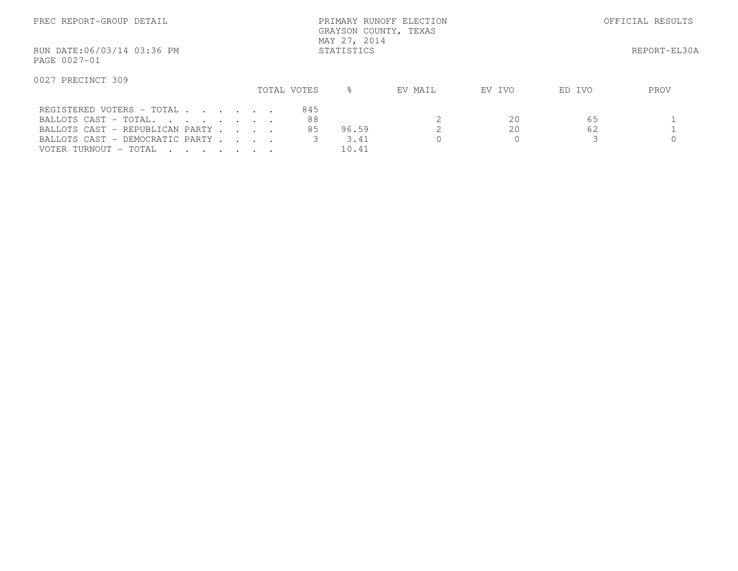PREC REPORT-GROUP DETAIL

PRIMARY RUNOFF ELECTION
GRAYSON COUNTY, TEXAS
MAY 27, 2014
STATISTICS

OFFICIAL RESULTS

RUN DATE:06/03/14 03:36 PM

REPORT-EL30A

PAGE 0027-01

0027 PRECINCT 309

| | TOTAL VOTES | % | EV MAIL | EV IVO | ED IVO | PROV |
|---|---|---|---|---|---|---|
| REGISTERED VOTERS - TOTAL . . . . . . . | 845 | | | | | |
| BALLOTS CAST - TOTAL. . . . . . . . | 88 | | 2 | 20 | 65 | 1 |
| BALLOTS CAST - REPUBLICAN PARTY . . . . | 85 | 96.59 | 2 | 20 | 62 | 1 |
| BALLOTS CAST - DEMOCRATIC PARTY . . . . | 3 | 3.41 | 0 | 0 | 3 | 0 |
| VOTER TURNOUT - TOTAL . . . . . . . | | 10.41 | | | | |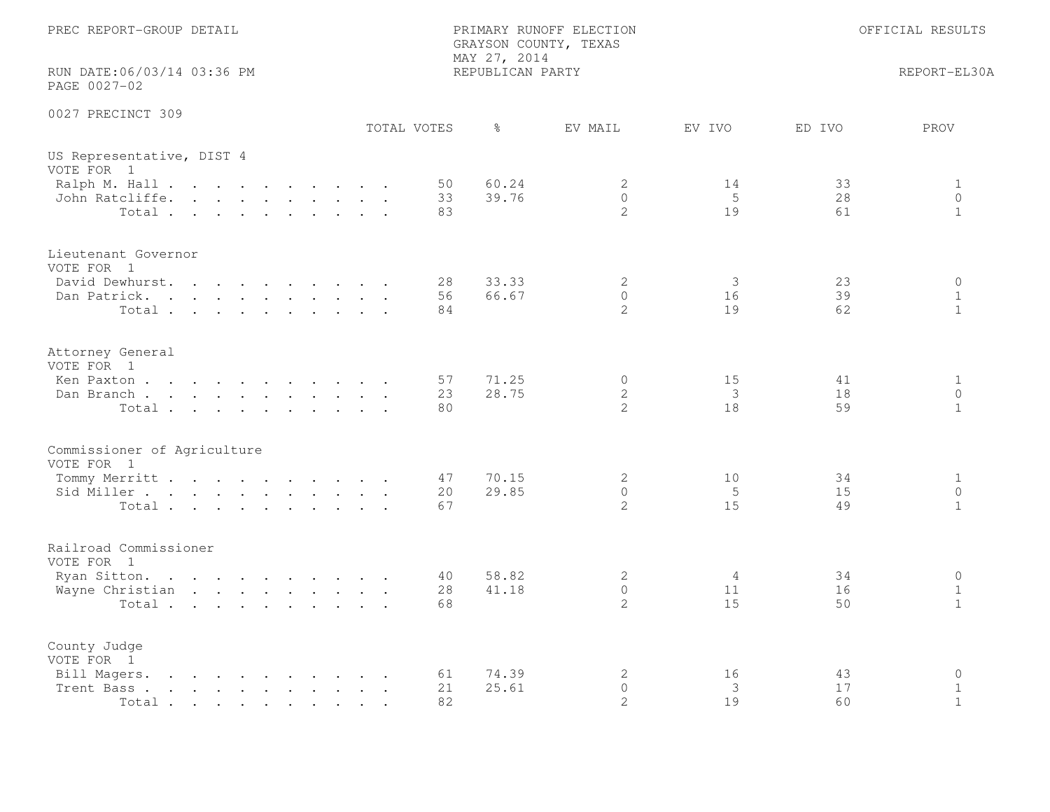PREC REPORT-GROUP DETAIL

PRIMARY RUNOFF ELECTION
GRAYSON COUNTY, TEXAS
MAY 27, 2014
REPUBLICAN PARTY

OFFICIAL RESULTS

RUN DATE:06/03/14 03:36 PM
PAGE 0027-02

REPORT-EL30A

## 0027 PRECINCT 309

### US Representative, DIST 4
VOTE FOR 1

| | TOTAL VOTES | % | EV MAIL | EV IVO | ED IVO | PROV |
|---|---|---|---|---|---|---|
| Ralph M. Hall | 50 | 60.24 | 2 | 14 | 33 | 1 |
| John Ratcliffe | 33 | 39.76 | 0 | 5 | 28 | 0 |
| Total | 83 | | 2 | 19 | 61 | 1 |

### Lieutenant Governor
VOTE FOR 1

| | TOTAL VOTES | % | EV MAIL | EV IVO | ED IVO | PROV |
|---|---|---|---|---|---|---|
| David Dewhurst | 28 | 33.33 | 2 | 3 | 23 | 0 |
| Dan Patrick | 56 | 66.67 | 0 | 16 | 39 | 1 |
| Total | 84 | | 2 | 19 | 62 | 1 |

### Attorney General
VOTE FOR 1

| | TOTAL VOTES | % | EV MAIL | EV IVO | ED IVO | PROV |
|---|---|---|---|---|---|---|
| Ken Paxton | 57 | 71.25 | 0 | 15 | 41 | 1 |
| Dan Branch | 23 | 28.75 | 2 | 3 | 18 | 0 |
| Total | 80 | | 2 | 18 | 59 | 1 |

### Commissioner of Agriculture
VOTE FOR 1

| | TOTAL VOTES | % | EV MAIL | EV IVO | ED IVO | PROV |
|---|---|---|---|---|---|---|
| Tommy Merritt | 47 | 70.15 | 2 | 10 | 34 | 1 |
| Sid Miller | 20 | 29.85 | 0 | 5 | 15 | 0 |
| Total | 67 | | 2 | 15 | 49 | 1 |

### Railroad Commissioner
VOTE FOR 1

| | TOTAL VOTES | % | EV MAIL | EV IVO | ED IVO | PROV |
|---|---|---|---|---|---|---|
| Ryan Sitton | 40 | 58.82 | 2 | 4 | 34 | 0 |
| Wayne Christian | 28 | 41.18 | 0 | 11 | 16 | 1 |
| Total | 68 | | 2 | 15 | 50 | 1 |

### County Judge
VOTE FOR 1

| | TOTAL VOTES | % | EV MAIL | EV IVO | ED IVO | PROV |
|---|---|---|---|---|---|---|
| Bill Magers | 61 | 74.39 | 2 | 16 | 43 | 0 |
| Trent Bass | 21 | 25.61 | 0 | 3 | 17 | 1 |
| Total | 82 | | 2 | 19 | 60 | 1 |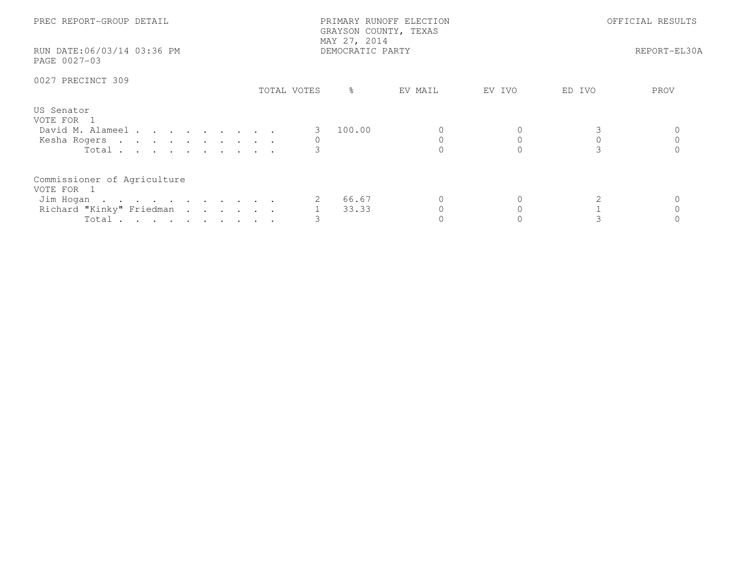PREC REPORT-GROUP DETAIL

PRIMARY RUNOFF ELECTION
GRAYSON COUNTY, TEXAS
MAY 27, 2014
DEMOCRATIC PARTY

OFFICIAL RESULTS

RUN DATE:06/03/14 03:36 PM
PAGE 0027-03

REPORT-EL30A

0027 PRECINCT 309

| | TOTAL VOTES | % | EV MAIL | EV IVO | ED IVO | PROV |
|---|---|---|---|---|---|---|
| **US Senator** | | | | | | |
| VOTE FOR 1 | | | | | | |
| David M. Alameel | 3 | 100.00 | 0 | 0 | 3 | 0 |
| Kesha Rogers | 0 | | 0 | 0 | 0 | 0 |
| Total | 3 | | 0 | 0 | 3 | 0 |
| **Commissioner of Agriculture** | | | | | | |
| VOTE FOR 1 | | | | | | |
| Jim Hogan | 2 | 66.67 | 0 | 0 | 2 | 0 |
| Richard "Kinky" Friedman | 1 | 33.33 | 0 | 0 | 1 | 0 |
| Total | 3 | | 0 | 0 | 3 | 0 |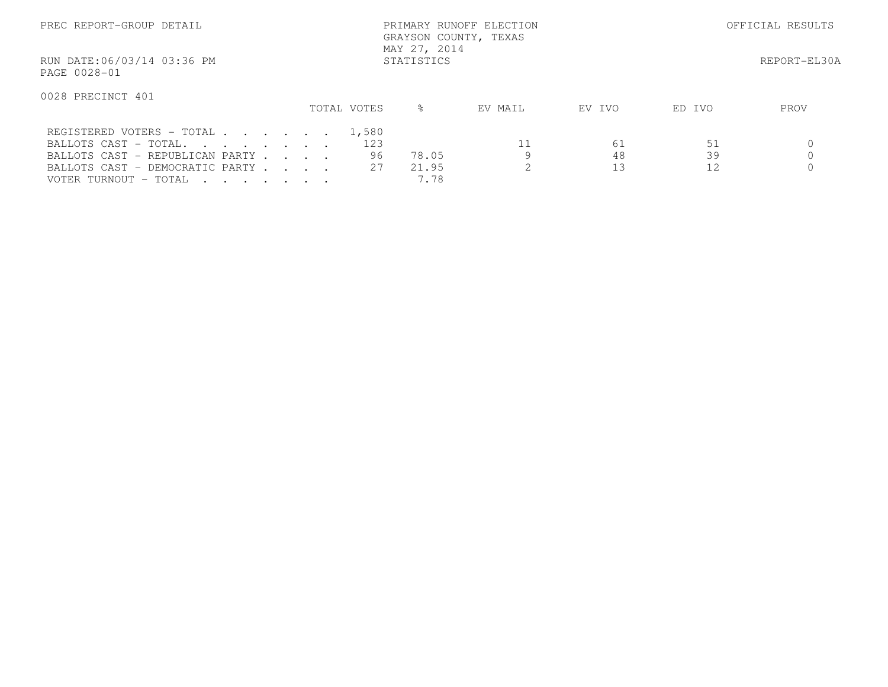PREC REPORT-GROUP DETAIL

PRIMARY RUNOFF ELECTION
GRAYSON COUNTY, TEXAS
MAY 27, 2014
STATISTICS

OFFICIAL RESULTS

RUN DATE:06/03/14 03:36 PM
PAGE 0028-01

REPORT-EL30A

0028 PRECINCT 401

| | TOTAL VOTES | % | EV MAIL | EV IVO | ED IVO | PROV |
|---|---|---|---|---|---|---|
| REGISTERED VOTERS - TOTAL . . . . . . | 1,580 | | | | | |
| BALLOTS CAST - TOTAL. . . . . . . . | 123 | | 11 | 61 | 51 | 0 |
| BALLOTS CAST - REPUBLICAN PARTY . . . . | 96 | 78.05 | 9 | 48 | 39 | 0 |
| BALLOTS CAST - DEMOCRATIC PARTY . . . . | 27 | 21.95 | 2 | 13 | 12 | 0 |
| VOTER TURNOUT - TOTAL . . . . . . . | | 7.78 | | | | |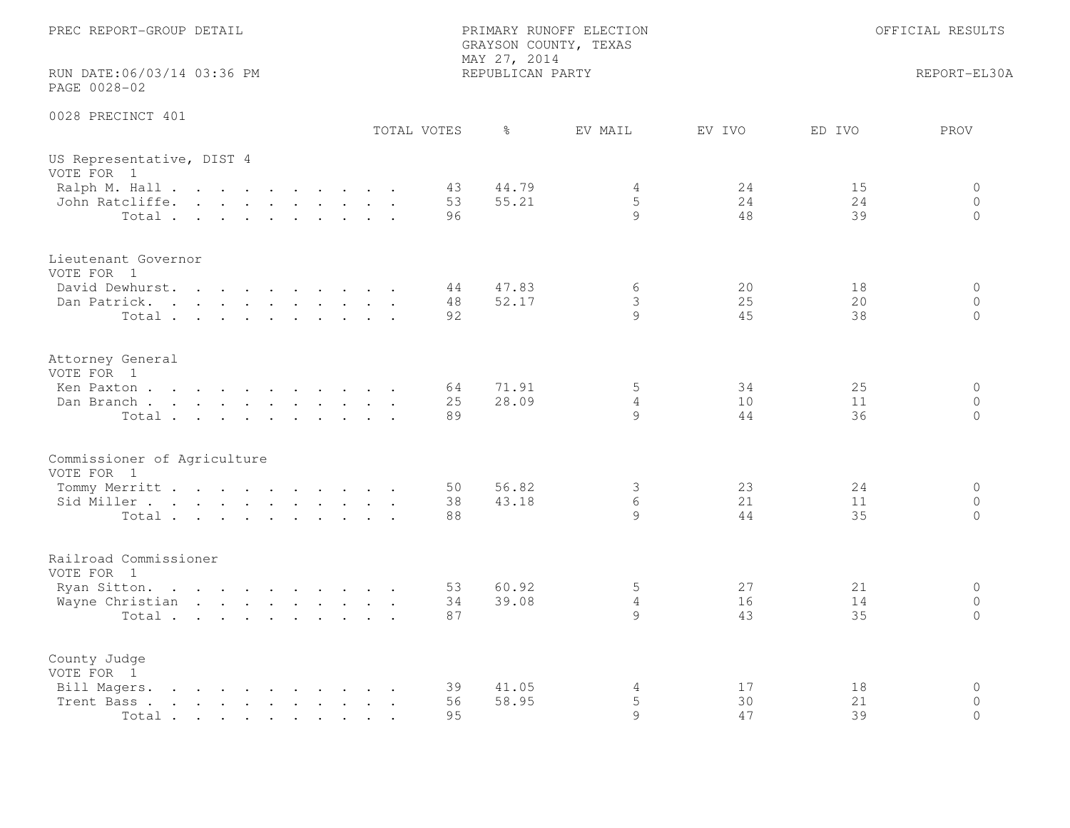PREC REPORT-GROUP DETAIL

PRIMARY RUNOFF ELECTION
GRAYSON COUNTY, TEXAS
MAY 27, 2014
REPUBLICAN PARTY

OFFICIAL RESULTS

RUN DATE:06/03/14 03:36 PM
PAGE 0028-02

REPORT-EL30A

0028 PRECINCT 401

| | TOTAL VOTES | % | EV MAIL | EV IVO | ED IVO | PROV |
|---|---|---|---|---|---|---|
| **US Representative, DIST 4** | | | | | | |
| VOTE FOR 1 | | | | | | |
| Ralph M. Hall | 43 | 44.79 | 4 | 24 | 15 | 0 |
| John Ratcliffe | 53 | 55.21 | 5 | 24 | 24 | 0 |
| Total | 96 | | 9 | 48 | 39 | 0 |
| **Lieutenant Governor** | | | | | | |
| VOTE FOR 1 | | | | | | |
| David Dewhurst | 44 | 47.83 | 6 | 20 | 18 | 0 |
| Dan Patrick | 48 | 52.17 | 3 | 25 | 20 | 0 |
| Total | 92 | | 9 | 45 | 38 | 0 |
| **Attorney General** | | | | | | |
| VOTE FOR 1 | | | | | | |
| Ken Paxton | 64 | 71.91 | 5 | 34 | 25 | 0 |
| Dan Branch | 25 | 28.09 | 4 | 10 | 11 | 0 |
| Total | 89 | | 9 | 44 | 36 | 0 |
| **Commissioner of Agriculture** | | | | | | |
| VOTE FOR 1 | | | | | | |
| Tommy Merritt | 50 | 56.82 | 3 | 23 | 24 | 0 |
| Sid Miller | 38 | 43.18 | 6 | 21 | 11 | 0 |
| Total | 88 | | 9 | 44 | 35 | 0 |
| **Railroad Commissioner** | | | | | | |
| VOTE FOR 1 | | | | | | |
| Ryan Sitton | 53 | 60.92 | 5 | 27 | 21 | 0 |
| Wayne Christian | 34 | 39.08 | 4 | 16 | 14 | 0 |
| Total | 87 | | 9 | 43 | 35 | 0 |
| **County Judge** | | | | | | |
| VOTE FOR 1 | | | | | | |
| Bill Magers | 39 | 41.05 | 4 | 17 | 18 | 0 |
| Trent Bass | 56 | 58.95 | 5 | 30 | 21 | 0 |
| Total | 95 | | 9 | 47 | 39 | 0 |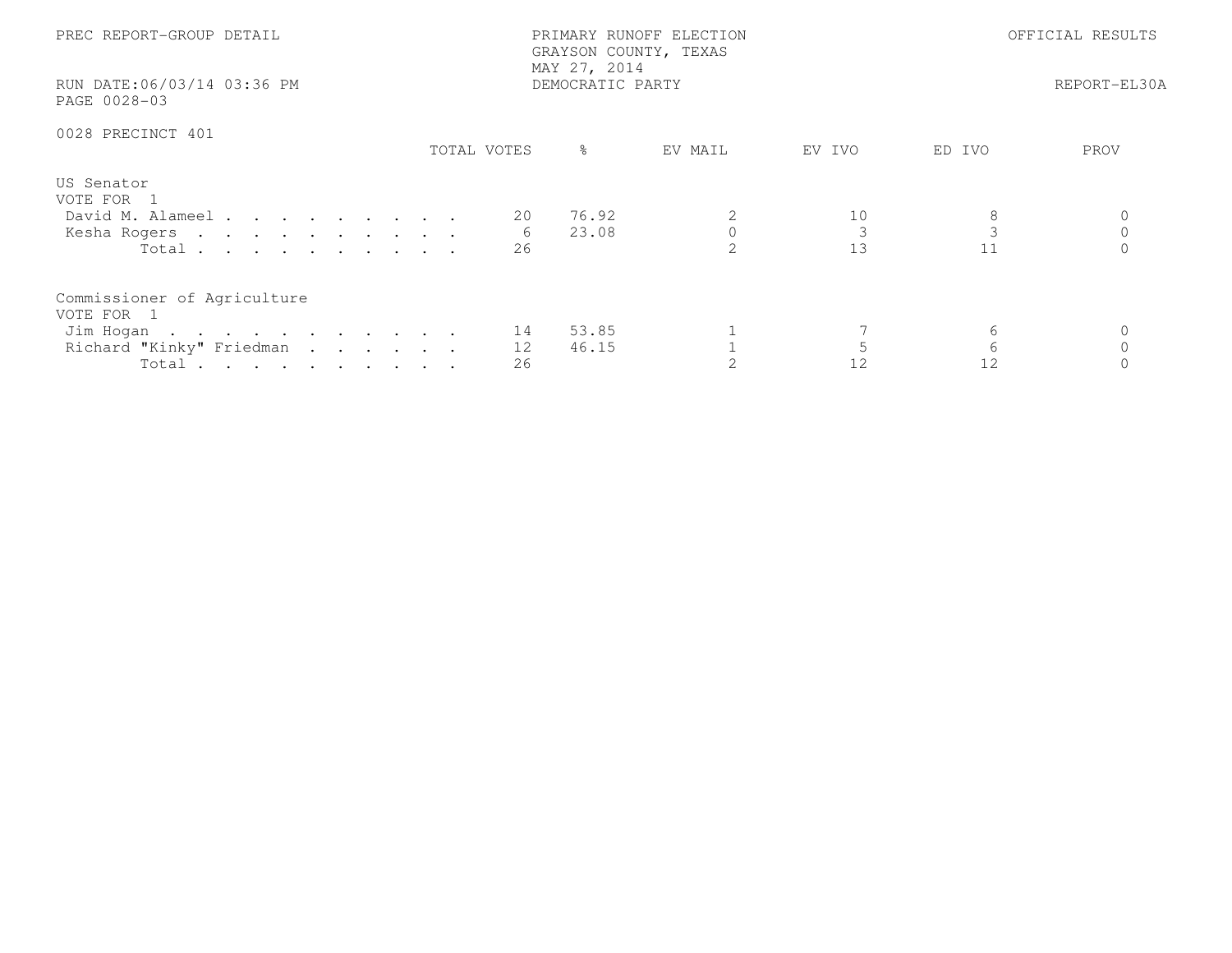PREC REPORT-GROUP DETAIL

PRIMARY RUNOFF ELECTION
GRAYSON COUNTY, TEXAS
MAY 27, 2014
DEMOCRATIC PARTY

OFFICIAL RESULTS

RUN DATE:06/03/14 03:36 PM
PAGE 0028-03

REPORT-EL30A

0028 PRECINCT 401

**US Senator**
VOTE FOR 1

| | TOTAL VOTES | % | EV MAIL | EV IVO | ED IVO | PROV |
|---|---|---|---|---|---|---|
| David M. Alameel | 20 | 76.92 | 2 | 10 | 8 | 0 |
| Kesha Rogers | 6 | 23.08 | 0 | 3 | 3 | 0 |
| Total | 26 | | 2 | 13 | 11 | 0 |

**Commissioner of Agriculture**
VOTE FOR 1

| | TOTAL VOTES | % | EV MAIL | EV IVO | ED IVO | PROV |
|---|---|---|---|---|---|---|
| Jim Hogan | 14 | 53.85 | 1 | 7 | 6 | 0 |
| Richard "Kinky" Friedman | 12 | 46.15 | 1 | 5 | 6 | 0 |
| Total | 26 | | 2 | 12 | 12 | 0 |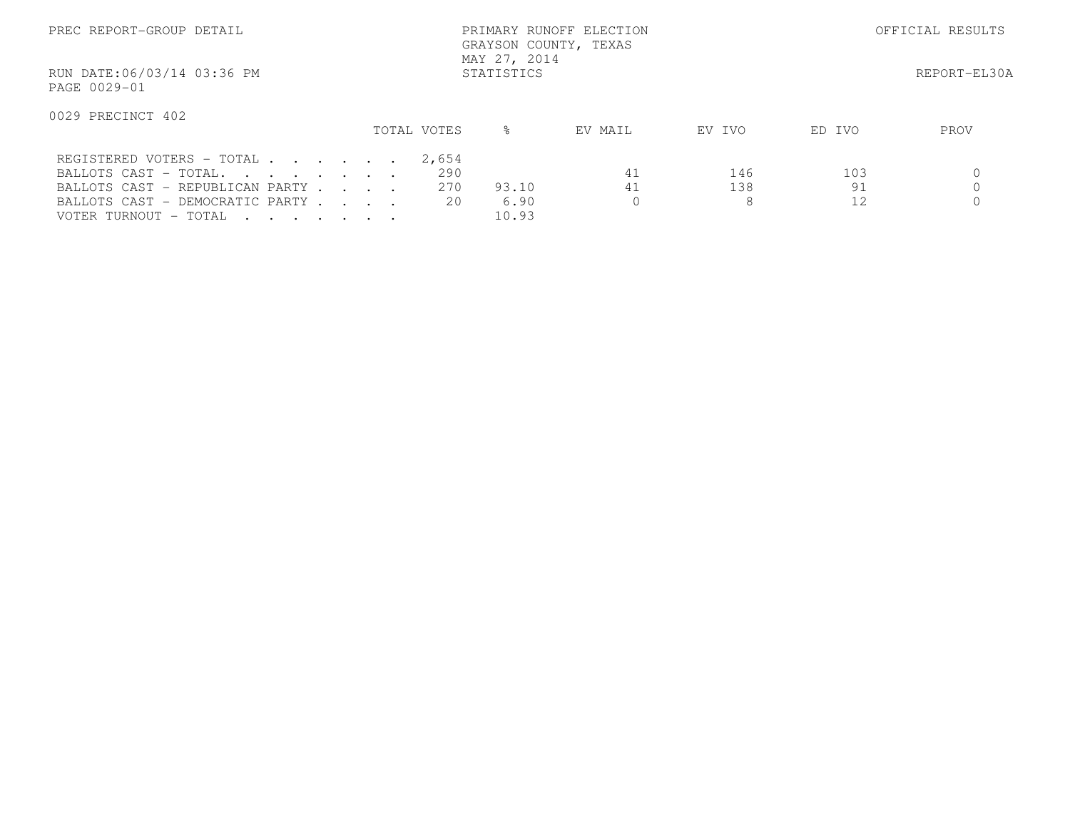PREC REPORT-GROUP DETAIL

PRIMARY RUNOFF ELECTION
GRAYSON COUNTY, TEXAS
MAY 27, 2014
STATISTICS

OFFICIAL RESULTS

RUN DATE:06/03/14 03:36 PM
PAGE 0029-01

REPORT-EL30A

0029 PRECINCT 402

| | TOTAL VOTES | % | EV MAIL | EV IVO | ED IVO | PROV |
|---|---|---|---|---|---|---|
| REGISTERED VOTERS - TOTAL . . . . . . . | 2,654 | | | | | |
| BALLOTS CAST - TOTAL. . . . . . . . | 290 | | 41 | 146 | 103 | 0 |
| BALLOTS CAST - REPUBLICAN PARTY . . . . | 270 | 93.10 | 41 | 138 | 91 | 0 |
| BALLOTS CAST - DEMOCRATIC PARTY . . . . | 20 | 6.90 | 0 | 8 | 12 | 0 |
| VOTER TURNOUT - TOTAL . . . . . . . | | 10.93 | | | | |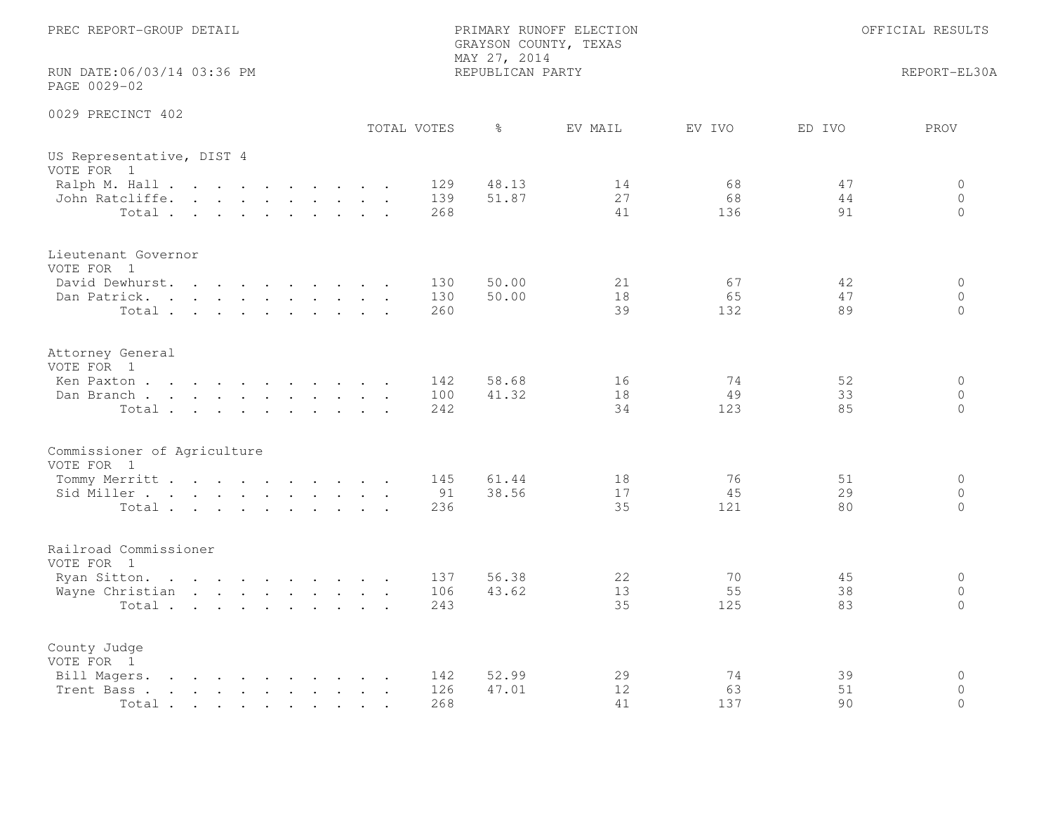PREC REPORT-GROUP DETAIL

PRIMARY RUNOFF ELECTION
GRAYSON COUNTY, TEXAS
MAY 27, 2014
REPUBLICAN PARTY

OFFICIAL RESULTS

RUN DATE:06/03/14 03:36 PM
PAGE 0029-02

REPORT-EL30A

0029 PRECINCT 402

| | TOTAL VOTES | % | EV MAIL | EV IVO | ED IVO | PROV |
|---|---|---|---|---|---|---|
| **US Representative, DIST 4** | | | | | | |
| VOTE FOR 1 | | | | | | |
| Ralph M. Hall | 129 | 48.13 | 14 | 68 | 47 | 0 |
| John Ratcliffe | 139 | 51.87 | 27 | 68 | 44 | 0 |
| Total | 268 | | 41 | 136 | 91 | 0 |
| **Lieutenant Governor** | | | | | | |
| VOTE FOR 1 | | | | | | |
| David Dewhurst | 130 | 50.00 | 21 | 67 | 42 | 0 |
| Dan Patrick | 130 | 50.00 | 18 | 65 | 47 | 0 |
| Total | 260 | | 39 | 132 | 89 | 0 |
| **Attorney General** | | | | | | |
| VOTE FOR 1 | | | | | | |
| Ken Paxton | 142 | 58.68 | 16 | 74 | 52 | 0 |
| Dan Branch | 100 | 41.32 | 18 | 49 | 33 | 0 |
| Total | 242 | | 34 | 123 | 85 | 0 |
| **Commissioner of Agriculture** | | | | | | |
| VOTE FOR 1 | | | | | | |
| Tommy Merritt | 145 | 61.44 | 18 | 76 | 51 | 0 |
| Sid Miller | 91 | 38.56 | 17 | 45 | 29 | 0 |
| Total | 236 | | 35 | 121 | 80 | 0 |
| **Railroad Commissioner** | | | | | | |
| VOTE FOR 1 | | | | | | |
| Ryan Sitton | 137 | 56.38 | 22 | 70 | 45 | 0 |
| Wayne Christian | 106 | 43.62 | 13 | 55 | 38 | 0 |
| Total | 243 | | 35 | 125 | 83 | 0 |
| **County Judge** | | | | | | |
| VOTE FOR 1 | | | | | | |
| Bill Magers | 142 | 52.99 | 29 | 74 | 39 | 0 |
| Trent Bass | 126 | 47.01 | 12 | 63 | 51 | 0 |
| Total | 268 | | 41 | 137 | 90 | 0 |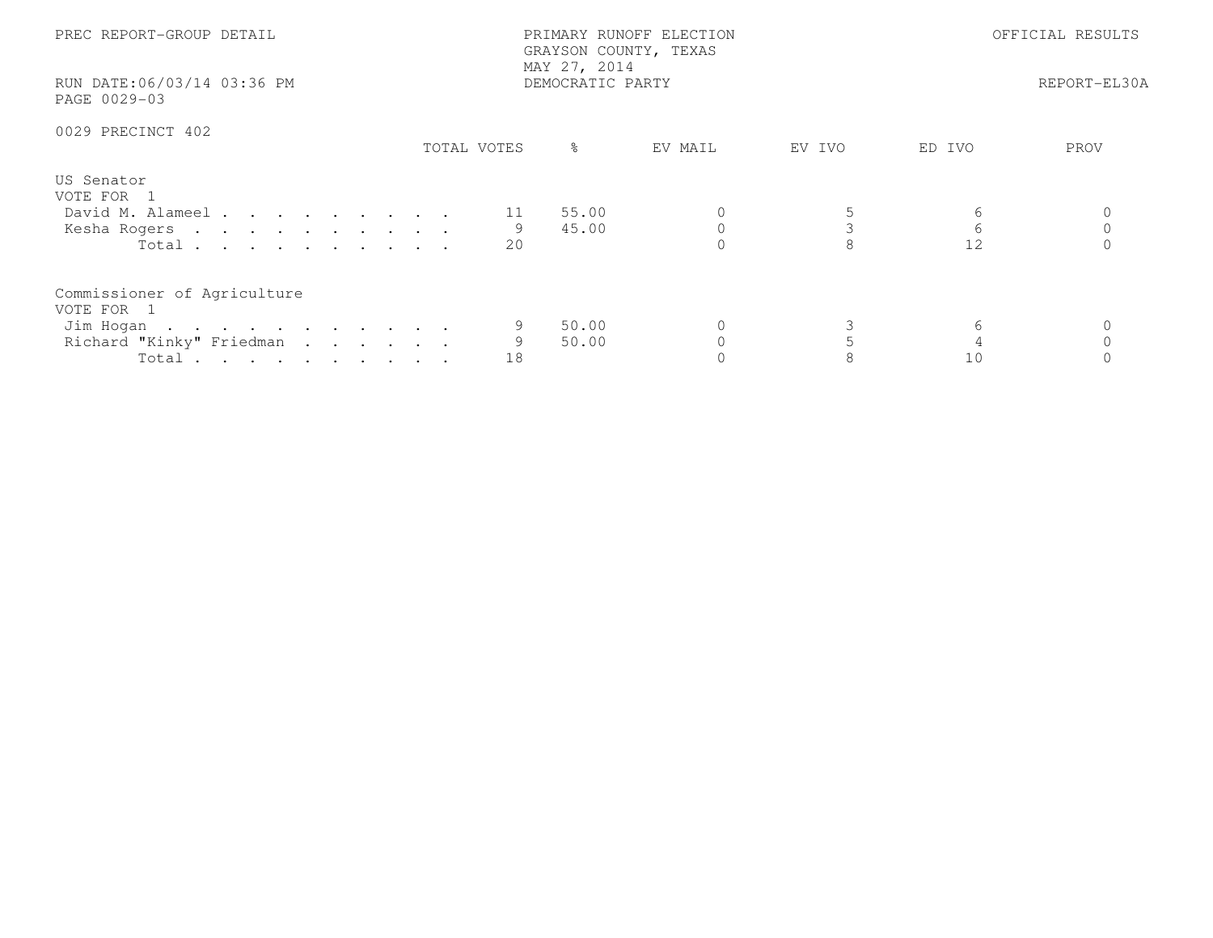PREC REPORT-GROUP DETAIL

PRIMARY RUNOFF ELECTION
GRAYSON COUNTY, TEXAS
MAY 27, 2014
DEMOCRATIC PARTY

OFFICIAL RESULTS

RUN DATE:06/03/14 03:36 PM
PAGE 0029-03

REPORT-EL30A

0029 PRECINCT 402

| | TOTAL VOTES | % | EV MAIL | EV IVO | ED IVO | PROV |
|---|---|---|---|---|---|---|
| **US Senator** | | | | | | |
| VOTE FOR 1 | | | | | | |
| David M. Alameel | 11 | 55.00 | 0 | 5 | 6 | 0 |
| Kesha Rogers | 9 | 45.00 | 0 | 3 | 6 | 0 |
| Total | 20 | | 0 | 8 | 12 | 0 |
| **Commissioner of Agriculture** | | | | | | |
| VOTE FOR 1 | | | | | | |
| Jim Hogan | 9 | 50.00 | 0 | 3 | 6 | 0 |
| Richard "Kinky" Friedman | 9 | 50.00 | 0 | 5 | 4 | 0 |
| Total | 18 | | 0 | 8 | 10 | 0 |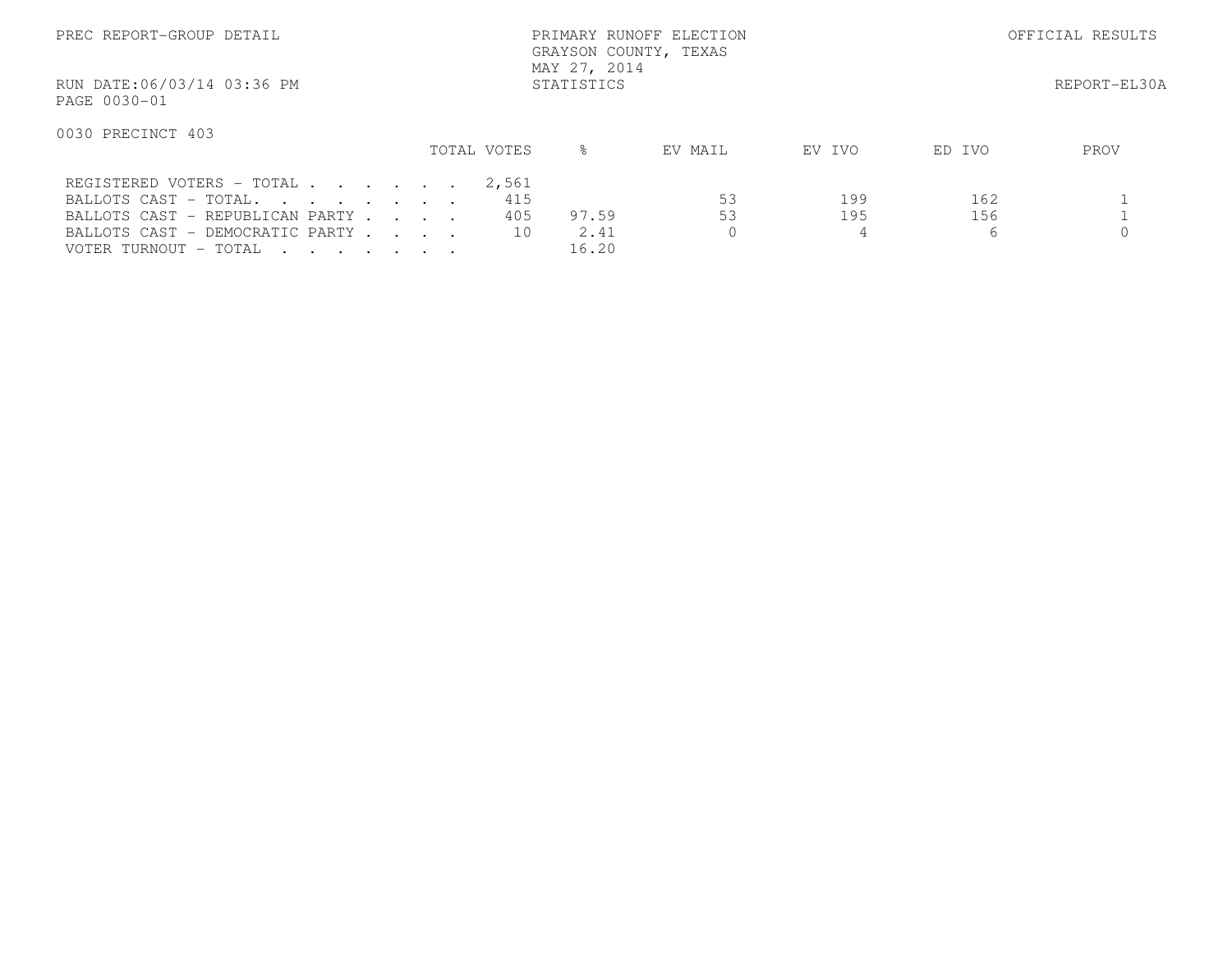PREC REPORT-GROUP DETAIL

PRIMARY RUNOFF ELECTION
GRAYSON COUNTY, TEXAS
MAY 27, 2014
STATISTICS

OFFICIAL RESULTS

RUN DATE:06/03/14 03:36 PM
PAGE 0030-01

REPORT-EL30A

0030 PRECINCT 403

| | TOTAL VOTES | % | EV MAIL | EV IVO | ED IVO | PROV |
|---|---|---|---|---|---|---|
| REGISTERED VOTERS - TOTAL . . . . . . | 2,561 | | | | | |
| BALLOTS CAST - TOTAL. . . . . . . . | 415 | | 53 | 199 | 162 | 1 |
| BALLOTS CAST - REPUBLICAN PARTY . . . . | 405 | 97.59 | 53 | 195 | 156 | 1 |
| BALLOTS CAST - DEMOCRATIC PARTY . . . . | 10 | 2.41 | 0 | 4 | 6 | 0 |
| VOTER TURNOUT - TOTAL . . . . . . . | | 16.20 | | | | |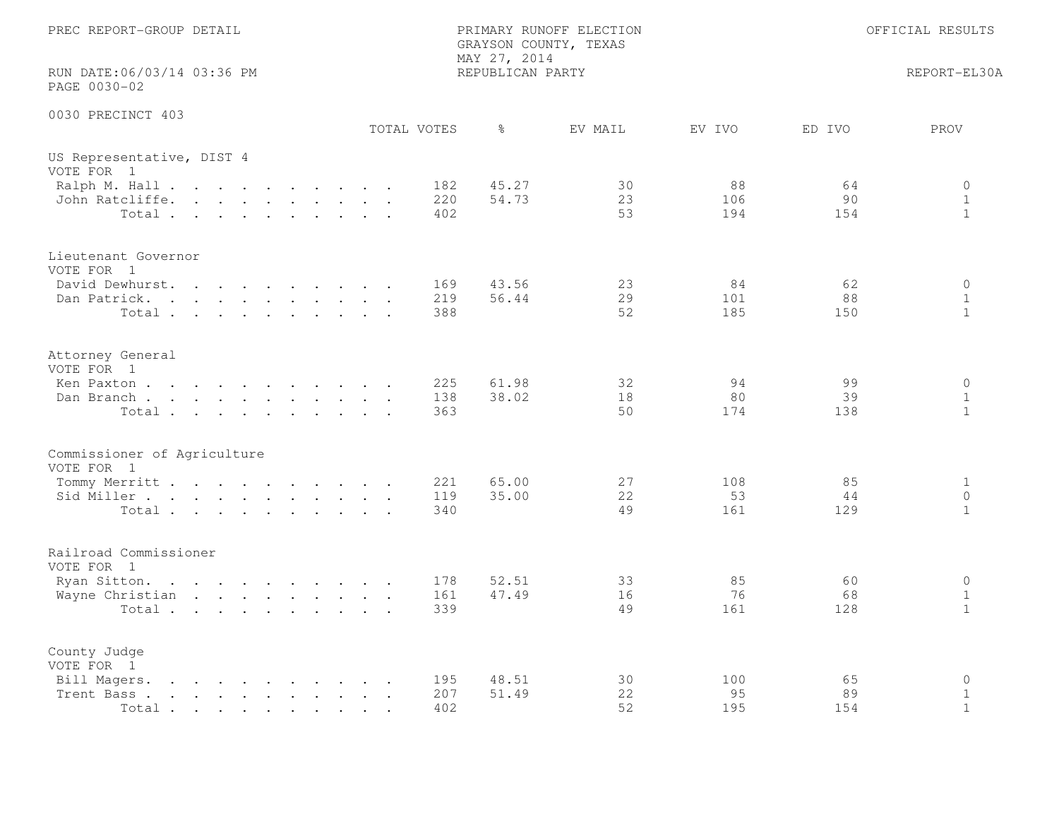PREC REPORT-GROUP DETAIL

PRIMARY RUNOFF ELECTION
GRAYSON COUNTY, TEXAS
MAY 27, 2014
REPUBLICAN PARTY

OFFICIAL RESULTS

RUN DATE:06/03/14 03:36 PM
PAGE 0030-02

REPORT-EL30A

## 0030 PRECINCT 403

| | TOTAL VOTES | % | EV MAIL | EV IVO | ED IVO | PROV |
|---|---|---|---|---|---|---|
| **US Representative, DIST 4** | | | | | | |
| VOTE FOR 1 | | | | | | |
| Ralph M. Hall | 182 | 45.27 | 30 | 88 | 64 | 0 |
| John Ratcliffe | 220 | 54.73 | 23 | 106 | 90 | 1 |
| Total | 402 | | 53 | 194 | 154 | 1 |
| **Lieutenant Governor** | | | | | | |
| VOTE FOR 1 | | | | | | |
| David Dewhurst | 169 | 43.56 | 23 | 84 | 62 | 0 |
| Dan Patrick | 219 | 56.44 | 29 | 101 | 88 | 1 |
| Total | 388 | | 52 | 185 | 150 | 1 |
| **Attorney General** | | | | | | |
| VOTE FOR 1 | | | | | | |
| Ken Paxton | 225 | 61.98 | 32 | 94 | 99 | 0 |
| Dan Branch | 138 | 38.02 | 18 | 80 | 39 | 1 |
| Total | 363 | | 50 | 174 | 138 | 1 |
| **Commissioner of Agriculture** | | | | | | |
| VOTE FOR 1 | | | | | | |
| Tommy Merritt | 221 | 65.00 | 27 | 108 | 85 | 1 |
| Sid Miller | 119 | 35.00 | 22 | 53 | 44 | 0 |
| Total | 340 | | 49 | 161 | 129 | 1 |
| **Railroad Commissioner** | | | | | | |
| VOTE FOR 1 | | | | | | |
| Ryan Sitton | 178 | 52.51 | 33 | 85 | 60 | 0 |
| Wayne Christian | 161 | 47.49 | 16 | 76 | 68 | 1 |
| Total | 339 | | 49 | 161 | 128 | 1 |
| **County Judge** | | | | | | |
| VOTE FOR 1 | | | | | | |
| Bill Magers | 195 | 48.51 | 30 | 100 | 65 | 0 |
| Trent Bass | 207 | 51.49 | 22 | 95 | 89 | 1 |
| Total | 402 | | 52 | 195 | 154 | 1 |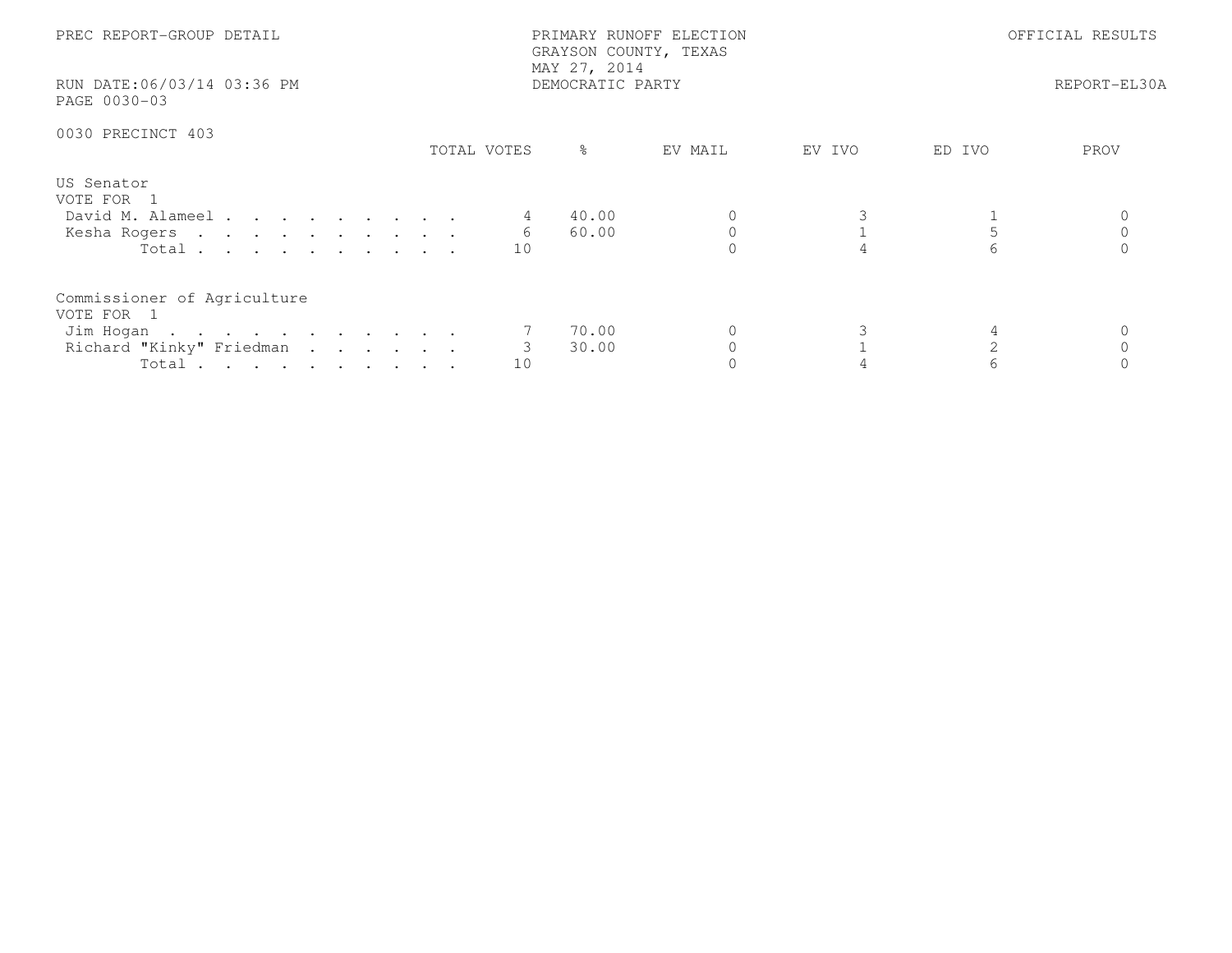PREC REPORT-GROUP DETAIL

PRIMARY RUNOFF ELECTION
GRAYSON COUNTY, TEXAS
MAY 27, 2014
DEMOCRATIC PARTY

OFFICIAL RESULTS

RUN DATE:06/03/14 03:36 PM
PAGE 0030-03

REPORT-EL30A

0030 PRECINCT 403

| | TOTAL VOTES | % | EV MAIL | EV IVO | ED IVO | PROV |
|---|---|---|---|---|---|---|
| **US Senator** | | | | | | |
| VOTE FOR 1 | | | | | | |
| David M. Alameel | 4 | 40.00 | 0 | 3 | 1 | 0 |
| Kesha Rogers | 6 | 60.00 | 0 | 1 | 5 | 0 |
| Total | 10 | | 0 | 4 | 6 | 0 |
| **Commissioner of Agriculture** | | | | | | |
| VOTE FOR 1 | | | | | | |
| Jim Hogan | 7 | 70.00 | 0 | 3 | 4 | 0 |
| Richard "Kinky" Friedman | 3 | 30.00 | 0 | 1 | 2 | 0 |
| Total | 10 | | 0 | 4 | 6 | 0 |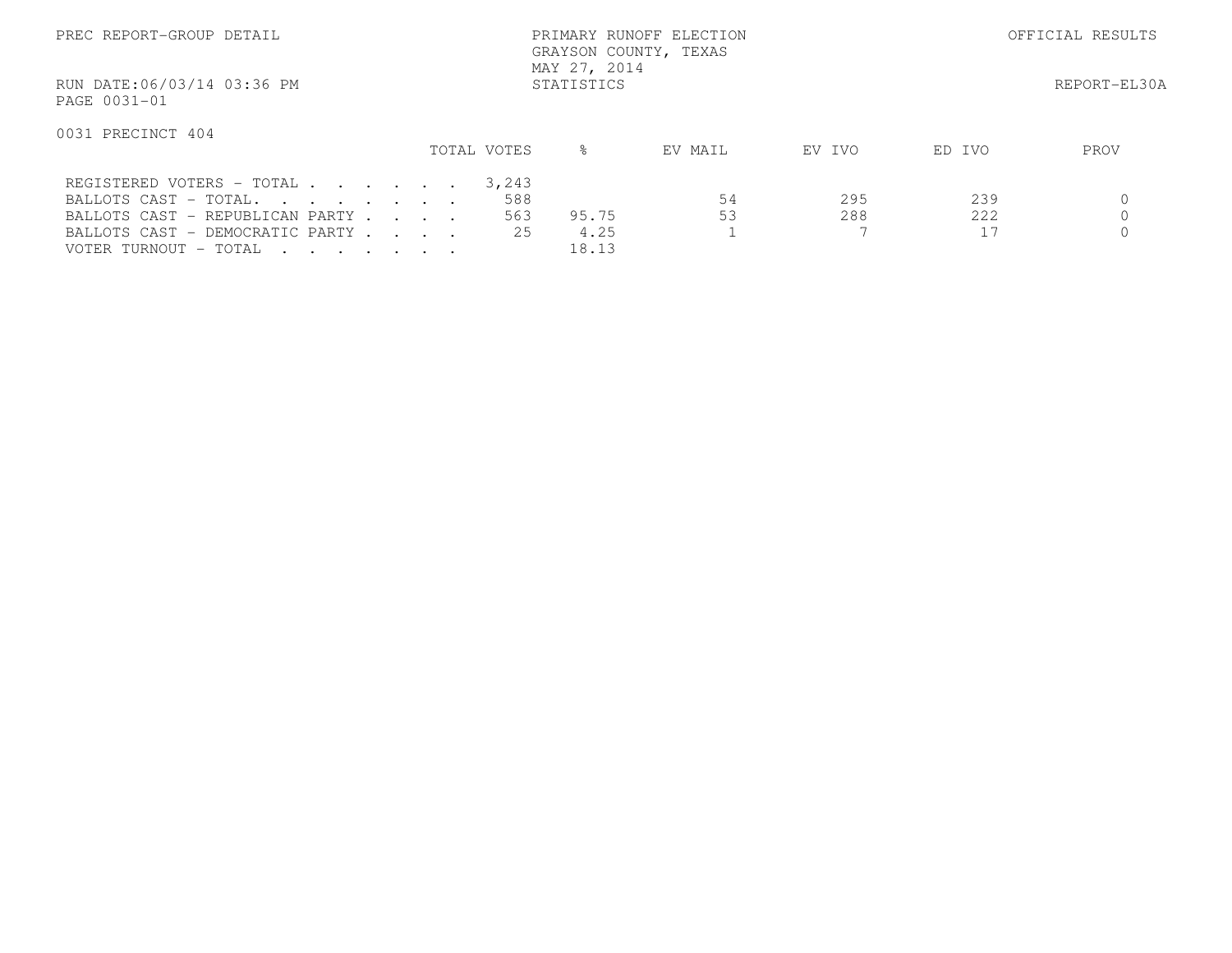PREC REPORT-GROUP DETAIL

PRIMARY RUNOFF ELECTION
GRAYSON COUNTY, TEXAS
MAY 27, 2014
STATISTICS

OFFICIAL RESULTS

RUN DATE:06/03/14 03:36 PM
PAGE 0031-01

REPORT-EL30A

0031 PRECINCT 404

| | TOTAL VOTES | % | EV MAIL | EV IVO | ED IVO | PROV |
|---|---|---|---|---|---|---|
| REGISTERED VOTERS - TOTAL . . . . . . . | 3,243 | | | | | |
| BALLOTS CAST - TOTAL. . . . . . . . | 588 | | 54 | 295 | 239 | 0 |
| BALLOTS CAST - REPUBLICAN PARTY . . . . | 563 | 95.75 | 53 | 288 | 222 | 0 |
| BALLOTS CAST - DEMOCRATIC PARTY . . . . | 25 | 4.25 | 1 | 7 | 17 | 0 |
| VOTER TURNOUT - TOTAL . . . . . . . . | | 18.13 | | | | |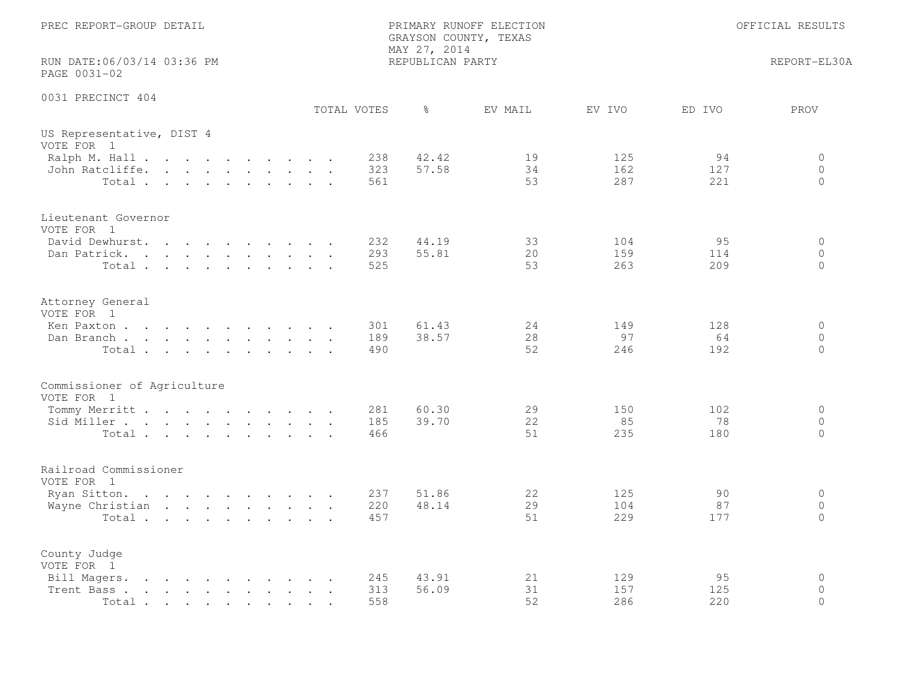PREC REPORT-GROUP DETAIL

PRIMARY RUNOFF ELECTION
GRAYSON COUNTY, TEXAS
MAY 27, 2014
REPUBLICAN PARTY

OFFICIAL RESULTS

RUN DATE:06/03/14 03:36 PM
PAGE 0031-02

REPORT-EL30A

0031 PRECINCT 404

| | TOTAL VOTES | % | EV MAIL | EV IVO | ED IVO | PROV |
|---|---|---|---|---|---|---|
| **US Representative, DIST 4** | | | | | | |
| VOTE FOR 1 | | | | | | |
| Ralph M. Hall | 238 | 42.42 | 19 | 125 | 94 | 0 |
| John Ratcliffe | 323 | 57.58 | 34 | 162 | 127 | 0 |
| Total | 561 | | 53 | 287 | 221 | 0 |
| **Lieutenant Governor** | | | | | | |
| VOTE FOR 1 | | | | | | |
| David Dewhurst | 232 | 44.19 | 33 | 104 | 95 | 0 |
| Dan Patrick | 293 | 55.81 | 20 | 159 | 114 | 0 |
| Total | 525 | | 53 | 263 | 209 | 0 |
| **Attorney General** | | | | | | |
| VOTE FOR 1 | | | | | | |
| Ken Paxton | 301 | 61.43 | 24 | 149 | 128 | 0 |
| Dan Branch | 189 | 38.57 | 28 | 97 | 64 | 0 |
| Total | 490 | | 52 | 246 | 192 | 0 |
| **Commissioner of Agriculture** | | | | | | |
| VOTE FOR 1 | | | | | | |
| Tommy Merritt | 281 | 60.30 | 29 | 150 | 102 | 0 |
| Sid Miller | 185 | 39.70 | 22 | 85 | 78 | 0 |
| Total | 466 | | 51 | 235 | 180 | 0 |
| **Railroad Commissioner** | | | | | | |
| VOTE FOR 1 | | | | | | |
| Ryan Sitton | 237 | 51.86 | 22 | 125 | 90 | 0 |
| Wayne Christian | 220 | 48.14 | 29 | 104 | 87 | 0 |
| Total | 457 | | 51 | 229 | 177 | 0 |
| **County Judge** | | | | | | |
| VOTE FOR 1 | | | | | | |
| Bill Magers | 245 | 43.91 | 21 | 129 | 95 | 0 |
| Trent Bass | 313 | 56.09 | 31 | 157 | 125 | 0 |
| Total | 558 | | 52 | 286 | 220 | 0 |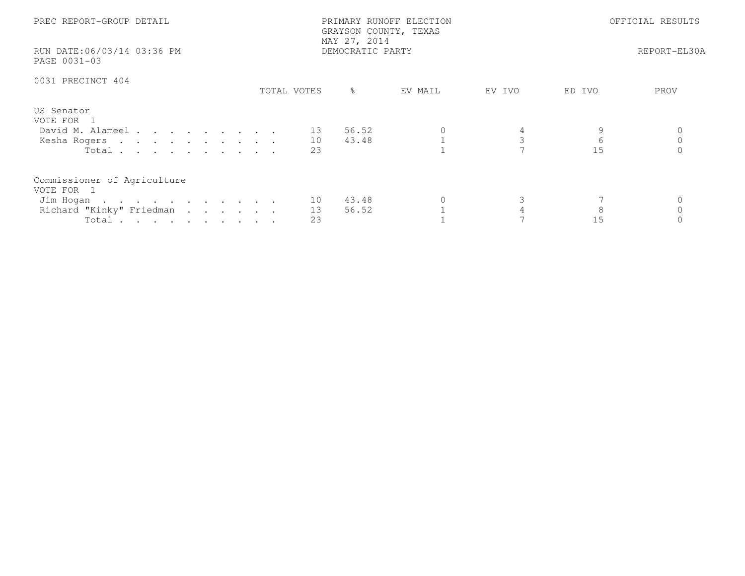PREC REPORT-GROUP DETAIL

PRIMARY RUNOFF ELECTION
GRAYSON COUNTY, TEXAS
MAY 27, 2014
DEMOCRATIC PARTY

OFFICIAL RESULTS

RUN DATE:06/03/14 03:36 PM

REPORT-EL30A

PAGE 0031-03

## 0031 PRECINCT 404

| | TOTAL VOTES | % | EV MAIL | EV IVO | ED IVO | PROV |
|---|---|---|---|---|---|---|
| **US Senator** | | | | | | |
| VOTE FOR 1 | | | | | | |
| David M. Alameel | 13 | 56.52 | 0 | 4 | 9 | 0 |
| Kesha Rogers | 10 | 43.48 | 1 | 3 | 6 | 0 |
| Total | 23 | | 1 | 7 | 15 | 0 |
| **Commissioner of Agriculture** | | | | | | |
| VOTE FOR 1 | | | | | | |
| Jim Hogan | 10 | 43.48 | 0 | 3 | 7 | 0 |
| Richard "Kinky" Friedman | 13 | 56.52 | 1 | 4 | 8 | 0 |
| Total | 23 | | 1 | 7 | 15 | 0 |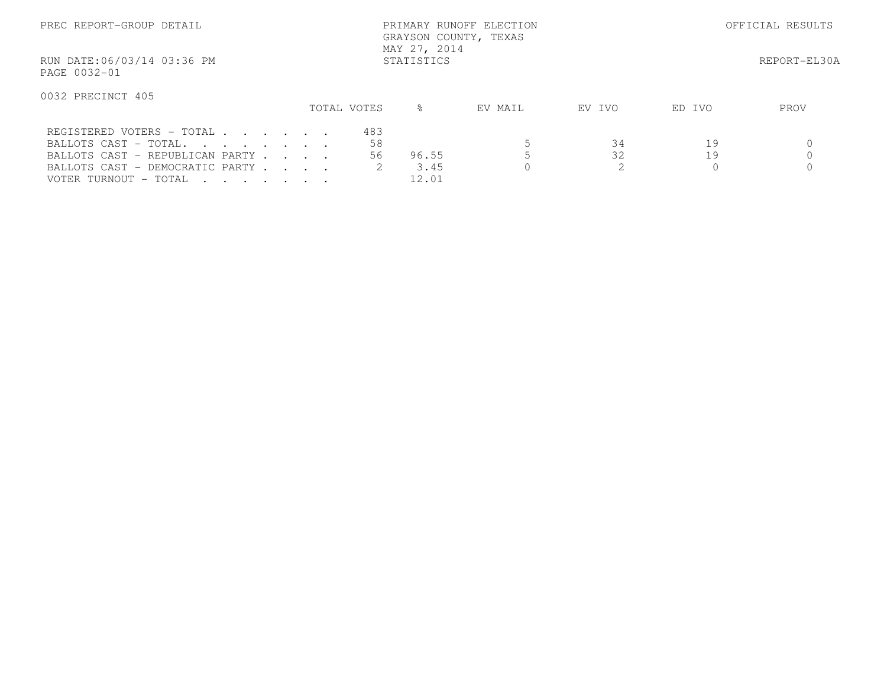PREC REPORT-GROUP DETAIL

PRIMARY RUNOFF ELECTION
GRAYSON COUNTY, TEXAS
MAY 27, 2014
STATISTICS

OFFICIAL RESULTS

RUN DATE:06/03/14 03:36 PM

REPORT-EL30A

PAGE 0032-01

0032 PRECINCT 405

| | TOTAL VOTES | % | EV MAIL | EV IVO | ED IVO | PROV |
|---|---|---|---|---|---|---|
| REGISTERED VOTERS - TOTAL . . . . . . | 483 | | | | | |
| BALLOTS CAST - TOTAL. . . . . . . . | 58 | | 5 | 34 | 19 | 0 |
| BALLOTS CAST - REPUBLICAN PARTY . . . . | 56 | 96.55 | 5 | 32 | 19 | 0 |
| BALLOTS CAST - DEMOCRATIC PARTY . . . . | 2 | 3.45 | 0 | 2 | 0 | 0 |
| VOTER TURNOUT - TOTAL . . . . . . . | | 12.01 | | | | |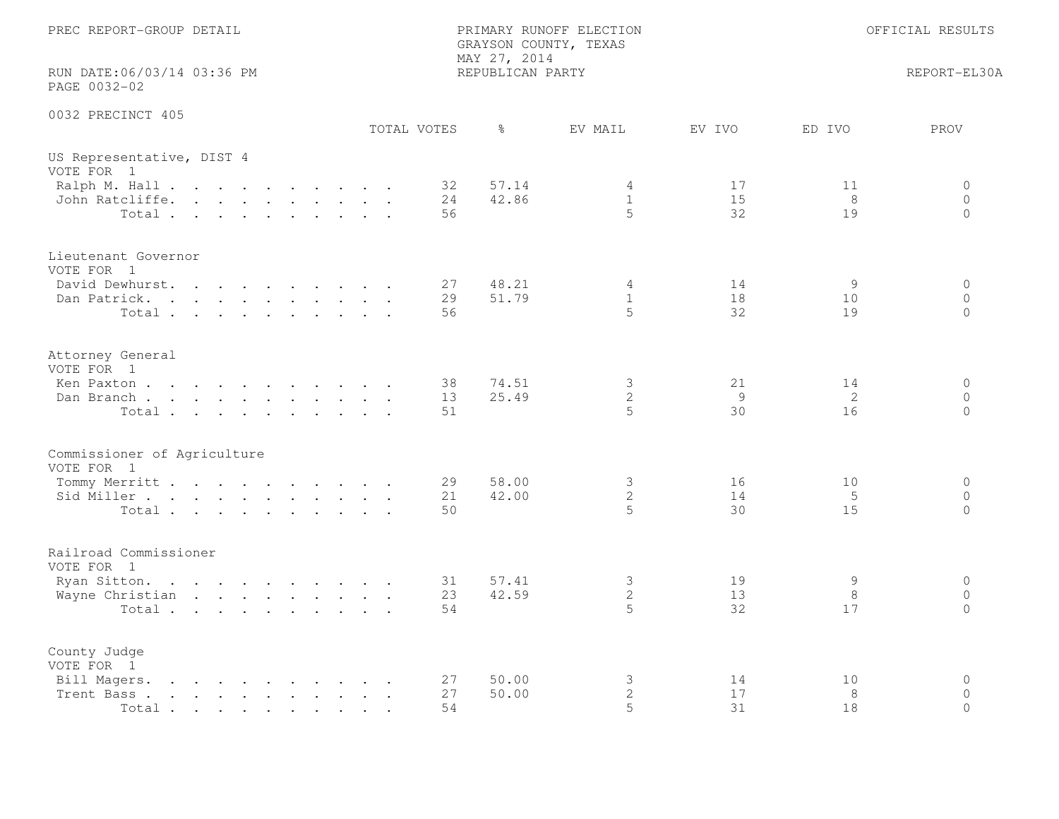PREC REPORT-GROUP DETAIL

PRIMARY RUNOFF ELECTION
GRAYSON COUNTY, TEXAS
MAY 27, 2014
REPUBLICAN PARTY

OFFICIAL RESULTS

RUN DATE:06/03/14 03:36 PM
PAGE 0032-02

REPORT-EL30A

0032 PRECINCT 405

| | TOTAL VOTES | % | EV MAIL | EV IVO | ED IVO | PROV |
|---|---|---|---|---|---|---|
| **US Representative, DIST 4** | | | | | | |
| VOTE FOR 1 | | | | | | |
| Ralph M. Hall | 32 | 57.14 | 4 | 17 | 11 | 0 |
| John Ratcliffe | 24 | 42.86 | 1 | 15 | 8 | 0 |
| Total | 56 | | 5 | 32 | 19 | 0 |
| **Lieutenant Governor** | | | | | | |
| VOTE FOR 1 | | | | | | |
| David Dewhurst | 27 | 48.21 | 4 | 14 | 9 | 0 |
| Dan Patrick | 29 | 51.79 | 1 | 18 | 10 | 0 |
| Total | 56 | | 5 | 32 | 19 | 0 |
| **Attorney General** | | | | | | |
| VOTE FOR 1 | | | | | | |
| Ken Paxton | 38 | 74.51 | 3 | 21 | 14 | 0 |
| Dan Branch | 13 | 25.49 | 2 | 9 | 2 | 0 |
| Total | 51 | | 5 | 30 | 16 | 0 |
| **Commissioner of Agriculture** | | | | | | |
| VOTE FOR 1 | | | | | | |
| Tommy Merritt | 29 | 58.00 | 3 | 16 | 10 | 0 |
| Sid Miller | 21 | 42.00 | 2 | 14 | 5 | 0 |
| Total | 50 | | 5 | 30 | 15 | 0 |
| **Railroad Commissioner** | | | | | | |
| VOTE FOR 1 | | | | | | |
| Ryan Sitton | 31 | 57.41 | 3 | 19 | 9 | 0 |
| Wayne Christian | 23 | 42.59 | 2 | 13 | 8 | 0 |
| Total | 54 | | 5 | 32 | 17 | 0 |
| **County Judge** | | | | | | |
| VOTE FOR 1 | | | | | | |
| Bill Magers | 27 | 50.00 | 3 | 14 | 10 | 0 |
| Trent Bass | 27 | 50.00 | 2 | 17 | 8 | 0 |
| Total | 54 | | 5 | 31 | 18 | 0 |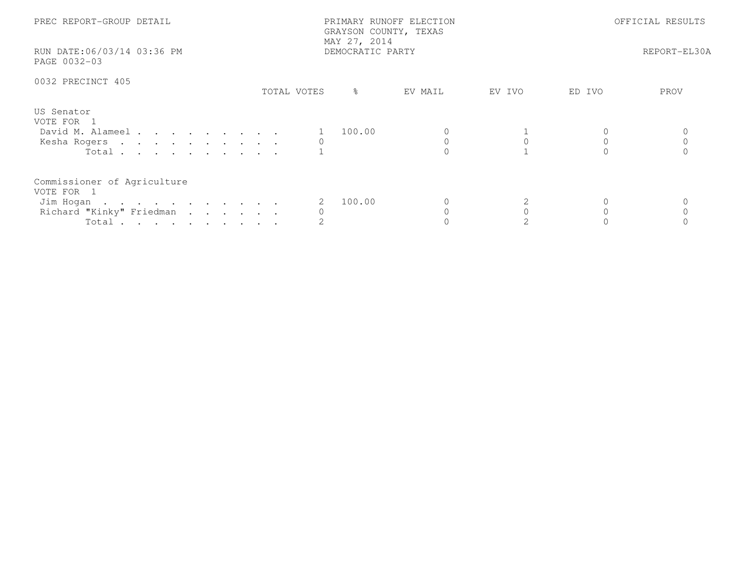PREC REPORT-GROUP DETAIL

PRIMARY RUNOFF ELECTION
GRAYSON COUNTY, TEXAS
MAY 27, 2014
DEMOCRATIC PARTY

OFFICIAL RESULTS

RUN DATE:06/03/14 03:36 PM

REPORT-EL30A

PAGE 0032-03

0032 PRECINCT 405

| | TOTAL VOTES | % | EV MAIL | EV IVO | ED IVO | PROV |
|---|---|---|---|---|---|---|
| **US Senator** | | | | | | |
| VOTE FOR 1 | | | | | | |
| David M. Alameel | 1 | 100.00 | 0 | 1 | 0 | 0 |
| Kesha Rogers | 0 | | 0 | 0 | 0 | 0 |
| Total | 1 | | 0 | 1 | 0 | 0 |
| **Commissioner of Agriculture** | | | | | | |
| VOTE FOR 1 | | | | | | |
| Jim Hogan | 2 | 100.00 | 0 | 2 | 0 | 0 |
| Richard "Kinky" Friedman | 0 | | 0 | 0 | 0 | 0 |
| Total | 2 | | 0 | 2 | 0 | 0 |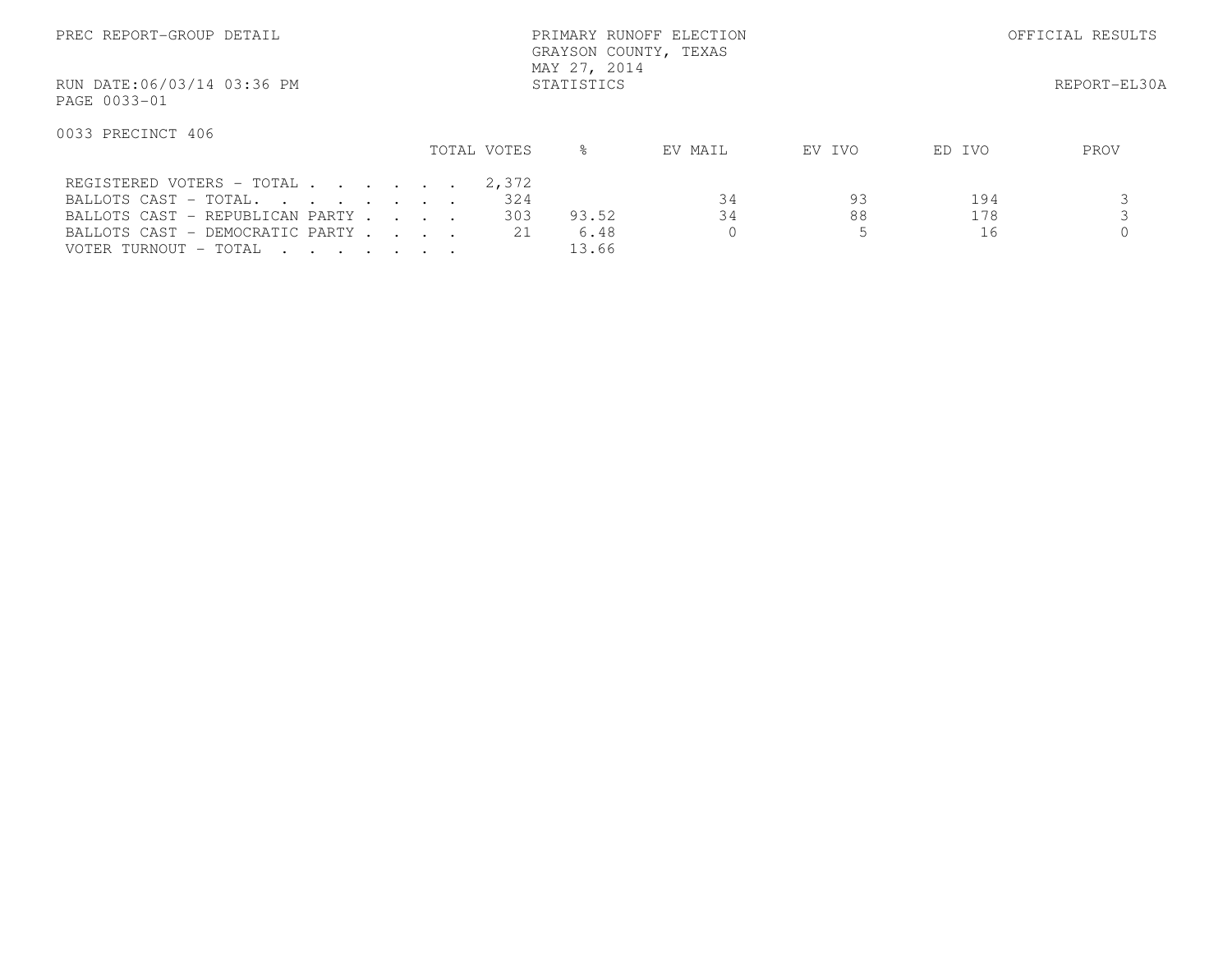PREC REPORT-GROUP DETAIL

PRIMARY RUNOFF ELECTION
GRAYSON COUNTY, TEXAS
MAY 27, 2014
STATISTICS

OFFICIAL RESULTS

RUN DATE:06/03/14 03:36 PM

REPORT-EL30A

PAGE 0033-01

0033 PRECINCT 406

| | TOTAL VOTES | % | EV MAIL | EV IVO | ED IVO | PROV |
|---|---|---|---|---|---|---|
| REGISTERED VOTERS - TOTAL . . . . . . . | 2,372 | | | | | |
| BALLOTS CAST - TOTAL. . . . . . . . | 324 | | 34 | 93 | 194 | 3 |
| BALLOTS CAST - REPUBLICAN PARTY . . . . | 303 | 93.52 | 34 | 88 | 178 | 3 |
| BALLOTS CAST - DEMOCRATIC PARTY . . . . | 21 | 6.48 | 0 | 5 | 16 | 0 |
| VOTER TURNOUT - TOTAL . . . . . . . | | 13.66 | | | | |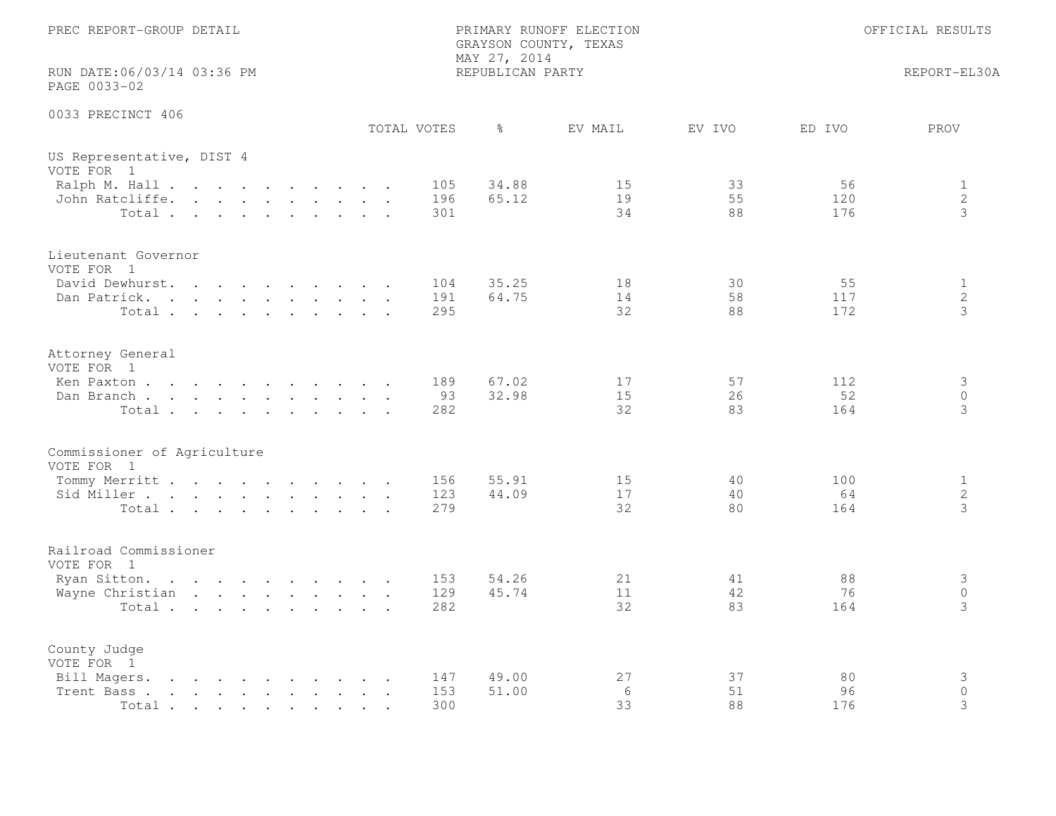PREC REPORT-GROUP DETAIL

PRIMARY RUNOFF ELECTION
GRAYSON COUNTY, TEXAS
MAY 27, 2014
REPUBLICAN PARTY

OFFICIAL RESULTS

RUN DATE:06/03/14 03:36 PM
PAGE 0033-02

REPORT-EL30A

## 0033 PRECINCT 406

| | TOTAL VOTES | % | EV MAIL | EV IVO | ED IVO | PROV |
|---|---|---|---|---|---|---|
| **US Representative, DIST 4** | | | | | | |
| VOTE FOR 1 | | | | | | |
| Ralph M. Hall | 105 | 34.88 | 15 | 33 | 56 | 1 |
| John Ratcliffe | 196 | 65.12 | 19 | 55 | 120 | 2 |
| Total | 301 | | 34 | 88 | 176 | 3 |
| **Lieutenant Governor** | | | | | | |
| VOTE FOR 1 | | | | | | |
| David Dewhurst | 104 | 35.25 | 18 | 30 | 55 | 1 |
| Dan Patrick | 191 | 64.75 | 14 | 58 | 117 | 2 |
| Total | 295 | | 32 | 88 | 172 | 3 |
| **Attorney General** | | | | | | |
| VOTE FOR 1 | | | | | | |
| Ken Paxton | 189 | 67.02 | 17 | 57 | 112 | 3 |
| Dan Branch | 93 | 32.98 | 15 | 26 | 52 | 0 |
| Total | 282 | | 32 | 83 | 164 | 3 |
| **Commissioner of Agriculture** | | | | | | |
| VOTE FOR 1 | | | | | | |
| Tommy Merritt | 156 | 55.91 | 15 | 40 | 100 | 1 |
| Sid Miller | 123 | 44.09 | 17 | 40 | 64 | 2 |
| Total | 279 | | 32 | 80 | 164 | 3 |
| **Railroad Commissioner** | | | | | | |
| VOTE FOR 1 | | | | | | |
| Ryan Sitton | 153 | 54.26 | 21 | 41 | 88 | 3 |
| Wayne Christian | 129 | 45.74 | 11 | 42 | 76 | 0 |
| Total | 282 | | 32 | 83 | 164 | 3 |
| **County Judge** | | | | | | |
| VOTE FOR 1 | | | | | | |
| Bill Magers | 147 | 49.00 | 27 | 37 | 80 | 3 |
| Trent Bass | 153 | 51.00 | 6 | 51 | 96 | 0 |
| Total | 300 | | 33 | 88 | 176 | 3 |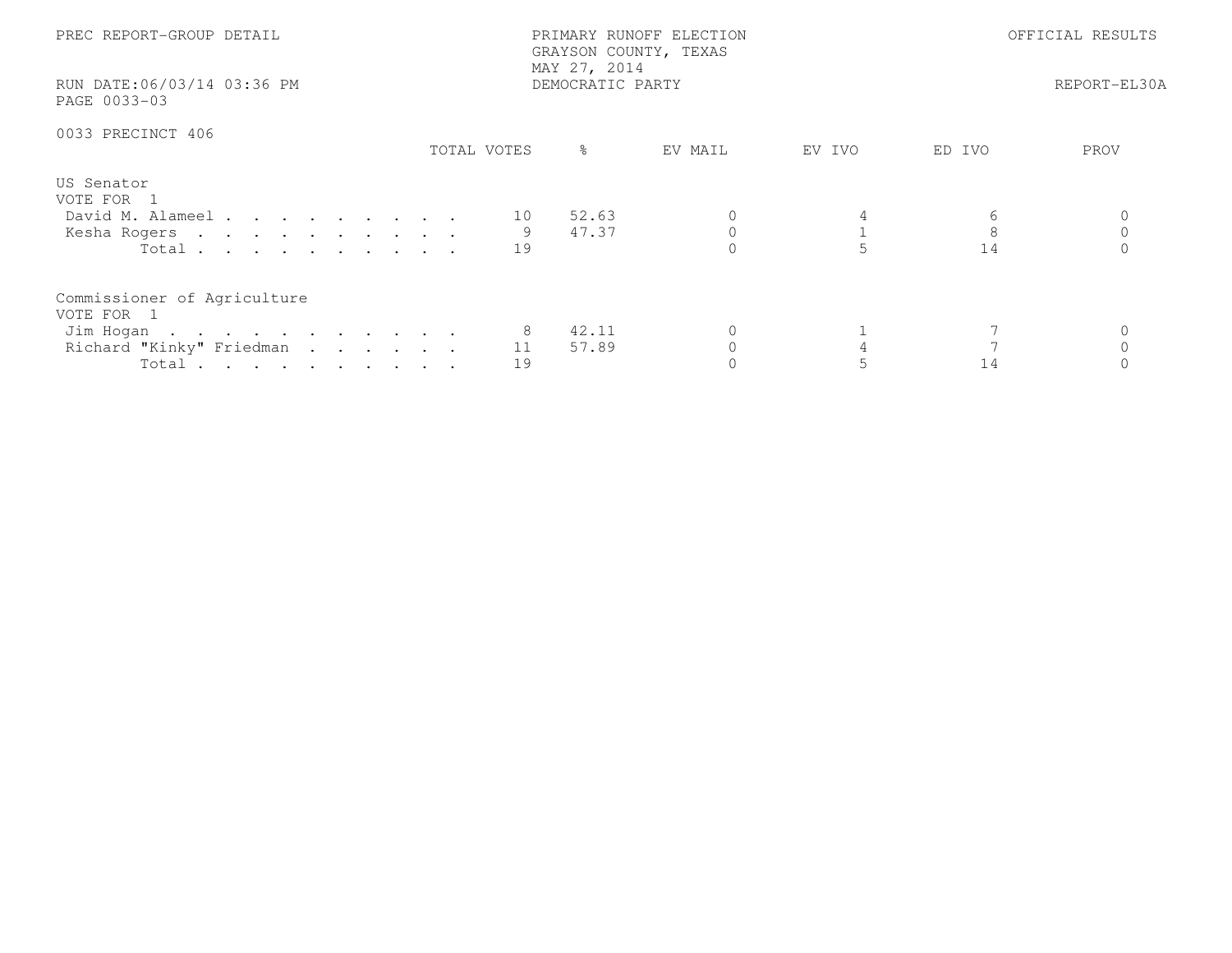PREC REPORT-GROUP DETAIL

PRIMARY RUNOFF ELECTION
GRAYSON COUNTY, TEXAS
MAY 27, 2014
DEMOCRATIC PARTY

OFFICIAL RESULTS

RUN DATE:06/03/14 03:36 PM
PAGE 0033-03

REPORT-EL30A

0033 PRECINCT 406

| | TOTAL VOTES | % | EV MAIL | EV IVO | ED IVO | PROV |
|---|---|---|---|---|---|---|
| **US Senator** | | | | | | |
| VOTE FOR 1 | | | | | | |
| David M. Alameel | 10 | 52.63 | 0 | 4 | 6 | 0 |
| Kesha Rogers | 9 | 47.37 | 0 | 1 | 8 | 0 |
| Total | 19 | | 0 | 5 | 14 | 0 |
| **Commissioner of Agriculture** | | | | | | |
| VOTE FOR 1 | | | | | | |
| Jim Hogan | 8 | 42.11 | 0 | 1 | 7 | 0 |
| Richard "Kinky" Friedman | 11 | 57.89 | 0 | 4 | 7 | 0 |
| Total | 19 | | 0 | 5 | 14 | 0 |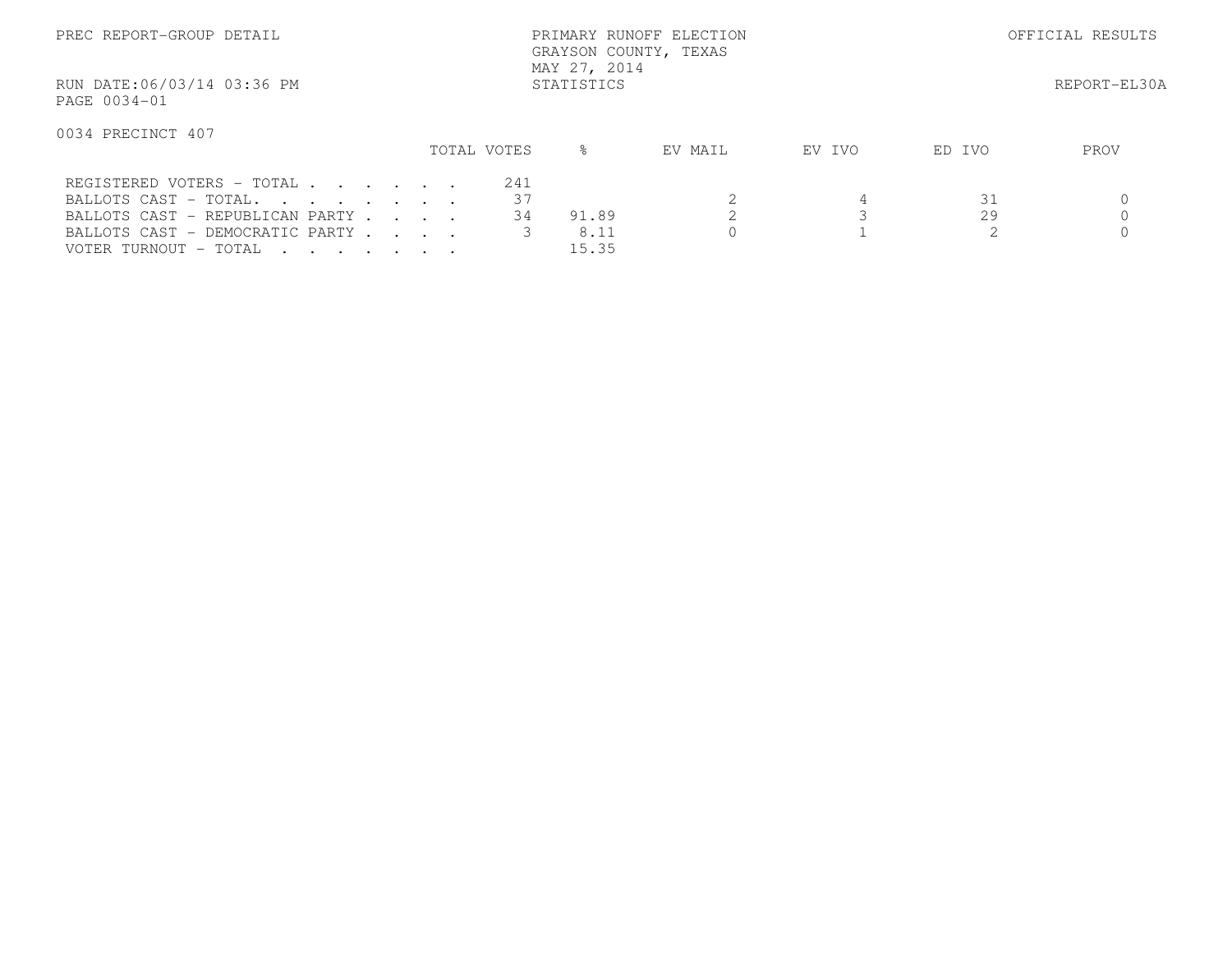PREC REPORT-GROUP DETAIL

PRIMARY RUNOFF ELECTION
GRAYSON COUNTY, TEXAS
MAY 27, 2014
STATISTICS

OFFICIAL RESULTS

RUN DATE:06/03/14 03:36 PM

REPORT-EL30A

PAGE 0034-01

0034 PRECINCT 407

| | TOTAL VOTES | % | EV MAIL | EV IVO | ED IVO | PROV |
|---|---|---|---|---|---|---|
| REGISTERED VOTERS - TOTAL . . . . . . | 241 | | | | | |
| BALLOTS CAST - TOTAL. . . . . . . . | 37 | | 2 | 4 | 31 | 0 |
| BALLOTS CAST - REPUBLICAN PARTY . . . . | 34 | 91.89 | 2 | 3 | 29 | 0 |
| BALLOTS CAST - DEMOCRATIC PARTY . . . . | 3 | 8.11 | 0 | 1 | 2 | 0 |
| VOTER TURNOUT - TOTAL . . . . . . . | | 15.35 | | | | |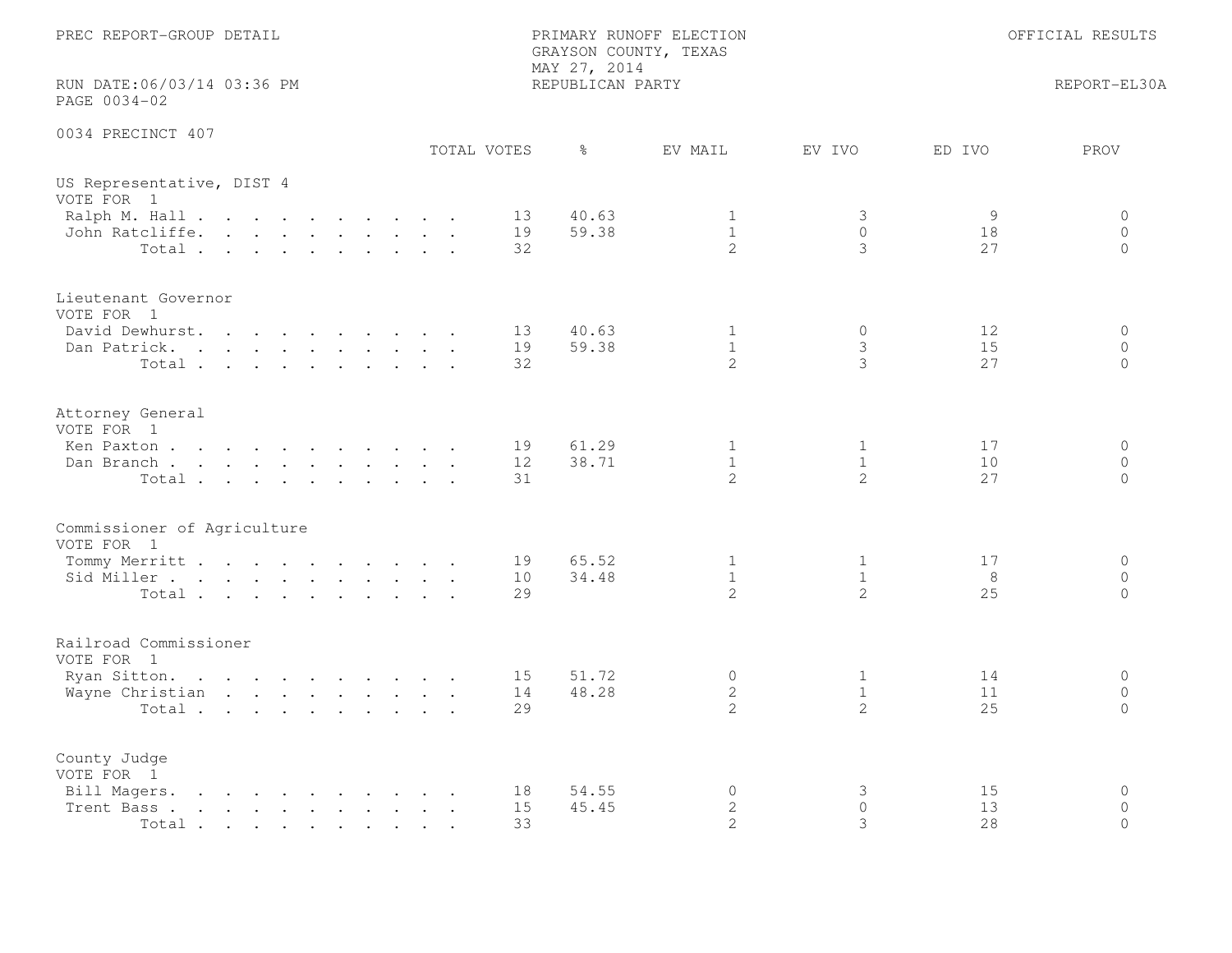PREC REPORT-GROUP DETAIL

PRIMARY RUNOFF ELECTION
GRAYSON COUNTY, TEXAS
MAY 27, 2014
REPUBLICAN PARTY

OFFICIAL RESULTS

RUN DATE:06/03/14 03:36 PM
PAGE 0034-02

REPORT-EL30A

0034 PRECINCT 407

| | TOTAL VOTES | % | EV MAIL | EV IVO | ED IVO | PROV |
|---|---|---|---|---|---|---|
| **US Representative, DIST 4** | | | | | | |
| VOTE FOR 1 | | | | | | |
| Ralph M. Hall | 13 | 40.63 | 1 | 3 | 9 | 0 |
| John Ratcliffe | 19 | 59.38 | 1 | 0 | 18 | 0 |
| Total | 32 | | 2 | 3 | 27 | 0 |
| **Lieutenant Governor** | | | | | | |
| VOTE FOR 1 | | | | | | |
| David Dewhurst | 13 | 40.63 | 1 | 0 | 12 | 0 |
| Dan Patrick | 19 | 59.38 | 1 | 3 | 15 | 0 |
| Total | 32 | | 2 | 3 | 27 | 0 |
| **Attorney General** | | | | | | |
| VOTE FOR 1 | | | | | | |
| Ken Paxton | 19 | 61.29 | 1 | 1 | 17 | 0 |
| Dan Branch | 12 | 38.71 | 1 | 1 | 10 | 0 |
| Total | 31 | | 2 | 2 | 27 | 0 |
| **Commissioner of Agriculture** | | | | | | |
| VOTE FOR 1 | | | | | | |
| Tommy Merritt | 19 | 65.52 | 1 | 1 | 17 | 0 |
| Sid Miller | 10 | 34.48 | 1 | 1 | 8 | 0 |
| Total | 29 | | 2 | 2 | 25 | 0 |
| **Railroad Commissioner** | | | | | | |
| VOTE FOR 1 | | | | | | |
| Ryan Sitton | 15 | 51.72 | 0 | 1 | 14 | 0 |
| Wayne Christian | 14 | 48.28 | 2 | 1 | 11 | 0 |
| Total | 29 | | 2 | 2 | 25 | 0 |
| **County Judge** | | | | | | |
| VOTE FOR 1 | | | | | | |
| Bill Magers | 18 | 54.55 | 0 | 3 | 15 | 0 |
| Trent Bass | 15 | 45.45 | 2 | 0 | 13 | 0 |
| Total | 33 | | 2 | 3 | 28 | 0 |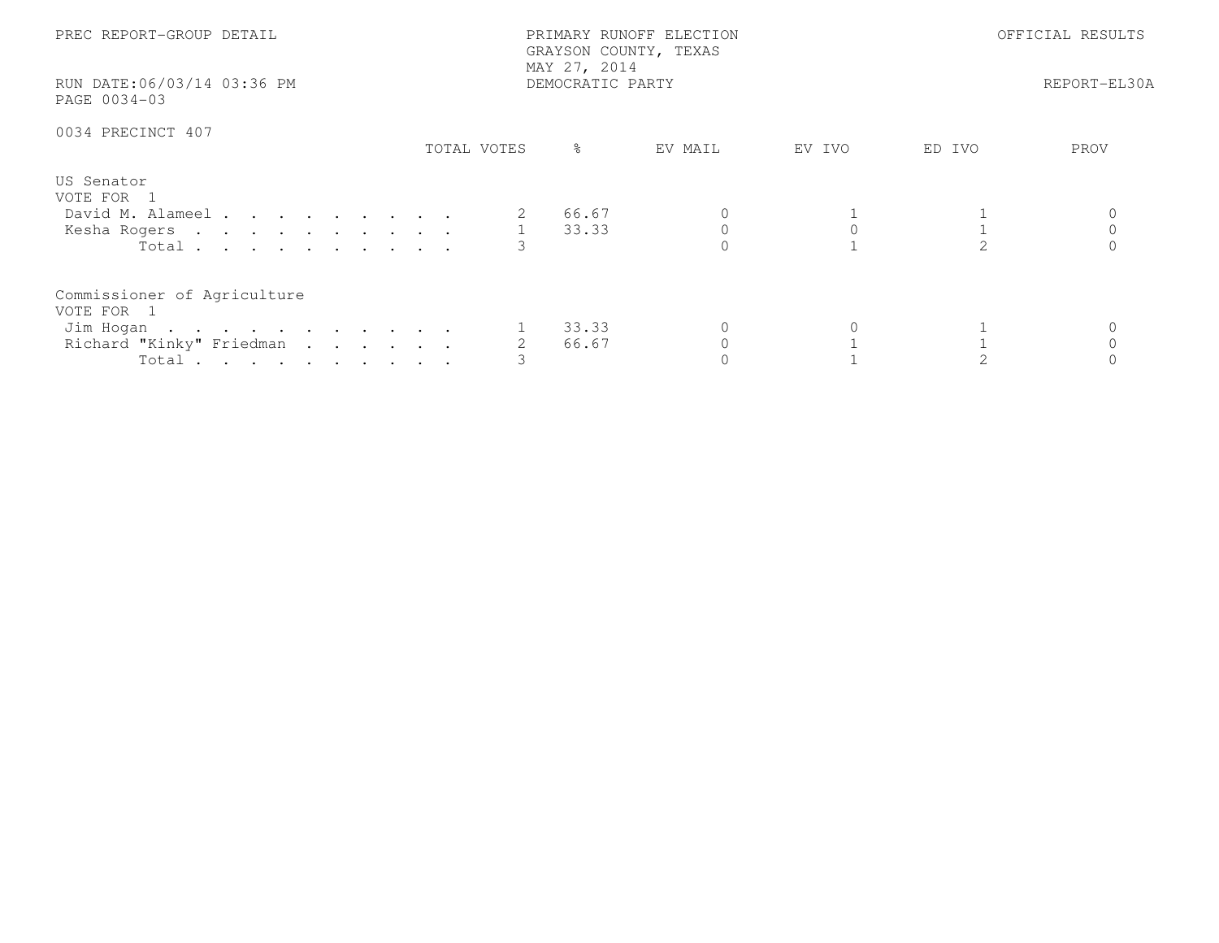PREC REPORT-GROUP DETAIL

PRIMARY RUNOFF ELECTION
GRAYSON COUNTY, TEXAS
MAY 27, 2014
DEMOCRATIC PARTY

OFFICIAL RESULTS

RUN DATE:06/03/14 03:36 PM
PAGE 0034-03

REPORT-EL30A

0034 PRECINCT 407

| | TOTAL VOTES | % | EV MAIL | EV IVO | ED IVO | PROV |
|---|---|---|---|---|---|---|
| **US Senator** | | | | | | |
| VOTE FOR 1 | | | | | | |
| David M. Alameel | 2 | 66.67 | 0 | 1 | 1 | 0 |
| Kesha Rogers | 1 | 33.33 | 0 | 0 | 1 | 0 |
| Total | 3 | | 0 | 1 | 2 | 0 |
| **Commissioner of Agriculture** | | | | | | |
| VOTE FOR 1 | | | | | | |
| Jim Hogan | 1 | 33.33 | 0 | 0 | 1 | 0 |
| Richard "Kinky" Friedman | 2 | 66.67 | 0 | 1 | 1 | 0 |
| Total | 3 | | 0 | 1 | 2 | 0 |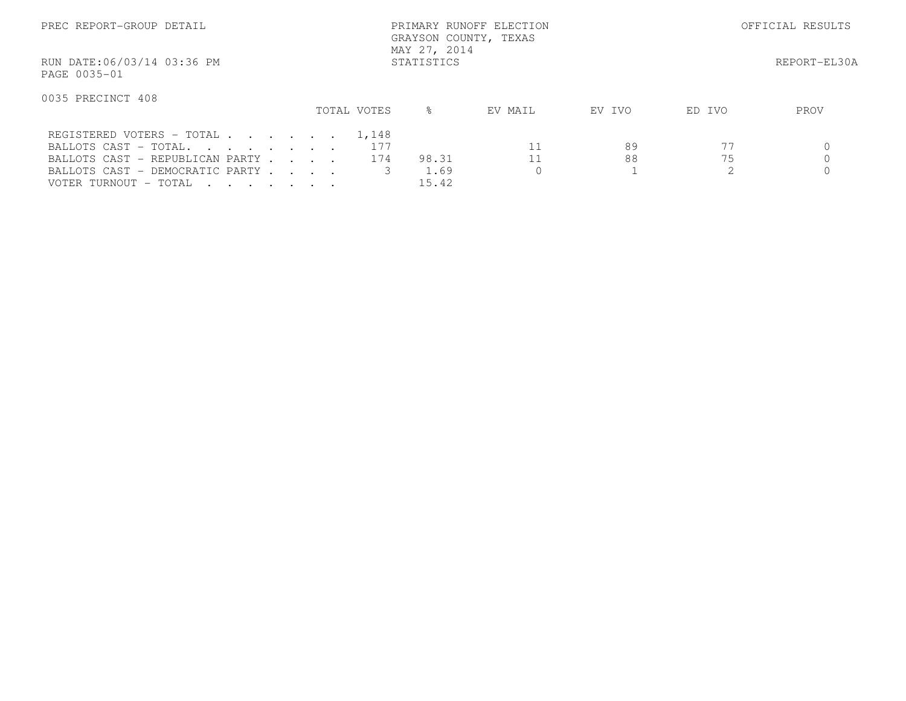PREC REPORT-GROUP DETAIL PRIMARY RUNOFF ELECTION OFFICIAL RESULTS
GRAYSON COUNTY, TEXAS
MAY 27, 2014
RUN DATE:06/03/14 03:36 PM STATISTICS REPORT-EL30A
PAGE 0035-01

0035 PRECINCT 408

| | TOTAL VOTES | % | EV MAIL | EV IVO | ED IVO | PROV |
|---|---|---|---|---|---|---|
| REGISTERED VOTERS - TOTAL . . . . . . . | 1,148 | | | | | |
| BALLOTS CAST - TOTAL. . . . . . . . | 177 | | 11 | 89 | 77 | 0 |
| BALLOTS CAST - REPUBLICAN PARTY . . . . | 174 | 98.31 | 11 | 88 | 75 | 0 |
| BALLOTS CAST - DEMOCRATIC PARTY . . . . | 3 | 1.69 | 0 | 1 | 2 | 0 |
| VOTER TURNOUT - TOTAL . . . . . . . | | 15.42 | | | | |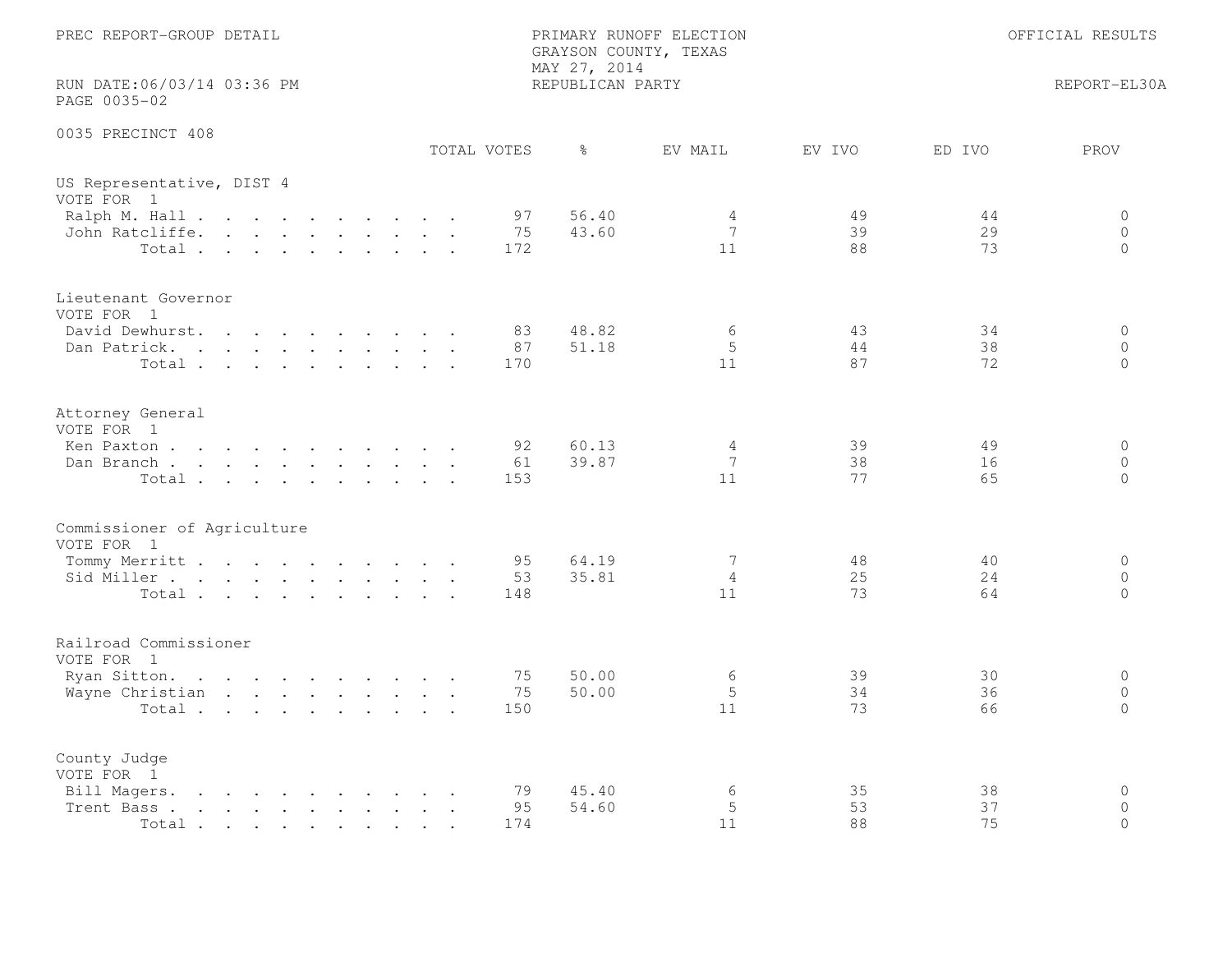PREC REPORT-GROUP DETAIL

PRIMARY RUNOFF ELECTION
GRAYSON COUNTY, TEXAS
MAY 27, 2014
REPUBLICAN PARTY

OFFICIAL RESULTS

RUN DATE:06/03/14 03:36 PM
PAGE 0035-02

REPORT-EL30A

## 0035 PRECINCT 408

### US Representative, DIST 4
VOTE FOR 1

| | TOTAL VOTES | % | EV MAIL | EV IVO | ED IVO | PROV |
|---|---|---|---|---|---|---|
| Ralph M. Hall | 97 | 56.40 | 4 | 49 | 44 | 0 |
| John Ratcliffe | 75 | 43.60 | 7 | 39 | 29 | 0 |
| Total | 172 | | 11 | 88 | 73 | 0 |

### Lieutenant Governor
VOTE FOR 1

| | TOTAL VOTES | % | EV MAIL | EV IVO | ED IVO | PROV |
|---|---|---|---|---|---|---|
| David Dewhurst | 83 | 48.82 | 6 | 43 | 34 | 0 |
| Dan Patrick | 87 | 51.18 | 5 | 44 | 38 | 0 |
| Total | 170 | | 11 | 87 | 72 | 0 |

### Attorney General
VOTE FOR 1

| | TOTAL VOTES | % | EV MAIL | EV IVO | ED IVO | PROV |
|---|---|---|---|---|---|---|
| Ken Paxton | 92 | 60.13 | 4 | 39 | 49 | 0 |
| Dan Branch | 61 | 39.87 | 7 | 38 | 16 | 0 |
| Total | 153 | | 11 | 77 | 65 | 0 |

### Commissioner of Agriculture
VOTE FOR 1

| | TOTAL VOTES | % | EV MAIL | EV IVO | ED IVO | PROV |
|---|---|---|---|---|---|---|
| Tommy Merritt | 95 | 64.19 | 7 | 48 | 40 | 0 |
| Sid Miller | 53 | 35.81 | 4 | 25 | 24 | 0 |
| Total | 148 | | 11 | 73 | 64 | 0 |

### Railroad Commissioner
VOTE FOR 1

| | TOTAL VOTES | % | EV MAIL | EV IVO | ED IVO | PROV |
|---|---|---|---|---|---|---|
| Ryan Sitton | 75 | 50.00 | 6 | 39 | 30 | 0 |
| Wayne Christian | 75 | 50.00 | 5 | 34 | 36 | 0 |
| Total | 150 | | 11 | 73 | 66 | 0 |

### County Judge
VOTE FOR 1

| | TOTAL VOTES | % | EV MAIL | EV IVO | ED IVO | PROV |
|---|---|---|---|---|---|---|
| Bill Magers | 79 | 45.40 | 6 | 35 | 38 | 0 |
| Trent Bass | 95 | 54.60 | 5 | 53 | 37 | 0 |
| Total | 174 | | 11 | 88 | 75 | 0 |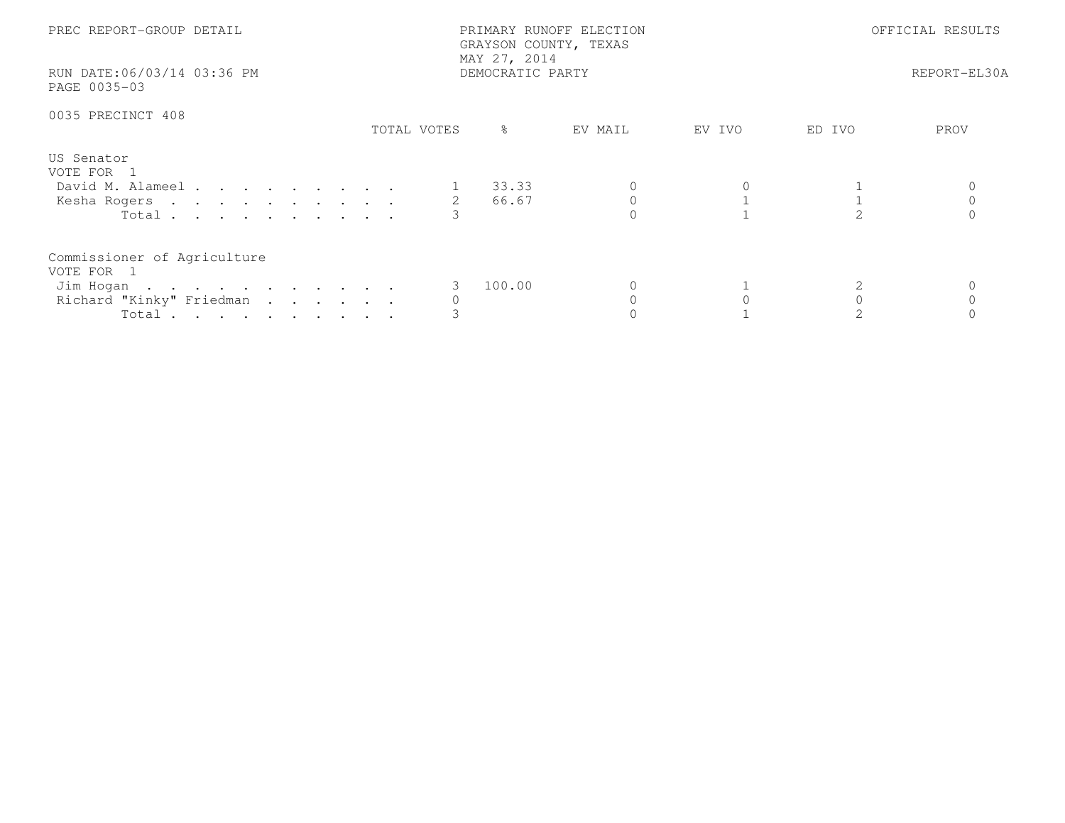PREC REPORT-GROUP DETAIL

PRIMARY RUNOFF ELECTION
GRAYSON COUNTY, TEXAS
MAY 27, 2014
DEMOCRATIC PARTY

OFFICIAL RESULTS

RUN DATE:06/03/14 03:36 PM

PAGE 0035-03

REPORT-EL30A

0035 PRECINCT 408

| | TOTAL VOTES | % | EV MAIL | EV IVO | ED IVO | PROV |
|---|---|---|---|---|---|---|
| **US Senator** | | | | | | |
| VOTE FOR 1 | | | | | | |
| David M. Alameel | 1 | 33.33 | 0 | 0 | 1 | 0 |
| Kesha Rogers | 2 | 66.67 | 0 | 1 | 1 | 0 |
| Total | 3 | | 0 | 1 | 2 | 0 |
| **Commissioner of Agriculture** | | | | | | |
| VOTE FOR 1 | | | | | | |
| Jim Hogan | 3 | 100.00 | 0 | 1 | 2 | 0 |
| Richard "Kinky" Friedman | 0 | | 0 | 0 | 0 | 0 |
| Total | 3 | | 0 | 1 | 2 | 0 |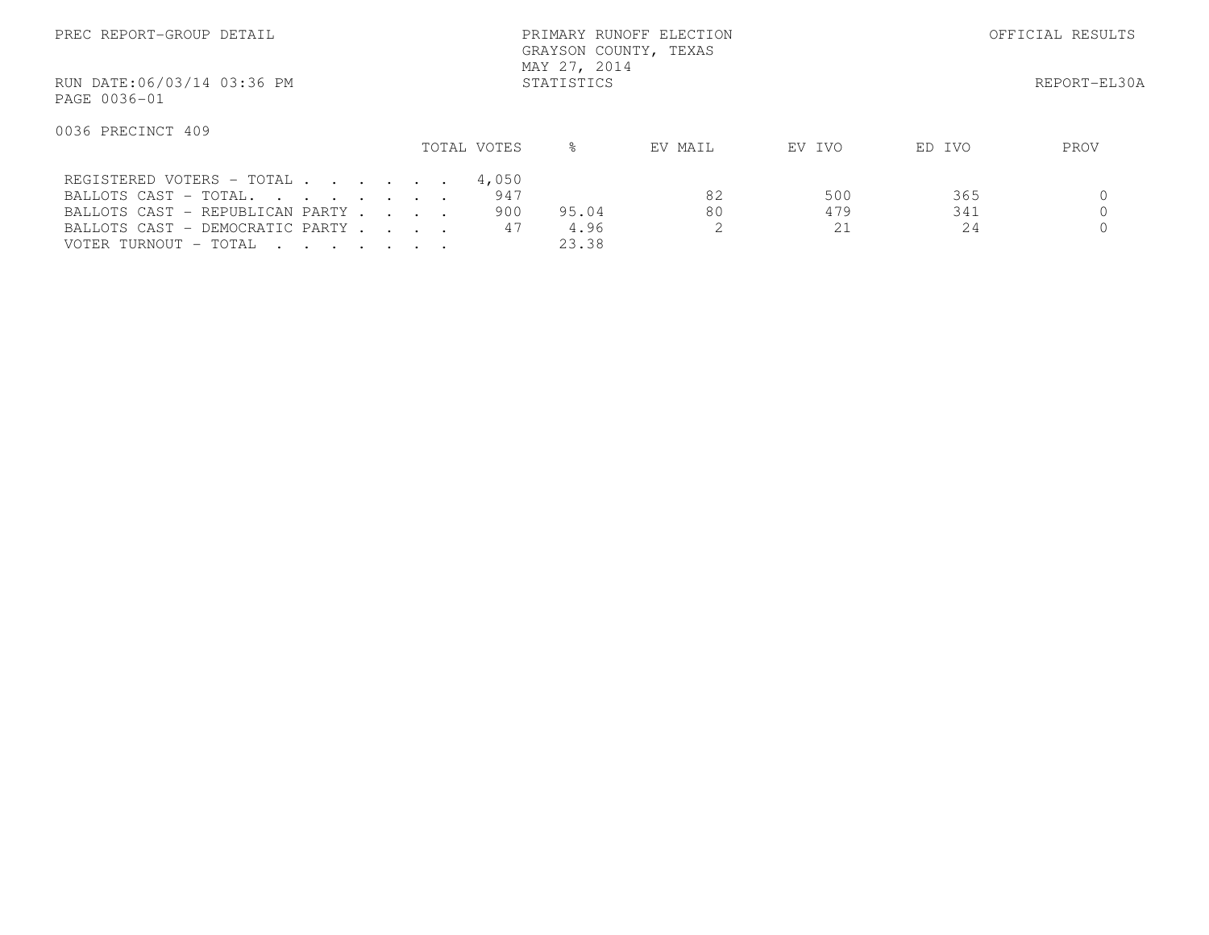PREC REPORT-GROUP DETAIL

PRIMARY RUNOFF ELECTION
GRAYSON COUNTY, TEXAS
MAY 27, 2014
STATISTICS

OFFICIAL RESULTS

RUN DATE:06/03/14 03:36 PM

REPORT-EL30A

PAGE 0036-01

0036 PRECINCT 409

| | TOTAL VOTES | % | EV MAIL | EV IVO | ED IVO | PROV |
|---|---|---|---|---|---|---|
| REGISTERED VOTERS - TOTAL . . . . . . | 4,050 | | | | | |
| BALLOTS CAST - TOTAL. . . . . . . . | 947 | | 82 | 500 | 365 | 0 |
| BALLOTS CAST - REPUBLICAN PARTY . . . . | 900 | 95.04 | 80 | 479 | 341 | 0 |
| BALLOTS CAST - DEMOCRATIC PARTY . . . . | 47 | 4.96 | 2 | 21 | 24 | 0 |
| VOTER TURNOUT - TOTAL . . . . . . . | | 23.38 | | | | |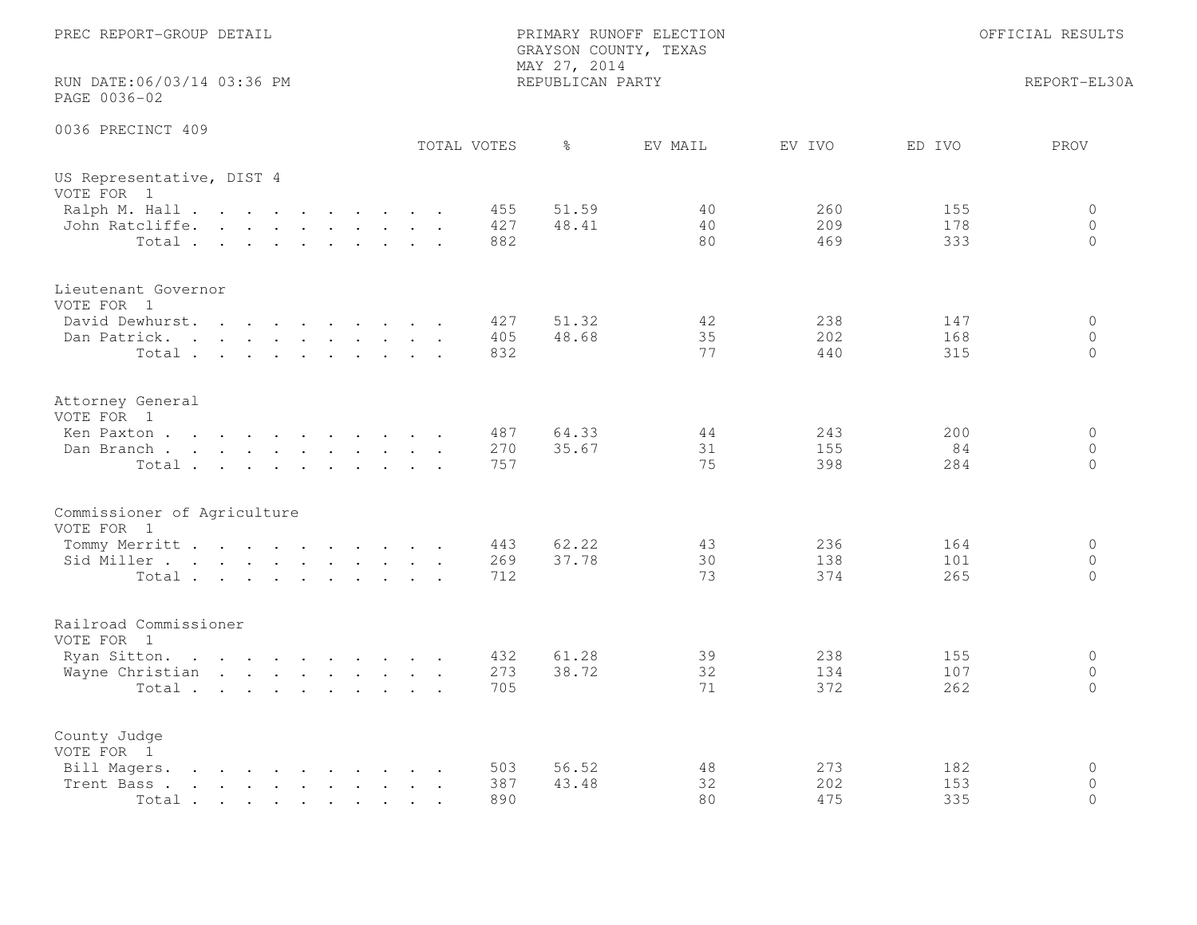PREC REPORT-GROUP DETAIL

PRIMARY RUNOFF ELECTION
GRAYSON COUNTY, TEXAS
MAY 27, 2014
REPUBLICAN PARTY

OFFICIAL RESULTS

RUN DATE:06/03/14 03:36 PM
PAGE 0036-02

REPORT-EL30A

0036 PRECINCT 409

| | TOTAL VOTES | % | EV MAIL | EV IVO | ED IVO | PROV |
|---|---|---|---|---|---|---|
| **US Representative, DIST 4** | | | | | | |
| VOTE FOR 1 | | | | | | |
| Ralph M. Hall | 455 | 51.59 | 40 | 260 | 155 | 0 |
| John Ratcliffe | 427 | 48.41 | 40 | 209 | 178 | 0 |
| Total | 882 | | 80 | 469 | 333 | 0 |
| **Lieutenant Governor** | | | | | | |
| VOTE FOR 1 | | | | | | |
| David Dewhurst | 427 | 51.32 | 42 | 238 | 147 | 0 |
| Dan Patrick | 405 | 48.68 | 35 | 202 | 168 | 0 |
| Total | 832 | | 77 | 440 | 315 | 0 |
| **Attorney General** | | | | | | |
| VOTE FOR 1 | | | | | | |
| Ken Paxton | 487 | 64.33 | 44 | 243 | 200 | 0 |
| Dan Branch | 270 | 35.67 | 31 | 155 | 84 | 0 |
| Total | 757 | | 75 | 398 | 284 | 0 |
| **Commissioner of Agriculture** | | | | | | |
| VOTE FOR 1 | | | | | | |
| Tommy Merritt | 443 | 62.22 | 43 | 236 | 164 | 0 |
| Sid Miller | 269 | 37.78 | 30 | 138 | 101 | 0 |
| Total | 712 | | 73 | 374 | 265 | 0 |
| **Railroad Commissioner** | | | | | | |
| VOTE FOR 1 | | | | | | |
| Ryan Sitton | 432 | 61.28 | 39 | 238 | 155 | 0 |
| Wayne Christian | 273 | 38.72 | 32 | 134 | 107 | 0 |
| Total | 705 | | 71 | 372 | 262 | 0 |
| **County Judge** | | | | | | |
| VOTE FOR 1 | | | | | | |
| Bill Magers | 503 | 56.52 | 48 | 273 | 182 | 0 |
| Trent Bass | 387 | 43.48 | 32 | 202 | 153 | 0 |
| Total | 890 | | 80 | 475 | 335 | 0 |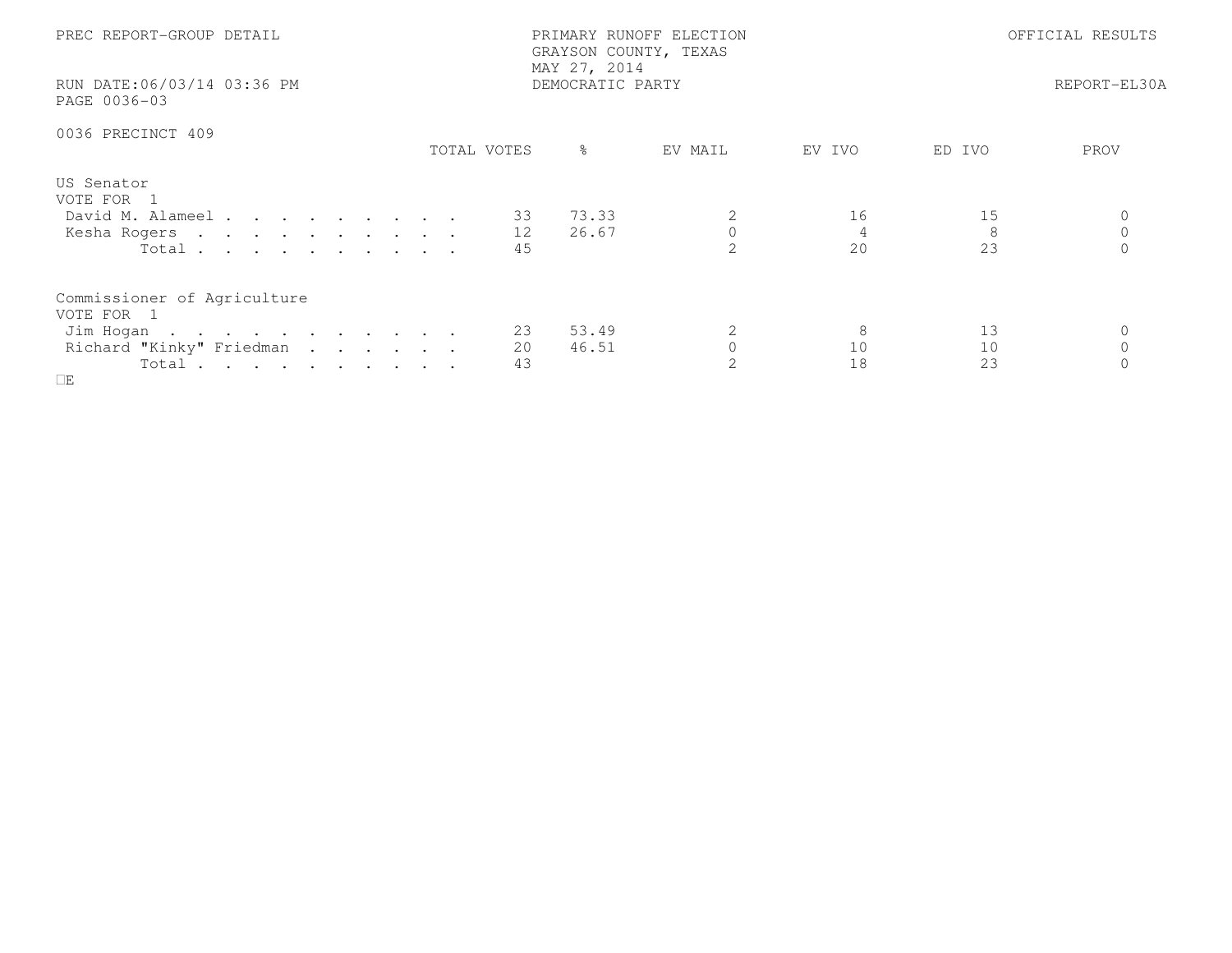PREC REPORT-GROUP DETAIL

PRIMARY RUNOFF ELECTION
GRAYSON COUNTY, TEXAS
MAY 27, 2014
DEMOCRATIC PARTY

OFFICIAL RESULTS

RUN DATE:06/03/14 03:36 PM
PAGE 0036-03

REPORT-EL30A

0036 PRECINCT 409

| | TOTAL VOTES | % | EV MAIL | EV IVO | ED IVO | PROV |
|---|---|---|---|---|---|---|
| **US Senator** | | | | | | |
| VOTE FOR 1 | | | | | | |
| David M. Alameel | 33 | 73.33 | 2 | 16 | 15 | 0 |
| Kesha Rogers | 12 | 26.67 | 0 | 4 | 8 | 0 |
| Total | 45 | | 2 | 20 | 23 | 0 |
| **Commissioner of Agriculture** | | | | | | |
| VOTE FOR 1 | | | | | | |
| Jim Hogan | 23 | 53.49 | 2 | 8 | 13 | 0 |
| Richard "Kinky" Friedman | 20 | 46.51 | 0 | 10 | 10 | 0 |
| Total | 43 | | 2 | 18 | 23 | 0 |

E